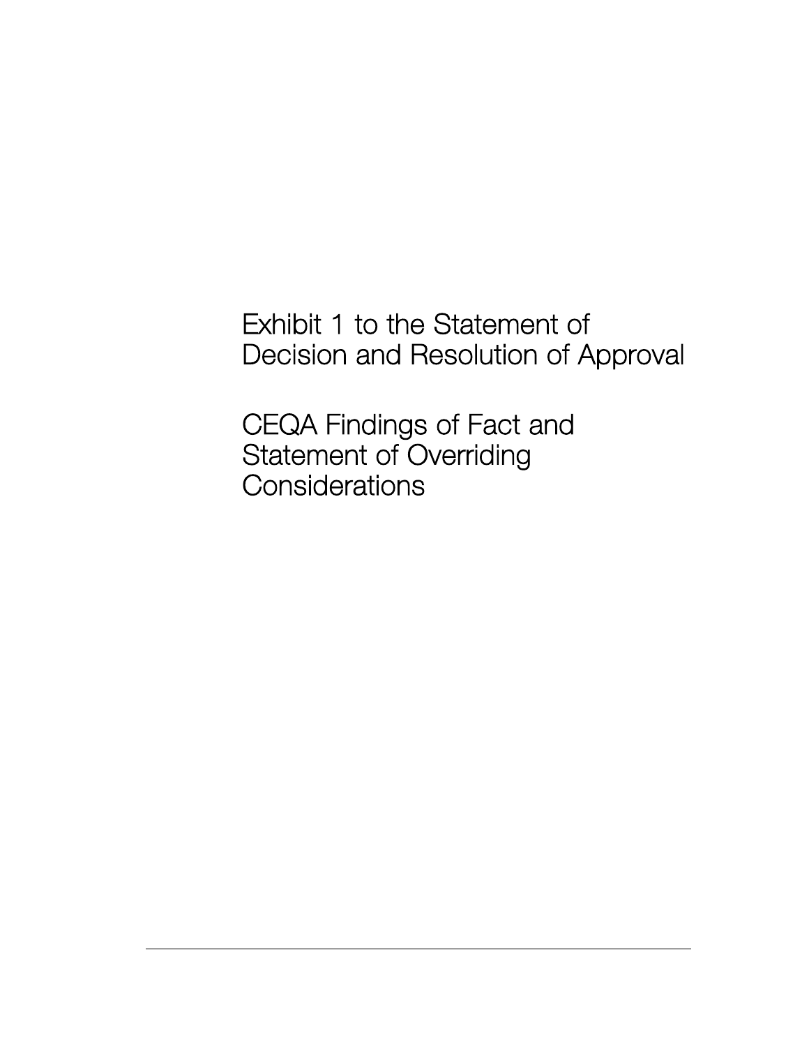# Exhibit 1 to the Statement of Decision and Resolution of Approval

# CEQA Findings of Fact and Statement of Overriding Considerations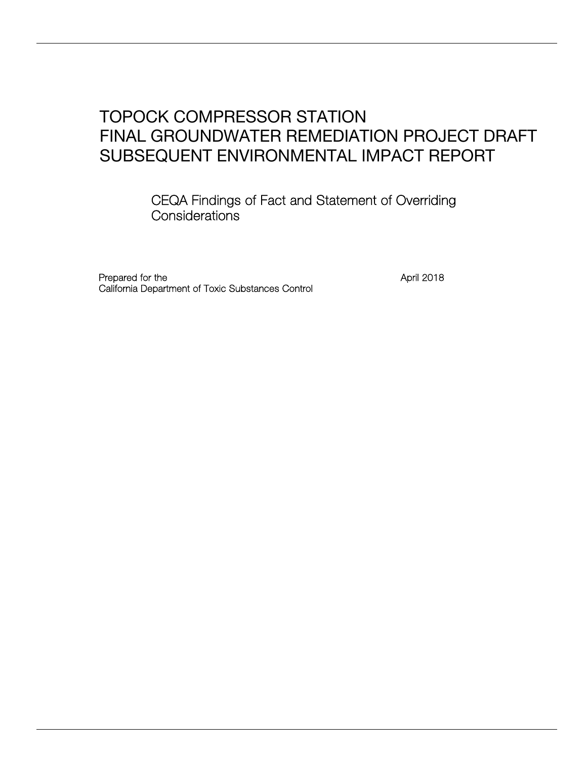# TOPOCK COMPRESSOR STATION FINAL GROUNDWATER REMEDIATION PROJECT DRAFT SUBSEQUENT ENVIRONMENTAL IMPACT REPORT

## CEQA Findings of Fact and Statement of Overriding Considerations

Prepared for the
California Department of Toxic Substances Control

April 2018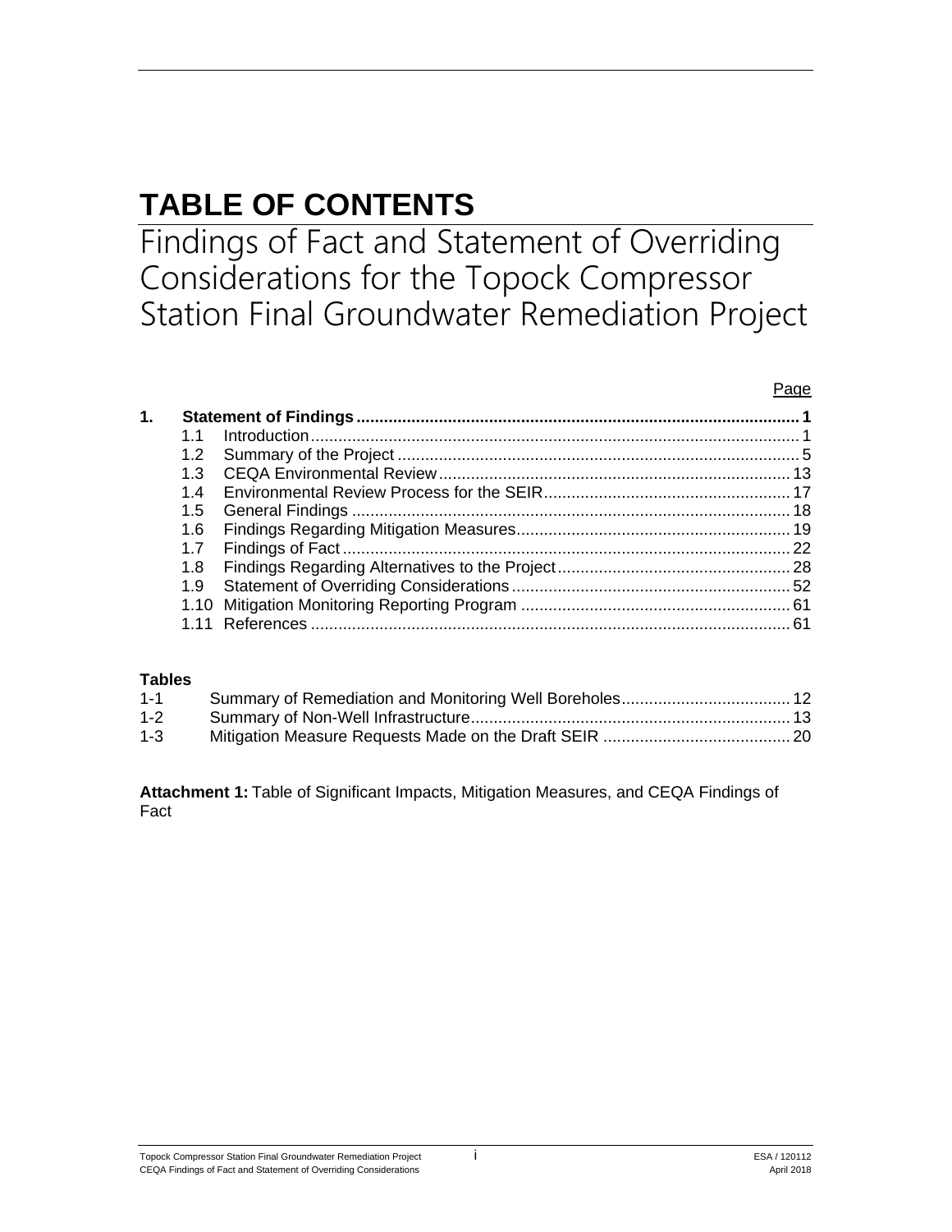# TABLE OF CONTENTS

## Findings of Fact and Statement of Overriding Considerations for the Topock Compressor Station Final Groundwater Remediation Project

| | | Page |
|---|---|---|
| **1.** | **Statement of Findings** | **1** |
| 1.1 | Introduction | 1 |
| 1.2 | Summary of the Project | 5 |
| 1.3 | CEQA Environmental Review | 13 |
| 1.4 | Environmental Review Process for the SEIR | 17 |
| 1.5 | General Findings | 18 |
| 1.6 | Findings Regarding Mitigation Measures | 19 |
| 1.7 | Findings of Fact | 22 |
| 1.8 | Findings Regarding Alternatives to the Project | 28 |
| 1.9 | Statement of Overriding Considerations | 52 |
| 1.10 | Mitigation Monitoring Reporting Program | 61 |
| 1.11 | References | 61 |

**Tables**

| | | |
|---|---|---|
| 1-1 | Summary of Remediation and Monitoring Well Boreholes | 12 |
| 1-2 | Summary of Non-Well Infrastructure | 13 |
| 1-3 | Mitigation Measure Requests Made on the Draft SEIR | 20 |

**Attachment 1:** Table of Significant Impacts, Mitigation Measures, and CEQA Findings of Fact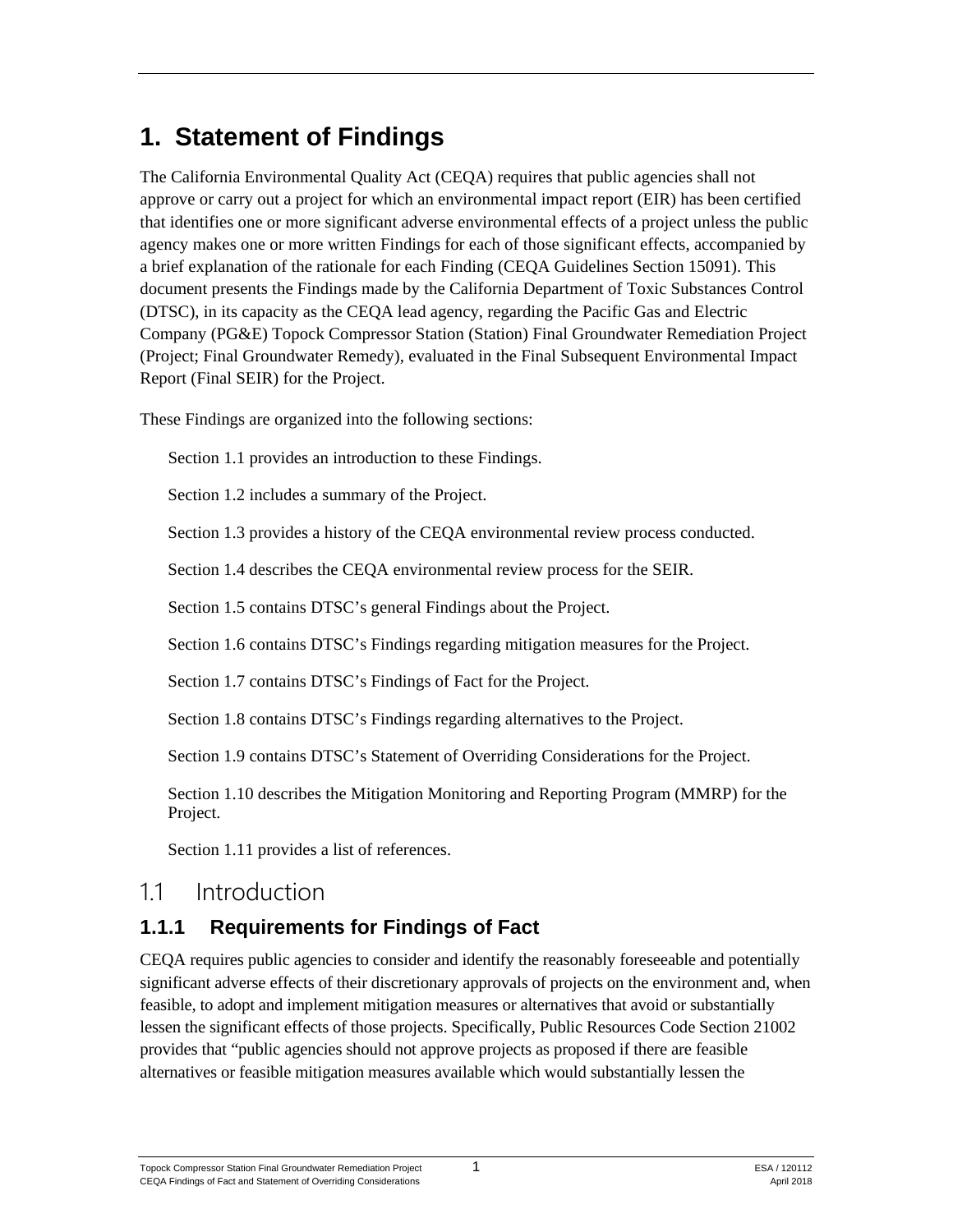# 1. Statement of Findings

The California Environmental Quality Act (CEQA) requires that public agencies shall not approve or carry out a project for which an environmental impact report (EIR) has been certified that identifies one or more significant adverse environmental effects of a project unless the public agency makes one or more written Findings for each of those significant effects, accompanied by a brief explanation of the rationale for each Finding (CEQA Guidelines Section 15091). This document presents the Findings made by the California Department of Toxic Substances Control (DTSC), in its capacity as the CEQA lead agency, regarding the Pacific Gas and Electric Company (PG&E) Topock Compressor Station (Station) Final Groundwater Remediation Project (Project; Final Groundwater Remedy), evaluated in the Final Subsequent Environmental Impact Report (Final SEIR) for the Project.

These Findings are organized into the following sections:

Section 1.1 provides an introduction to these Findings.

Section 1.2 includes a summary of the Project.

Section 1.3 provides a history of the CEQA environmental review process conducted.

Section 1.4 describes the CEQA environmental review process for the SEIR.

Section 1.5 contains DTSC's general Findings about the Project.

Section 1.6 contains DTSC's Findings regarding mitigation measures for the Project.

Section 1.7 contains DTSC's Findings of Fact for the Project.

Section 1.8 contains DTSC's Findings regarding alternatives to the Project.

Section 1.9 contains DTSC's Statement of Overriding Considerations for the Project.

Section 1.10 describes the Mitigation Monitoring and Reporting Program (MMRP) for the Project.

Section 1.11 provides a list of references.

## 1.1 Introduction

### 1.1.1 Requirements for Findings of Fact

CEQA requires public agencies to consider and identify the reasonably foreseeable and potentially significant adverse effects of their discretionary approvals of projects on the environment and, when feasible, to adopt and implement mitigation measures or alternatives that avoid or substantially lessen the significant effects of those projects. Specifically, Public Resources Code Section 21002 provides that "public agencies should not approve projects as proposed if there are feasible alternatives or feasible mitigation measures available which would substantially lessen the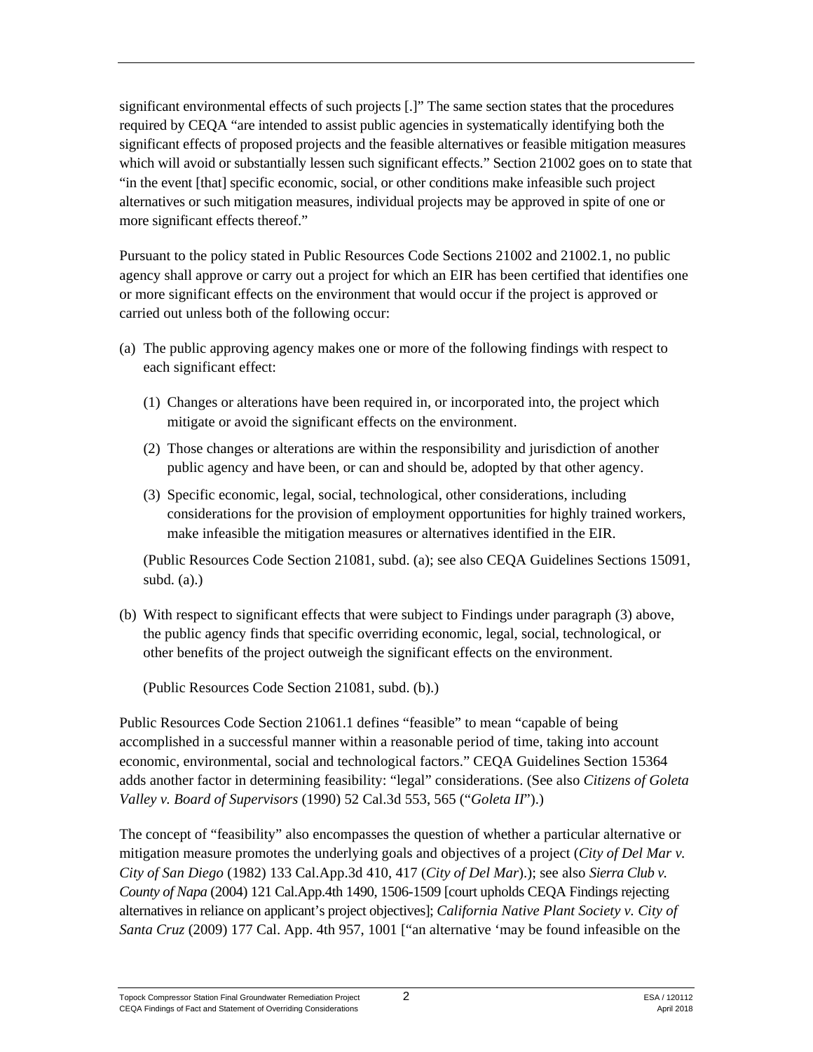significant environmental effects of such projects [.]" The same section states that the procedures required by CEQA "are intended to assist public agencies in systematically identifying both the significant effects of proposed projects and the feasible alternatives or feasible mitigation measures which will avoid or substantially lessen such significant effects." Section 21002 goes on to state that "in the event [that] specific economic, social, or other conditions make infeasible such project alternatives or such mitigation measures, individual projects may be approved in spite of one or more significant effects thereof."

Pursuant to the policy stated in Public Resources Code Sections 21002 and 21002.1, no public agency shall approve or carry out a project for which an EIR has been certified that identifies one or more significant effects on the environment that would occur if the project is approved or carried out unless both of the following occur:

(a) The public approving agency makes one or more of the following findings with respect to each significant effect:

  (1) Changes or alterations have been required in, or incorporated into, the project which mitigate or avoid the significant effects on the environment.

  (2) Those changes or alterations are within the responsibility and jurisdiction of another public agency and have been, or can and should be, adopted by that other agency.

  (3) Specific economic, legal, social, technological, other considerations, including considerations for the provision of employment opportunities for highly trained workers, make infeasible the mitigation measures or alternatives identified in the EIR.

  (Public Resources Code Section 21081, subd. (a); see also CEQA Guidelines Sections 15091, subd. (a).)

(b) With respect to significant effects that were subject to Findings under paragraph (3) above, the public agency finds that specific overriding economic, legal, social, technological, or other benefits of the project outweigh the significant effects on the environment.

  (Public Resources Code Section 21081, subd. (b).)

Public Resources Code Section 21061.1 defines "feasible" to mean "capable of being accomplished in a successful manner within a reasonable period of time, taking into account economic, environmental, social and technological factors." CEQA Guidelines Section 15364 adds another factor in determining feasibility: "legal" considerations. (See also *Citizens of Goleta Valley v. Board of Supervisors* (1990) 52 Cal.3d 553, 565 ("*Goleta II*").)

The concept of "feasibility" also encompasses the question of whether a particular alternative or mitigation measure promotes the underlying goals and objectives of a project (*City of Del Mar v. City of San Diego* (1982) 133 Cal.App.3d 410, 417 (*City of Del Mar*).); see also *Sierra Club v. County of Napa* (2004) 121 Cal.App.4th 1490, 1506-1509 [court upholds CEQA Findings rejecting alternatives in reliance on applicant's project objectives]; *California Native Plant Society v. City of Santa Cruz* (2009) 177 Cal. App. 4th 957, 1001 ["an alternative 'may be found infeasible on the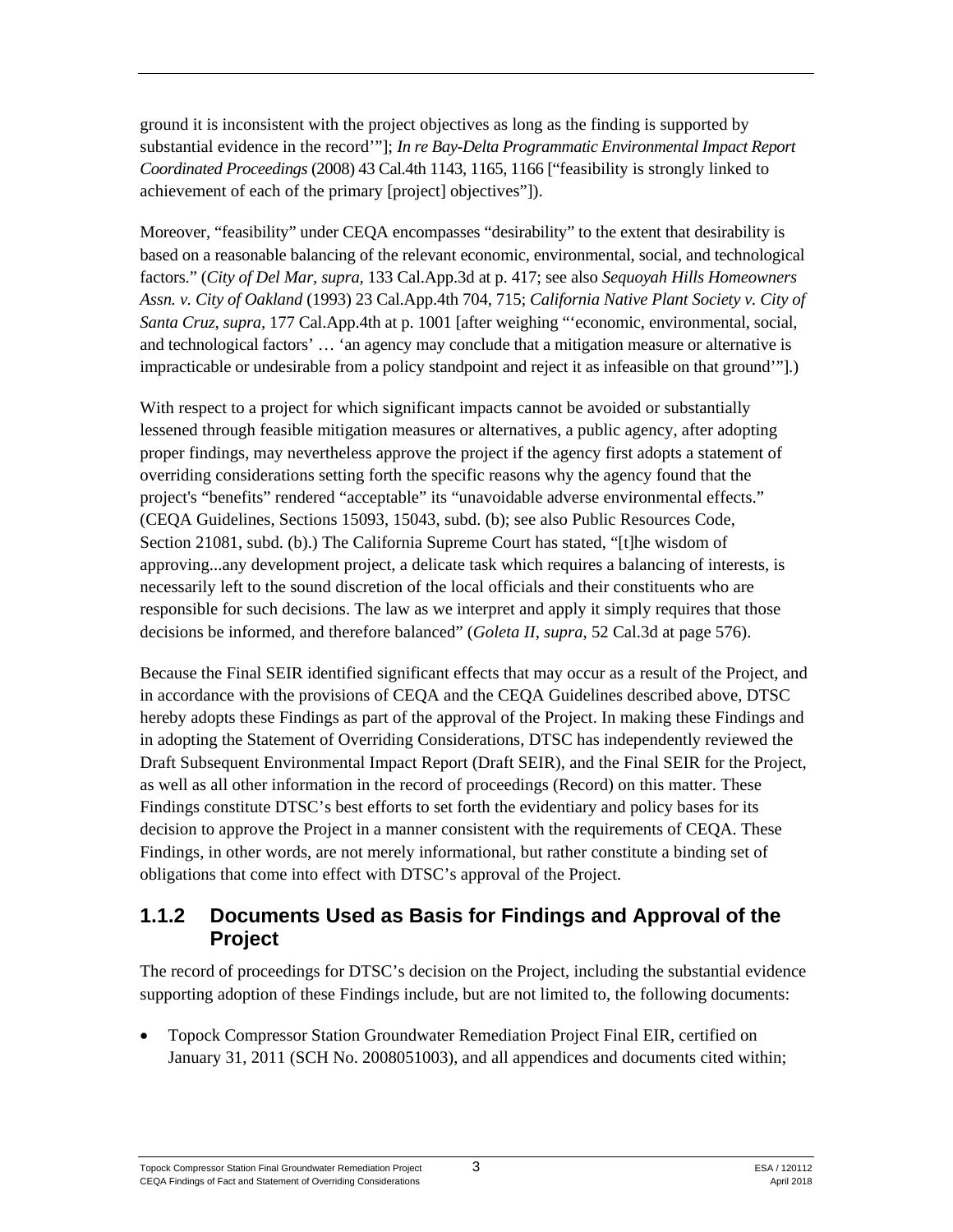ground it is inconsistent with the project objectives as long as the finding is supported by substantial evidence in the record'"]; *In re Bay-Delta Programmatic Environmental Impact Report Coordinated Proceedings* (2008) 43 Cal.4th 1143, 1165, 1166 ["feasibility is strongly linked to achievement of each of the primary [project] objectives"]).

Moreover, "feasibility" under CEQA encompasses "desirability" to the extent that desirability is based on a reasonable balancing of the relevant economic, environmental, social, and technological factors." (*City of Del Mar, supra,* 133 Cal.App.3d at p. 417; see also *Sequoyah Hills Homeowners Assn. v. City of Oakland* (1993) 23 Cal.App.4th 704, 715; *California Native Plant Society v. City of Santa Cruz, supra,* 177 Cal.App.4th at p. 1001 [after weighing "'economic, environmental, social, and technological factors' … 'an agency may conclude that a mitigation measure or alternative is impracticable or undesirable from a policy standpoint and reject it as infeasible on that ground'"].)

With respect to a project for which significant impacts cannot be avoided or substantially lessened through feasible mitigation measures or alternatives, a public agency, after adopting proper findings, may nevertheless approve the project if the agency first adopts a statement of overriding considerations setting forth the specific reasons why the agency found that the project's "benefits" rendered "acceptable" its "unavoidable adverse environmental effects." (CEQA Guidelines, Sections 15093, 15043, subd. (b); see also Public Resources Code, Section 21081, subd. (b).) The California Supreme Court has stated, "[t]he wisdom of approving...any development project, a delicate task which requires a balancing of interests, is necessarily left to the sound discretion of the local officials and their constituents who are responsible for such decisions. The law as we interpret and apply it simply requires that those decisions be informed, and therefore balanced" (*Goleta II*, *supra*, 52 Cal.3d at page 576).

Because the Final SEIR identified significant effects that may occur as a result of the Project, and in accordance with the provisions of CEQA and the CEQA Guidelines described above, DTSC hereby adopts these Findings as part of the approval of the Project. In making these Findings and in adopting the Statement of Overriding Considerations, DTSC has independently reviewed the Draft Subsequent Environmental Impact Report (Draft SEIR), and the Final SEIR for the Project, as well as all other information in the record of proceedings (Record) on this matter. These Findings constitute DTSC's best efforts to set forth the evidentiary and policy bases for its decision to approve the Project in a manner consistent with the requirements of CEQA. These Findings, in other words, are not merely informational, but rather constitute a binding set of obligations that come into effect with DTSC's approval of the Project.

### 1.1.2 Documents Used as Basis for Findings and Approval of the Project

The record of proceedings for DTSC's decision on the Project, including the substantial evidence supporting adoption of these Findings include, but are not limited to, the following documents:

- Topock Compressor Station Groundwater Remediation Project Final EIR, certified on January 31, 2011 (SCH No. 2008051003), and all appendices and documents cited within;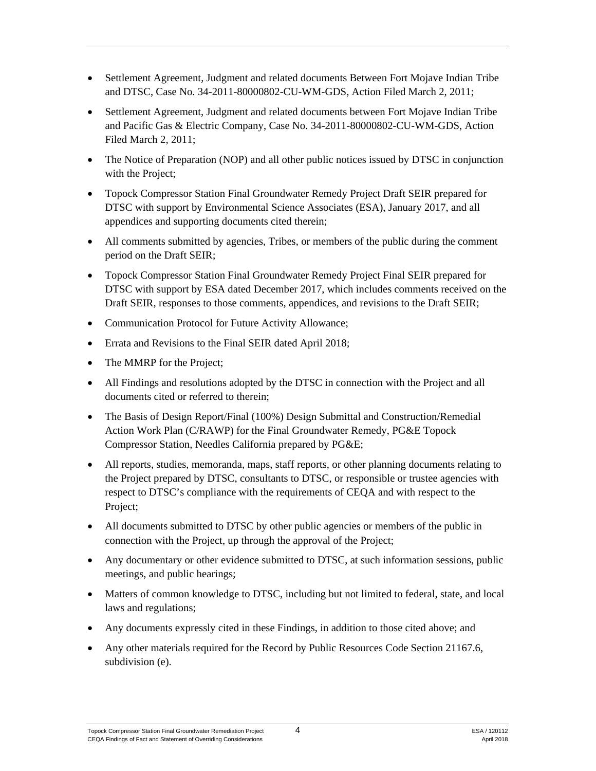- Settlement Agreement, Judgment and related documents Between Fort Mojave Indian Tribe and DTSC, Case No. 34-2011-80000802-CU-WM-GDS, Action Filed March 2, 2011;
- Settlement Agreement, Judgment and related documents between Fort Mojave Indian Tribe and Pacific Gas & Electric Company, Case No. 34-2011-80000802-CU-WM-GDS, Action Filed March 2, 2011;
- The Notice of Preparation (NOP) and all other public notices issued by DTSC in conjunction with the Project;
- Topock Compressor Station Final Groundwater Remedy Project Draft SEIR prepared for DTSC with support by Environmental Science Associates (ESA), January 2017, and all appendices and supporting documents cited therein;
- All comments submitted by agencies, Tribes, or members of the public during the comment period on the Draft SEIR;
- Topock Compressor Station Final Groundwater Remedy Project Final SEIR prepared for DTSC with support by ESA dated December 2017, which includes comments received on the Draft SEIR, responses to those comments, appendices, and revisions to the Draft SEIR;
- Communication Protocol for Future Activity Allowance;
- Errata and Revisions to the Final SEIR dated April 2018;
- The MMRP for the Project;
- All Findings and resolutions adopted by the DTSC in connection with the Project and all documents cited or referred to therein;
- The Basis of Design Report/Final (100%) Design Submittal and Construction/Remedial Action Work Plan (C/RAWP) for the Final Groundwater Remedy, PG&E Topock Compressor Station, Needles California prepared by PG&E;
- All reports, studies, memoranda, maps, staff reports, or other planning documents relating to the Project prepared by DTSC, consultants to DTSC, or responsible or trustee agencies with respect to DTSC's compliance with the requirements of CEQA and with respect to the Project;
- All documents submitted to DTSC by other public agencies or members of the public in connection with the Project, up through the approval of the Project;
- Any documentary or other evidence submitted to DTSC, at such information sessions, public meetings, and public hearings;
- Matters of common knowledge to DTSC, including but not limited to federal, state, and local laws and regulations;
- Any documents expressly cited in these Findings, in addition to those cited above; and
- Any other materials required for the Record by Public Resources Code Section 21167.6, subdivision (e).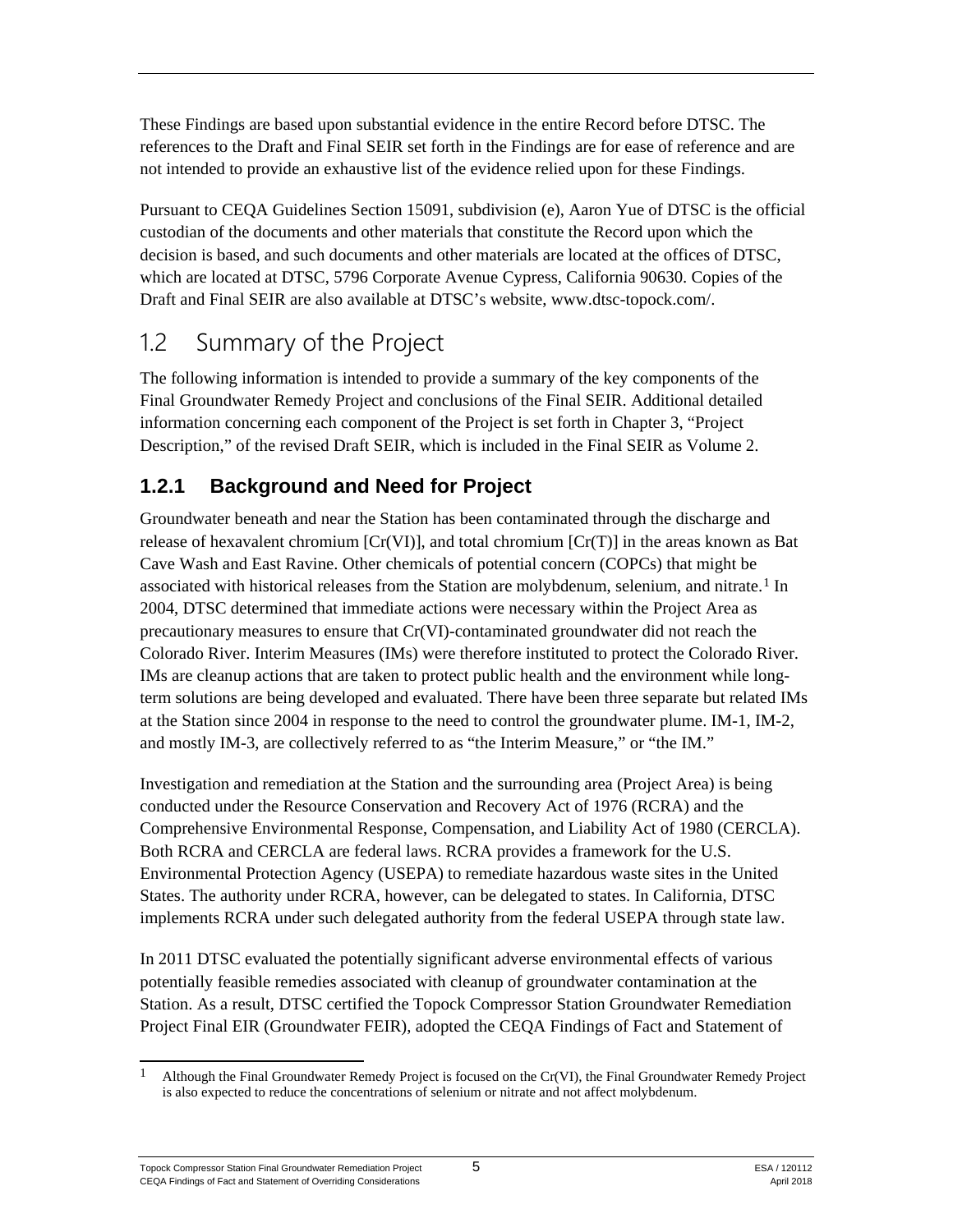These Findings are based upon substantial evidence in the entire Record before DTSC. The references to the Draft and Final SEIR set forth in the Findings are for ease of reference and are not intended to provide an exhaustive list of the evidence relied upon for these Findings.

Pursuant to CEQA Guidelines Section 15091, subdivision (e), Aaron Yue of DTSC is the official custodian of the documents and other materials that constitute the Record upon which the decision is based, and such documents and other materials are located at the offices of DTSC, which are located at DTSC, 5796 Corporate Avenue Cypress, California 90630. Copies of the Draft and Final SEIR are also available at DTSC's website, www.dtsc-topock.com/.

## 1.2 Summary of the Project

The following information is intended to provide a summary of the key components of the Final Groundwater Remedy Project and conclusions of the Final SEIR. Additional detailed information concerning each component of the Project is set forth in Chapter 3, "Project Description," of the revised Draft SEIR, which is included in the Final SEIR as Volume 2.

### 1.2.1 Background and Need for Project

Groundwater beneath and near the Station has been contaminated through the discharge and release of hexavalent chromium [Cr(VI)], and total chromium [Cr(T)] in the areas known as Bat Cave Wash and East Ravine. Other chemicals of potential concern (COPCs) that might be associated with historical releases from the Station are molybdenum, selenium, and nitrate.[1] In 2004, DTSC determined that immediate actions were necessary within the Project Area as precautionary measures to ensure that Cr(VI)-contaminated groundwater did not reach the Colorado River. Interim Measures (IMs) were therefore instituted to protect the Colorado River. IMs are cleanup actions that are taken to protect public health and the environment while long-term solutions are being developed and evaluated. There have been three separate but related IMs at the Station since 2004 in response to the need to control the groundwater plume. IM-1, IM-2, and mostly IM-3, are collectively referred to as "the Interim Measure," or "the IM."

Investigation and remediation at the Station and the surrounding area (Project Area) is being conducted under the Resource Conservation and Recovery Act of 1976 (RCRA) and the Comprehensive Environmental Response, Compensation, and Liability Act of 1980 (CERCLA). Both RCRA and CERCLA are federal laws. RCRA provides a framework for the U.S. Environmental Protection Agency (USEPA) to remediate hazardous waste sites in the United States. The authority under RCRA, however, can be delegated to states. In California, DTSC implements RCRA under such delegated authority from the federal USEPA through state law.

In 2011 DTSC evaluated the potentially significant adverse environmental effects of various potentially feasible remedies associated with cleanup of groundwater contamination at the Station. As a result, DTSC certified the Topock Compressor Station Groundwater Remediation Project Final EIR (Groundwater FEIR), adopted the CEQA Findings of Fact and Statement of

[1] Although the Final Groundwater Remedy Project is focused on the Cr(VI), the Final Groundwater Remedy Project is also expected to reduce the concentrations of selenium or nitrate and not affect molybdenum.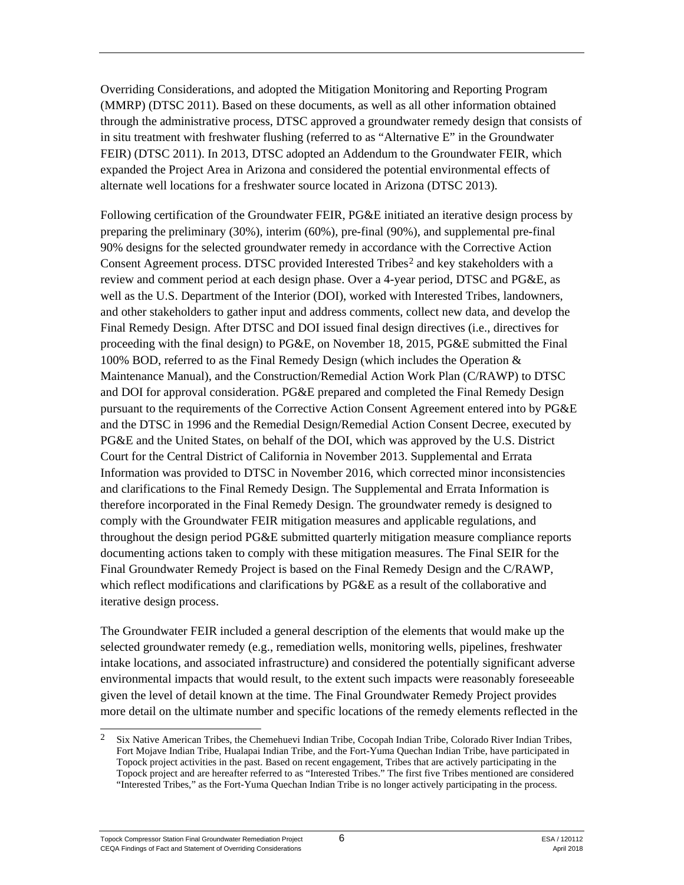Overriding Considerations, and adopted the Mitigation Monitoring and Reporting Program (MMRP) (DTSC 2011). Based on these documents, as well as all other information obtained through the administrative process, DTSC approved a groundwater remedy design that consists of in situ treatment with freshwater flushing (referred to as "Alternative E" in the Groundwater FEIR) (DTSC 2011). In 2013, DTSC adopted an Addendum to the Groundwater FEIR, which expanded the Project Area in Arizona and considered the potential environmental effects of alternate well locations for a freshwater source located in Arizona (DTSC 2013).

Following certification of the Groundwater FEIR, PG&E initiated an iterative design process by preparing the preliminary (30%), interim (60%), pre-final (90%), and supplemental pre-final 90% designs for the selected groundwater remedy in accordance with the Corrective Action Consent Agreement process. DTSC provided Interested Tribes[2] and key stakeholders with a review and comment period at each design phase. Over a 4-year period, DTSC and PG&E, as well as the U.S. Department of the Interior (DOI), worked with Interested Tribes, landowners, and other stakeholders to gather input and address comments, collect new data, and develop the Final Remedy Design. After DTSC and DOI issued final design directives (i.e., directives for proceeding with the final design) to PG&E, on November 18, 2015, PG&E submitted the Final 100% BOD, referred to as the Final Remedy Design (which includes the Operation & Maintenance Manual), and the Construction/Remedial Action Work Plan (C/RAWP) to DTSC and DOI for approval consideration. PG&E prepared and completed the Final Remedy Design pursuant to the requirements of the Corrective Action Consent Agreement entered into by PG&E and the DTSC in 1996 and the Remedial Design/Remedial Action Consent Decree, executed by PG&E and the United States, on behalf of the DOI, which was approved by the U.S. District Court for the Central District of California in November 2013. Supplemental and Errata Information was provided to DTSC in November 2016, which corrected minor inconsistencies and clarifications to the Final Remedy Design. The Supplemental and Errata Information is therefore incorporated in the Final Remedy Design. The groundwater remedy is designed to comply with the Groundwater FEIR mitigation measures and applicable regulations, and throughout the design period PG&E submitted quarterly mitigation measure compliance reports documenting actions taken to comply with these mitigation measures. The Final SEIR for the Final Groundwater Remedy Project is based on the Final Remedy Design and the C/RAWP, which reflect modifications and clarifications by PG&E as a result of the collaborative and iterative design process.

The Groundwater FEIR included a general description of the elements that would make up the selected groundwater remedy (e.g., remediation wells, monitoring wells, pipelines, freshwater intake locations, and associated infrastructure) and considered the potentially significant adverse environmental impacts that would result, to the extent such impacts were reasonably foreseeable given the level of detail known at the time. The Final Groundwater Remedy Project provides more detail on the ultimate number and specific locations of the remedy elements reflected in the

---

[2] Six Native American Tribes, the Chemehuevi Indian Tribe, Cocopah Indian Tribe, Colorado River Indian Tribes, Fort Mojave Indian Tribe, Hualapai Indian Tribe, and the Fort-Yuma Quechan Indian Tribe, have participated in Topock project activities in the past. Based on recent engagement, Tribes that are actively participating in the Topock project and are hereafter referred to as "Interested Tribes." The first five Tribes mentioned are considered "Interested Tribes," as the Fort-Yuma Quechan Indian Tribe is no longer actively participating in the process.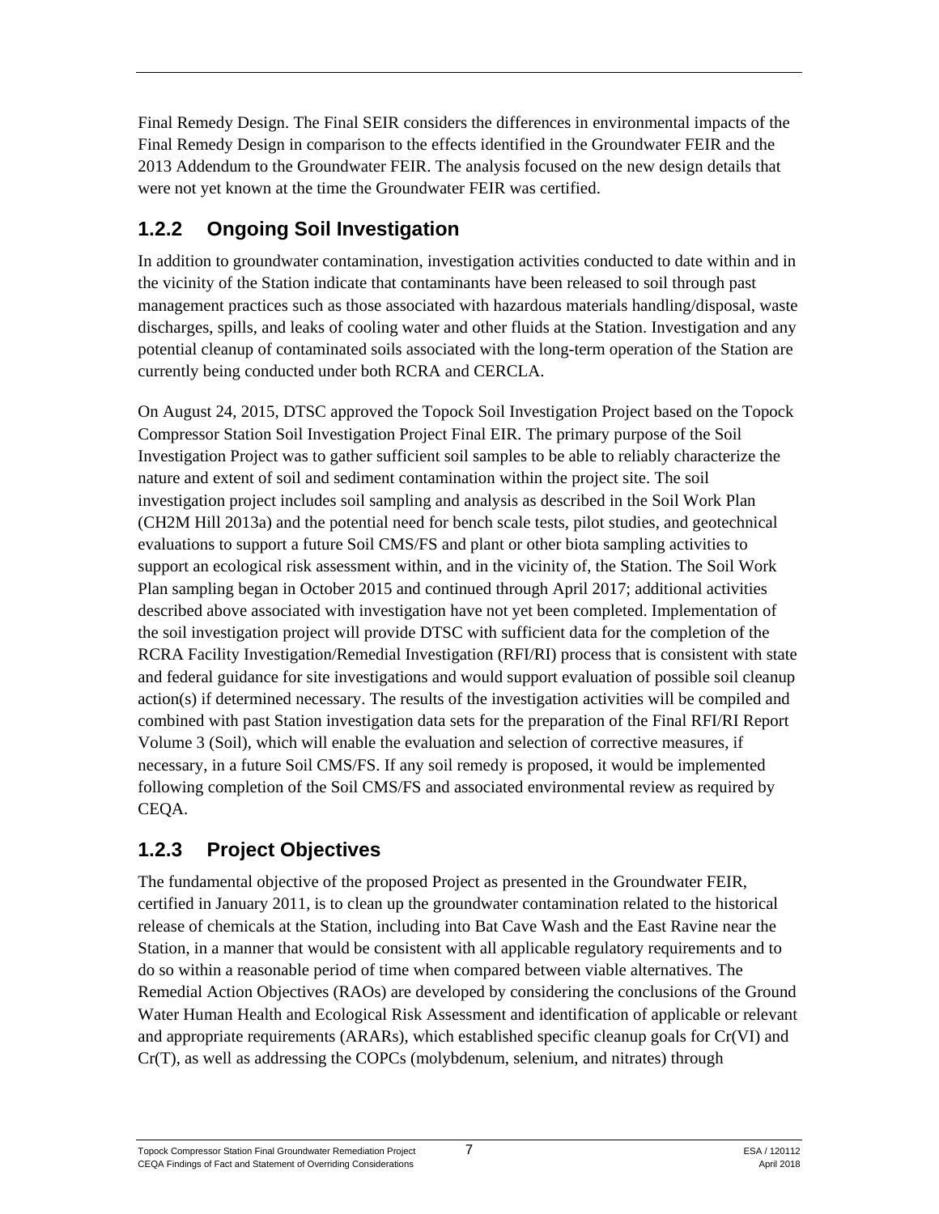Final Remedy Design. The Final SEIR considers the differences in environmental impacts of the Final Remedy Design in comparison to the effects identified in the Groundwater FEIR and the 2013 Addendum to the Groundwater FEIR. The analysis focused on the new design details that were not yet known at the time the Groundwater FEIR was certified.

### 1.2.2 Ongoing Soil Investigation

In addition to groundwater contamination, investigation activities conducted to date within and in the vicinity of the Station indicate that contaminants have been released to soil through past management practices such as those associated with hazardous materials handling/disposal, waste discharges, spills, and leaks of cooling water and other fluids at the Station. Investigation and any potential cleanup of contaminated soils associated with the long-term operation of the Station are currently being conducted under both RCRA and CERCLA.

On August 24, 2015, DTSC approved the Topock Soil Investigation Project based on the Topock Compressor Station Soil Investigation Project Final EIR. The primary purpose of the Soil Investigation Project was to gather sufficient soil samples to be able to reliably characterize the nature and extent of soil and sediment contamination within the project site. The soil investigation project includes soil sampling and analysis as described in the Soil Work Plan (CH2M Hill 2013a) and the potential need for bench scale tests, pilot studies, and geotechnical evaluations to support a future Soil CMS/FS and plant or other biota sampling activities to support an ecological risk assessment within, and in the vicinity of, the Station. The Soil Work Plan sampling began in October 2015 and continued through April 2017; additional activities described above associated with investigation have not yet been completed. Implementation of the soil investigation project will provide DTSC with sufficient data for the completion of the RCRA Facility Investigation/Remedial Investigation (RFI/RI) process that is consistent with state and federal guidance for site investigations and would support evaluation of possible soil cleanup action(s) if determined necessary. The results of the investigation activities will be compiled and combined with past Station investigation data sets for the preparation of the Final RFI/RI Report Volume 3 (Soil), which will enable the evaluation and selection of corrective measures, if necessary, in a future Soil CMS/FS. If any soil remedy is proposed, it would be implemented following completion of the Soil CMS/FS and associated environmental review as required by CEQA.

### 1.2.3 Project Objectives

The fundamental objective of the proposed Project as presented in the Groundwater FEIR, certified in January 2011, is to clean up the groundwater contamination related to the historical release of chemicals at the Station, including into Bat Cave Wash and the East Ravine near the Station, in a manner that would be consistent with all applicable regulatory requirements and to do so within a reasonable period of time when compared between viable alternatives. The Remedial Action Objectives (RAOs) are developed by considering the conclusions of the Ground Water Human Health and Ecological Risk Assessment and identification of applicable or relevant and appropriate requirements (ARARs), which established specific cleanup goals for Cr(VI) and Cr(T), as well as addressing the COPCs (molybdenum, selenium, and nitrates) through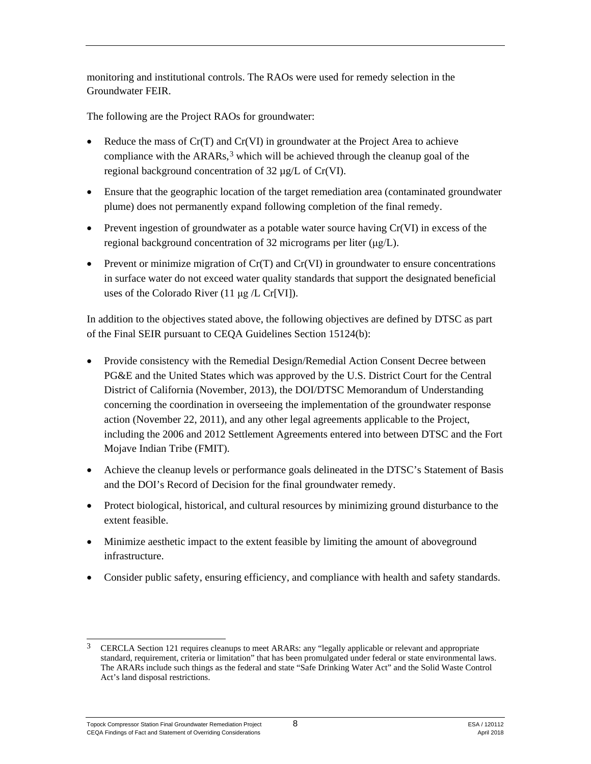monitoring and institutional controls. The RAOs were used for remedy selection in the Groundwater FEIR.

The following are the Project RAOs for groundwater:

- Reduce the mass of Cr(T) and Cr(VI) in groundwater at the Project Area to achieve compliance with the ARARs,[3] which will be achieved through the cleanup goal of the regional background concentration of 32 µg/L of Cr(VI).
- Ensure that the geographic location of the target remediation area (contaminated groundwater plume) does not permanently expand following completion of the final remedy.
- Prevent ingestion of groundwater as a potable water source having Cr(VI) in excess of the regional background concentration of 32 micrograms per liter (µg/L).
- Prevent or minimize migration of Cr(T) and Cr(VI) in groundwater to ensure concentrations in surface water do not exceed water quality standards that support the designated beneficial uses of the Colorado River (11 µg /L Cr[VI]).

In addition to the objectives stated above, the following objectives are defined by DTSC as part of the Final SEIR pursuant to CEQA Guidelines Section 15124(b):

- Provide consistency with the Remedial Design/Remedial Action Consent Decree between PG&E and the United States which was approved by the U.S. District Court for the Central District of California (November, 2013), the DOI/DTSC Memorandum of Understanding concerning the coordination in overseeing the implementation of the groundwater response action (November 22, 2011), and any other legal agreements applicable to the Project, including the 2006 and 2012 Settlement Agreements entered into between DTSC and the Fort Mojave Indian Tribe (FMIT).
- Achieve the cleanup levels or performance goals delineated in the DTSC's Statement of Basis and the DOI's Record of Decision for the final groundwater remedy.
- Protect biological, historical, and cultural resources by minimizing ground disturbance to the extent feasible.
- Minimize aesthetic impact to the extent feasible by limiting the amount of aboveground infrastructure.
- Consider public safety, ensuring efficiency, and compliance with health and safety standards.

---

[3] CERCLA Section 121 requires cleanups to meet ARARs: any "legally applicable or relevant and appropriate standard, requirement, criteria or limitation" that has been promulgated under federal or state environmental laws. The ARARs include such things as the federal and state "Safe Drinking Water Act" and the Solid Waste Control Act's land disposal restrictions.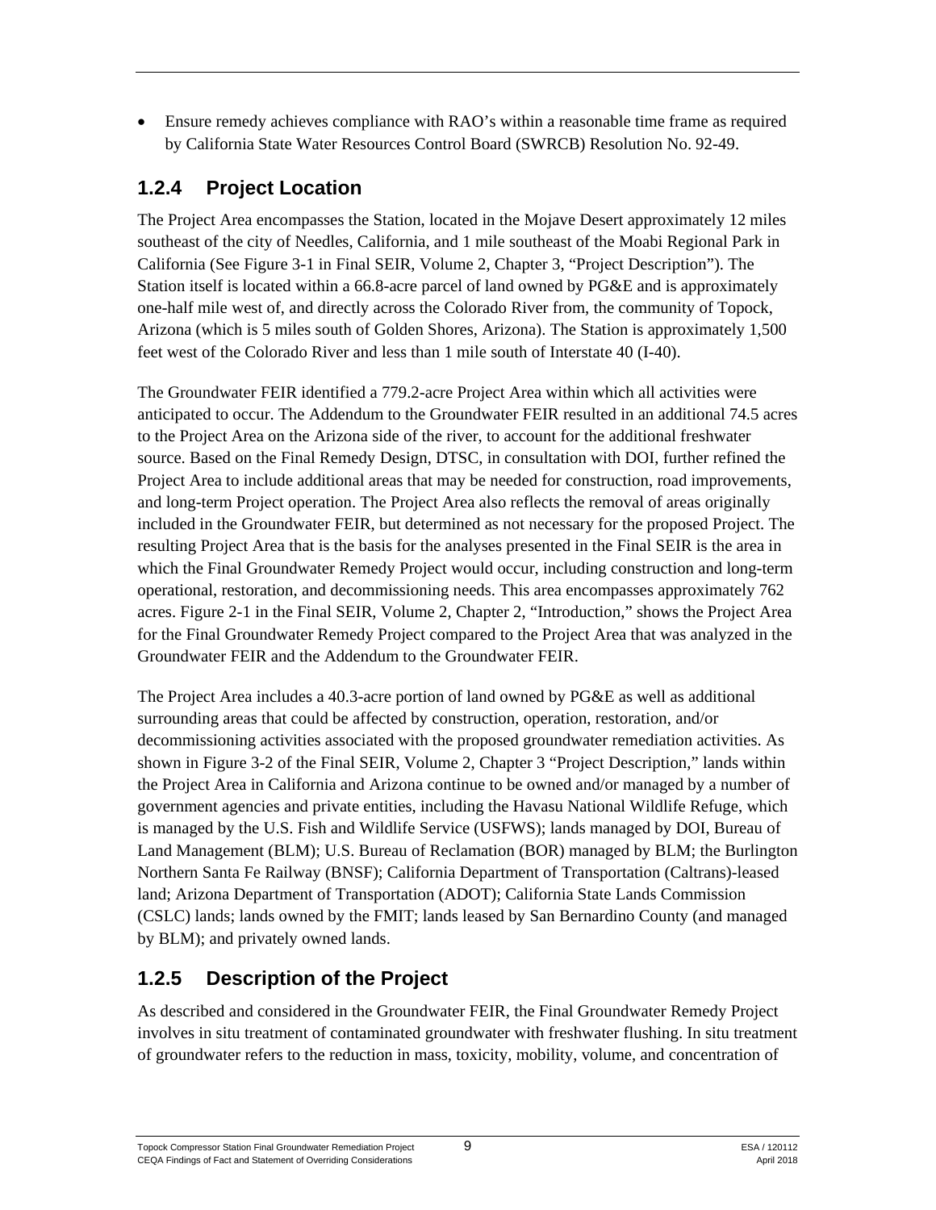- Ensure remedy achieves compliance with RAO's within a reasonable time frame as required by California State Water Resources Control Board (SWRCB) Resolution No. 92-49.

### 1.2.4 Project Location

The Project Area encompasses the Station, located in the Mojave Desert approximately 12 miles southeast of the city of Needles, California, and 1 mile southeast of the Moabi Regional Park in California (See Figure 3-1 in Final SEIR, Volume 2, Chapter 3, "Project Description"). The Station itself is located within a 66.8-acre parcel of land owned by PG&E and is approximately one-half mile west of, and directly across the Colorado River from, the community of Topock, Arizona (which is 5 miles south of Golden Shores, Arizona). The Station is approximately 1,500 feet west of the Colorado River and less than 1 mile south of Interstate 40 (I-40).

The Groundwater FEIR identified a 779.2-acre Project Area within which all activities were anticipated to occur. The Addendum to the Groundwater FEIR resulted in an additional 74.5 acres to the Project Area on the Arizona side of the river, to account for the additional freshwater source. Based on the Final Remedy Design, DTSC, in consultation with DOI, further refined the Project Area to include additional areas that may be needed for construction, road improvements, and long-term Project operation. The Project Area also reflects the removal of areas originally included in the Groundwater FEIR, but determined as not necessary for the proposed Project. The resulting Project Area that is the basis for the analyses presented in the Final SEIR is the area in which the Final Groundwater Remedy Project would occur, including construction and long-term operational, restoration, and decommissioning needs. This area encompasses approximately 762 acres. Figure 2-1 in the Final SEIR, Volume 2, Chapter 2, "Introduction," shows the Project Area for the Final Groundwater Remedy Project compared to the Project Area that was analyzed in the Groundwater FEIR and the Addendum to the Groundwater FEIR.

The Project Area includes a 40.3-acre portion of land owned by PG&E as well as additional surrounding areas that could be affected by construction, operation, restoration, and/or decommissioning activities associated with the proposed groundwater remediation activities. As shown in Figure 3-2 of the Final SEIR, Volume 2, Chapter 3 "Project Description," lands within the Project Area in California and Arizona continue to be owned and/or managed by a number of government agencies and private entities, including the Havasu National Wildlife Refuge, which is managed by the U.S. Fish and Wildlife Service (USFWS); lands managed by DOI, Bureau of Land Management (BLM); U.S. Bureau of Reclamation (BOR) managed by BLM; the Burlington Northern Santa Fe Railway (BNSF); California Department of Transportation (Caltrans)-leased land; Arizona Department of Transportation (ADOT); California State Lands Commission (CSLC) lands; lands owned by the FMIT; lands leased by San Bernardino County (and managed by BLM); and privately owned lands.

### 1.2.5 Description of the Project

As described and considered in the Groundwater FEIR, the Final Groundwater Remedy Project involves in situ treatment of contaminated groundwater with freshwater flushing. In situ treatment of groundwater refers to the reduction in mass, toxicity, mobility, volume, and concentration of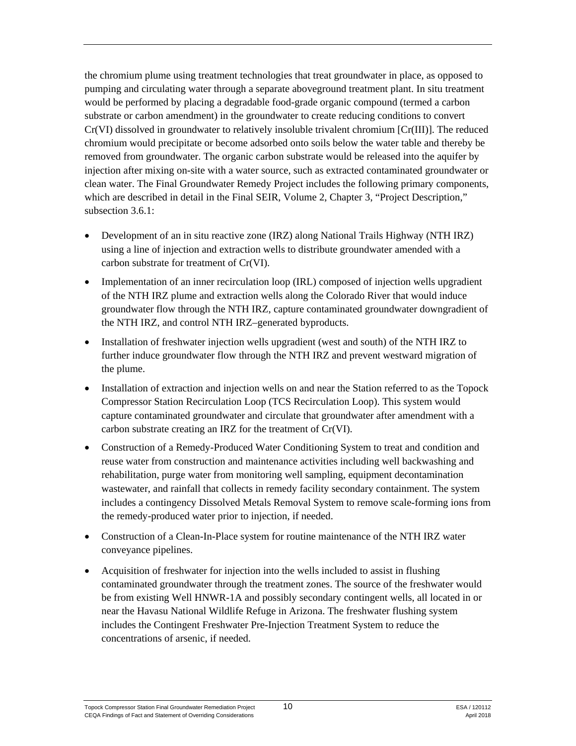the chromium plume using treatment technologies that treat groundwater in place, as opposed to pumping and circulating water through a separate aboveground treatment plant. In situ treatment would be performed by placing a degradable food-grade organic compound (termed a carbon substrate or carbon amendment) in the groundwater to create reducing conditions to convert Cr(VI) dissolved in groundwater to relatively insoluble trivalent chromium [Cr(III)]. The reduced chromium would precipitate or become adsorbed onto soils below the water table and thereby be removed from groundwater. The organic carbon substrate would be released into the aquifer by injection after mixing on-site with a water source, such as extracted contaminated groundwater or clean water. The Final Groundwater Remedy Project includes the following primary components, which are described in detail in the Final SEIR, Volume 2, Chapter 3, "Project Description," subsection 3.6.1:

- Development of an in situ reactive zone (IRZ) along National Trails Highway (NTH IRZ) using a line of injection and extraction wells to distribute groundwater amended with a carbon substrate for treatment of Cr(VI).
- Implementation of an inner recirculation loop (IRL) composed of injection wells upgradient of the NTH IRZ plume and extraction wells along the Colorado River that would induce groundwater flow through the NTH IRZ, capture contaminated groundwater downgradient of the NTH IRZ, and control NTH IRZ–generated byproducts.
- Installation of freshwater injection wells upgradient (west and south) of the NTH IRZ to further induce groundwater flow through the NTH IRZ and prevent westward migration of the plume.
- Installation of extraction and injection wells on and near the Station referred to as the Topock Compressor Station Recirculation Loop (TCS Recirculation Loop). This system would capture contaminated groundwater and circulate that groundwater after amendment with a carbon substrate creating an IRZ for the treatment of Cr(VI).
- Construction of a Remedy-Produced Water Conditioning System to treat and condition and reuse water from construction and maintenance activities including well backwashing and rehabilitation, purge water from monitoring well sampling, equipment decontamination wastewater, and rainfall that collects in remedy facility secondary containment. The system includes a contingency Dissolved Metals Removal System to remove scale-forming ions from the remedy-produced water prior to injection, if needed.
- Construction of a Clean-In-Place system for routine maintenance of the NTH IRZ water conveyance pipelines.
- Acquisition of freshwater for injection into the wells included to assist in flushing contaminated groundwater through the treatment zones. The source of the freshwater would be from existing Well HNWR-1A and possibly secondary contingent wells, all located in or near the Havasu National Wildlife Refuge in Arizona. The freshwater flushing system includes the Contingent Freshwater Pre-Injection Treatment System to reduce the concentrations of arsenic, if needed.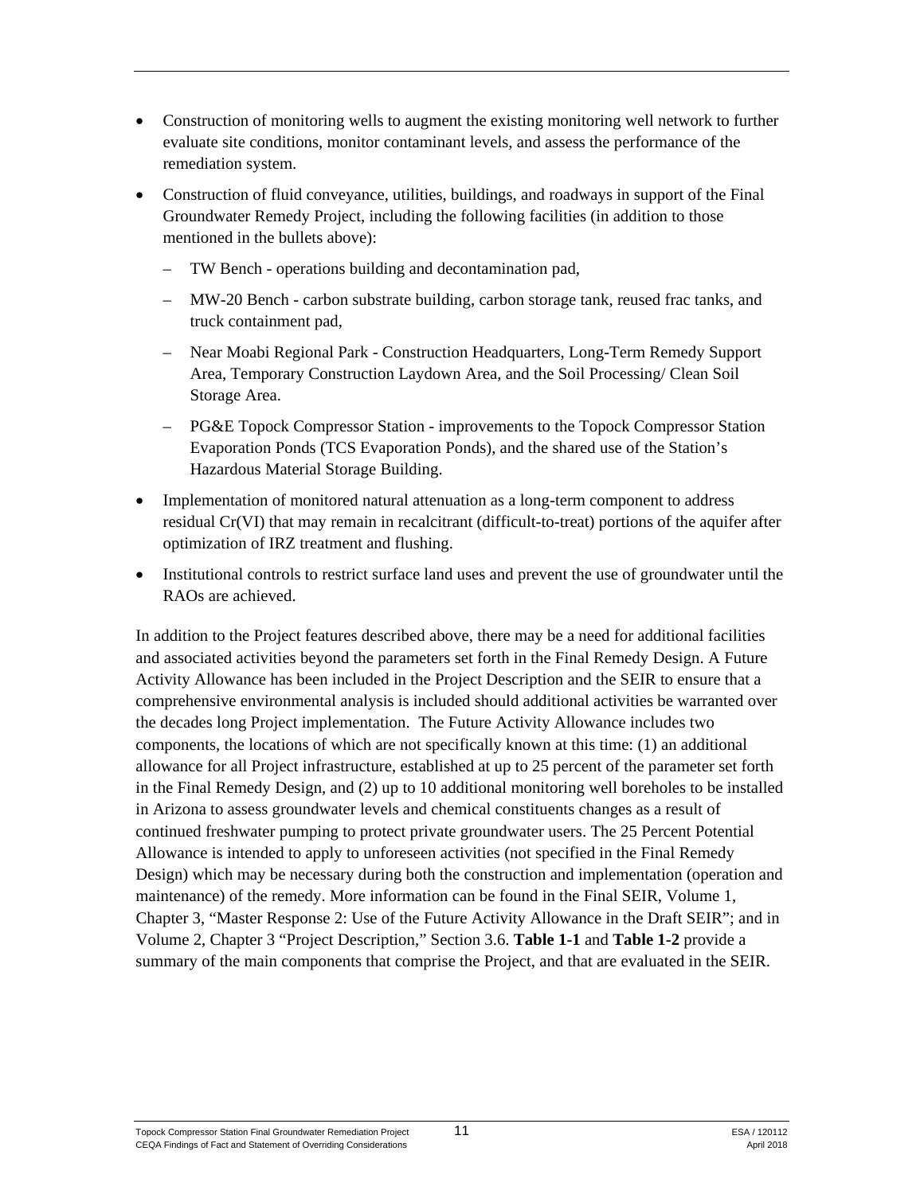- Construction of monitoring wells to augment the existing monitoring well network to further evaluate site conditions, monitor contaminant levels, and assess the performance of the remediation system.
- Construction of fluid conveyance, utilities, buildings, and roadways in support of the Final Groundwater Remedy Project, including the following facilities (in addition to those mentioned in the bullets above):
  - TW Bench - operations building and decontamination pad,
  - MW-20 Bench - carbon substrate building, carbon storage tank, reused frac tanks, and truck containment pad,
  - Near Moabi Regional Park - Construction Headquarters, Long-Term Remedy Support Area, Temporary Construction Laydown Area, and the Soil Processing/ Clean Soil Storage Area.
  - PG&E Topock Compressor Station - improvements to the Topock Compressor Station Evaporation Ponds (TCS Evaporation Ponds), and the shared use of the Station's Hazardous Material Storage Building.
- Implementation of monitored natural attenuation as a long-term component to address residual Cr(VI) that may remain in recalcitrant (difficult-to-treat) portions of the aquifer after optimization of IRZ treatment and flushing.
- Institutional controls to restrict surface land uses and prevent the use of groundwater until the RAOs are achieved.

In addition to the Project features described above, there may be a need for additional facilities and associated activities beyond the parameters set forth in the Final Remedy Design. A Future Activity Allowance has been included in the Project Description and the SEIR to ensure that a comprehensive environmental analysis is included should additional activities be warranted over the decades long Project implementation. The Future Activity Allowance includes two components, the locations of which are not specifically known at this time: (1) an additional allowance for all Project infrastructure, established at up to 25 percent of the parameter set forth in the Final Remedy Design, and (2) up to 10 additional monitoring well boreholes to be installed in Arizona to assess groundwater levels and chemical constituents changes as a result of continued freshwater pumping to protect private groundwater users. The 25 Percent Potential Allowance is intended to apply to unforeseen activities (not specified in the Final Remedy Design) which may be necessary during both the construction and implementation (operation and maintenance) of the remedy. More information can be found in the Final SEIR, Volume 1, Chapter 3, "Master Response 2: Use of the Future Activity Allowance in the Draft SEIR"; and in Volume 2, Chapter 3 "Project Description," Section 3.6. **Table 1-1** and **Table 1-2** provide a summary of the main components that comprise the Project, and that are evaluated in the SEIR.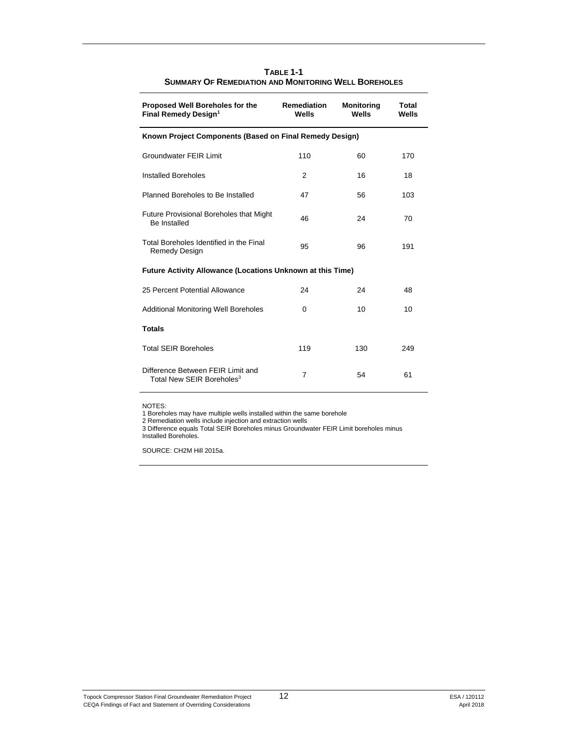**TABLE 1-1**
**SUMMARY OF REMEDIATION AND MONITORING WELL BOREHOLES**

| Proposed Well Boreholes for the Final Remedy Design[1] | Remediation Wells | Monitoring Wells | Total Wells |
|---|---|---|---|
| **Known Project Components (Based on Final Remedy Design)** | | | |
| Groundwater FEIR Limit | 110 | 60 | 170 |
| Installed Boreholes | 2 | 16 | 18 |
| Planned Boreholes to Be Installed | 47 | 56 | 103 |
| Future Provisional Boreholes that Might Be Installed | 46 | 24 | 70 |
| Total Boreholes Identified in the Final Remedy Design | 95 | 96 | 191 |
| **Future Activity Allowance (Locations Unknown at this Time)** | | | |
| 25 Percent Potential Allowance | 24 | 24 | 48 |
| Additional Monitoring Well Boreholes | 0 | 10 | 10 |
| **Totals** | | | |
| Total SEIR Boreholes | 119 | 130 | 249 |
| Difference Between FEIR Limit and Total New SEIR Boreholes[3] | 7 | 54 | 61 |

NOTES:
1 Boreholes may have multiple wells installed within the same borehole
2 Remediation wells include injection and extraction wells
3 Difference equals Total SEIR Boreholes minus Groundwater FEIR Limit boreholes minus Installed Boreholes.

SOURCE: CH2M Hill 2015a.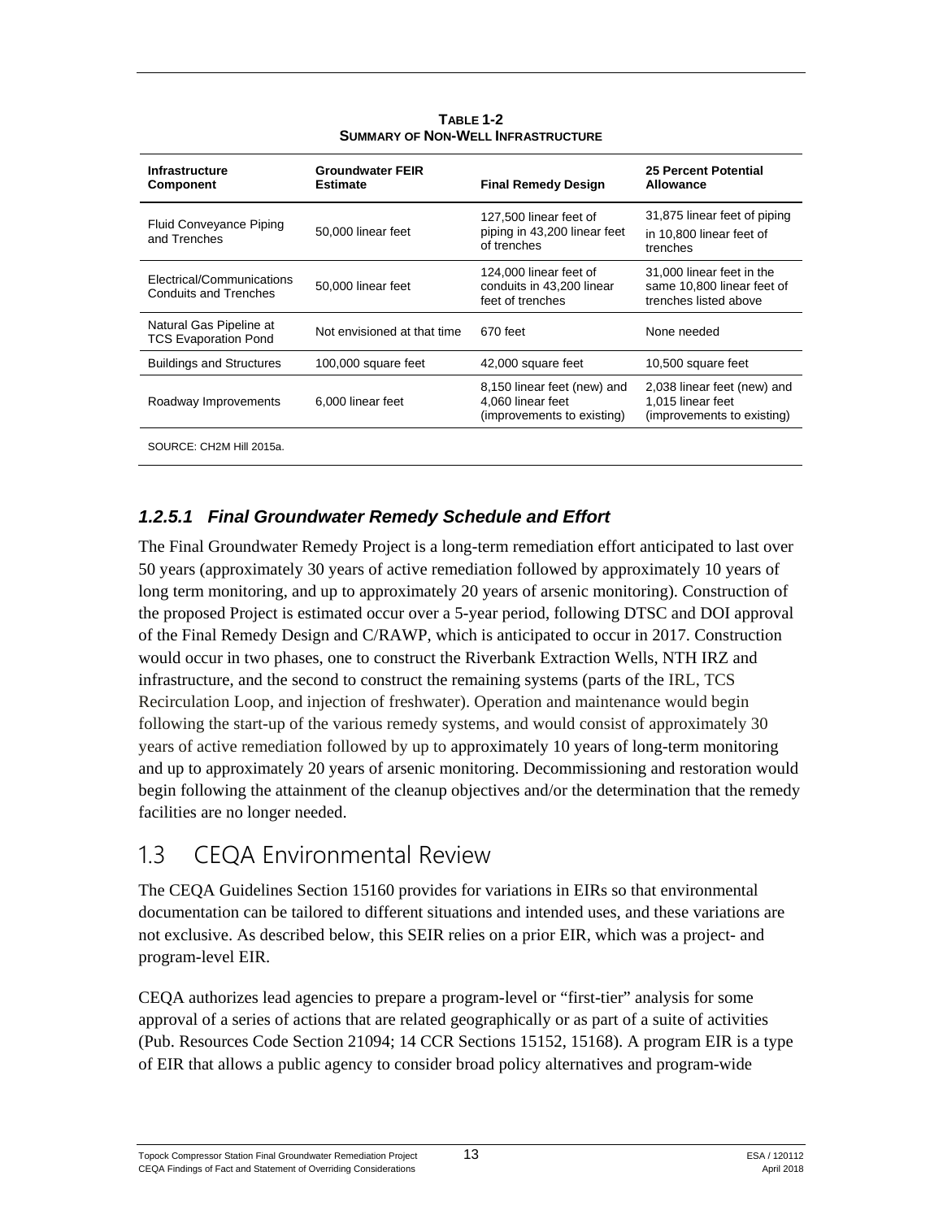**TABLE 1-2**
**SUMMARY OF NON-WELL INFRASTRUCTURE**

| Infrastructure Component | Groundwater FEIR Estimate | Final Remedy Design | 25 Percent Potential Allowance |
|---|---|---|---|
| Fluid Conveyance Piping and Trenches | 50,000 linear feet | 127,500 linear feet of piping in 43,200 linear feet of trenches | 31,875 linear feet of piping in 10,800 linear feet of trenches |
| Electrical/Communications Conduits and Trenches | 50,000 linear feet | 124,000 linear feet of conduits in 43,200 linear feet of trenches | 31,000 linear feet in the same 10,800 linear feet of trenches listed above |
| Natural Gas Pipeline at TCS Evaporation Pond | Not envisioned at that time | 670 feet | None needed |
| Buildings and Structures | 100,000 square feet | 42,000 square feet | 10,500 square feet |
| Roadway Improvements | 6,000 linear feet | 8,150 linear feet (new) and 4,060 linear feet (improvements to existing) | 2,038 linear feet (new) and 1,015 linear feet (improvements to existing) |

SOURCE: CH2M Hill 2015a.

#### *1.2.5.1 Final Groundwater Remedy Schedule and Effort*

The Final Groundwater Remedy Project is a long-term remediation effort anticipated to last over 50 years (approximately 30 years of active remediation followed by approximately 10 years of long term monitoring, and up to approximately 20 years of arsenic monitoring). Construction of the proposed Project is estimated occur over a 5-year period, following DTSC and DOI approval of the Final Remedy Design and C/RAWP, which is anticipated to occur in 2017. Construction would occur in two phases, one to construct the Riverbank Extraction Wells, NTH IRZ and infrastructure, and the second to construct the remaining systems (parts of the IRL, TCS Recirculation Loop, and injection of freshwater). Operation and maintenance would begin following the start-up of the various remedy systems, and would consist of approximately 30 years of active remediation followed by up to approximately 10 years of long-term monitoring and up to approximately 20 years of arsenic monitoring. Decommissioning and restoration would begin following the attainment of the cleanup objectives and/or the determination that the remedy facilities are no longer needed.

## 1.3 CEQA Environmental Review

The CEQA Guidelines Section 15160 provides for variations in EIRs so that environmental documentation can be tailored to different situations and intended uses, and these variations are not exclusive. As described below, this SEIR relies on a prior EIR, which was a project- and program-level EIR.

CEQA authorizes lead agencies to prepare a program-level or "first-tier" analysis for some approval of a series of actions that are related geographically or as part of a suite of activities (Pub. Resources Code Section 21094; 14 CCR Sections 15152, 15168). A program EIR is a type of EIR that allows a public agency to consider broad policy alternatives and program-wide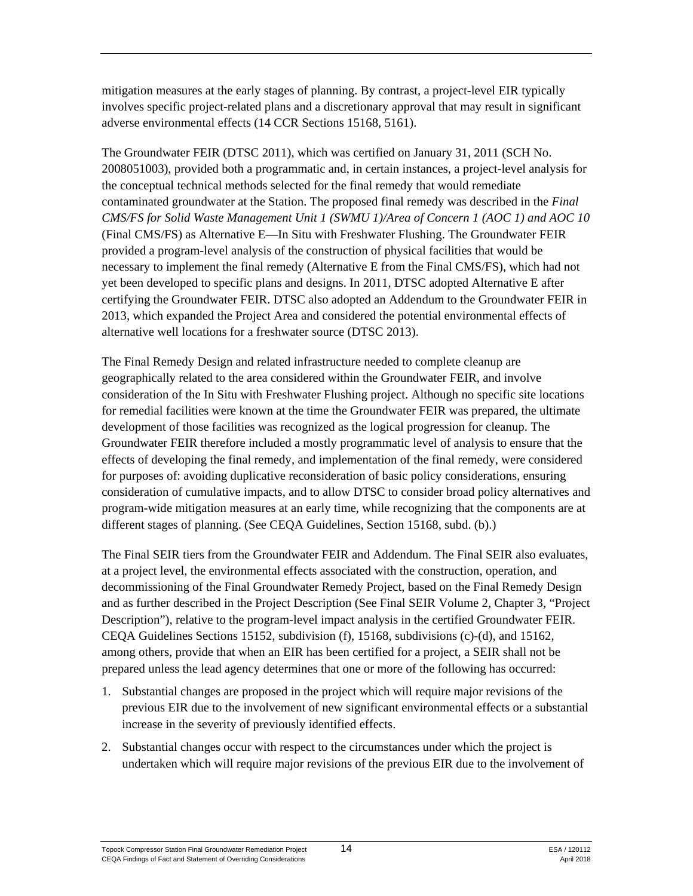mitigation measures at the early stages of planning. By contrast, a project-level EIR typically involves specific project-related plans and a discretionary approval that may result in significant adverse environmental effects (14 CCR Sections 15168, 5161).

The Groundwater FEIR (DTSC 2011), which was certified on January 31, 2011 (SCH No. 2008051003), provided both a programmatic and, in certain instances, a project-level analysis for the conceptual technical methods selected for the final remedy that would remediate contaminated groundwater at the Station. The proposed final remedy was described in the *Final CMS/FS for Solid Waste Management Unit 1 (SWMU 1)/Area of Concern 1 (AOC 1) and AOC 10* (Final CMS/FS) as Alternative E—In Situ with Freshwater Flushing. The Groundwater FEIR provided a program-level analysis of the construction of physical facilities that would be necessary to implement the final remedy (Alternative E from the Final CMS/FS), which had not yet been developed to specific plans and designs. In 2011, DTSC adopted Alternative E after certifying the Groundwater FEIR. DTSC also adopted an Addendum to the Groundwater FEIR in 2013, which expanded the Project Area and considered the potential environmental effects of alternative well locations for a freshwater source (DTSC 2013).

The Final Remedy Design and related infrastructure needed to complete cleanup are geographically related to the area considered within the Groundwater FEIR, and involve consideration of the In Situ with Freshwater Flushing project. Although no specific site locations for remedial facilities were known at the time the Groundwater FEIR was prepared, the ultimate development of those facilities was recognized as the logical progression for cleanup. The Groundwater FEIR therefore included a mostly programmatic level of analysis to ensure that the effects of developing the final remedy, and implementation of the final remedy, were considered for purposes of: avoiding duplicative reconsideration of basic policy considerations, ensuring consideration of cumulative impacts, and to allow DTSC to consider broad policy alternatives and program-wide mitigation measures at an early time, while recognizing that the components are at different stages of planning. (See CEQA Guidelines, Section 15168, subd. (b).)

The Final SEIR tiers from the Groundwater FEIR and Addendum. The Final SEIR also evaluates, at a project level, the environmental effects associated with the construction, operation, and decommissioning of the Final Groundwater Remedy Project, based on the Final Remedy Design and as further described in the Project Description (See Final SEIR Volume 2, Chapter 3, "Project Description"), relative to the program-level impact analysis in the certified Groundwater FEIR. CEQA Guidelines Sections 15152, subdivision (f), 15168, subdivisions (c)-(d), and 15162, among others, provide that when an EIR has been certified for a project, a SEIR shall not be prepared unless the lead agency determines that one or more of the following has occurred:

1. Substantial changes are proposed in the project which will require major revisions of the previous EIR due to the involvement of new significant environmental effects or a substantial increase in the severity of previously identified effects.
2. Substantial changes occur with respect to the circumstances under which the project is undertaken which will require major revisions of the previous EIR due to the involvement of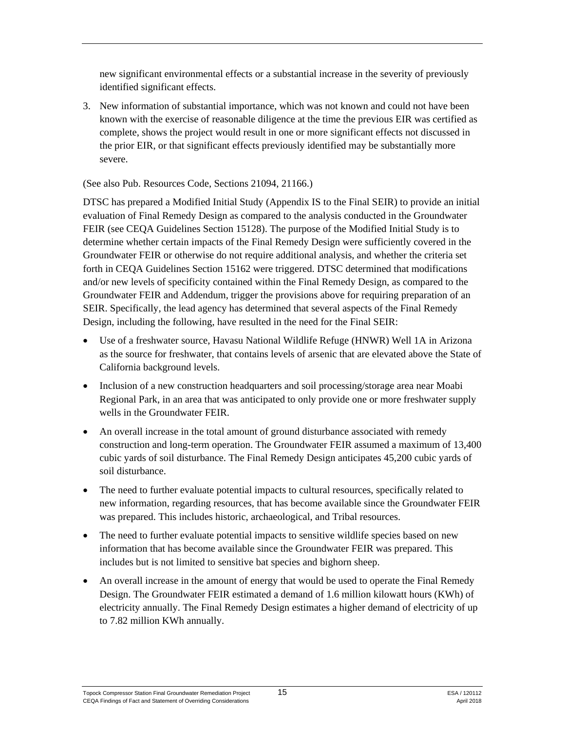new significant environmental effects or a substantial increase in the severity of previously identified significant effects.

3. New information of substantial importance, which was not known and could not have been known with the exercise of reasonable diligence at the time the previous EIR was certified as complete, shows the project would result in one or more significant effects not discussed in the prior EIR, or that significant effects previously identified may be substantially more severe.

(See also Pub. Resources Code, Sections 21094, 21166.)

DTSC has prepared a Modified Initial Study (Appendix IS to the Final SEIR) to provide an initial evaluation of Final Remedy Design as compared to the analysis conducted in the Groundwater FEIR (see CEQA Guidelines Section 15128). The purpose of the Modified Initial Study is to determine whether certain impacts of the Final Remedy Design were sufficiently covered in the Groundwater FEIR or otherwise do not require additional analysis, and whether the criteria set forth in CEQA Guidelines Section 15162 were triggered. DTSC determined that modifications and/or new levels of specificity contained within the Final Remedy Design, as compared to the Groundwater FEIR and Addendum, trigger the provisions above for requiring preparation of an SEIR. Specifically, the lead agency has determined that several aspects of the Final Remedy Design, including the following, have resulted in the need for the Final SEIR:

- Use of a freshwater source, Havasu National Wildlife Refuge (HNWR) Well 1A in Arizona as the source for freshwater, that contains levels of arsenic that are elevated above the State of California background levels.
- Inclusion of a new construction headquarters and soil processing/storage area near Moabi Regional Park, in an area that was anticipated to only provide one or more freshwater supply wells in the Groundwater FEIR.
- An overall increase in the total amount of ground disturbance associated with remedy construction and long-term operation. The Groundwater FEIR assumed a maximum of 13,400 cubic yards of soil disturbance. The Final Remedy Design anticipates 45,200 cubic yards of soil disturbance.
- The need to further evaluate potential impacts to cultural resources, specifically related to new information, regarding resources, that has become available since the Groundwater FEIR was prepared. This includes historic, archaeological, and Tribal resources.
- The need to further evaluate potential impacts to sensitive wildlife species based on new information that has become available since the Groundwater FEIR was prepared. This includes but is not limited to sensitive bat species and bighorn sheep.
- An overall increase in the amount of energy that would be used to operate the Final Remedy Design. The Groundwater FEIR estimated a demand of 1.6 million kilowatt hours (KWh) of electricity annually. The Final Remedy Design estimates a higher demand of electricity of up to 7.82 million KWh annually.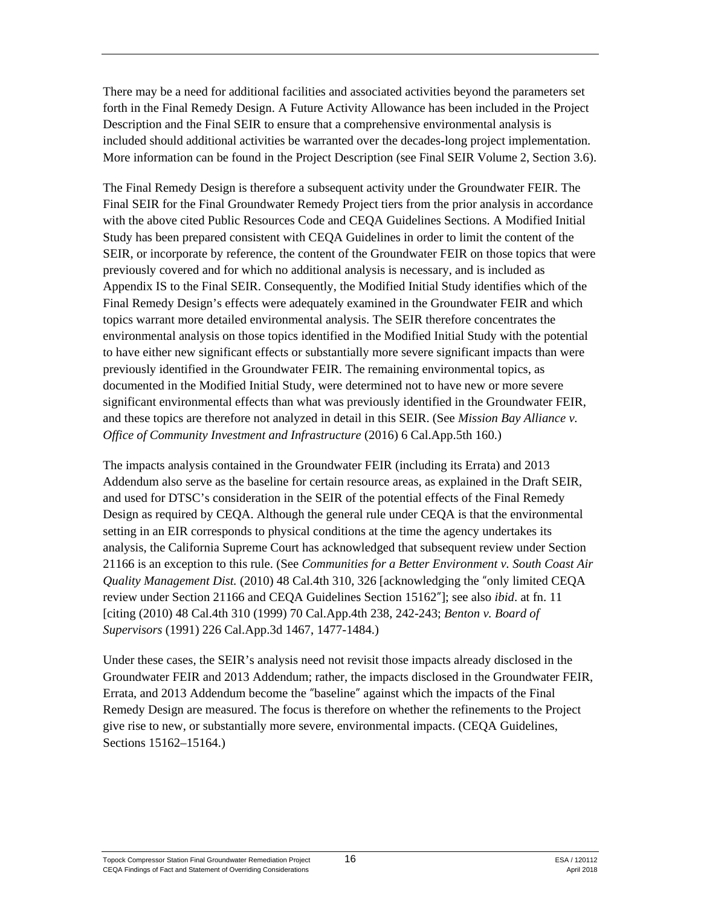There may be a need for additional facilities and associated activities beyond the parameters set forth in the Final Remedy Design. A Future Activity Allowance has been included in the Project Description and the Final SEIR to ensure that a comprehensive environmental analysis is included should additional activities be warranted over the decades-long project implementation. More information can be found in the Project Description (see Final SEIR Volume 2, Section 3.6).

The Final Remedy Design is therefore a subsequent activity under the Groundwater FEIR. The Final SEIR for the Final Groundwater Remedy Project tiers from the prior analysis in accordance with the above cited Public Resources Code and CEQA Guidelines Sections. A Modified Initial Study has been prepared consistent with CEQA Guidelines in order to limit the content of the SEIR, or incorporate by reference, the content of the Groundwater FEIR on those topics that were previously covered and for which no additional analysis is necessary, and is included as Appendix IS to the Final SEIR. Consequently, the Modified Initial Study identifies which of the Final Remedy Design's effects were adequately examined in the Groundwater FEIR and which topics warrant more detailed environmental analysis. The SEIR therefore concentrates the environmental analysis on those topics identified in the Modified Initial Study with the potential to have either new significant effects or substantially more severe significant impacts than were previously identified in the Groundwater FEIR. The remaining environmental topics, as documented in the Modified Initial Study, were determined not to have new or more severe significant environmental effects than what was previously identified in the Groundwater FEIR, and these topics are therefore not analyzed in detail in this SEIR. (See *Mission Bay Alliance v. Office of Community Investment and Infrastructure* (2016) 6 Cal.App.5th 160.)

The impacts analysis contained in the Groundwater FEIR (including its Errata) and 2013 Addendum also serve as the baseline for certain resource areas, as explained in the Draft SEIR, and used for DTSC's consideration in the SEIR of the potential effects of the Final Remedy Design as required by CEQA. Although the general rule under CEQA is that the environmental setting in an EIR corresponds to physical conditions at the time the agency undertakes its analysis, the California Supreme Court has acknowledged that subsequent review under Section 21166 is an exception to this rule. (See *Communities for a Better Environment v. South Coast Air Quality Management Dist.* (2010) 48 Cal.4th 310, 326 [acknowledging the ″only limited CEQA review under Section 21166 and CEQA Guidelines Section 15162″]; see also *ibid*. at fn. 11 [citing (2010) 48 Cal.4th 310 (1999) 70 Cal.App.4th 238, 242-243; *Benton v. Board of Supervisors* (1991) 226 Cal.App.3d 1467, 1477-1484.)

Under these cases, the SEIR's analysis need not revisit those impacts already disclosed in the Groundwater FEIR and 2013 Addendum; rather, the impacts disclosed in the Groundwater FEIR, Errata, and 2013 Addendum become the ″baseline″ against which the impacts of the Final Remedy Design are measured. The focus is therefore on whether the refinements to the Project give rise to new, or substantially more severe, environmental impacts. (CEQA Guidelines, Sections 15162–15164.)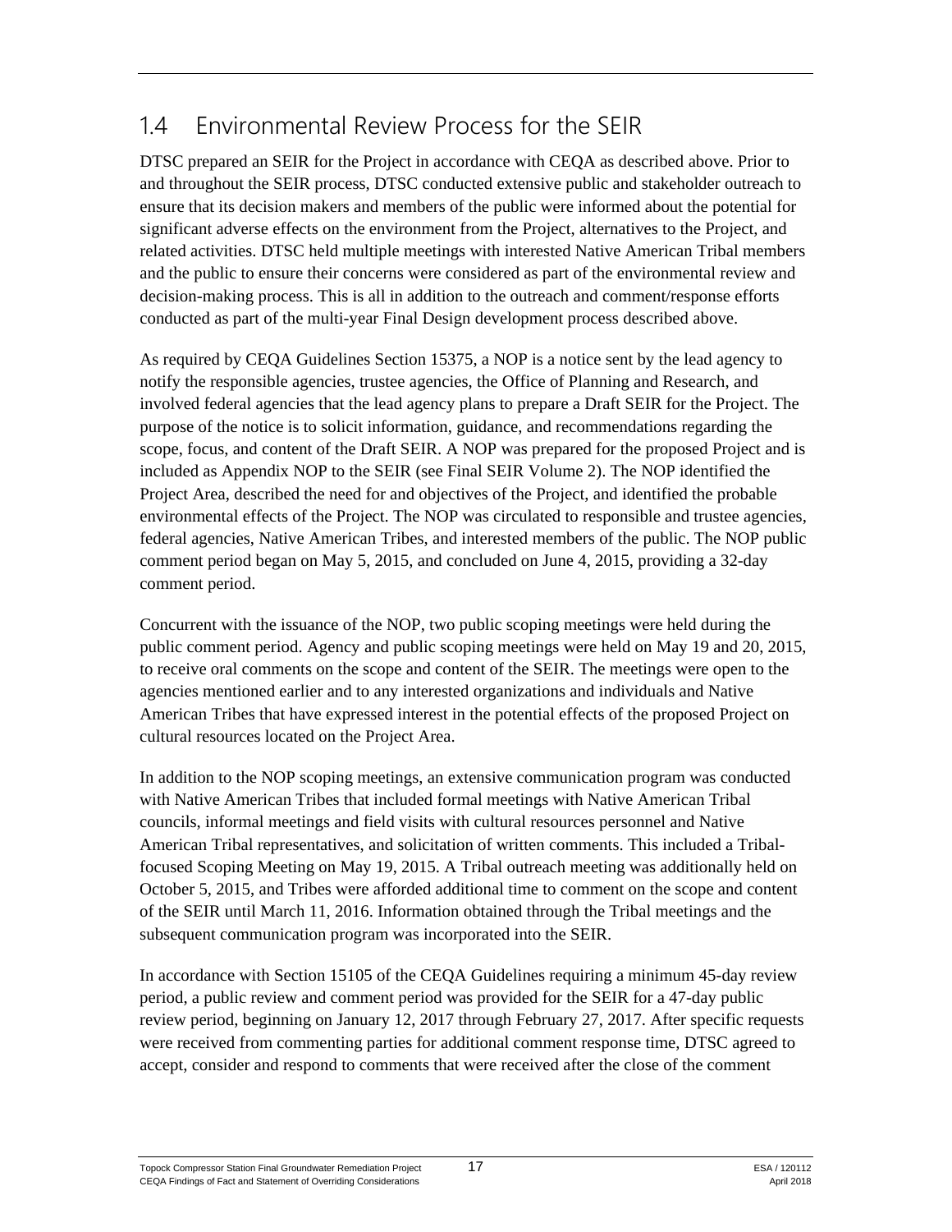## 1.4 Environmental Review Process for the SEIR

DTSC prepared an SEIR for the Project in accordance with CEQA as described above. Prior to and throughout the SEIR process, DTSC conducted extensive public and stakeholder outreach to ensure that its decision makers and members of the public were informed about the potential for significant adverse effects on the environment from the Project, alternatives to the Project, and related activities. DTSC held multiple meetings with interested Native American Tribal members and the public to ensure their concerns were considered as part of the environmental review and decision-making process. This is all in addition to the outreach and comment/response efforts conducted as part of the multi-year Final Design development process described above.

As required by CEQA Guidelines Section 15375, a NOP is a notice sent by the lead agency to notify the responsible agencies, trustee agencies, the Office of Planning and Research, and involved federal agencies that the lead agency plans to prepare a Draft SEIR for the Project. The purpose of the notice is to solicit information, guidance, and recommendations regarding the scope, focus, and content of the Draft SEIR. A NOP was prepared for the proposed Project and is included as Appendix NOP to the SEIR (see Final SEIR Volume 2). The NOP identified the Project Area, described the need for and objectives of the Project, and identified the probable environmental effects of the Project. The NOP was circulated to responsible and trustee agencies, federal agencies, Native American Tribes, and interested members of the public. The NOP public comment period began on May 5, 2015, and concluded on June 4, 2015, providing a 32-day comment period.

Concurrent with the issuance of the NOP, two public scoping meetings were held during the public comment period. Agency and public scoping meetings were held on May 19 and 20, 2015, to receive oral comments on the scope and content of the SEIR. The meetings were open to the agencies mentioned earlier and to any interested organizations and individuals and Native American Tribes that have expressed interest in the potential effects of the proposed Project on cultural resources located on the Project Area.

In addition to the NOP scoping meetings, an extensive communication program was conducted with Native American Tribes that included formal meetings with Native American Tribal councils, informal meetings and field visits with cultural resources personnel and Native American Tribal representatives, and solicitation of written comments. This included a Tribal-focused Scoping Meeting on May 19, 2015. A Tribal outreach meeting was additionally held on October 5, 2015, and Tribes were afforded additional time to comment on the scope and content of the SEIR until March 11, 2016. Information obtained through the Tribal meetings and the subsequent communication program was incorporated into the SEIR.

In accordance with Section 15105 of the CEQA Guidelines requiring a minimum 45-day review period, a public review and comment period was provided for the SEIR for a 47-day public review period, beginning on January 12, 2017 through February 27, 2017. After specific requests were received from commenting parties for additional comment response time, DTSC agreed to accept, consider and respond to comments that were received after the close of the comment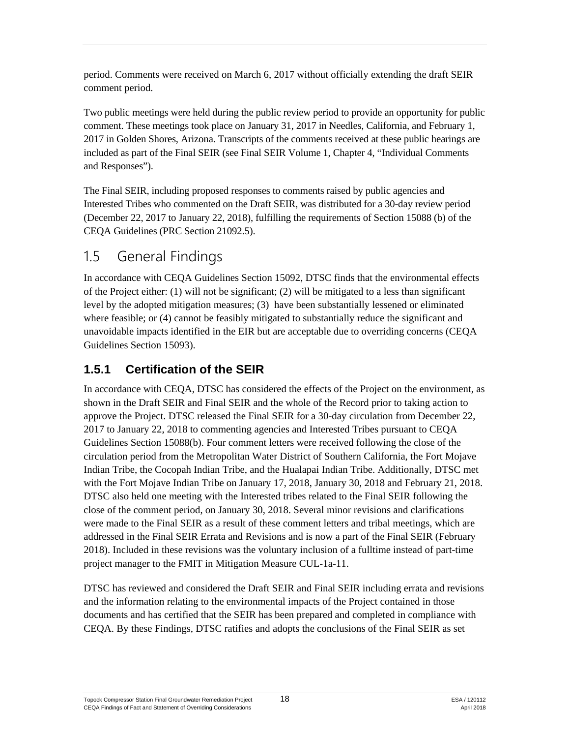period. Comments were received on March 6, 2017 without officially extending the draft SEIR comment period.

Two public meetings were held during the public review period to provide an opportunity for public comment. These meetings took place on January 31, 2017 in Needles, California, and February 1, 2017 in Golden Shores, Arizona. Transcripts of the comments received at these public hearings are included as part of the Final SEIR (see Final SEIR Volume 1, Chapter 4, "Individual Comments and Responses").

The Final SEIR, including proposed responses to comments raised by public agencies and Interested Tribes who commented on the Draft SEIR, was distributed for a 30-day review period (December 22, 2017 to January 22, 2018), fulfilling the requirements of Section 15088 (b) of the CEQA Guidelines (PRC Section 21092.5).

## 1.5 General Findings

In accordance with CEQA Guidelines Section 15092, DTSC finds that the environmental effects of the Project either: (1) will not be significant; (2) will be mitigated to a less than significant level by the adopted mitigation measures; (3) have been substantially lessened or eliminated where feasible; or (4) cannot be feasibly mitigated to substantially reduce the significant and unavoidable impacts identified in the EIR but are acceptable due to overriding concerns (CEQA Guidelines Section 15093).

### 1.5.1 Certification of the SEIR

In accordance with CEQA, DTSC has considered the effects of the Project on the environment, as shown in the Draft SEIR and Final SEIR and the whole of the Record prior to taking action to approve the Project. DTSC released the Final SEIR for a 30-day circulation from December 22, 2017 to January 22, 2018 to commenting agencies and Interested Tribes pursuant to CEQA Guidelines Section 15088(b). Four comment letters were received following the close of the circulation period from the Metropolitan Water District of Southern California, the Fort Mojave Indian Tribe, the Cocopah Indian Tribe, and the Hualapai Indian Tribe. Additionally, DTSC met with the Fort Mojave Indian Tribe on January 17, 2018, January 30, 2018 and February 21, 2018. DTSC also held one meeting with the Interested tribes related to the Final SEIR following the close of the comment period, on January 30, 2018. Several minor revisions and clarifications were made to the Final SEIR as a result of these comment letters and tribal meetings, which are addressed in the Final SEIR Errata and Revisions and is now a part of the Final SEIR (February 2018). Included in these revisions was the voluntary inclusion of a fulltime instead of part-time project manager to the FMIT in Mitigation Measure CUL-1a-11.

DTSC has reviewed and considered the Draft SEIR and Final SEIR including errata and revisions and the information relating to the environmental impacts of the Project contained in those documents and has certified that the SEIR has been prepared and completed in compliance with CEQA. By these Findings, DTSC ratifies and adopts the conclusions of the Final SEIR as set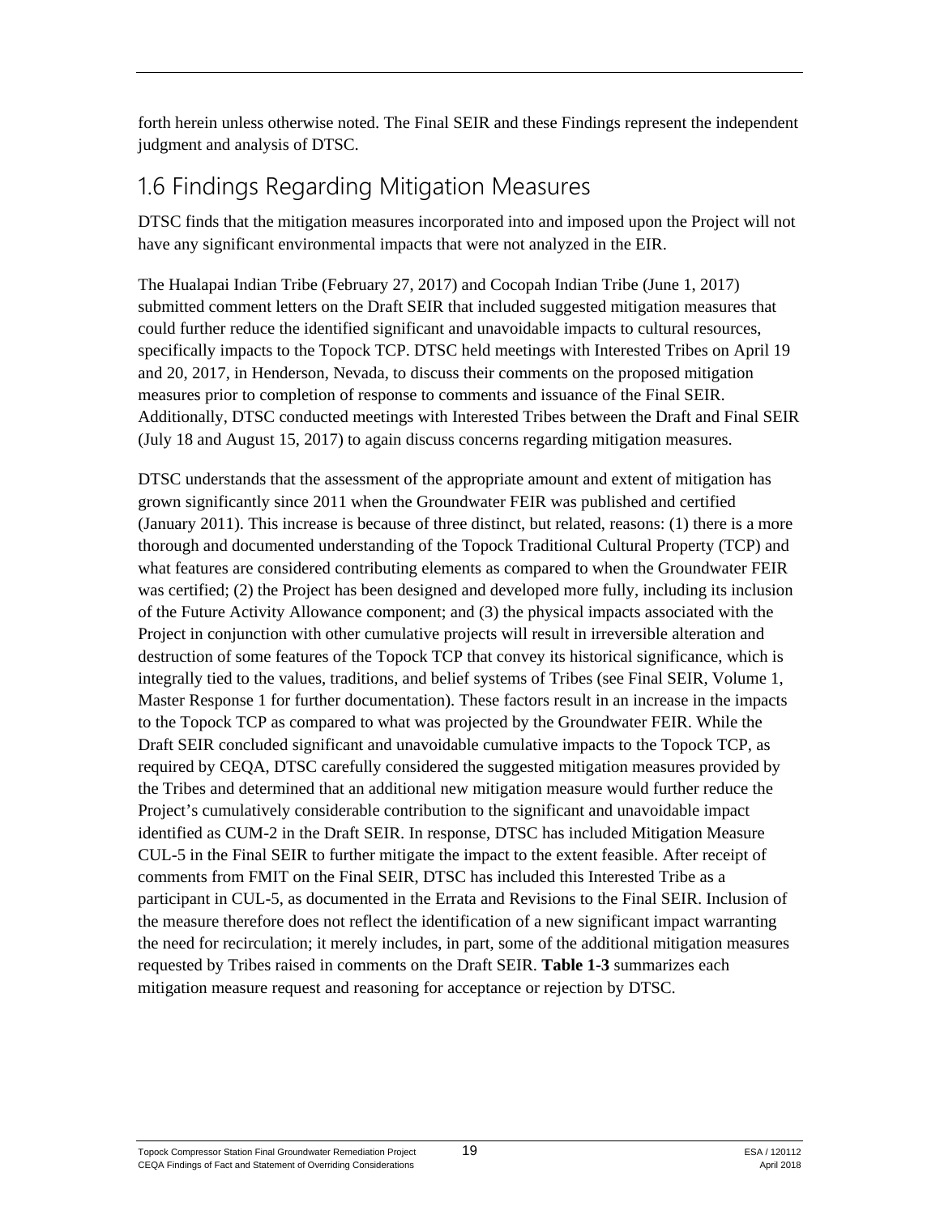forth herein unless otherwise noted. The Final SEIR and these Findings represent the independent judgment and analysis of DTSC.

## 1.6 Findings Regarding Mitigation Measures

DTSC finds that the mitigation measures incorporated into and imposed upon the Project will not have any significant environmental impacts that were not analyzed in the EIR.

The Hualapai Indian Tribe (February 27, 2017) and Cocopah Indian Tribe (June 1, 2017) submitted comment letters on the Draft SEIR that included suggested mitigation measures that could further reduce the identified significant and unavoidable impacts to cultural resources, specifically impacts to the Topock TCP. DTSC held meetings with Interested Tribes on April 19 and 20, 2017, in Henderson, Nevada, to discuss their comments on the proposed mitigation measures prior to completion of response to comments and issuance of the Final SEIR. Additionally, DTSC conducted meetings with Interested Tribes between the Draft and Final SEIR (July 18 and August 15, 2017) to again discuss concerns regarding mitigation measures.

DTSC understands that the assessment of the appropriate amount and extent of mitigation has grown significantly since 2011 when the Groundwater FEIR was published and certified (January 2011). This increase is because of three distinct, but related, reasons: (1) there is a more thorough and documented understanding of the Topock Traditional Cultural Property (TCP) and what features are considered contributing elements as compared to when the Groundwater FEIR was certified; (2) the Project has been designed and developed more fully, including its inclusion of the Future Activity Allowance component; and (3) the physical impacts associated with the Project in conjunction with other cumulative projects will result in irreversible alteration and destruction of some features of the Topock TCP that convey its historical significance, which is integrally tied to the values, traditions, and belief systems of Tribes (see Final SEIR, Volume 1, Master Response 1 for further documentation). These factors result in an increase in the impacts to the Topock TCP as compared to what was projected by the Groundwater FEIR. While the Draft SEIR concluded significant and unavoidable cumulative impacts to the Topock TCP, as required by CEQA, DTSC carefully considered the suggested mitigation measures provided by the Tribes and determined that an additional new mitigation measure would further reduce the Project's cumulatively considerable contribution to the significant and unavoidable impact identified as CUM-2 in the Draft SEIR. In response, DTSC has included Mitigation Measure CUL-5 in the Final SEIR to further mitigate the impact to the extent feasible. After receipt of comments from FMIT on the Final SEIR, DTSC has included this Interested Tribe as a participant in CUL-5, as documented in the Errata and Revisions to the Final SEIR. Inclusion of the measure therefore does not reflect the identification of a new significant impact warranting the need for recirculation; it merely includes, in part, some of the additional mitigation measures requested by Tribes raised in comments on the Draft SEIR. **Table 1-3** summarizes each mitigation measure request and reasoning for acceptance or rejection by DTSC.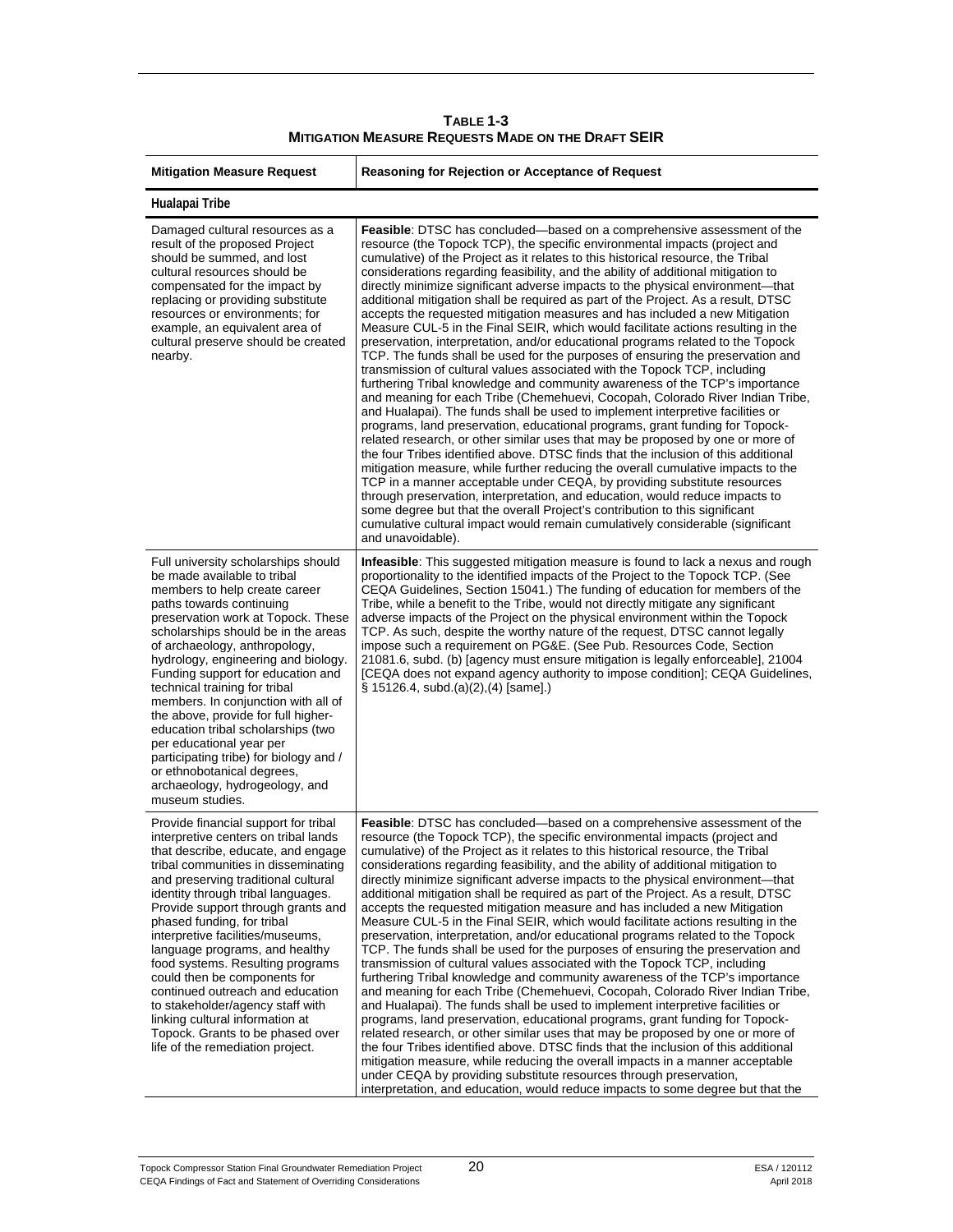**TABLE 1-3**
**MITIGATION MEASURE REQUESTS MADE ON THE DRAFT SEIR**

| Mitigation Measure Request | Reasoning for Rejection or Acceptance of Request |
| --- | --- |
| **Hualapai Tribe** | |
| Damaged cultural resources as a result of the proposed Project should be summed, and lost cultural resources should be compensated for the impact by replacing or providing substitute resources or environments; for example, an equivalent area of cultural preserve should be created nearby. | **Feasible**: DTSC has concluded—based on a comprehensive assessment of the resource (the Topock TCP), the specific environmental impacts (project and cumulative) of the Project as it relates to this historical resource, the Tribal considerations regarding feasibility, and the ability of additional mitigation to directly minimize significant adverse impacts to the physical environment—that additional mitigation shall be required as part of the Project. As a result, DTSC accepts the requested mitigation measures and has included a new Mitigation Measure CUL-5 in the Final SEIR, which would facilitate actions resulting in the preservation, interpretation, and/or educational programs related to the Topock TCP. The funds shall be used for the purposes of ensuring the preservation and transmission of cultural values associated with the Topock TCP, including furthering Tribal knowledge and community awareness of the TCP's importance and meaning for each Tribe (Chemehuevi, Cocopah, Colorado River Indian Tribe, and Hualapai). The funds shall be used to implement interpretive facilities or programs, land preservation, educational programs, grant funding for Topock-related research, or other similar uses that may be proposed by one or more of the four Tribes identified above. DTSC finds that the inclusion of this additional mitigation measure, while further reducing the overall cumulative impacts to the TCP in a manner acceptable under CEQA, by providing substitute resources through preservation, interpretation, and education, would reduce impacts to some degree but that the overall Project's contribution to this significant cumulative cultural impact would remain cumulatively considerable (significant and unavoidable). |
| Full university scholarships should be made available to tribal members to help create career paths towards continuing preservation work at Topock. These scholarships should be in the areas of archaeology, anthropology, hydrology, engineering and biology. Funding support for education and technical training for tribal members. In conjunction with all of the above, provide for full higher-education tribal scholarships (two per educational year per participating tribe) for biology and / or ethnobotanical degrees, archaeology, hydrogeology, and museum studies. | **Infeasible**: This suggested mitigation measure is found to lack a nexus and rough proportionality to the identified impacts of the Project to the Topock TCP. (See CEQA Guidelines, Section 15041.) The funding of education for members of the Tribe, while a benefit to the Tribe, would not directly mitigate any significant adverse impacts of the Project on the physical environment within the Topock TCP. As such, despite the worthy nature of the request, DTSC cannot legally impose such a requirement on PG&E. (See Pub. Resources Code, Section 21081.6, subd. (b) [agency must ensure mitigation is legally enforceable], 21004 [CEQA does not expand agency authority to impose condition]; CEQA Guidelines, § 15126.4, subd.(a)(2),(4) [same].) |
| Provide financial support for tribal interpretive centers on tribal lands that describe, educate, and engage tribal communities in disseminating and preserving traditional cultural identity through tribal languages. Provide support through grants and phased funding, for tribal interpretive facilities/museums, language programs, and healthy food systems. Resulting programs could then be components for continued outreach and education to stakeholder/agency staff with linking cultural information at Topock. Grants to be phased over life of the remediation project. | **Feasible**: DTSC has concluded—based on a comprehensive assessment of the resource (the Topock TCP), the specific environmental impacts (project and cumulative) of the Project as it relates to this historical resource, the Tribal considerations regarding feasibility, and the ability of additional mitigation to directly minimize significant adverse impacts to the physical environment—that additional mitigation shall be required as part of the Project. As a result, DTSC accepts the requested mitigation measure and has included a new Mitigation Measure CUL-5 in the Final SEIR, which would facilitate actions resulting in the preservation, interpretation, and/or educational programs related to the Topock TCP. The funds shall be used for the purposes of ensuring the preservation and transmission of cultural values associated with the Topock TCP, including furthering Tribal knowledge and community awareness of the TCP's importance and meaning for each Tribe (Chemehuevi, Cocopah, Colorado River Indian Tribe, and Hualapai). The funds shall be used to implement interpretive facilities or programs, land preservation, educational programs, grant funding for Topock-related research, or other similar uses that may be proposed by one or more of the four Tribes identified above. DTSC finds that the inclusion of this additional mitigation measure, while reducing the overall impacts in a manner acceptable under CEQA by providing substitute resources through preservation, interpretation, and education, would reduce impacts to some degree but that the |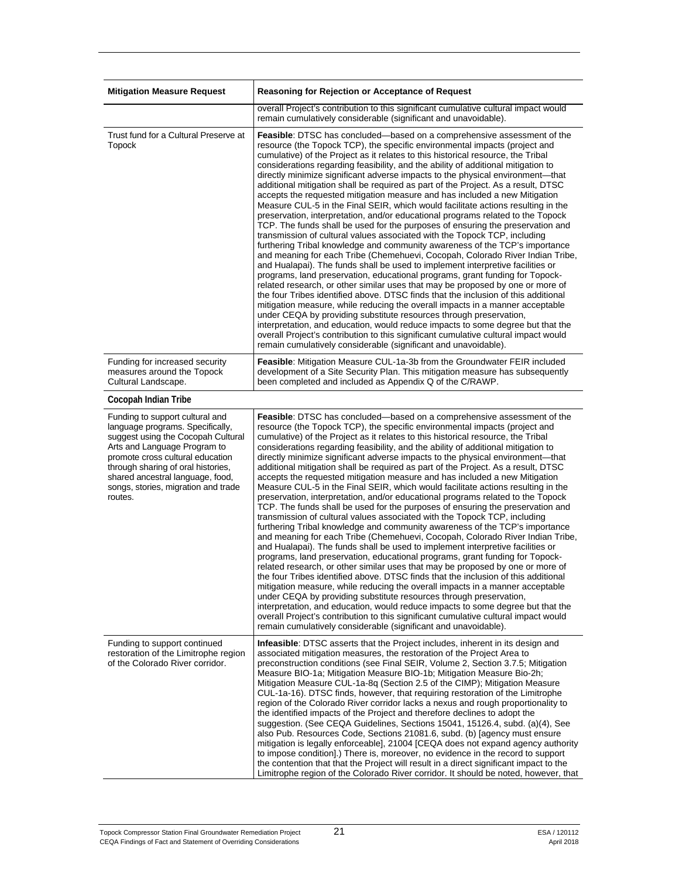| Mitigation Measure Request | Reasoning for Rejection or Acceptance of Request |
|---|---|
| | overall Project's contribution to this significant cumulative cultural impact would remain cumulatively considerable (significant and unavoidable). |
| Trust fund for a Cultural Preserve at Topock | **Feasible**: DTSC has concluded—based on a comprehensive assessment of the resource (the Topock TCP), the specific environmental impacts (project and cumulative) of the Project as it relates to this historical resource, the Tribal considerations regarding feasibility, and the ability of additional mitigation to directly minimize significant adverse impacts to the physical environment—that additional mitigation shall be required as part of the Project. As a result, DTSC accepts the requested mitigation measure and has included a new Mitigation Measure CUL-5 in the Final SEIR, which would facilitate actions resulting in the preservation, interpretation, and/or educational programs related to the Topock TCP. The funds shall be used for the purposes of ensuring the preservation and transmission of cultural values associated with the Topock TCP, including furthering Tribal knowledge and community awareness of the TCP's importance and meaning for each Tribe (Chemehuevi, Cocopah, Colorado River Indian Tribe, and Hualapai). The funds shall be used to implement interpretive facilities or programs, land preservation, educational programs, grant funding for Topock-related research, or other similar uses that may be proposed by one or more of the four Tribes identified above. DTSC finds that the inclusion of this additional mitigation measure, while reducing the overall impacts in a manner acceptable under CEQA by providing substitute resources through preservation, interpretation, and education, would reduce impacts to some degree but that the overall Project's contribution to this significant cumulative cultural impact would remain cumulatively considerable (significant and unavoidable). |
| Funding for increased security measures around the Topock Cultural Landscape. | **Feasible**: Mitigation Measure CUL-1a-3b from the Groundwater FEIR included development of a Site Security Plan. This mitigation measure has subsequently been completed and included as Appendix Q of the C/RAWP. |
| **Cocopah Indian Tribe** | |
| Funding to support cultural and language programs. Specifically, suggest using the Cocopah Cultural Arts and Language Program to promote cross cultural education through sharing of oral histories, shared ancestral language, food, songs, stories, migration and trade routes. | **Feasible**: DTSC has concluded—based on a comprehensive assessment of the resource (the Topock TCP), the specific environmental impacts (project and cumulative) of the Project as it relates to this historical resource, the Tribal considerations regarding feasibility, and the ability of additional mitigation to directly minimize significant adverse impacts to the physical environment—that additional mitigation shall be required as part of the Project. As a result, DTSC accepts the requested mitigation measure and has included a new Mitigation Measure CUL-5 in the Final SEIR, which would facilitate actions resulting in the preservation, interpretation, and/or educational programs related to the Topock TCP. The funds shall be used for the purposes of ensuring the preservation and transmission of cultural values associated with the Topock TCP, including furthering Tribal knowledge and community awareness of the TCP's importance and meaning for each Tribe (Chemehuevi, Cocopah, Colorado River Indian Tribe, and Hualapai). The funds shall be used to implement interpretive facilities or programs, land preservation, educational programs, grant funding for Topock-related research, or other similar uses that may be proposed by one or more of the four Tribes identified above. DTSC finds that the inclusion of this additional mitigation measure, while reducing the overall impacts in a manner acceptable under CEQA by providing substitute resources through preservation, interpretation, and education, would reduce impacts to some degree but that the overall Project's contribution to this significant cumulative cultural impact would remain cumulatively considerable (significant and unavoidable). |
| Funding to support continued restoration of the Limitrophe region of the Colorado River corridor. | **Infeasible**: DTSC asserts that the Project includes, inherent in its design and associated mitigation measures, the restoration of the Project Area to preconstruction conditions (see Final SEIR, Volume 2, Section 3.7.5; Mitigation Measure BIO-1a; Mitigation Measure BIO-1b; Mitigation Measure Bio-2h; Mitigation Measure CUL-1a-8q (Section 2.5 of the CIMP); Mitigation Measure CUL-1a-16). DTSC finds, however, that requiring restoration of the Limitrophe region of the Colorado River corridor lacks a nexus and rough proportionality to the identified impacts of the Project and therefore declines to adopt the suggestion. (See CEQA Guidelines, Sections 15041, 15126.4, subd. (a)(4), See also Pub. Resources Code, Sections 21081.6, subd. (b) [agency must ensure mitigation is legally enforceable], 21004 [CEQA does not expand agency authority to impose condition].) There is, moreover, no evidence in the record to support the contention that that the Project will result in a direct significant impact to the Limitrophe region of the Colorado River corridor. It should be noted, however, that |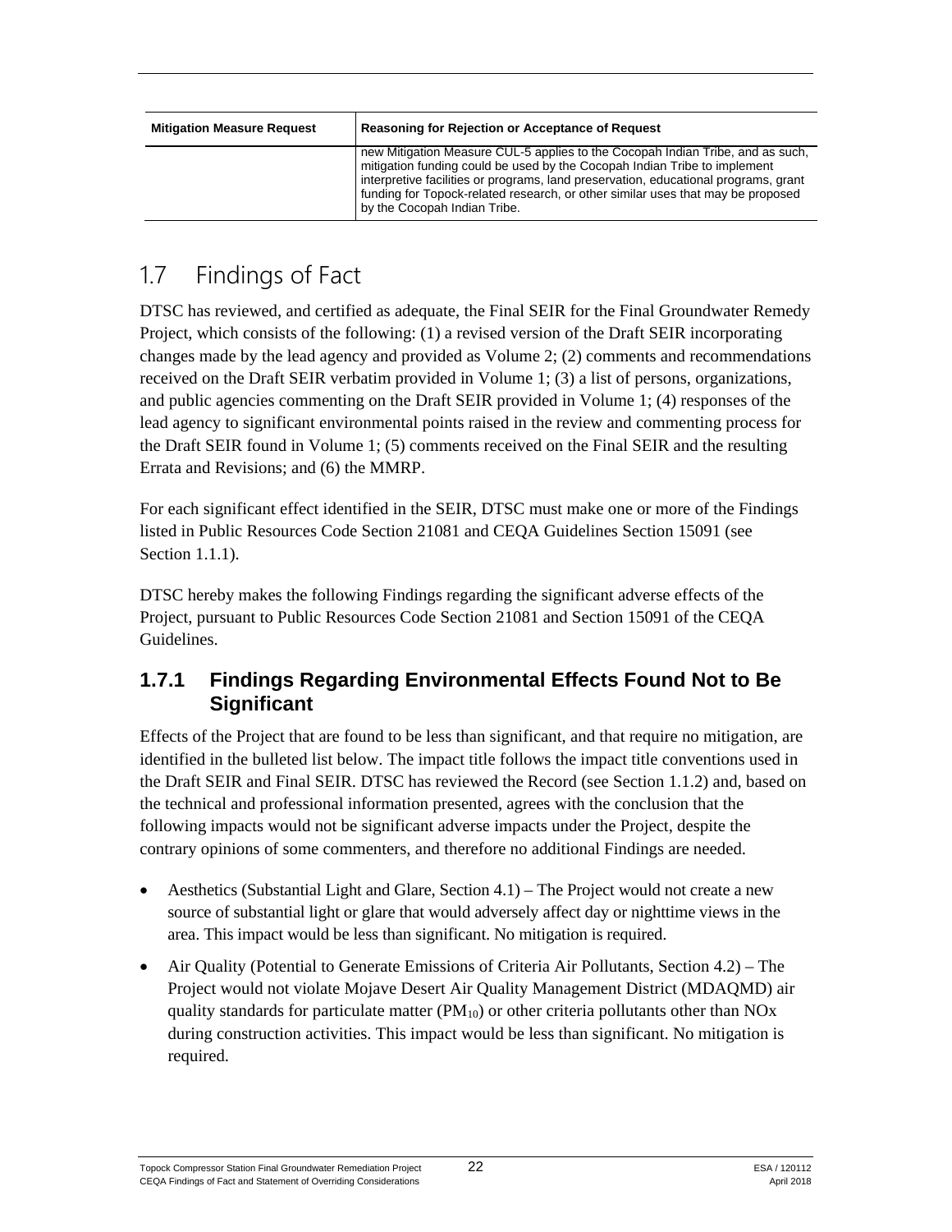| Mitigation Measure Request | Reasoning for Rejection or Acceptance of Request |
| --- | --- |
| | new Mitigation Measure CUL-5 applies to the Cocopah Indian Tribe, and as such, mitigation funding could be used by the Cocopah Indian Tribe to implement interpretive facilities or programs, land preservation, educational programs, grant funding for Topock-related research, or other similar uses that may be proposed by the Cocopah Indian Tribe. |

## 1.7 Findings of Fact

DTSC has reviewed, and certified as adequate, the Final SEIR for the Final Groundwater Remedy Project, which consists of the following: (1) a revised version of the Draft SEIR incorporating changes made by the lead agency and provided as Volume 2; (2) comments and recommendations received on the Draft SEIR verbatim provided in Volume 1; (3) a list of persons, organizations, and public agencies commenting on the Draft SEIR provided in Volume 1; (4) responses of the lead agency to significant environmental points raised in the review and commenting process for the Draft SEIR found in Volume 1; (5) comments received on the Final SEIR and the resulting Errata and Revisions; and (6) the MMRP.

For each significant effect identified in the SEIR, DTSC must make one or more of the Findings listed in Public Resources Code Section 21081 and CEQA Guidelines Section 15091 (see Section 1.1.1).

DTSC hereby makes the following Findings regarding the significant adverse effects of the Project, pursuant to Public Resources Code Section 21081 and Section 15091 of the CEQA Guidelines.

### 1.7.1 Findings Regarding Environmental Effects Found Not to Be Significant

Effects of the Project that are found to be less than significant, and that require no mitigation, are identified in the bulleted list below. The impact title follows the impact title conventions used in the Draft SEIR and Final SEIR. DTSC has reviewed the Record (see Section 1.1.2) and, based on the technical and professional information presented, agrees with the conclusion that the following impacts would not be significant adverse impacts under the Project, despite the contrary opinions of some commenters, and therefore no additional Findings are needed.

- Aesthetics (Substantial Light and Glare, Section 4.1) – The Project would not create a new source of substantial light or glare that would adversely affect day or nighttime views in the area. This impact would be less than significant. No mitigation is required.
- Air Quality (Potential to Generate Emissions of Criteria Air Pollutants, Section 4.2) – The Project would not violate Mojave Desert Air Quality Management District (MDAQMD) air quality standards for particulate matter ($PM_{10}$) or other criteria pollutants other than NOx during construction activities. This impact would be less than significant. No mitigation is required.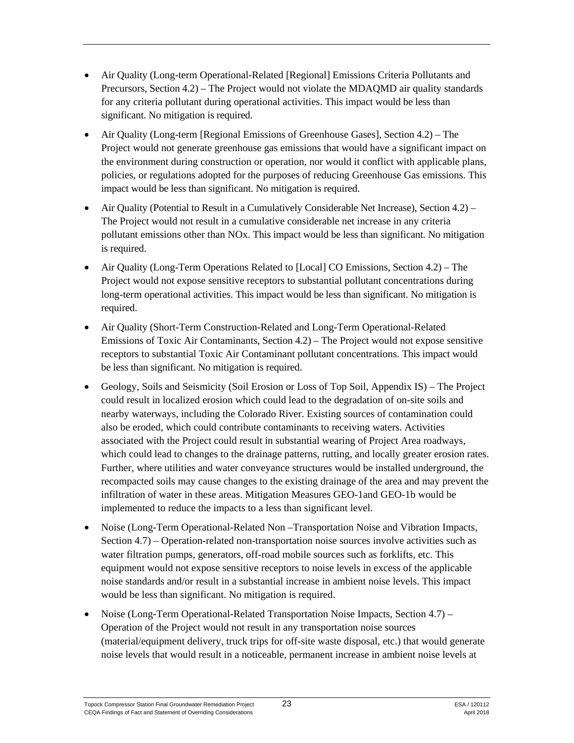- Air Quality (Long-term Operational-Related [Regional] Emissions Criteria Pollutants and Precursors, Section 4.2) – The Project would not violate the MDAQMD air quality standards for any criteria pollutant during operational activities. This impact would be less than significant. No mitigation is required.
- Air Quality (Long-term [Regional Emissions of Greenhouse Gases], Section 4.2) – The Project would not generate greenhouse gas emissions that would have a significant impact on the environment during construction or operation, nor would it conflict with applicable plans, policies, or regulations adopted for the purposes of reducing Greenhouse Gas emissions. This impact would be less than significant. No mitigation is required.
- Air Quality (Potential to Result in a Cumulatively Considerable Net Increase), Section 4.2) – The Project would not result in a cumulative considerable net increase in any criteria pollutant emissions other than NOx. This impact would be less than significant. No mitigation is required.
- Air Quality (Long-Term Operations Related to [Local] CO Emissions, Section 4.2) – The Project would not expose sensitive receptors to substantial pollutant concentrations during long-term operational activities. This impact would be less than significant. No mitigation is required.
- Air Quality (Short-Term Construction-Related and Long-Term Operational-Related Emissions of Toxic Air Contaminants, Section 4.2) – The Project would not expose sensitive receptors to substantial Toxic Air Contaminant pollutant concentrations. This impact would be less than significant. No mitigation is required.
- Geology, Soils and Seismicity (Soil Erosion or Loss of Top Soil, Appendix IS) – The Project could result in localized erosion which could lead to the degradation of on-site soils and nearby waterways, including the Colorado River. Existing sources of contamination could also be eroded, which could contribute contaminants to receiving waters. Activities associated with the Project could result in substantial wearing of Project Area roadways, which could lead to changes to the drainage patterns, rutting, and locally greater erosion rates. Further, where utilities and water conveyance structures would be installed underground, the recompacted soils may cause changes to the existing drainage of the area and may prevent the infiltration of water in these areas. Mitigation Measures GEO-1and GEO-1b would be implemented to reduce the impacts to a less than significant level.
- Noise (Long-Term Operational-Related Non –Transportation Noise and Vibration Impacts, Section 4.7) – Operation-related non-transportation noise sources involve activities such as water filtration pumps, generators, off-road mobile sources such as forklifts, etc. This equipment would not expose sensitive receptors to noise levels in excess of the applicable noise standards and/or result in a substantial increase in ambient noise levels. This impact would be less than significant. No mitigation is required.
- Noise (Long-Term Operational-Related Transportation Noise Impacts, Section 4.7) – Operation of the Project would not result in any transportation noise sources (material/equipment delivery, truck trips for off-site waste disposal, etc.) that would generate noise levels that would result in a noticeable, permanent increase in ambient noise levels at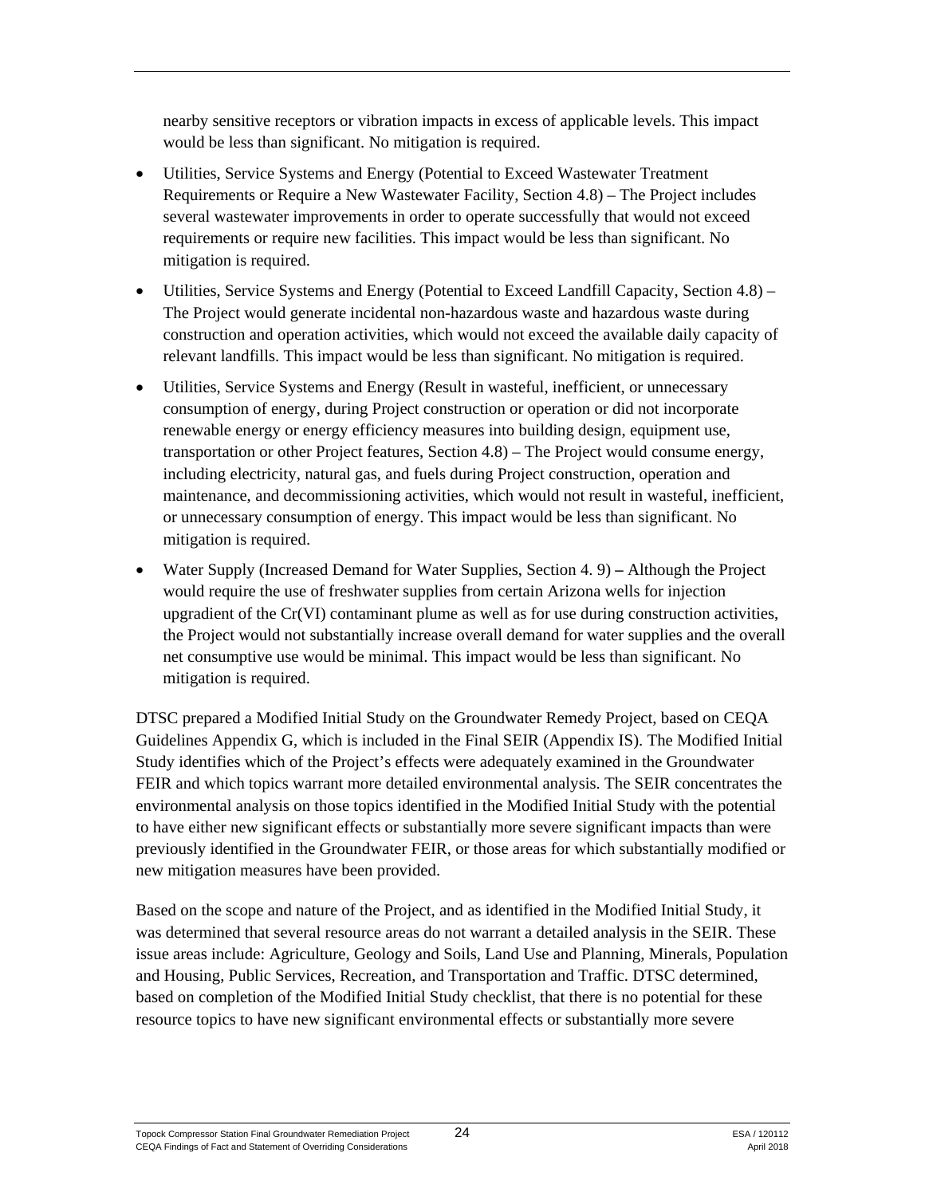nearby sensitive receptors or vibration impacts in excess of applicable levels. This impact would be less than significant. No mitigation is required.

- Utilities, Service Systems and Energy (Potential to Exceed Wastewater Treatment Requirements or Require a New Wastewater Facility, Section 4.8) – The Project includes several wastewater improvements in order to operate successfully that would not exceed requirements or require new facilities. This impact would be less than significant. No mitigation is required.
- Utilities, Service Systems and Energy (Potential to Exceed Landfill Capacity, Section 4.8) – The Project would generate incidental non-hazardous waste and hazardous waste during construction and operation activities, which would not exceed the available daily capacity of relevant landfills. This impact would be less than significant. No mitigation is required.
- Utilities, Service Systems and Energy (Result in wasteful, inefficient, or unnecessary consumption of energy, during Project construction or operation or did not incorporate renewable energy or energy efficiency measures into building design, equipment use, transportation or other Project features, Section 4.8) – The Project would consume energy, including electricity, natural gas, and fuels during Project construction, operation and maintenance, and decommissioning activities, which would not result in wasteful, inefficient, or unnecessary consumption of energy. This impact would be less than significant. No mitigation is required.
- Water Supply (Increased Demand for Water Supplies, Section 4. 9) **–** Although the Project would require the use of freshwater supplies from certain Arizona wells for injection upgradient of the Cr(VI) contaminant plume as well as for use during construction activities, the Project would not substantially increase overall demand for water supplies and the overall net consumptive use would be minimal. This impact would be less than significant. No mitigation is required.

DTSC prepared a Modified Initial Study on the Groundwater Remedy Project, based on CEQA Guidelines Appendix G, which is included in the Final SEIR (Appendix IS). The Modified Initial Study identifies which of the Project's effects were adequately examined in the Groundwater FEIR and which topics warrant more detailed environmental analysis. The SEIR concentrates the environmental analysis on those topics identified in the Modified Initial Study with the potential to have either new significant effects or substantially more severe significant impacts than were previously identified in the Groundwater FEIR, or those areas for which substantially modified or new mitigation measures have been provided.

Based on the scope and nature of the Project, and as identified in the Modified Initial Study, it was determined that several resource areas do not warrant a detailed analysis in the SEIR. These issue areas include: Agriculture, Geology and Soils, Land Use and Planning, Minerals, Population and Housing, Public Services, Recreation, and Transportation and Traffic. DTSC determined, based on completion of the Modified Initial Study checklist, that there is no potential for these resource topics to have new significant environmental effects or substantially more severe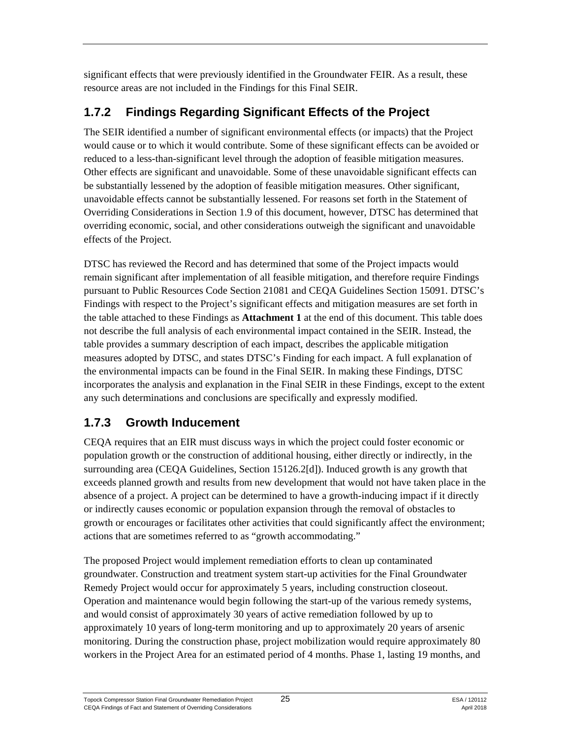significant effects that were previously identified in the Groundwater FEIR. As a result, these resource areas are not included in the Findings for this Final SEIR.

### 1.7.2 Findings Regarding Significant Effects of the Project

The SEIR identified a number of significant environmental effects (or impacts) that the Project would cause or to which it would contribute. Some of these significant effects can be avoided or reduced to a less-than-significant level through the adoption of feasible mitigation measures. Other effects are significant and unavoidable. Some of these unavoidable significant effects can be substantially lessened by the adoption of feasible mitigation measures. Other significant, unavoidable effects cannot be substantially lessened. For reasons set forth in the Statement of Overriding Considerations in Section 1.9 of this document, however, DTSC has determined that overriding economic, social, and other considerations outweigh the significant and unavoidable effects of the Project.

DTSC has reviewed the Record and has determined that some of the Project impacts would remain significant after implementation of all feasible mitigation, and therefore require Findings pursuant to Public Resources Code Section 21081 and CEQA Guidelines Section 15091. DTSC's Findings with respect to the Project's significant effects and mitigation measures are set forth in the table attached to these Findings as **Attachment 1** at the end of this document. This table does not describe the full analysis of each environmental impact contained in the SEIR. Instead, the table provides a summary description of each impact, describes the applicable mitigation measures adopted by DTSC, and states DTSC's Finding for each impact. A full explanation of the environmental impacts can be found in the Final SEIR. In making these Findings, DTSC incorporates the analysis and explanation in the Final SEIR in these Findings, except to the extent any such determinations and conclusions are specifically and expressly modified.

### 1.7.3 Growth Inducement

CEQA requires that an EIR must discuss ways in which the project could foster economic or population growth or the construction of additional housing, either directly or indirectly, in the surrounding area (CEQA Guidelines, Section 15126.2[d]). Induced growth is any growth that exceeds planned growth and results from new development that would not have taken place in the absence of a project. A project can be determined to have a growth-inducing impact if it directly or indirectly causes economic or population expansion through the removal of obstacles to growth or encourages or facilitates other activities that could significantly affect the environment; actions that are sometimes referred to as "growth accommodating."

The proposed Project would implement remediation efforts to clean up contaminated groundwater. Construction and treatment system start-up activities for the Final Groundwater Remedy Project would occur for approximately 5 years, including construction closeout. Operation and maintenance would begin following the start-up of the various remedy systems, and would consist of approximately 30 years of active remediation followed by up to approximately 10 years of long-term monitoring and up to approximately 20 years of arsenic monitoring. During the construction phase, project mobilization would require approximately 80 workers in the Project Area for an estimated period of 4 months. Phase 1, lasting 19 months, and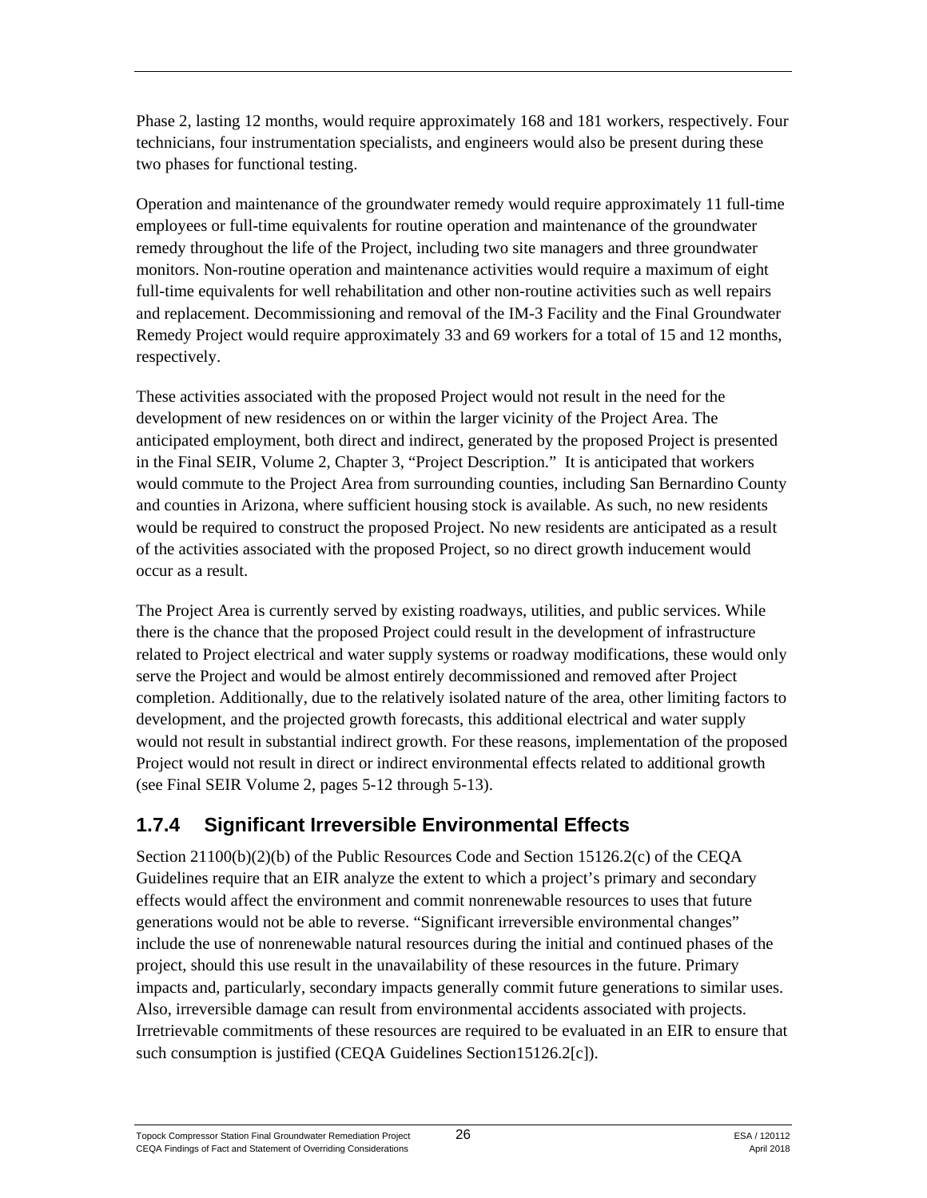Phase 2, lasting 12 months, would require approximately 168 and 181 workers, respectively. Four technicians, four instrumentation specialists, and engineers would also be present during these two phases for functional testing.

Operation and maintenance of the groundwater remedy would require approximately 11 full-time employees or full-time equivalents for routine operation and maintenance of the groundwater remedy throughout the life of the Project, including two site managers and three groundwater monitors. Non-routine operation and maintenance activities would require a maximum of eight full-time equivalents for well rehabilitation and other non-routine activities such as well repairs and replacement. Decommissioning and removal of the IM-3 Facility and the Final Groundwater Remedy Project would require approximately 33 and 69 workers for a total of 15 and 12 months, respectively.

These activities associated with the proposed Project would not result in the need for the development of new residences on or within the larger vicinity of the Project Area. The anticipated employment, both direct and indirect, generated by the proposed Project is presented in the Final SEIR, Volume 2, Chapter 3, "Project Description." It is anticipated that workers would commute to the Project Area from surrounding counties, including San Bernardino County and counties in Arizona, where sufficient housing stock is available. As such, no new residents would be required to construct the proposed Project. No new residents are anticipated as a result of the activities associated with the proposed Project, so no direct growth inducement would occur as a result.

The Project Area is currently served by existing roadways, utilities, and public services. While there is the chance that the proposed Project could result in the development of infrastructure related to Project electrical and water supply systems or roadway modifications, these would only serve the Project and would be almost entirely decommissioned and removed after Project completion. Additionally, due to the relatively isolated nature of the area, other limiting factors to development, and the projected growth forecasts, this additional electrical and water supply would not result in substantial indirect growth. For these reasons, implementation of the proposed Project would not result in direct or indirect environmental effects related to additional growth (see Final SEIR Volume 2, pages 5-12 through 5-13).

### 1.7.4 Significant Irreversible Environmental Effects

Section 21100(b)(2)(b) of the Public Resources Code and Section 15126.2(c) of the CEQA Guidelines require that an EIR analyze the extent to which a project's primary and secondary effects would affect the environment and commit nonrenewable resources to uses that future generations would not be able to reverse. "Significant irreversible environmental changes" include the use of nonrenewable natural resources during the initial and continued phases of the project, should this use result in the unavailability of these resources in the future. Primary impacts and, particularly, secondary impacts generally commit future generations to similar uses. Also, irreversible damage can result from environmental accidents associated with projects. Irretrievable commitments of these resources are required to be evaluated in an EIR to ensure that such consumption is justified (CEQA Guidelines Section15126.2[c]).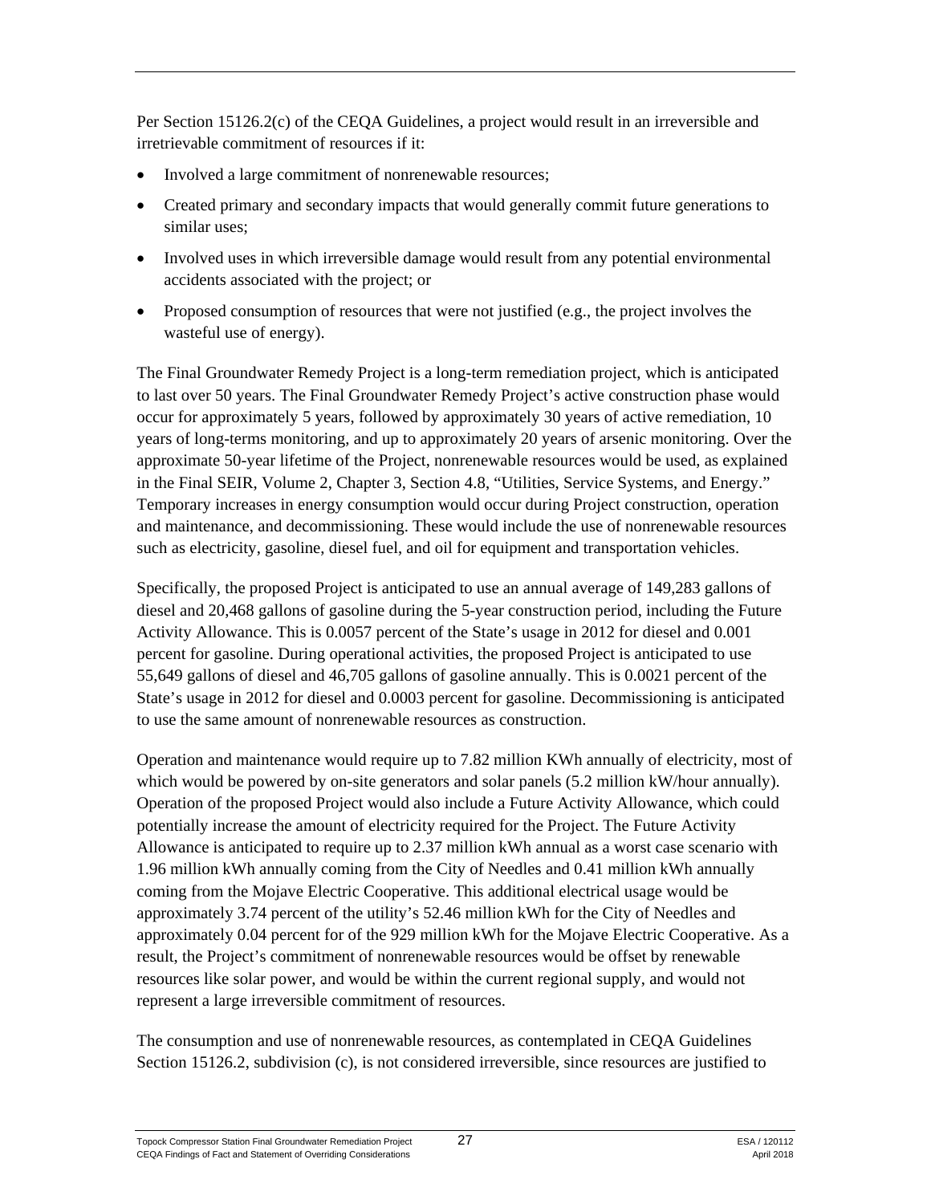Per Section 15126.2(c) of the CEQA Guidelines, a project would result in an irreversible and irretrievable commitment of resources if it:

- Involved a large commitment of nonrenewable resources;
- Created primary and secondary impacts that would generally commit future generations to similar uses;
- Involved uses in which irreversible damage would result from any potential environmental accidents associated with the project; or
- Proposed consumption of resources that were not justified (e.g., the project involves the wasteful use of energy).

The Final Groundwater Remedy Project is a long-term remediation project, which is anticipated to last over 50 years. The Final Groundwater Remedy Project's active construction phase would occur for approximately 5 years, followed by approximately 30 years of active remediation, 10 years of long-terms monitoring, and up to approximately 20 years of arsenic monitoring. Over the approximate 50-year lifetime of the Project, nonrenewable resources would be used, as explained in the Final SEIR, Volume 2, Chapter 3, Section 4.8, "Utilities, Service Systems, and Energy." Temporary increases in energy consumption would occur during Project construction, operation and maintenance, and decommissioning. These would include the use of nonrenewable resources such as electricity, gasoline, diesel fuel, and oil for equipment and transportation vehicles.

Specifically, the proposed Project is anticipated to use an annual average of 149,283 gallons of diesel and 20,468 gallons of gasoline during the 5-year construction period, including the Future Activity Allowance. This is 0.0057 percent of the State's usage in 2012 for diesel and 0.001 percent for gasoline. During operational activities, the proposed Project is anticipated to use 55,649 gallons of diesel and 46,705 gallons of gasoline annually. This is 0.0021 percent of the State's usage in 2012 for diesel and 0.0003 percent for gasoline. Decommissioning is anticipated to use the same amount of nonrenewable resources as construction.

Operation and maintenance would require up to 7.82 million KWh annually of electricity, most of which would be powered by on-site generators and solar panels (5.2 million kW/hour annually). Operation of the proposed Project would also include a Future Activity Allowance, which could potentially increase the amount of electricity required for the Project. The Future Activity Allowance is anticipated to require up to 2.37 million kWh annual as a worst case scenario with 1.96 million kWh annually coming from the City of Needles and 0.41 million kWh annually coming from the Mojave Electric Cooperative. This additional electrical usage would be approximately 3.74 percent of the utility's 52.46 million kWh for the City of Needles and approximately 0.04 percent for of the 929 million kWh for the Mojave Electric Cooperative. As a result, the Project's commitment of nonrenewable resources would be offset by renewable resources like solar power, and would be within the current regional supply, and would not represent a large irreversible commitment of resources.

The consumption and use of nonrenewable resources, as contemplated in CEQA Guidelines Section 15126.2, subdivision (c), is not considered irreversible, since resources are justified to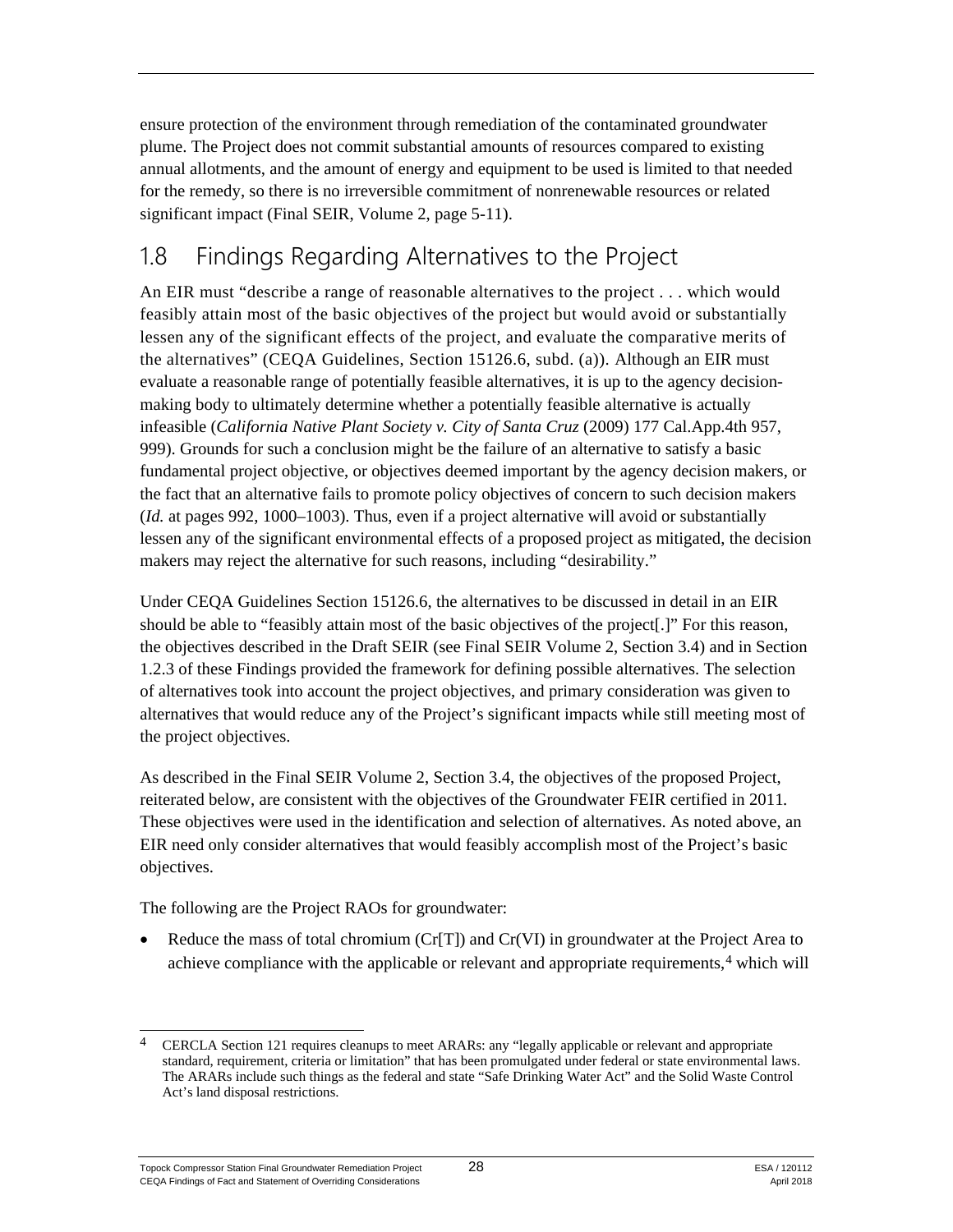ensure protection of the environment through remediation of the contaminated groundwater plume. The Project does not commit substantial amounts of resources compared to existing annual allotments, and the amount of energy and equipment to be used is limited to that needed for the remedy, so there is no irreversible commitment of nonrenewable resources or related significant impact (Final SEIR, Volume 2, page 5-11).

## 1.8 Findings Regarding Alternatives to the Project

An EIR must "describe a range of reasonable alternatives to the project . . . which would feasibly attain most of the basic objectives of the project but would avoid or substantially lessen any of the significant effects of the project, and evaluate the comparative merits of the alternatives" (CEQA Guidelines, Section 15126.6, subd. (a)). Although an EIR must evaluate a reasonable range of potentially feasible alternatives, it is up to the agency decision-making body to ultimately determine whether a potentially feasible alternative is actually infeasible (*California Native Plant Society v. City of Santa Cruz* (2009) 177 Cal.App.4th 957, 999). Grounds for such a conclusion might be the failure of an alternative to satisfy a basic fundamental project objective, or objectives deemed important by the agency decision makers, or the fact that an alternative fails to promote policy objectives of concern to such decision makers (*Id.* at pages 992, 1000–1003). Thus, even if a project alternative will avoid or substantially lessen any of the significant environmental effects of a proposed project as mitigated, the decision makers may reject the alternative for such reasons, including "desirability."

Under CEQA Guidelines Section 15126.6, the alternatives to be discussed in detail in an EIR should be able to "feasibly attain most of the basic objectives of the project[.]" For this reason, the objectives described in the Draft SEIR (see Final SEIR Volume 2, Section 3.4) and in Section 1.2.3 of these Findings provided the framework for defining possible alternatives. The selection of alternatives took into account the project objectives, and primary consideration was given to alternatives that would reduce any of the Project's significant impacts while still meeting most of the project objectives.

As described in the Final SEIR Volume 2, Section 3.4, the objectives of the proposed Project, reiterated below, are consistent with the objectives of the Groundwater FEIR certified in 2011. These objectives were used in the identification and selection of alternatives. As noted above, an EIR need only consider alternatives that would feasibly accomplish most of the Project's basic objectives.

The following are the Project RAOs for groundwater:

- Reduce the mass of total chromium (Cr[T]) and Cr(VI) in groundwater at the Project Area to achieve compliance with the applicable or relevant and appropriate requirements,[4] which will

[4] CERCLA Section 121 requires cleanups to meet ARARs: any "legally applicable or relevant and appropriate standard, requirement, criteria or limitation" that has been promulgated under federal or state environmental laws. The ARARs include such things as the federal and state "Safe Drinking Water Act" and the Solid Waste Control Act's land disposal restrictions.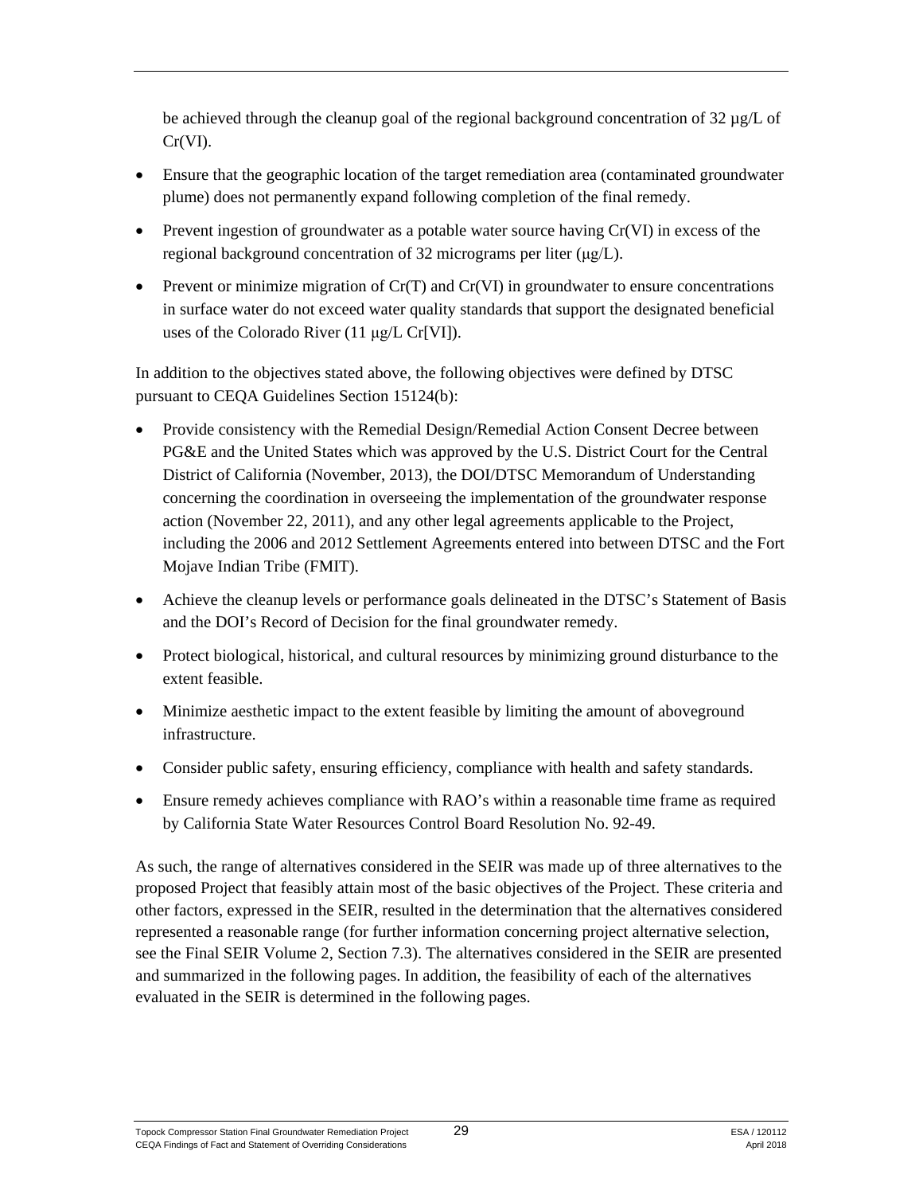be achieved through the cleanup goal of the regional background concentration of 32 µg/L of Cr(VI).

- Ensure that the geographic location of the target remediation area (contaminated groundwater plume) does not permanently expand following completion of the final remedy.
- Prevent ingestion of groundwater as a potable water source having Cr(VI) in excess of the regional background concentration of 32 micrograms per liter (µg/L).
- Prevent or minimize migration of Cr(T) and Cr(VI) in groundwater to ensure concentrations in surface water do not exceed water quality standards that support the designated beneficial uses of the Colorado River (11 µg/L Cr[VI]).

In addition to the objectives stated above, the following objectives were defined by DTSC pursuant to CEQA Guidelines Section 15124(b):

- Provide consistency with the Remedial Design/Remedial Action Consent Decree between PG&E and the United States which was approved by the U.S. District Court for the Central District of California (November, 2013), the DOI/DTSC Memorandum of Understanding concerning the coordination in overseeing the implementation of the groundwater response action (November 22, 2011), and any other legal agreements applicable to the Project, including the 2006 and 2012 Settlement Agreements entered into between DTSC and the Fort Mojave Indian Tribe (FMIT).
- Achieve the cleanup levels or performance goals delineated in the DTSC's Statement of Basis and the DOI's Record of Decision for the final groundwater remedy.
- Protect biological, historical, and cultural resources by minimizing ground disturbance to the extent feasible.
- Minimize aesthetic impact to the extent feasible by limiting the amount of aboveground infrastructure.
- Consider public safety, ensuring efficiency, compliance with health and safety standards.
- Ensure remedy achieves compliance with RAO's within a reasonable time frame as required by California State Water Resources Control Board Resolution No. 92-49.

As such, the range of alternatives considered in the SEIR was made up of three alternatives to the proposed Project that feasibly attain most of the basic objectives of the Project. These criteria and other factors, expressed in the SEIR, resulted in the determination that the alternatives considered represented a reasonable range (for further information concerning project alternative selection, see the Final SEIR Volume 2, Section 7.3). The alternatives considered in the SEIR are presented and summarized in the following pages. In addition, the feasibility of each of the alternatives evaluated in the SEIR is determined in the following pages.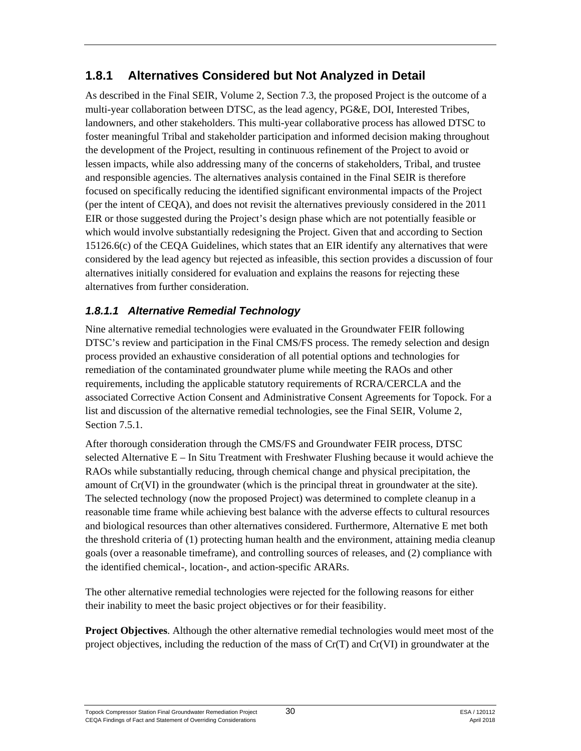### 1.8.1 Alternatives Considered but Not Analyzed in Detail

As described in the Final SEIR, Volume 2, Section 7.3, the proposed Project is the outcome of a multi-year collaboration between DTSC, as the lead agency, PG&E, DOI, Interested Tribes, landowners, and other stakeholders. This multi-year collaborative process has allowed DTSC to foster meaningful Tribal and stakeholder participation and informed decision making throughout the development of the Project, resulting in continuous refinement of the Project to avoid or lessen impacts, while also addressing many of the concerns of stakeholders, Tribal, and trustee and responsible agencies. The alternatives analysis contained in the Final SEIR is therefore focused on specifically reducing the identified significant environmental impacts of the Project (per the intent of CEQA), and does not revisit the alternatives previously considered in the 2011 EIR or those suggested during the Project's design phase which are not potentially feasible or which would involve substantially redesigning the Project. Given that and according to Section 15126.6(c) of the CEQA Guidelines, which states that an EIR identify any alternatives that were considered by the lead agency but rejected as infeasible, this section provides a discussion of four alternatives initially considered for evaluation and explains the reasons for rejecting these alternatives from further consideration.

#### *1.8.1.1 Alternative Remedial Technology*

Nine alternative remedial technologies were evaluated in the Groundwater FEIR following DTSC's review and participation in the Final CMS/FS process. The remedy selection and design process provided an exhaustive consideration of all potential options and technologies for remediation of the contaminated groundwater plume while meeting the RAOs and other requirements, including the applicable statutory requirements of RCRA/CERCLA and the associated Corrective Action Consent and Administrative Consent Agreements for Topock. For a list and discussion of the alternative remedial technologies, see the Final SEIR, Volume 2, Section 7.5.1.

After thorough consideration through the CMS/FS and Groundwater FEIR process, DTSC selected Alternative E – In Situ Treatment with Freshwater Flushing because it would achieve the RAOs while substantially reducing, through chemical change and physical precipitation, the amount of Cr(VI) in the groundwater (which is the principal threat in groundwater at the site). The selected technology (now the proposed Project) was determined to complete cleanup in a reasonable time frame while achieving best balance with the adverse effects to cultural resources and biological resources than other alternatives considered. Furthermore, Alternative E met both the threshold criteria of (1) protecting human health and the environment, attaining media cleanup goals (over a reasonable timeframe), and controlling sources of releases, and (2) compliance with the identified chemical-, location-, and action-specific ARARs.

The other alternative remedial technologies were rejected for the following reasons for either their inability to meet the basic project objectives or for their feasibility.

**Project Objectives**. Although the other alternative remedial technologies would meet most of the project objectives, including the reduction of the mass of Cr(T) and Cr(VI) in groundwater at the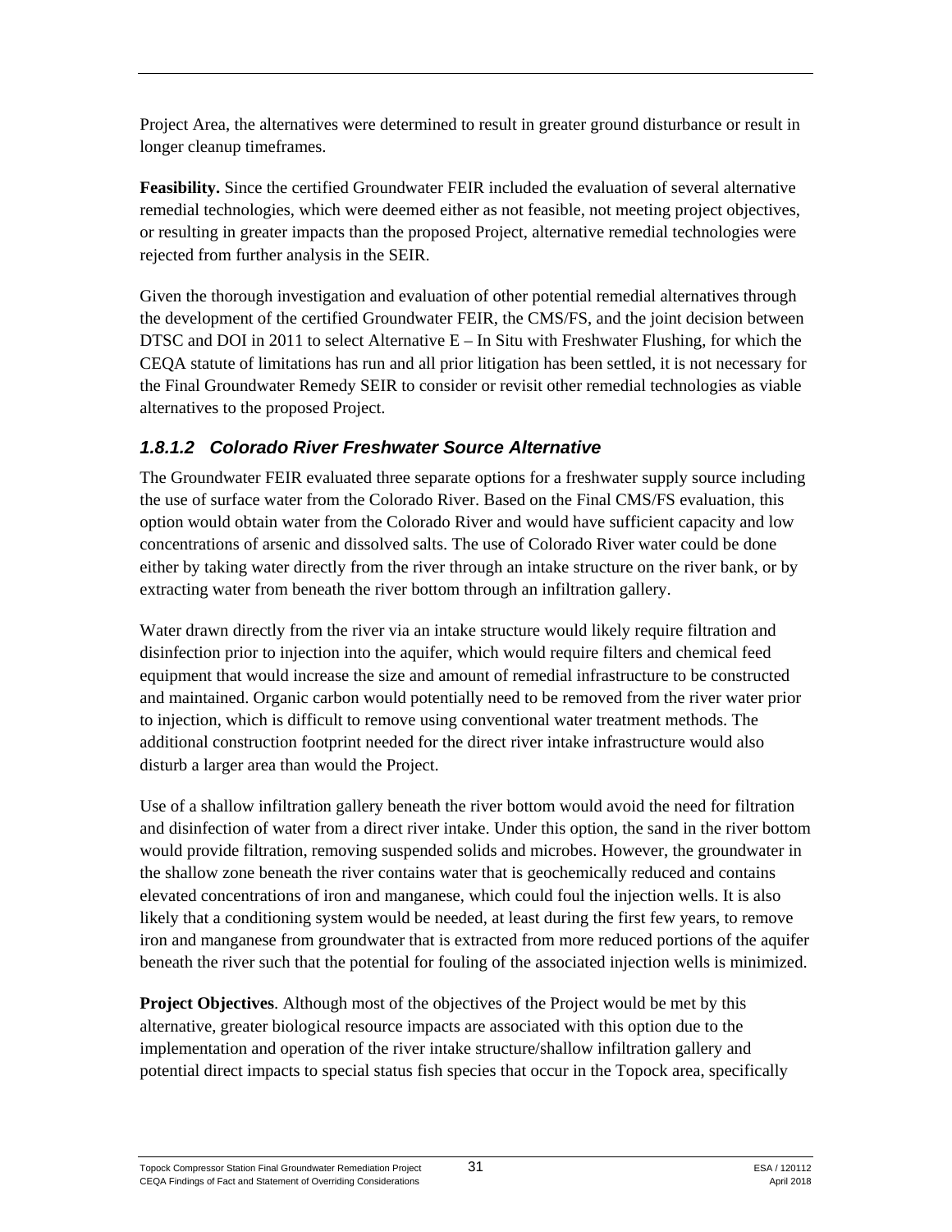Project Area, the alternatives were determined to result in greater ground disturbance or result in longer cleanup timeframes.

**Feasibility.** Since the certified Groundwater FEIR included the evaluation of several alternative remedial technologies, which were deemed either as not feasible, not meeting project objectives, or resulting in greater impacts than the proposed Project, alternative remedial technologies were rejected from further analysis in the SEIR.

Given the thorough investigation and evaluation of other potential remedial alternatives through the development of the certified Groundwater FEIR, the CMS/FS, and the joint decision between DTSC and DOI in 2011 to select Alternative E – In Situ with Freshwater Flushing, for which the CEQA statute of limitations has run and all prior litigation has been settled, it is not necessary for the Final Groundwater Remedy SEIR to consider or revisit other remedial technologies as viable alternatives to the proposed Project.

### *1.8.1.2 Colorado River Freshwater Source Alternative*

The Groundwater FEIR evaluated three separate options for a freshwater supply source including the use of surface water from the Colorado River. Based on the Final CMS/FS evaluation, this option would obtain water from the Colorado River and would have sufficient capacity and low concentrations of arsenic and dissolved salts. The use of Colorado River water could be done either by taking water directly from the river through an intake structure on the river bank, or by extracting water from beneath the river bottom through an infiltration gallery.

Water drawn directly from the river via an intake structure would likely require filtration and disinfection prior to injection into the aquifer, which would require filters and chemical feed equipment that would increase the size and amount of remedial infrastructure to be constructed and maintained. Organic carbon would potentially need to be removed from the river water prior to injection, which is difficult to remove using conventional water treatment methods. The additional construction footprint needed for the direct river intake infrastructure would also disturb a larger area than would the Project.

Use of a shallow infiltration gallery beneath the river bottom would avoid the need for filtration and disinfection of water from a direct river intake. Under this option, the sand in the river bottom would provide filtration, removing suspended solids and microbes. However, the groundwater in the shallow zone beneath the river contains water that is geochemically reduced and contains elevated concentrations of iron and manganese, which could foul the injection wells. It is also likely that a conditioning system would be needed, at least during the first few years, to remove iron and manganese from groundwater that is extracted from more reduced portions of the aquifer beneath the river such that the potential for fouling of the associated injection wells is minimized.

**Project Objectives**. Although most of the objectives of the Project would be met by this alternative, greater biological resource impacts are associated with this option due to the implementation and operation of the river intake structure/shallow infiltration gallery and potential direct impacts to special status fish species that occur in the Topock area, specifically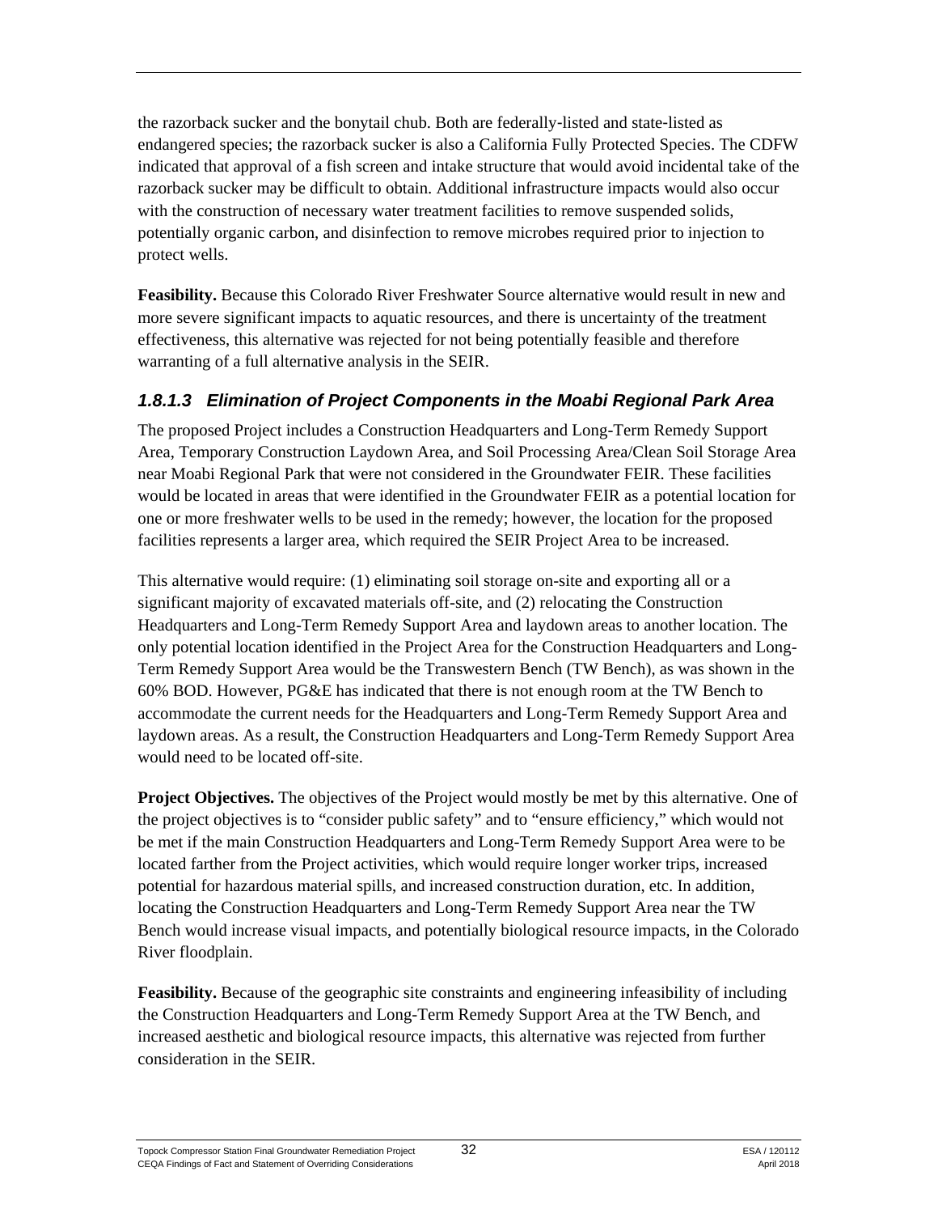the razorback sucker and the bonytail chub. Both are federally-listed and state-listed as endangered species; the razorback sucker is also a California Fully Protected Species. The CDFW indicated that approval of a fish screen and intake structure that would avoid incidental take of the razorback sucker may be difficult to obtain. Additional infrastructure impacts would also occur with the construction of necessary water treatment facilities to remove suspended solids, potentially organic carbon, and disinfection to remove microbes required prior to injection to protect wells.

**Feasibility.** Because this Colorado River Freshwater Source alternative would result in new and more severe significant impacts to aquatic resources, and there is uncertainty of the treatment effectiveness, this alternative was rejected for not being potentially feasible and therefore warranting of a full alternative analysis in the SEIR.

### *1.8.1.3 Elimination of Project Components in the Moabi Regional Park Area*

The proposed Project includes a Construction Headquarters and Long-Term Remedy Support Area, Temporary Construction Laydown Area, and Soil Processing Area/Clean Soil Storage Area near Moabi Regional Park that were not considered in the Groundwater FEIR. These facilities would be located in areas that were identified in the Groundwater FEIR as a potential location for one or more freshwater wells to be used in the remedy; however, the location for the proposed facilities represents a larger area, which required the SEIR Project Area to be increased.

This alternative would require: (1) eliminating soil storage on-site and exporting all or a significant majority of excavated materials off-site, and (2) relocating the Construction Headquarters and Long-Term Remedy Support Area and laydown areas to another location. The only potential location identified in the Project Area for the Construction Headquarters and Long-Term Remedy Support Area would be the Transwestern Bench (TW Bench), as was shown in the 60% BOD. However, PG&E has indicated that there is not enough room at the TW Bench to accommodate the current needs for the Headquarters and Long-Term Remedy Support Area and laydown areas. As a result, the Construction Headquarters and Long-Term Remedy Support Area would need to be located off-site.

**Project Objectives.** The objectives of the Project would mostly be met by this alternative. One of the project objectives is to "consider public safety" and to "ensure efficiency," which would not be met if the main Construction Headquarters and Long-Term Remedy Support Area were to be located farther from the Project activities, which would require longer worker trips, increased potential for hazardous material spills, and increased construction duration, etc. In addition, locating the Construction Headquarters and Long-Term Remedy Support Area near the TW Bench would increase visual impacts, and potentially biological resource impacts, in the Colorado River floodplain.

**Feasibility.** Because of the geographic site constraints and engineering infeasibility of including the Construction Headquarters and Long-Term Remedy Support Area at the TW Bench, and increased aesthetic and biological resource impacts, this alternative was rejected from further consideration in the SEIR.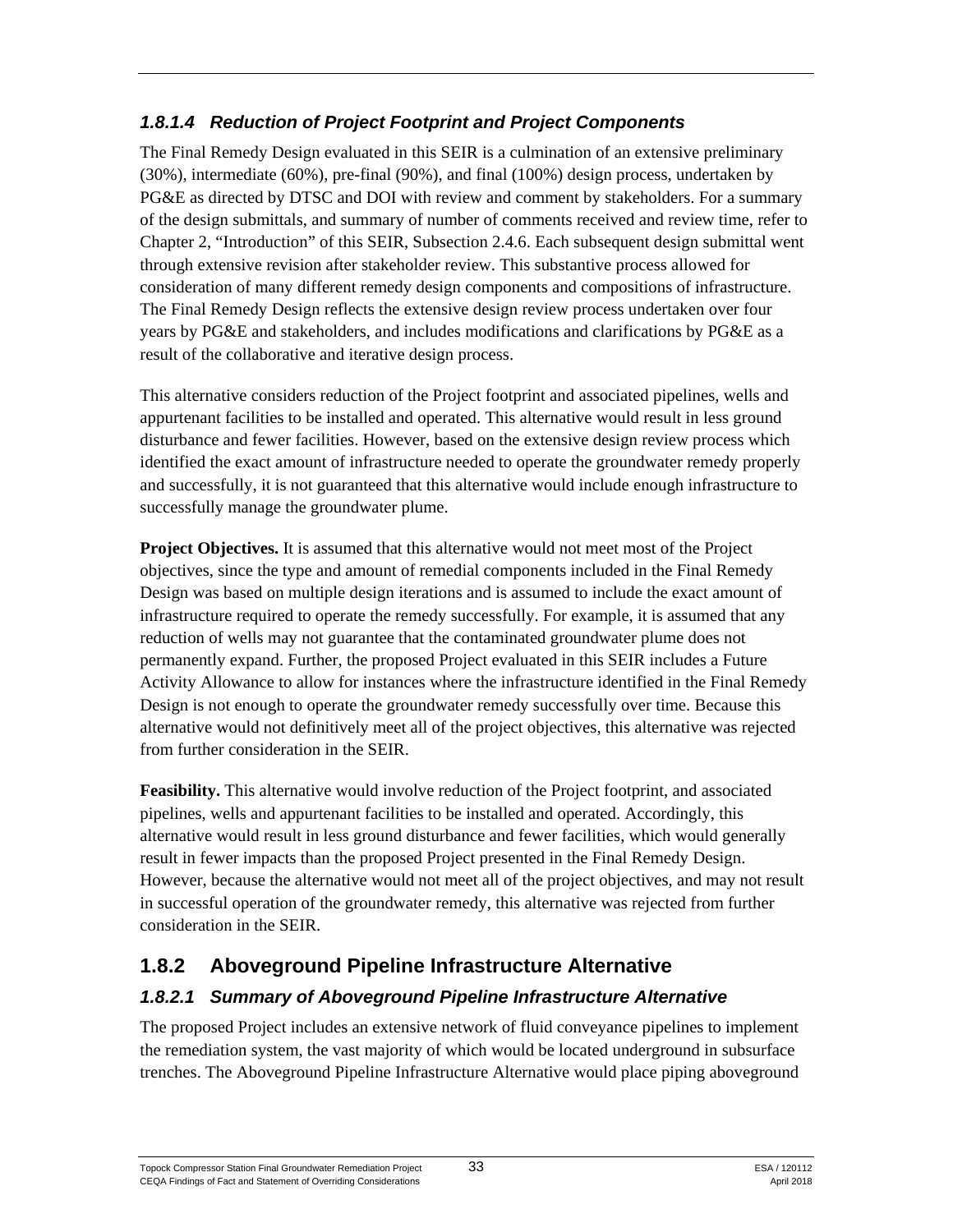#### *1.8.1.4 Reduction of Project Footprint and Project Components*

The Final Remedy Design evaluated in this SEIR is a culmination of an extensive preliminary (30%), intermediate (60%), pre-final (90%), and final (100%) design process, undertaken by PG&E as directed by DTSC and DOI with review and comment by stakeholders. For a summary of the design submittals, and summary of number of comments received and review time, refer to Chapter 2, "Introduction" of this SEIR, Subsection 2.4.6. Each subsequent design submittal went through extensive revision after stakeholder review. This substantive process allowed for consideration of many different remedy design components and compositions of infrastructure. The Final Remedy Design reflects the extensive design review process undertaken over four years by PG&E and stakeholders, and includes modifications and clarifications by PG&E as a result of the collaborative and iterative design process.

This alternative considers reduction of the Project footprint and associated pipelines, wells and appurtenant facilities to be installed and operated. This alternative would result in less ground disturbance and fewer facilities. However, based on the extensive design review process which identified the exact amount of infrastructure needed to operate the groundwater remedy properly and successfully, it is not guaranteed that this alternative would include enough infrastructure to successfully manage the groundwater plume.

**Project Objectives.** It is assumed that this alternative would not meet most of the Project objectives, since the type and amount of remedial components included in the Final Remedy Design was based on multiple design iterations and is assumed to include the exact amount of infrastructure required to operate the remedy successfully. For example, it is assumed that any reduction of wells may not guarantee that the contaminated groundwater plume does not permanently expand. Further, the proposed Project evaluated in this SEIR includes a Future Activity Allowance to allow for instances where the infrastructure identified in the Final Remedy Design is not enough to operate the groundwater remedy successfully over time. Because this alternative would not definitively meet all of the project objectives, this alternative was rejected from further consideration in the SEIR.

**Feasibility.** This alternative would involve reduction of the Project footprint, and associated pipelines, wells and appurtenant facilities to be installed and operated. Accordingly, this alternative would result in less ground disturbance and fewer facilities, which would generally result in fewer impacts than the proposed Project presented in the Final Remedy Design. However, because the alternative would not meet all of the project objectives, and may not result in successful operation of the groundwater remedy, this alternative was rejected from further consideration in the SEIR.

### 1.8.2 Aboveground Pipeline Infrastructure Alternative

#### *1.8.2.1 Summary of Aboveground Pipeline Infrastructure Alternative*

The proposed Project includes an extensive network of fluid conveyance pipelines to implement the remediation system, the vast majority of which would be located underground in subsurface trenches. The Aboveground Pipeline Infrastructure Alternative would place piping aboveground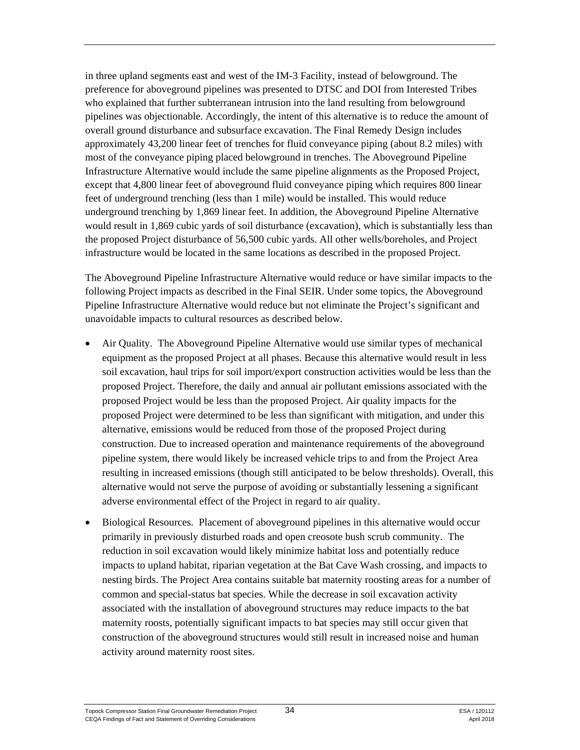in three upland segments east and west of the IM-3 Facility, instead of belowground. The preference for aboveground pipelines was presented to DTSC and DOI from Interested Tribes who explained that further subterranean intrusion into the land resulting from belowground pipelines was objectionable. Accordingly, the intent of this alternative is to reduce the amount of overall ground disturbance and subsurface excavation. The Final Remedy Design includes approximately 43,200 linear feet of trenches for fluid conveyance piping (about 8.2 miles) with most of the conveyance piping placed belowground in trenches. The Aboveground Pipeline Infrastructure Alternative would include the same pipeline alignments as the Proposed Project, except that 4,800 linear feet of aboveground fluid conveyance piping which requires 800 linear feet of underground trenching (less than 1 mile) would be installed. This would reduce underground trenching by 1,869 linear feet. In addition, the Aboveground Pipeline Alternative would result in 1,869 cubic yards of soil disturbance (excavation), which is substantially less than the proposed Project disturbance of 56,500 cubic yards. All other wells/boreholes, and Project infrastructure would be located in the same locations as described in the proposed Project.

The Aboveground Pipeline Infrastructure Alternative would reduce or have similar impacts to the following Project impacts as described in the Final SEIR. Under some topics, the Aboveground Pipeline Infrastructure Alternative would reduce but not eliminate the Project's significant and unavoidable impacts to cultural resources as described below.

- Air Quality. The Aboveground Pipeline Alternative would use similar types of mechanical equipment as the proposed Project at all phases. Because this alternative would result in less soil excavation, haul trips for soil import/export construction activities would be less than the proposed Project. Therefore, the daily and annual air pollutant emissions associated with the proposed Project would be less than the proposed Project. Air quality impacts for the proposed Project were determined to be less than significant with mitigation, and under this alternative, emissions would be reduced from those of the proposed Project during construction. Due to increased operation and maintenance requirements of the aboveground pipeline system, there would likely be increased vehicle trips to and from the Project Area resulting in increased emissions (though still anticipated to be below thresholds). Overall, this alternative would not serve the purpose of avoiding or substantially lessening a significant adverse environmental effect of the Project in regard to air quality.
- Biological Resources. Placement of aboveground pipelines in this alternative would occur primarily in previously disturbed roads and open creosote bush scrub community. The reduction in soil excavation would likely minimize habitat loss and potentially reduce impacts to upland habitat, riparian vegetation at the Bat Cave Wash crossing, and impacts to nesting birds. The Project Area contains suitable bat maternity roosting areas for a number of common and special-status bat species. While the decrease in soil excavation activity associated with the installation of aboveground structures may reduce impacts to the bat maternity roosts, potentially significant impacts to bat species may still occur given that construction of the aboveground structures would still result in increased noise and human activity around maternity roost sites.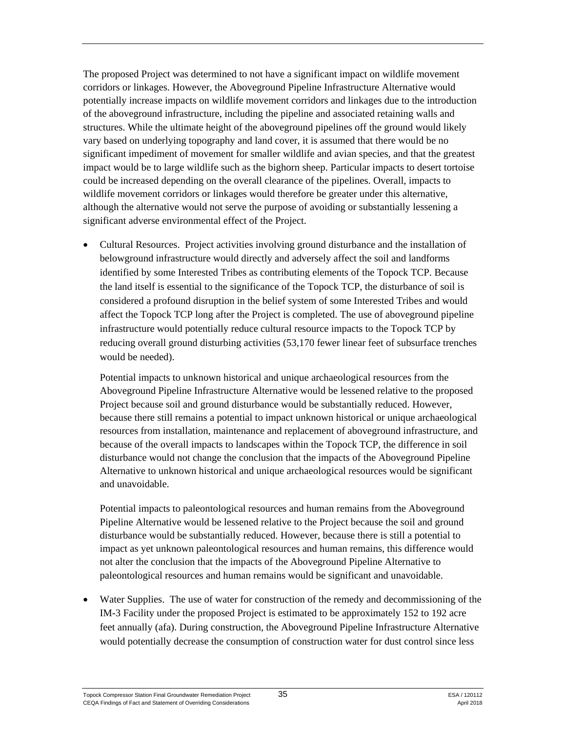The proposed Project was determined to not have a significant impact on wildlife movement corridors or linkages. However, the Aboveground Pipeline Infrastructure Alternative would potentially increase impacts on wildlife movement corridors and linkages due to the introduction of the aboveground infrastructure, including the pipeline and associated retaining walls and structures. While the ultimate height of the aboveground pipelines off the ground would likely vary based on underlying topography and land cover, it is assumed that there would be no significant impediment of movement for smaller wildlife and avian species, and that the greatest impact would be to large wildlife such as the bighorn sheep. Particular impacts to desert tortoise could be increased depending on the overall clearance of the pipelines. Overall, impacts to wildlife movement corridors or linkages would therefore be greater under this alternative, although the alternative would not serve the purpose of avoiding or substantially lessening a significant adverse environmental effect of the Project.

- Cultural Resources. Project activities involving ground disturbance and the installation of belowground infrastructure would directly and adversely affect the soil and landforms identified by some Interested Tribes as contributing elements of the Topock TCP. Because the land itself is essential to the significance of the Topock TCP, the disturbance of soil is considered a profound disruption in the belief system of some Interested Tribes and would affect the Topock TCP long after the Project is completed. The use of aboveground pipeline infrastructure would potentially reduce cultural resource impacts to the Topock TCP by reducing overall ground disturbing activities (53,170 fewer linear feet of subsurface trenches would be needed).

  Potential impacts to unknown historical and unique archaeological resources from the Aboveground Pipeline Infrastructure Alternative would be lessened relative to the proposed Project because soil and ground disturbance would be substantially reduced. However, because there still remains a potential to impact unknown historical or unique archaeological resources from installation, maintenance and replacement of aboveground infrastructure, and because of the overall impacts to landscapes within the Topock TCP, the difference in soil disturbance would not change the conclusion that the impacts of the Aboveground Pipeline Alternative to unknown historical and unique archaeological resources would be significant and unavoidable.

  Potential impacts to paleontological resources and human remains from the Aboveground Pipeline Alternative would be lessened relative to the Project because the soil and ground disturbance would be substantially reduced. However, because there is still a potential to impact as yet unknown paleontological resources and human remains, this difference would not alter the conclusion that the impacts of the Aboveground Pipeline Alternative to paleontological resources and human remains would be significant and unavoidable.

- Water Supplies. The use of water for construction of the remedy and decommissioning of the IM-3 Facility under the proposed Project is estimated to be approximately 152 to 192 acre feet annually (afa). During construction, the Aboveground Pipeline Infrastructure Alternative would potentially decrease the consumption of construction water for dust control since less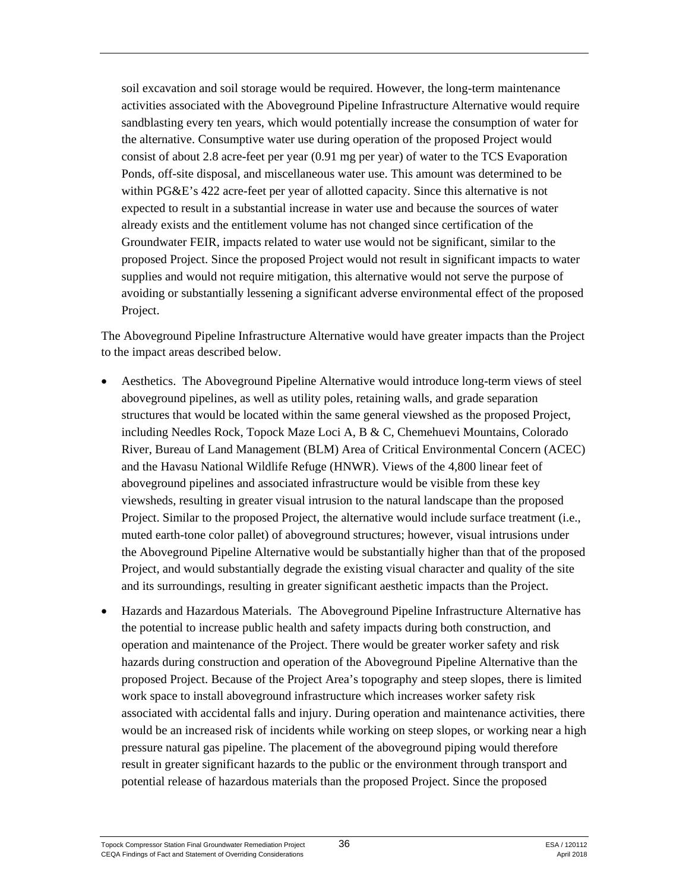soil excavation and soil storage would be required. However, the long-term maintenance activities associated with the Aboveground Pipeline Infrastructure Alternative would require sandblasting every ten years, which would potentially increase the consumption of water for the alternative. Consumptive water use during operation of the proposed Project would consist of about 2.8 acre-feet per year (0.91 mg per year) of water to the TCS Evaporation Ponds, off-site disposal, and miscellaneous water use. This amount was determined to be within PG&E's 422 acre-feet per year of allotted capacity. Since this alternative is not expected to result in a substantial increase in water use and because the sources of water already exists and the entitlement volume has not changed since certification of the Groundwater FEIR, impacts related to water use would not be significant, similar to the proposed Project. Since the proposed Project would not result in significant impacts to water supplies and would not require mitigation, this alternative would not serve the purpose of avoiding or substantially lessening a significant adverse environmental effect of the proposed Project.

The Aboveground Pipeline Infrastructure Alternative would have greater impacts than the Project to the impact areas described below.

- Aesthetics. The Aboveground Pipeline Alternative would introduce long-term views of steel aboveground pipelines, as well as utility poles, retaining walls, and grade separation structures that would be located within the same general viewshed as the proposed Project, including Needles Rock, Topock Maze Loci A, B & C, Chemehuevi Mountains, Colorado River, Bureau of Land Management (BLM) Area of Critical Environmental Concern (ACEC) and the Havasu National Wildlife Refuge (HNWR). Views of the 4,800 linear feet of aboveground pipelines and associated infrastructure would be visible from these key viewsheds, resulting in greater visual intrusion to the natural landscape than the proposed Project. Similar to the proposed Project, the alternative would include surface treatment (i.e., muted earth-tone color pallet) of aboveground structures; however, visual intrusions under the Aboveground Pipeline Alternative would be substantially higher than that of the proposed Project, and would substantially degrade the existing visual character and quality of the site and its surroundings, resulting in greater significant aesthetic impacts than the Project.
- Hazards and Hazardous Materials. The Aboveground Pipeline Infrastructure Alternative has the potential to increase public health and safety impacts during both construction, and operation and maintenance of the Project. There would be greater worker safety and risk hazards during construction and operation of the Aboveground Pipeline Alternative than the proposed Project. Because of the Project Area's topography and steep slopes, there is limited work space to install aboveground infrastructure which increases worker safety risk associated with accidental falls and injury. During operation and maintenance activities, there would be an increased risk of incidents while working on steep slopes, or working near a high pressure natural gas pipeline. The placement of the aboveground piping would therefore result in greater significant hazards to the public or the environment through transport and potential release of hazardous materials than the proposed Project. Since the proposed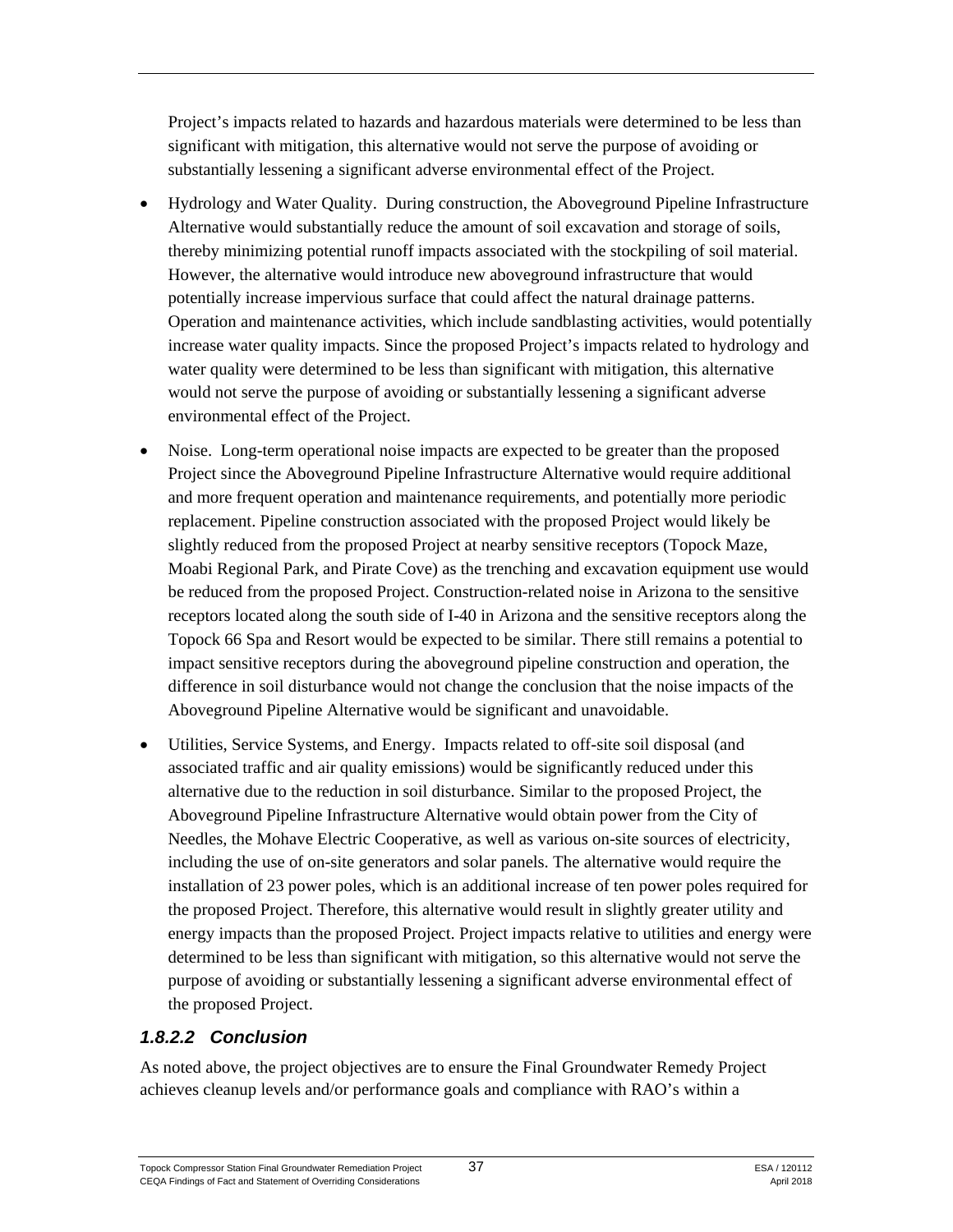Project's impacts related to hazards and hazardous materials were determined to be less than significant with mitigation, this alternative would not serve the purpose of avoiding or substantially lessening a significant adverse environmental effect of the Project.

- Hydrology and Water Quality. During construction, the Aboveground Pipeline Infrastructure Alternative would substantially reduce the amount of soil excavation and storage of soils, thereby minimizing potential runoff impacts associated with the stockpiling of soil material. However, the alternative would introduce new aboveground infrastructure that would potentially increase impervious surface that could affect the natural drainage patterns. Operation and maintenance activities, which include sandblasting activities, would potentially increase water quality impacts. Since the proposed Project's impacts related to hydrology and water quality were determined to be less than significant with mitigation, this alternative would not serve the purpose of avoiding or substantially lessening a significant adverse environmental effect of the Project.
- Noise. Long-term operational noise impacts are expected to be greater than the proposed Project since the Aboveground Pipeline Infrastructure Alternative would require additional and more frequent operation and maintenance requirements, and potentially more periodic replacement. Pipeline construction associated with the proposed Project would likely be slightly reduced from the proposed Project at nearby sensitive receptors (Topock Maze, Moabi Regional Park, and Pirate Cove) as the trenching and excavation equipment use would be reduced from the proposed Project. Construction-related noise in Arizona to the sensitive receptors located along the south side of I-40 in Arizona and the sensitive receptors along the Topock 66 Spa and Resort would be expected to be similar. There still remains a potential to impact sensitive receptors during the aboveground pipeline construction and operation, the difference in soil disturbance would not change the conclusion that the noise impacts of the Aboveground Pipeline Alternative would be significant and unavoidable.
- Utilities, Service Systems, and Energy. Impacts related to off-site soil disposal (and associated traffic and air quality emissions) would be significantly reduced under this alternative due to the reduction in soil disturbance. Similar to the proposed Project, the Aboveground Pipeline Infrastructure Alternative would obtain power from the City of Needles, the Mohave Electric Cooperative, as well as various on-site sources of electricity, including the use of on-site generators and solar panels. The alternative would require the installation of 23 power poles, which is an additional increase of ten power poles required for the proposed Project. Therefore, this alternative would result in slightly greater utility and energy impacts than the proposed Project. Project impacts relative to utilities and energy were determined to be less than significant with mitigation, so this alternative would not serve the purpose of avoiding or substantially lessening a significant adverse environmental effect of the proposed Project.

### *1.8.2.2 Conclusion*

As noted above, the project objectives are to ensure the Final Groundwater Remedy Project achieves cleanup levels and/or performance goals and compliance with RAO's within a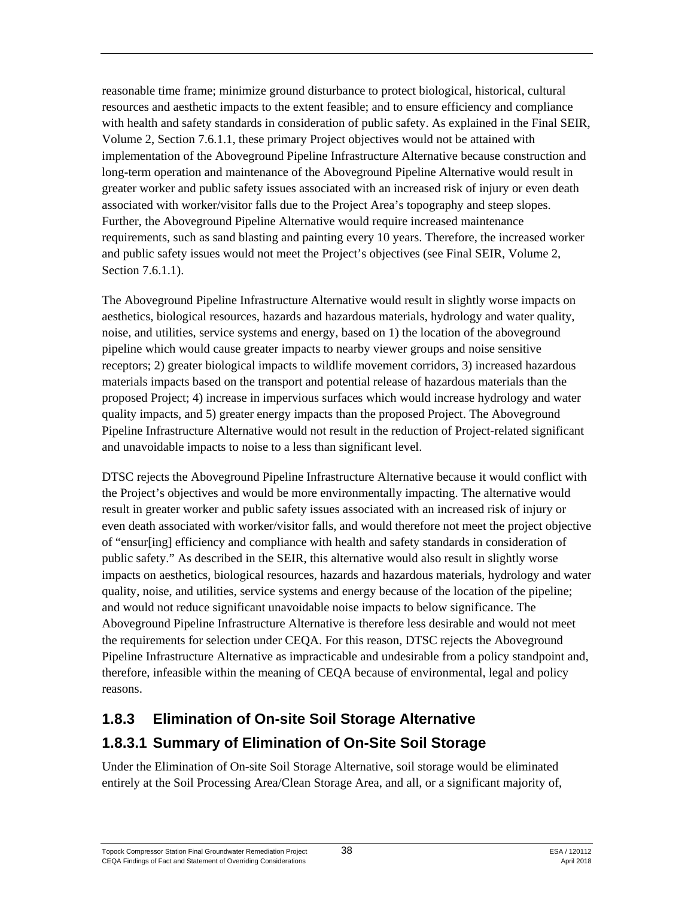reasonable time frame; minimize ground disturbance to protect biological, historical, cultural resources and aesthetic impacts to the extent feasible; and to ensure efficiency and compliance with health and safety standards in consideration of public safety. As explained in the Final SEIR, Volume 2, Section 7.6.1.1, these primary Project objectives would not be attained with implementation of the Aboveground Pipeline Infrastructure Alternative because construction and long-term operation and maintenance of the Aboveground Pipeline Alternative would result in greater worker and public safety issues associated with an increased risk of injury or even death associated with worker/visitor falls due to the Project Area's topography and steep slopes. Further, the Aboveground Pipeline Alternative would require increased maintenance requirements, such as sand blasting and painting every 10 years. Therefore, the increased worker and public safety issues would not meet the Project's objectives (see Final SEIR, Volume 2, Section 7.6.1.1).

The Aboveground Pipeline Infrastructure Alternative would result in slightly worse impacts on aesthetics, biological resources, hazards and hazardous materials, hydrology and water quality, noise, and utilities, service systems and energy, based on 1) the location of the aboveground pipeline which would cause greater impacts to nearby viewer groups and noise sensitive receptors; 2) greater biological impacts to wildlife movement corridors, 3) increased hazardous materials impacts based on the transport and potential release of hazardous materials than the proposed Project; 4) increase in impervious surfaces which would increase hydrology and water quality impacts, and 5) greater energy impacts than the proposed Project. The Aboveground Pipeline Infrastructure Alternative would not result in the reduction of Project-related significant and unavoidable impacts to noise to a less than significant level.

DTSC rejects the Aboveground Pipeline Infrastructure Alternative because it would conflict with the Project's objectives and would be more environmentally impacting. The alternative would result in greater worker and public safety issues associated with an increased risk of injury or even death associated with worker/visitor falls, and would therefore not meet the project objective of "ensur[ing] efficiency and compliance with health and safety standards in consideration of public safety." As described in the SEIR, this alternative would also result in slightly worse impacts on aesthetics, biological resources, hazards and hazardous materials, hydrology and water quality, noise, and utilities, service systems and energy because of the location of the pipeline; and would not reduce significant unavoidable noise impacts to below significance. The Aboveground Pipeline Infrastructure Alternative is therefore less desirable and would not meet the requirements for selection under CEQA. For this reason, DTSC rejects the Aboveground Pipeline Infrastructure Alternative as impracticable and undesirable from a policy standpoint and, therefore, infeasible within the meaning of CEQA because of environmental, legal and policy reasons.

## 1.8.3 Elimination of On-site Soil Storage Alternative

### 1.8.3.1 Summary of Elimination of On-Site Soil Storage

Under the Elimination of On-site Soil Storage Alternative, soil storage would be eliminated entirely at the Soil Processing Area/Clean Storage Area, and all, or a significant majority of,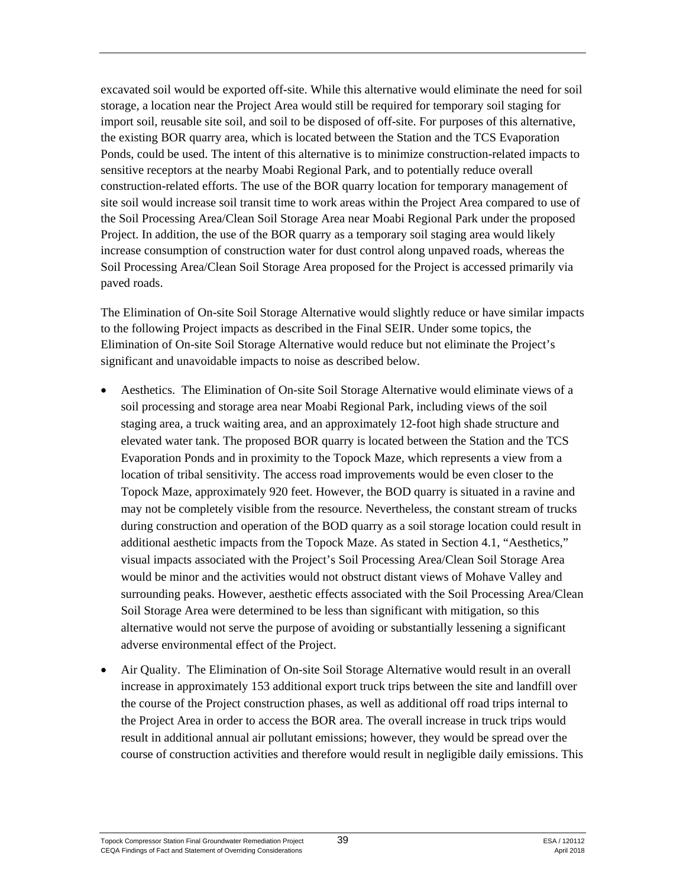excavated soil would be exported off-site. While this alternative would eliminate the need for soil storage, a location near the Project Area would still be required for temporary soil staging for import soil, reusable site soil, and soil to be disposed of off-site. For purposes of this alternative, the existing BOR quarry area, which is located between the Station and the TCS Evaporation Ponds, could be used. The intent of this alternative is to minimize construction-related impacts to sensitive receptors at the nearby Moabi Regional Park, and to potentially reduce overall construction-related efforts. The use of the BOR quarry location for temporary management of site soil would increase soil transit time to work areas within the Project Area compared to use of the Soil Processing Area/Clean Soil Storage Area near Moabi Regional Park under the proposed Project. In addition, the use of the BOR quarry as a temporary soil staging area would likely increase consumption of construction water for dust control along unpaved roads, whereas the Soil Processing Area/Clean Soil Storage Area proposed for the Project is accessed primarily via paved roads.

The Elimination of On-site Soil Storage Alternative would slightly reduce or have similar impacts to the following Project impacts as described in the Final SEIR. Under some topics, the Elimination of On-site Soil Storage Alternative would reduce but not eliminate the Project's significant and unavoidable impacts to noise as described below.

- Aesthetics. The Elimination of On-site Soil Storage Alternative would eliminate views of a soil processing and storage area near Moabi Regional Park, including views of the soil staging area, a truck waiting area, and an approximately 12-foot high shade structure and elevated water tank. The proposed BOR quarry is located between the Station and the TCS Evaporation Ponds and in proximity to the Topock Maze, which represents a view from a location of tribal sensitivity. The access road improvements would be even closer to the Topock Maze, approximately 920 feet. However, the BOD quarry is situated in a ravine and may not be completely visible from the resource. Nevertheless, the constant stream of trucks during construction and operation of the BOD quarry as a soil storage location could result in additional aesthetic impacts from the Topock Maze. As stated in Section 4.1, "Aesthetics," visual impacts associated with the Project's Soil Processing Area/Clean Soil Storage Area would be minor and the activities would not obstruct distant views of Mohave Valley and surrounding peaks. However, aesthetic effects associated with the Soil Processing Area/Clean Soil Storage Area were determined to be less than significant with mitigation, so this alternative would not serve the purpose of avoiding or substantially lessening a significant adverse environmental effect of the Project.
- Air Quality. The Elimination of On-site Soil Storage Alternative would result in an overall increase in approximately 153 additional export truck trips between the site and landfill over the course of the Project construction phases, as well as additional off road trips internal to the Project Area in order to access the BOR area. The overall increase in truck trips would result in additional annual air pollutant emissions; however, they would be spread over the course of construction activities and therefore would result in negligible daily emissions. This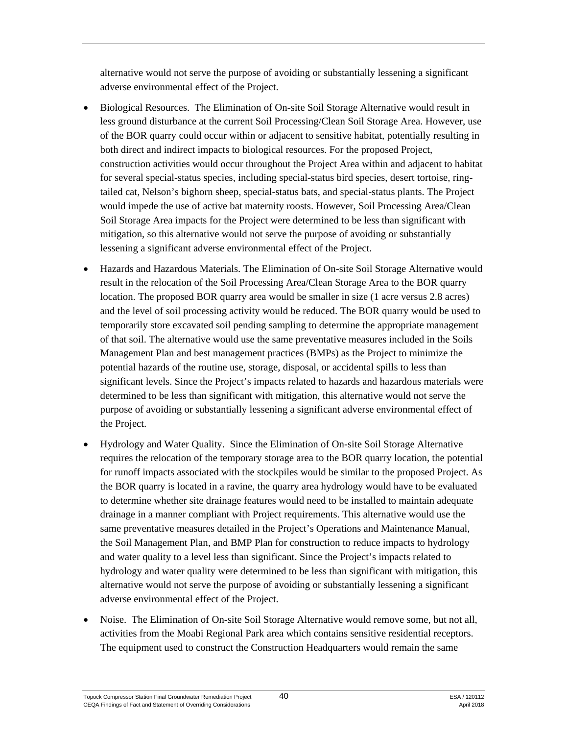alternative would not serve the purpose of avoiding or substantially lessening a significant adverse environmental effect of the Project.

- Biological Resources. The Elimination of On-site Soil Storage Alternative would result in less ground disturbance at the current Soil Processing/Clean Soil Storage Area. However, use of the BOR quarry could occur within or adjacent to sensitive habitat, potentially resulting in both direct and indirect impacts to biological resources. For the proposed Project, construction activities would occur throughout the Project Area within and adjacent to habitat for several special-status species, including special-status bird species, desert tortoise, ring-tailed cat, Nelson's bighorn sheep, special-status bats, and special-status plants. The Project would impede the use of active bat maternity roosts. However, Soil Processing Area/Clean Soil Storage Area impacts for the Project were determined to be less than significant with mitigation, so this alternative would not serve the purpose of avoiding or substantially lessening a significant adverse environmental effect of the Project.
- Hazards and Hazardous Materials. The Elimination of On-site Soil Storage Alternative would result in the relocation of the Soil Processing Area/Clean Storage Area to the BOR quarry location. The proposed BOR quarry area would be smaller in size (1 acre versus 2.8 acres) and the level of soil processing activity would be reduced. The BOR quarry would be used to temporarily store excavated soil pending sampling to determine the appropriate management of that soil. The alternative would use the same preventative measures included in the Soils Management Plan and best management practices (BMPs) as the Project to minimize the potential hazards of the routine use, storage, disposal, or accidental spills to less than significant levels. Since the Project's impacts related to hazards and hazardous materials were determined to be less than significant with mitigation, this alternative would not serve the purpose of avoiding or substantially lessening a significant adverse environmental effect of the Project.
- Hydrology and Water Quality. Since the Elimination of On-site Soil Storage Alternative requires the relocation of the temporary storage area to the BOR quarry location, the potential for runoff impacts associated with the stockpiles would be similar to the proposed Project. As the BOR quarry is located in a ravine, the quarry area hydrology would have to be evaluated to determine whether site drainage features would need to be installed to maintain adequate drainage in a manner compliant with Project requirements. This alternative would use the same preventative measures detailed in the Project's Operations and Maintenance Manual, the Soil Management Plan, and BMP Plan for construction to reduce impacts to hydrology and water quality to a level less than significant. Since the Project's impacts related to hydrology and water quality were determined to be less than significant with mitigation, this alternative would not serve the purpose of avoiding or substantially lessening a significant adverse environmental effect of the Project.
- Noise. The Elimination of On-site Soil Storage Alternative would remove some, but not all, activities from the Moabi Regional Park area which contains sensitive residential receptors. The equipment used to construct the Construction Headquarters would remain the same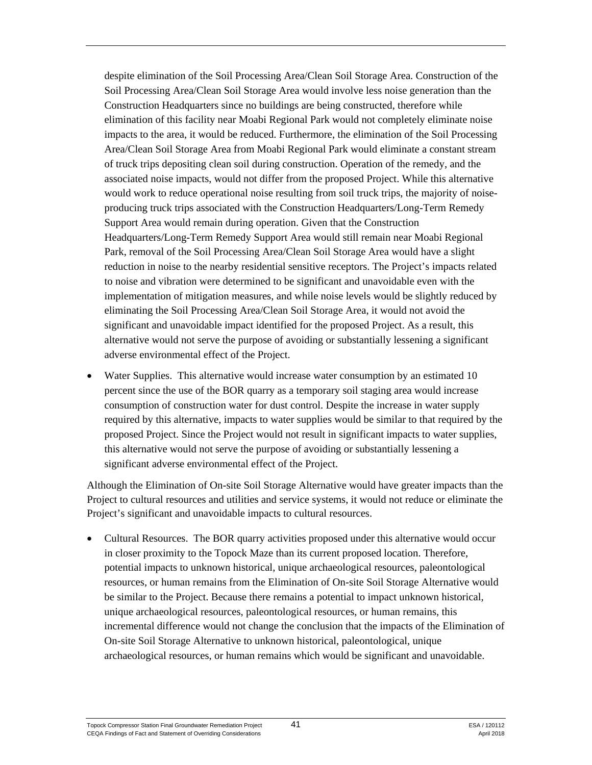despite elimination of the Soil Processing Area/Clean Soil Storage Area. Construction of the Soil Processing Area/Clean Soil Storage Area would involve less noise generation than the Construction Headquarters since no buildings are being constructed, therefore while elimination of this facility near Moabi Regional Park would not completely eliminate noise impacts to the area, it would be reduced. Furthermore, the elimination of the Soil Processing Area/Clean Soil Storage Area from Moabi Regional Park would eliminate a constant stream of truck trips depositing clean soil during construction. Operation of the remedy, and the associated noise impacts, would not differ from the proposed Project. While this alternative would work to reduce operational noise resulting from soil truck trips, the majority of noise-producing truck trips associated with the Construction Headquarters/Long-Term Remedy Support Area would remain during operation. Given that the Construction Headquarters/Long-Term Remedy Support Area would still remain near Moabi Regional Park, removal of the Soil Processing Area/Clean Soil Storage Area would have a slight reduction in noise to the nearby residential sensitive receptors. The Project's impacts related to noise and vibration were determined to be significant and unavoidable even with the implementation of mitigation measures, and while noise levels would be slightly reduced by eliminating the Soil Processing Area/Clean Soil Storage Area, it would not avoid the significant and unavoidable impact identified for the proposed Project. As a result, this alternative would not serve the purpose of avoiding or substantially lessening a significant adverse environmental effect of the Project.

- Water Supplies. This alternative would increase water consumption by an estimated 10 percent since the use of the BOR quarry as a temporary soil staging area would increase consumption of construction water for dust control. Despite the increase in water supply required by this alternative, impacts to water supplies would be similar to that required by the proposed Project. Since the Project would not result in significant impacts to water supplies, this alternative would not serve the purpose of avoiding or substantially lessening a significant adverse environmental effect of the Project.

Although the Elimination of On-site Soil Storage Alternative would have greater impacts than the Project to cultural resources and utilities and service systems, it would not reduce or eliminate the Project's significant and unavoidable impacts to cultural resources.

- Cultural Resources. The BOR quarry activities proposed under this alternative would occur in closer proximity to the Topock Maze than its current proposed location. Therefore, potential impacts to unknown historical, unique archaeological resources, paleontological resources, or human remains from the Elimination of On-site Soil Storage Alternative would be similar to the Project. Because there remains a potential to impact unknown historical, unique archaeological resources, paleontological resources, or human remains, this incremental difference would not change the conclusion that the impacts of the Elimination of On-site Soil Storage Alternative to unknown historical, paleontological, unique archaeological resources, or human remains which would be significant and unavoidable.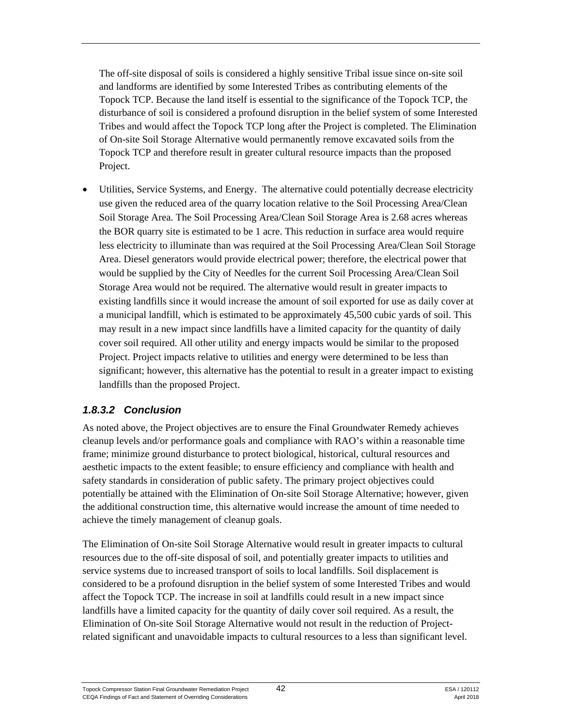The off-site disposal of soils is considered a highly sensitive Tribal issue since on-site soil and landforms are identified by some Interested Tribes as contributing elements of the Topock TCP. Because the land itself is essential to the significance of the Topock TCP, the disturbance of soil is considered a profound disruption in the belief system of some Interested Tribes and would affect the Topock TCP long after the Project is completed. The Elimination of On-site Soil Storage Alternative would permanently remove excavated soils from the Topock TCP and therefore result in greater cultural resource impacts than the proposed Project.

- Utilities, Service Systems, and Energy. The alternative could potentially decrease electricity use given the reduced area of the quarry location relative to the Soil Processing Area/Clean Soil Storage Area. The Soil Processing Area/Clean Soil Storage Area is 2.68 acres whereas the BOR quarry site is estimated to be 1 acre. This reduction in surface area would require less electricity to illuminate than was required at the Soil Processing Area/Clean Soil Storage Area. Diesel generators would provide electrical power; therefore, the electrical power that would be supplied by the City of Needles for the current Soil Processing Area/Clean Soil Storage Area would not be required. The alternative would result in greater impacts to existing landfills since it would increase the amount of soil exported for use as daily cover at a municipal landfill, which is estimated to be approximately 45,500 cubic yards of soil. This may result in a new impact since landfills have a limited capacity for the quantity of daily cover soil required. All other utility and energy impacts would be similar to the proposed Project. Project impacts relative to utilities and energy were determined to be less than significant; however, this alternative has the potential to result in a greater impact to existing landfills than the proposed Project.

### *1.8.3.2 Conclusion*

As noted above, the Project objectives are to ensure the Final Groundwater Remedy achieves cleanup levels and/or performance goals and compliance with RAO's within a reasonable time frame; minimize ground disturbance to protect biological, historical, cultural resources and aesthetic impacts to the extent feasible; to ensure efficiency and compliance with health and safety standards in consideration of public safety. The primary project objectives could potentially be attained with the Elimination of On-site Soil Storage Alternative; however, given the additional construction time, this alternative would increase the amount of time needed to achieve the timely management of cleanup goals.

The Elimination of On-site Soil Storage Alternative would result in greater impacts to cultural resources due to the off-site disposal of soil, and potentially greater impacts to utilities and service systems due to increased transport of soils to local landfills. Soil displacement is considered to be a profound disruption in the belief system of some Interested Tribes and would affect the Topock TCP. The increase in soil at landfills could result in a new impact since landfills have a limited capacity for the quantity of daily cover soil required. As a result, the Elimination of On-site Soil Storage Alternative would not result in the reduction of Project-related significant and unavoidable impacts to cultural resources to a less than significant level.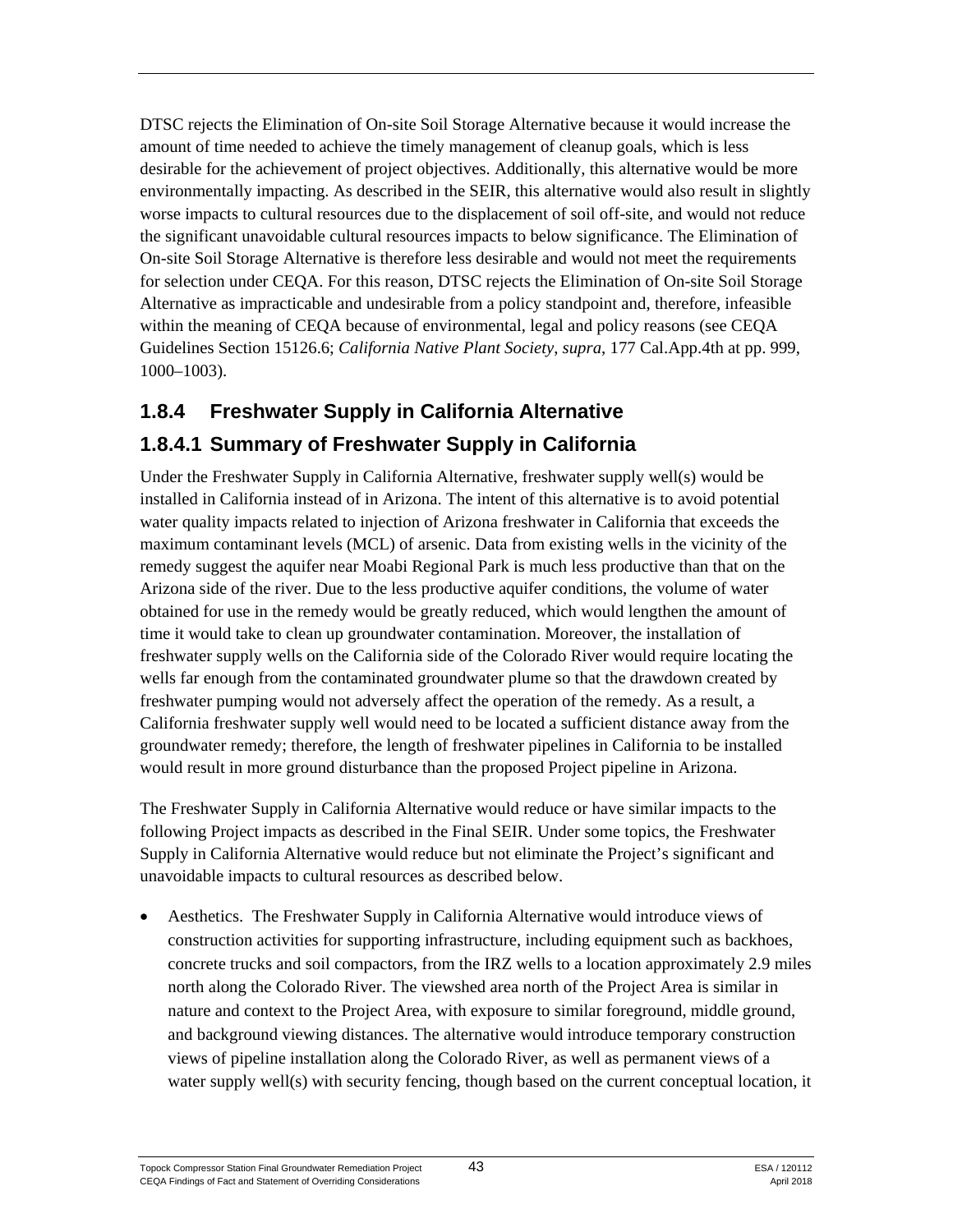DTSC rejects the Elimination of On-site Soil Storage Alternative because it would increase the amount of time needed to achieve the timely management of cleanup goals, which is less desirable for the achievement of project objectives. Additionally, this alternative would be more environmentally impacting. As described in the SEIR, this alternative would also result in slightly worse impacts to cultural resources due to the displacement of soil off-site, and would not reduce the significant unavoidable cultural resources impacts to below significance. The Elimination of On-site Soil Storage Alternative is therefore less desirable and would not meet the requirements for selection under CEQA. For this reason, DTSC rejects the Elimination of On-site Soil Storage Alternative as impracticable and undesirable from a policy standpoint and, therefore, infeasible within the meaning of CEQA because of environmental, legal and policy reasons (see CEQA Guidelines Section 15126.6; *California Native Plant Society*, *supra*, 177 Cal.App.4th at pp. 999, 1000–1003).

### 1.8.4 Freshwater Supply in California Alternative

#### 1.8.4.1 Summary of Freshwater Supply in California

Under the Freshwater Supply in California Alternative, freshwater supply well(s) would be installed in California instead of in Arizona. The intent of this alternative is to avoid potential water quality impacts related to injection of Arizona freshwater in California that exceeds the maximum contaminant levels (MCL) of arsenic. Data from existing wells in the vicinity of the remedy suggest the aquifer near Moabi Regional Park is much less productive than that on the Arizona side of the river. Due to the less productive aquifer conditions, the volume of water obtained for use in the remedy would be greatly reduced, which would lengthen the amount of time it would take to clean up groundwater contamination. Moreover, the installation of freshwater supply wells on the California side of the Colorado River would require locating the wells far enough from the contaminated groundwater plume so that the drawdown created by freshwater pumping would not adversely affect the operation of the remedy. As a result, a California freshwater supply well would need to be located a sufficient distance away from the groundwater remedy; therefore, the length of freshwater pipelines in California to be installed would result in more ground disturbance than the proposed Project pipeline in Arizona.

The Freshwater Supply in California Alternative would reduce or have similar impacts to the following Project impacts as described in the Final SEIR. Under some topics, the Freshwater Supply in California Alternative would reduce but not eliminate the Project's significant and unavoidable impacts to cultural resources as described below.

- Aesthetics. The Freshwater Supply in California Alternative would introduce views of construction activities for supporting infrastructure, including equipment such as backhoes, concrete trucks and soil compactors, from the IRZ wells to a location approximately 2.9 miles north along the Colorado River. The viewshed area north of the Project Area is similar in nature and context to the Project Area, with exposure to similar foreground, middle ground, and background viewing distances. The alternative would introduce temporary construction views of pipeline installation along the Colorado River, as well as permanent views of a water supply well(s) with security fencing, though based on the current conceptual location, it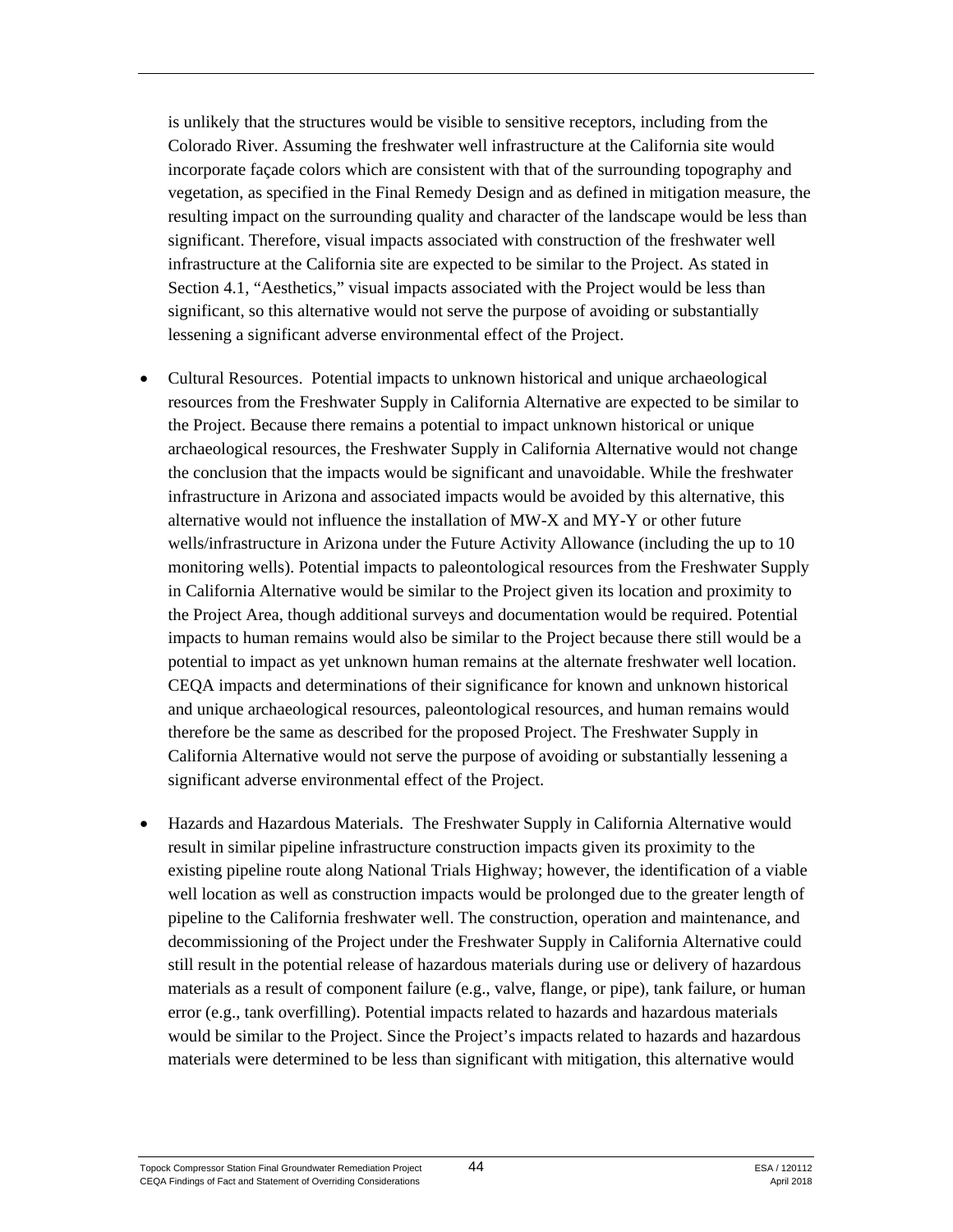is unlikely that the structures would be visible to sensitive receptors, including from the Colorado River. Assuming the freshwater well infrastructure at the California site would incorporate façade colors which are consistent with that of the surrounding topography and vegetation, as specified in the Final Remedy Design and as defined in mitigation measure, the resulting impact on the surrounding quality and character of the landscape would be less than significant. Therefore, visual impacts associated with construction of the freshwater well infrastructure at the California site are expected to be similar to the Project. As stated in Section 4.1, "Aesthetics," visual impacts associated with the Project would be less than significant, so this alternative would not serve the purpose of avoiding or substantially lessening a significant adverse environmental effect of the Project.

- Cultural Resources. Potential impacts to unknown historical and unique archaeological resources from the Freshwater Supply in California Alternative are expected to be similar to the Project. Because there remains a potential to impact unknown historical or unique archaeological resources, the Freshwater Supply in California Alternative would not change the conclusion that the impacts would be significant and unavoidable. While the freshwater infrastructure in Arizona and associated impacts would be avoided by this alternative, this alternative would not influence the installation of MW-X and MY-Y or other future wells/infrastructure in Arizona under the Future Activity Allowance (including the up to 10 monitoring wells). Potential impacts to paleontological resources from the Freshwater Supply in California Alternative would be similar to the Project given its location and proximity to the Project Area, though additional surveys and documentation would be required. Potential impacts to human remains would also be similar to the Project because there still would be a potential to impact as yet unknown human remains at the alternate freshwater well location. CEQA impacts and determinations of their significance for known and unknown historical and unique archaeological resources, paleontological resources, and human remains would therefore be the same as described for the proposed Project. The Freshwater Supply in California Alternative would not serve the purpose of avoiding or substantially lessening a significant adverse environmental effect of the Project.

- Hazards and Hazardous Materials. The Freshwater Supply in California Alternative would result in similar pipeline infrastructure construction impacts given its proximity to the existing pipeline route along National Trials Highway; however, the identification of a viable well location as well as construction impacts would be prolonged due to the greater length of pipeline to the California freshwater well. The construction, operation and maintenance, and decommissioning of the Project under the Freshwater Supply in California Alternative could still result in the potential release of hazardous materials during use or delivery of hazardous materials as a result of component failure (e.g., valve, flange, or pipe), tank failure, or human error (e.g., tank overfilling). Potential impacts related to hazards and hazardous materials would be similar to the Project. Since the Project's impacts related to hazards and hazardous materials were determined to be less than significant with mitigation, this alternative would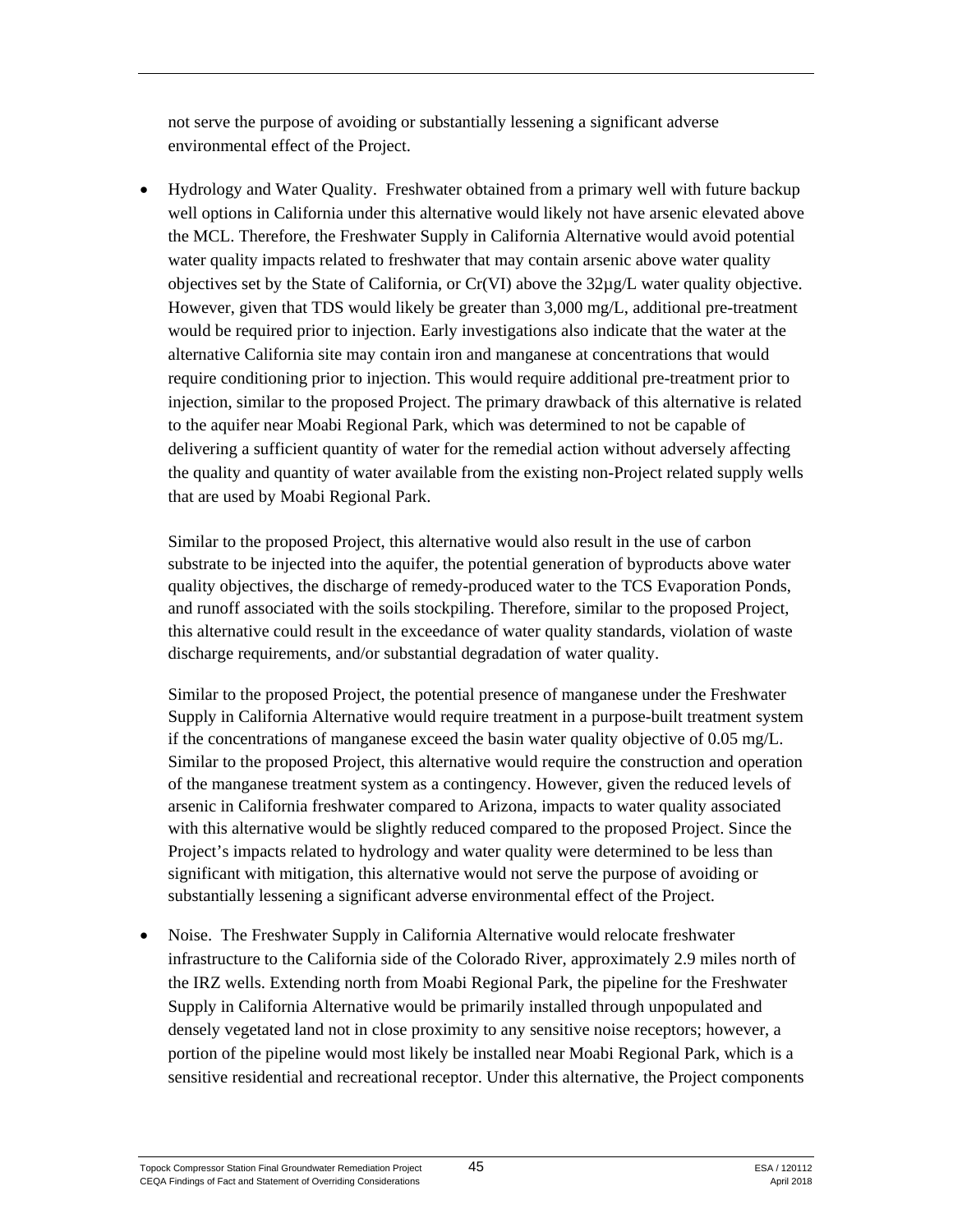not serve the purpose of avoiding or substantially lessening a significant adverse environmental effect of the Project.

- Hydrology and Water Quality. Freshwater obtained from a primary well with future backup well options in California under this alternative would likely not have arsenic elevated above the MCL. Therefore, the Freshwater Supply in California Alternative would avoid potential water quality impacts related to freshwater that may contain arsenic above water quality objectives set by the State of California, or Cr(VI) above the 32µg/L water quality objective. However, given that TDS would likely be greater than 3,000 mg/L, additional pre-treatment would be required prior to injection. Early investigations also indicate that the water at the alternative California site may contain iron and manganese at concentrations that would require conditioning prior to injection. This would require additional pre-treatment prior to injection, similar to the proposed Project. The primary drawback of this alternative is related to the aquifer near Moabi Regional Park, which was determined to not be capable of delivering a sufficient quantity of water for the remedial action without adversely affecting the quality and quantity of water available from the existing non-Project related supply wells that are used by Moabi Regional Park.

  Similar to the proposed Project, this alternative would also result in the use of carbon substrate to be injected into the aquifer, the potential generation of byproducts above water quality objectives, the discharge of remedy-produced water to the TCS Evaporation Ponds, and runoff associated with the soils stockpiling. Therefore, similar to the proposed Project, this alternative could result in the exceedance of water quality standards, violation of waste discharge requirements, and/or substantial degradation of water quality.

  Similar to the proposed Project, the potential presence of manganese under the Freshwater Supply in California Alternative would require treatment in a purpose-built treatment system if the concentrations of manganese exceed the basin water quality objective of 0.05 mg/L. Similar to the proposed Project, this alternative would require the construction and operation of the manganese treatment system as a contingency. However, given the reduced levels of arsenic in California freshwater compared to Arizona, impacts to water quality associated with this alternative would be slightly reduced compared to the proposed Project. Since the Project's impacts related to hydrology and water quality were determined to be less than significant with mitigation, this alternative would not serve the purpose of avoiding or substantially lessening a significant adverse environmental effect of the Project.

- Noise. The Freshwater Supply in California Alternative would relocate freshwater infrastructure to the California side of the Colorado River, approximately 2.9 miles north of the IRZ wells. Extending north from Moabi Regional Park, the pipeline for the Freshwater Supply in California Alternative would be primarily installed through unpopulated and densely vegetated land not in close proximity to any sensitive noise receptors; however, a portion of the pipeline would most likely be installed near Moabi Regional Park, which is a sensitive residential and recreational receptor. Under this alternative, the Project components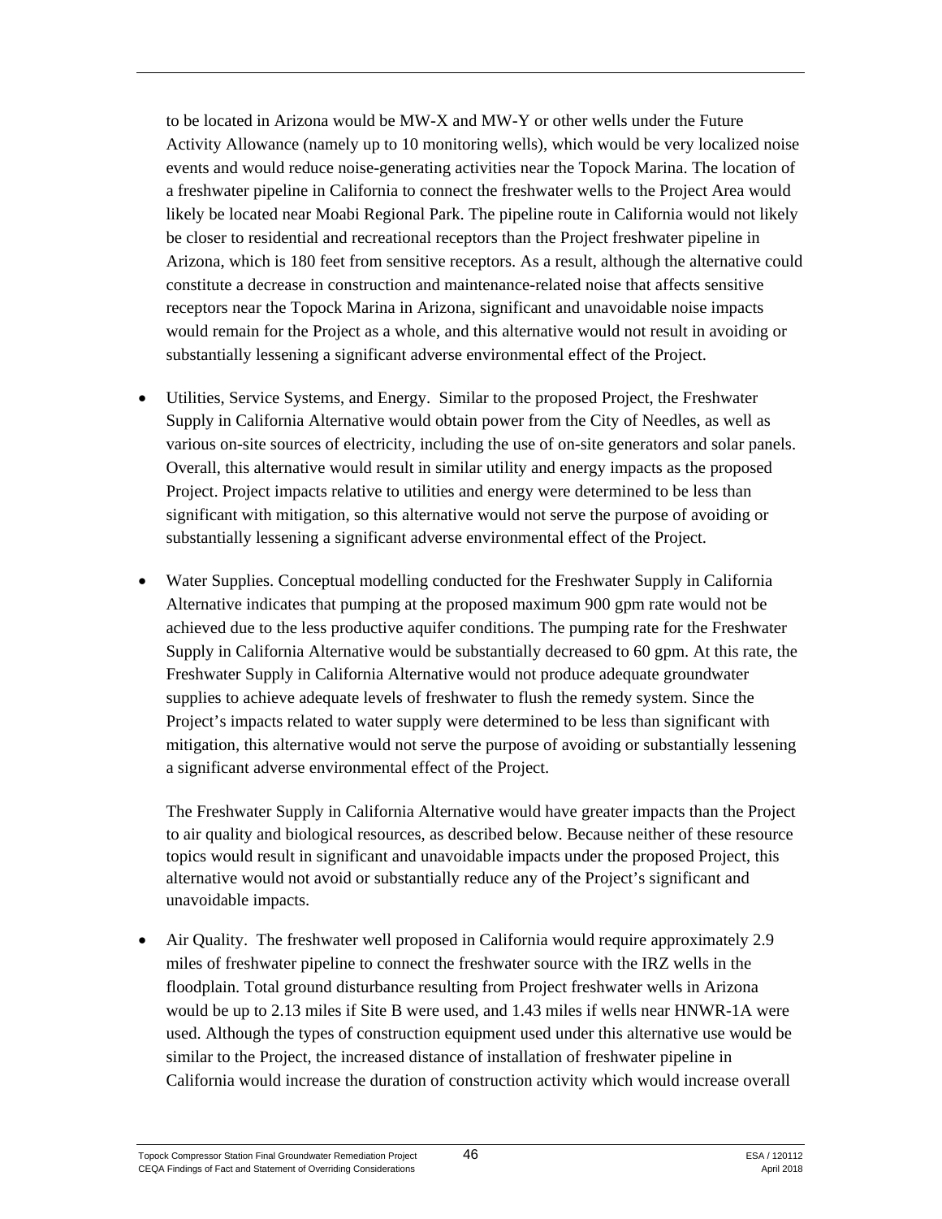to be located in Arizona would be MW-X and MW-Y or other wells under the Future Activity Allowance (namely up to 10 monitoring wells), which would be very localized noise events and would reduce noise-generating activities near the Topock Marina. The location of a freshwater pipeline in California to connect the freshwater wells to the Project Area would likely be located near Moabi Regional Park. The pipeline route in California would not likely be closer to residential and recreational receptors than the Project freshwater pipeline in Arizona, which is 180 feet from sensitive receptors. As a result, although the alternative could constitute a decrease in construction and maintenance-related noise that affects sensitive receptors near the Topock Marina in Arizona, significant and unavoidable noise impacts would remain for the Project as a whole, and this alternative would not result in avoiding or substantially lessening a significant adverse environmental effect of the Project.

- Utilities, Service Systems, and Energy. Similar to the proposed Project, the Freshwater Supply in California Alternative would obtain power from the City of Needles, as well as various on-site sources of electricity, including the use of on-site generators and solar panels. Overall, this alternative would result in similar utility and energy impacts as the proposed Project. Project impacts relative to utilities and energy were determined to be less than significant with mitigation, so this alternative would not serve the purpose of avoiding or substantially lessening a significant adverse environmental effect of the Project.

- Water Supplies. Conceptual modelling conducted for the Freshwater Supply in California Alternative indicates that pumping at the proposed maximum 900 gpm rate would not be achieved due to the less productive aquifer conditions. The pumping rate for the Freshwater Supply in California Alternative would be substantially decreased to 60 gpm. At this rate, the Freshwater Supply in California Alternative would not produce adequate groundwater supplies to achieve adequate levels of freshwater to flush the remedy system. Since the Project's impacts related to water supply were determined to be less than significant with mitigation, this alternative would not serve the purpose of avoiding or substantially lessening a significant adverse environmental effect of the Project.

  The Freshwater Supply in California Alternative would have greater impacts than the Project to air quality and biological resources, as described below. Because neither of these resource topics would result in significant and unavoidable impacts under the proposed Project, this alternative would not avoid or substantially reduce any of the Project's significant and unavoidable impacts.

- Air Quality. The freshwater well proposed in California would require approximately 2.9 miles of freshwater pipeline to connect the freshwater source with the IRZ wells in the floodplain. Total ground disturbance resulting from Project freshwater wells in Arizona would be up to 2.13 miles if Site B were used, and 1.43 miles if wells near HNWR-1A were used. Although the types of construction equipment used under this alternative use would be similar to the Project, the increased distance of installation of freshwater pipeline in California would increase the duration of construction activity which would increase overall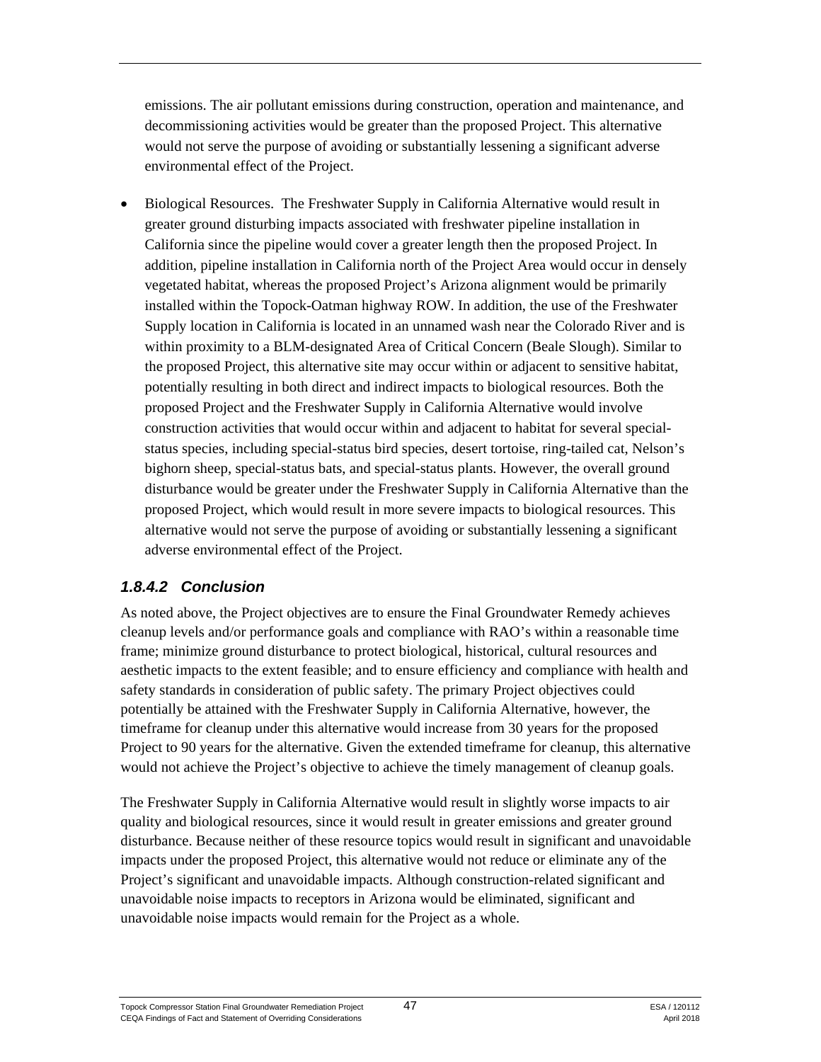emissions. The air pollutant emissions during construction, operation and maintenance, and decommissioning activities would be greater than the proposed Project. This alternative would not serve the purpose of avoiding or substantially lessening a significant adverse environmental effect of the Project.

- Biological Resources. The Freshwater Supply in California Alternative would result in greater ground disturbing impacts associated with freshwater pipeline installation in California since the pipeline would cover a greater length then the proposed Project. In addition, pipeline installation in California north of the Project Area would occur in densely vegetated habitat, whereas the proposed Project's Arizona alignment would be primarily installed within the Topock-Oatman highway ROW. In addition, the use of the Freshwater Supply location in California is located in an unnamed wash near the Colorado River and is within proximity to a BLM-designated Area of Critical Concern (Beale Slough). Similar to the proposed Project, this alternative site may occur within or adjacent to sensitive habitat, potentially resulting in both direct and indirect impacts to biological resources. Both the proposed Project and the Freshwater Supply in California Alternative would involve construction activities that would occur within and adjacent to habitat for several special-status species, including special-status bird species, desert tortoise, ring-tailed cat, Nelson's bighorn sheep, special-status bats, and special-status plants. However, the overall ground disturbance would be greater under the Freshwater Supply in California Alternative than the proposed Project, which would result in more severe impacts to biological resources. This alternative would not serve the purpose of avoiding or substantially lessening a significant adverse environmental effect of the Project.

#### *1.8.4.2 Conclusion*

As noted above, the Project objectives are to ensure the Final Groundwater Remedy achieves cleanup levels and/or performance goals and compliance with RAO's within a reasonable time frame; minimize ground disturbance to protect biological, historical, cultural resources and aesthetic impacts to the extent feasible; and to ensure efficiency and compliance with health and safety standards in consideration of public safety. The primary Project objectives could potentially be attained with the Freshwater Supply in California Alternative, however, the timeframe for cleanup under this alternative would increase from 30 years for the proposed Project to 90 years for the alternative. Given the extended timeframe for cleanup, this alternative would not achieve the Project's objective to achieve the timely management of cleanup goals.

The Freshwater Supply in California Alternative would result in slightly worse impacts to air quality and biological resources, since it would result in greater emissions and greater ground disturbance. Because neither of these resource topics would result in significant and unavoidable impacts under the proposed Project, this alternative would not reduce or eliminate any of the Project's significant and unavoidable impacts. Although construction-related significant and unavoidable noise impacts to receptors in Arizona would be eliminated, significant and unavoidable noise impacts would remain for the Project as a whole.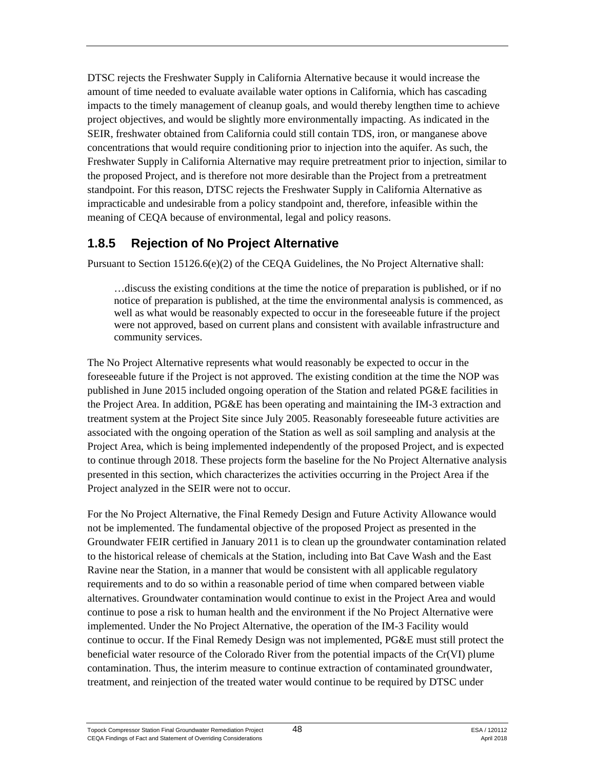DTSC rejects the Freshwater Supply in California Alternative because it would increase the amount of time needed to evaluate available water options in California, which has cascading impacts to the timely management of cleanup goals, and would thereby lengthen time to achieve project objectives, and would be slightly more environmentally impacting. As indicated in the SEIR, freshwater obtained from California could still contain TDS, iron, or manganese above concentrations that would require conditioning prior to injection into the aquifer. As such, the Freshwater Supply in California Alternative may require pretreatment prior to injection, similar to the proposed Project, and is therefore not more desirable than the Project from a pretreatment standpoint. For this reason, DTSC rejects the Freshwater Supply in California Alternative as impracticable and undesirable from a policy standpoint and, therefore, infeasible within the meaning of CEQA because of environmental, legal and policy reasons.

### 1.8.5 Rejection of No Project Alternative

Pursuant to Section 15126.6(e)(2) of the CEQA Guidelines, the No Project Alternative shall:

> …discuss the existing conditions at the time the notice of preparation is published, or if no notice of preparation is published, at the time the environmental analysis is commenced, as well as what would be reasonably expected to occur in the foreseeable future if the project were not approved, based on current plans and consistent with available infrastructure and community services.

The No Project Alternative represents what would reasonably be expected to occur in the foreseeable future if the Project is not approved. The existing condition at the time the NOP was published in June 2015 included ongoing operation of the Station and related PG&E facilities in the Project Area. In addition, PG&E has been operating and maintaining the IM-3 extraction and treatment system at the Project Site since July 2005. Reasonably foreseeable future activities are associated with the ongoing operation of the Station as well as soil sampling and analysis at the Project Area, which is being implemented independently of the proposed Project, and is expected to continue through 2018. These projects form the baseline for the No Project Alternative analysis presented in this section, which characterizes the activities occurring in the Project Area if the Project analyzed in the SEIR were not to occur.

For the No Project Alternative, the Final Remedy Design and Future Activity Allowance would not be implemented. The fundamental objective of the proposed Project as presented in the Groundwater FEIR certified in January 2011 is to clean up the groundwater contamination related to the historical release of chemicals at the Station, including into Bat Cave Wash and the East Ravine near the Station, in a manner that would be consistent with all applicable regulatory requirements and to do so within a reasonable period of time when compared between viable alternatives. Groundwater contamination would continue to exist in the Project Area and would continue to pose a risk to human health and the environment if the No Project Alternative were implemented. Under the No Project Alternative, the operation of the IM-3 Facility would continue to occur. If the Final Remedy Design was not implemented, PG&E must still protect the beneficial water resource of the Colorado River from the potential impacts of the Cr(VI) plume contamination. Thus, the interim measure to continue extraction of contaminated groundwater, treatment, and reinjection of the treated water would continue to be required by DTSC under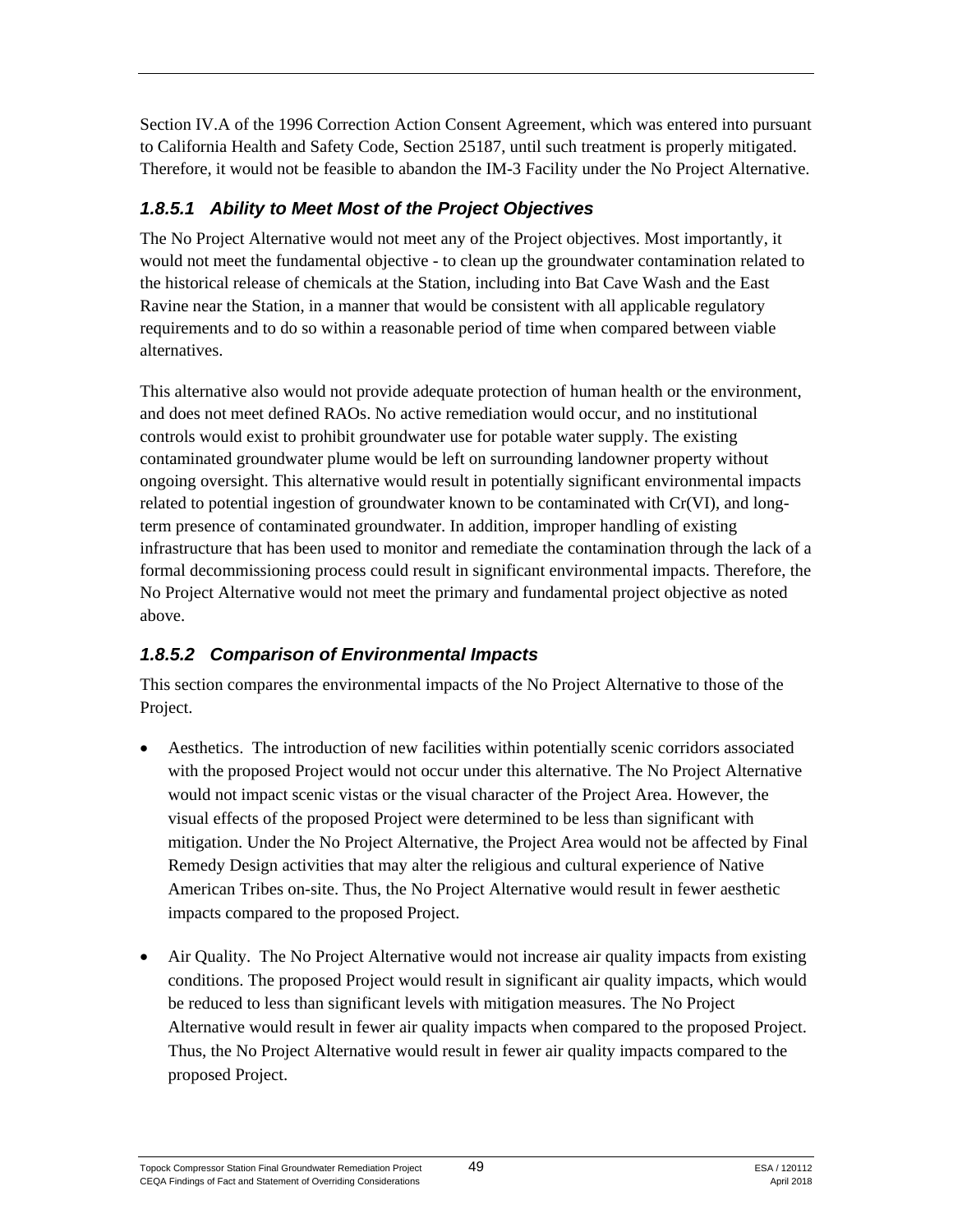Section IV.A of the 1996 Correction Action Consent Agreement, which was entered into pursuant to California Health and Safety Code, Section 25187, until such treatment is properly mitigated. Therefore, it would not be feasible to abandon the IM-3 Facility under the No Project Alternative.

### *1.8.5.1 Ability to Meet Most of the Project Objectives*

The No Project Alternative would not meet any of the Project objectives. Most importantly, it would not meet the fundamental objective - to clean up the groundwater contamination related to the historical release of chemicals at the Station, including into Bat Cave Wash and the East Ravine near the Station, in a manner that would be consistent with all applicable regulatory requirements and to do so within a reasonable period of time when compared between viable alternatives.

This alternative also would not provide adequate protection of human health or the environment, and does not meet defined RAOs. No active remediation would occur, and no institutional controls would exist to prohibit groundwater use for potable water supply. The existing contaminated groundwater plume would be left on surrounding landowner property without ongoing oversight. This alternative would result in potentially significant environmental impacts related to potential ingestion of groundwater known to be contaminated with Cr(VI), and long-term presence of contaminated groundwater. In addition, improper handling of existing infrastructure that has been used to monitor and remediate the contamination through the lack of a formal decommissioning process could result in significant environmental impacts. Therefore, the No Project Alternative would not meet the primary and fundamental project objective as noted above.

### *1.8.5.2 Comparison of Environmental Impacts*

This section compares the environmental impacts of the No Project Alternative to those of the Project.

- Aesthetics. The introduction of new facilities within potentially scenic corridors associated with the proposed Project would not occur under this alternative. The No Project Alternative would not impact scenic vistas or the visual character of the Project Area. However, the visual effects of the proposed Project were determined to be less than significant with mitigation. Under the No Project Alternative, the Project Area would not be affected by Final Remedy Design activities that may alter the religious and cultural experience of Native American Tribes on-site. Thus, the No Project Alternative would result in fewer aesthetic impacts compared to the proposed Project.

- Air Quality. The No Project Alternative would not increase air quality impacts from existing conditions. The proposed Project would result in significant air quality impacts, which would be reduced to less than significant levels with mitigation measures. The No Project Alternative would result in fewer air quality impacts when compared to the proposed Project. Thus, the No Project Alternative would result in fewer air quality impacts compared to the proposed Project.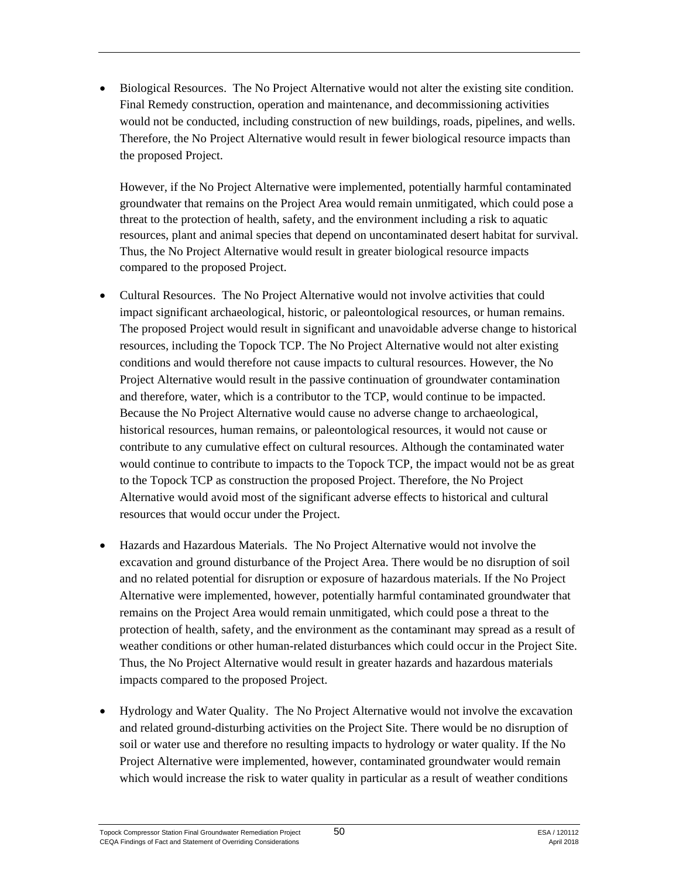- Biological Resources. The No Project Alternative would not alter the existing site condition. Final Remedy construction, operation and maintenance, and decommissioning activities would not be conducted, including construction of new buildings, roads, pipelines, and wells. Therefore, the No Project Alternative would result in fewer biological resource impacts than the proposed Project.

  However, if the No Project Alternative were implemented, potentially harmful contaminated groundwater that remains on the Project Area would remain unmitigated, which could pose a threat to the protection of health, safety, and the environment including a risk to aquatic resources, plant and animal species that depend on uncontaminated desert habitat for survival. Thus, the No Project Alternative would result in greater biological resource impacts compared to the proposed Project.

- Cultural Resources. The No Project Alternative would not involve activities that could impact significant archaeological, historic, or paleontological resources, or human remains. The proposed Project would result in significant and unavoidable adverse change to historical resources, including the Topock TCP. The No Project Alternative would not alter existing conditions and would therefore not cause impacts to cultural resources. However, the No Project Alternative would result in the passive continuation of groundwater contamination and therefore, water, which is a contributor to the TCP, would continue to be impacted. Because the No Project Alternative would cause no adverse change to archaeological, historical resources, human remains, or paleontological resources, it would not cause or contribute to any cumulative effect on cultural resources. Although the contaminated water would continue to contribute to impacts to the Topock TCP, the impact would not be as great to the Topock TCP as construction the proposed Project. Therefore, the No Project Alternative would avoid most of the significant adverse effects to historical and cultural resources that would occur under the Project.

- Hazards and Hazardous Materials. The No Project Alternative would not involve the excavation and ground disturbance of the Project Area. There would be no disruption of soil and no related potential for disruption or exposure of hazardous materials. If the No Project Alternative were implemented, however, potentially harmful contaminated groundwater that remains on the Project Area would remain unmitigated, which could pose a threat to the protection of health, safety, and the environment as the contaminant may spread as a result of weather conditions or other human-related disturbances which could occur in the Project Site. Thus, the No Project Alternative would result in greater hazards and hazardous materials impacts compared to the proposed Project.

- Hydrology and Water Quality. The No Project Alternative would not involve the excavation and related ground-disturbing activities on the Project Site. There would be no disruption of soil or water use and therefore no resulting impacts to hydrology or water quality. If the No Project Alternative were implemented, however, contaminated groundwater would remain which would increase the risk to water quality in particular as a result of weather conditions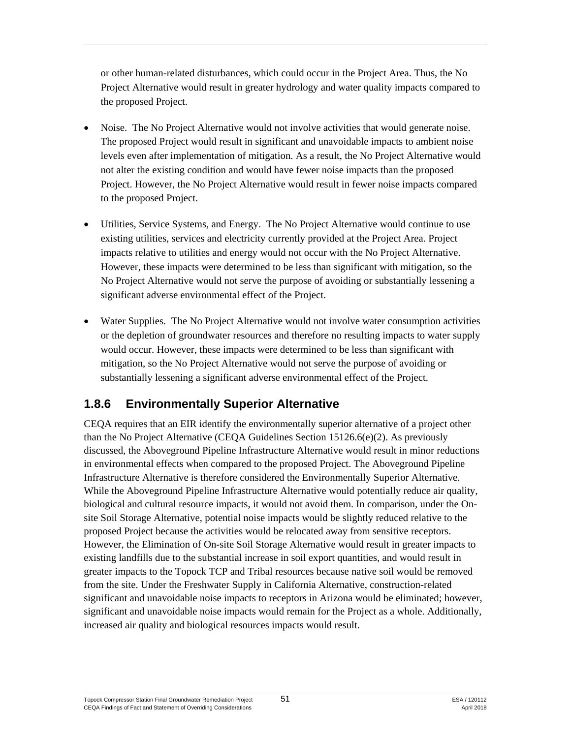or other human-related disturbances, which could occur in the Project Area. Thus, the No Project Alternative would result in greater hydrology and water quality impacts compared to the proposed Project.

- Noise. The No Project Alternative would not involve activities that would generate noise. The proposed Project would result in significant and unavoidable impacts to ambient noise levels even after implementation of mitigation. As a result, the No Project Alternative would not alter the existing condition and would have fewer noise impacts than the proposed Project. However, the No Project Alternative would result in fewer noise impacts compared to the proposed Project.

- Utilities, Service Systems, and Energy. The No Project Alternative would continue to use existing utilities, services and electricity currently provided at the Project Area. Project impacts relative to utilities and energy would not occur with the No Project Alternative. However, these impacts were determined to be less than significant with mitigation, so the No Project Alternative would not serve the purpose of avoiding or substantially lessening a significant adverse environmental effect of the Project.

- Water Supplies. The No Project Alternative would not involve water consumption activities or the depletion of groundwater resources and therefore no resulting impacts to water supply would occur. However, these impacts were determined to be less than significant with mitigation, so the No Project Alternative would not serve the purpose of avoiding or substantially lessening a significant adverse environmental effect of the Project.

### 1.8.6 Environmentally Superior Alternative

CEQA requires that an EIR identify the environmentally superior alternative of a project other than the No Project Alternative (CEQA Guidelines Section 15126.6(e)(2). As previously discussed, the Aboveground Pipeline Infrastructure Alternative would result in minor reductions in environmental effects when compared to the proposed Project. The Aboveground Pipeline Infrastructure Alternative is therefore considered the Environmentally Superior Alternative. While the Aboveground Pipeline Infrastructure Alternative would potentially reduce air quality, biological and cultural resource impacts, it would not avoid them. In comparison, under the On-site Soil Storage Alternative, potential noise impacts would be slightly reduced relative to the proposed Project because the activities would be relocated away from sensitive receptors. However, the Elimination of On-site Soil Storage Alternative would result in greater impacts to existing landfills due to the substantial increase in soil export quantities, and would result in greater impacts to the Topock TCP and Tribal resources because native soil would be removed from the site. Under the Freshwater Supply in California Alternative, construction-related significant and unavoidable noise impacts to receptors in Arizona would be eliminated; however, significant and unavoidable noise impacts would remain for the Project as a whole. Additionally, increased air quality and biological resources impacts would result.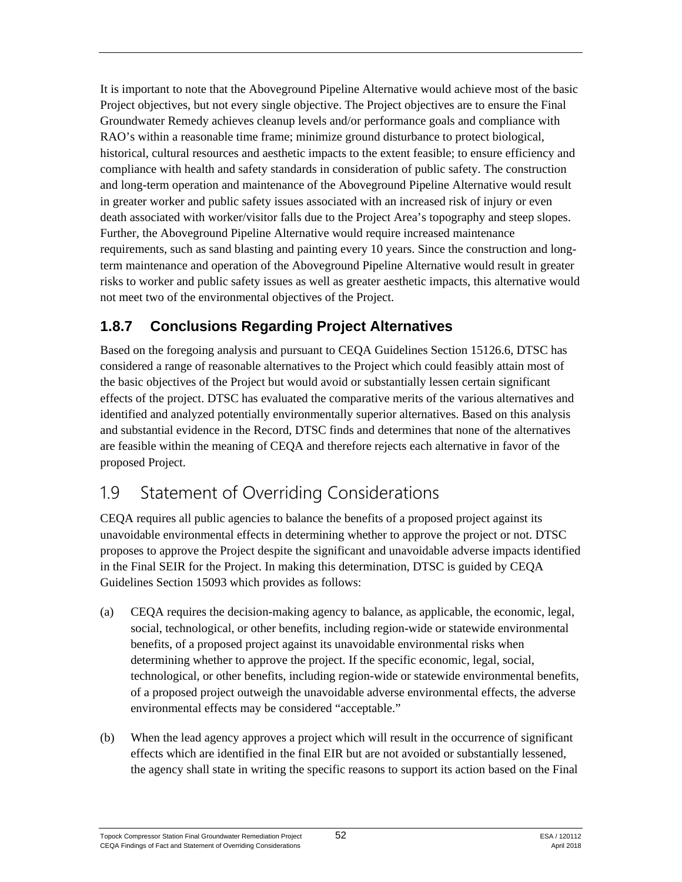It is important to note that the Aboveground Pipeline Alternative would achieve most of the basic Project objectives, but not every single objective. The Project objectives are to ensure the Final Groundwater Remedy achieves cleanup levels and/or performance goals and compliance with RAO's within a reasonable time frame; minimize ground disturbance to protect biological, historical, cultural resources and aesthetic impacts to the extent feasible; to ensure efficiency and compliance with health and safety standards in consideration of public safety. The construction and long-term operation and maintenance of the Aboveground Pipeline Alternative would result in greater worker and public safety issues associated with an increased risk of injury or even death associated with worker/visitor falls due to the Project Area's topography and steep slopes. Further, the Aboveground Pipeline Alternative would require increased maintenance requirements, such as sand blasting and painting every 10 years. Since the construction and long-term maintenance and operation of the Aboveground Pipeline Alternative would result in greater risks to worker and public safety issues as well as greater aesthetic impacts, this alternative would not meet two of the environmental objectives of the Project.

### 1.8.7 Conclusions Regarding Project Alternatives

Based on the foregoing analysis and pursuant to CEQA Guidelines Section 15126.6, DTSC has considered a range of reasonable alternatives to the Project which could feasibly attain most of the basic objectives of the Project but would avoid or substantially lessen certain significant effects of the project. DTSC has evaluated the comparative merits of the various alternatives and identified and analyzed potentially environmentally superior alternatives. Based on this analysis and substantial evidence in the Record, DTSC finds and determines that none of the alternatives are feasible within the meaning of CEQA and therefore rejects each alternative in favor of the proposed Project.

## 1.9 Statement of Overriding Considerations

CEQA requires all public agencies to balance the benefits of a proposed project against its unavoidable environmental effects in determining whether to approve the project or not. DTSC proposes to approve the Project despite the significant and unavoidable adverse impacts identified in the Final SEIR for the Project. In making this determination, DTSC is guided by CEQA Guidelines Section 15093 which provides as follows:

(a) CEQA requires the decision-making agency to balance, as applicable, the economic, legal, social, technological, or other benefits, including region-wide or statewide environmental benefits, of a proposed project against its unavoidable environmental risks when determining whether to approve the project. If the specific economic, legal, social, technological, or other benefits, including region-wide or statewide environmental benefits, of a proposed project outweigh the unavoidable adverse environmental effects, the adverse environmental effects may be considered "acceptable."

(b) When the lead agency approves a project which will result in the occurrence of significant effects which are identified in the final EIR but are not avoided or substantially lessened, the agency shall state in writing the specific reasons to support its action based on the Final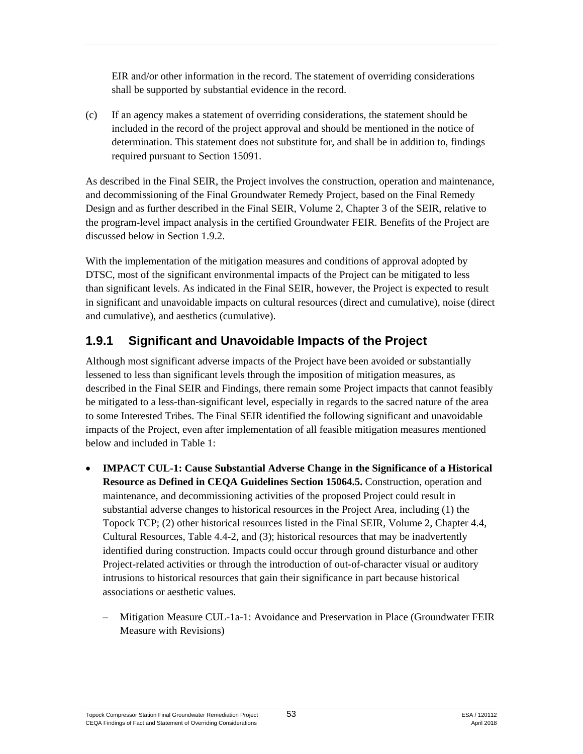EIR and/or other information in the record. The statement of overriding considerations shall be supported by substantial evidence in the record.

(c) If an agency makes a statement of overriding considerations, the statement should be included in the record of the project approval and should be mentioned in the notice of determination. This statement does not substitute for, and shall be in addition to, findings required pursuant to Section 15091.

As described in the Final SEIR, the Project involves the construction, operation and maintenance, and decommissioning of the Final Groundwater Remedy Project, based on the Final Remedy Design and as further described in the Final SEIR, Volume 2, Chapter 3 of the SEIR, relative to the program-level impact analysis in the certified Groundwater FEIR. Benefits of the Project are discussed below in Section 1.9.2.

With the implementation of the mitigation measures and conditions of approval adopted by DTSC, most of the significant environmental impacts of the Project can be mitigated to less than significant levels. As indicated in the Final SEIR, however, the Project is expected to result in significant and unavoidable impacts on cultural resources (direct and cumulative), noise (direct and cumulative), and aesthetics (cumulative).

### 1.9.1 Significant and Unavoidable Impacts of the Project

Although most significant adverse impacts of the Project have been avoided or substantially lessened to less than significant levels through the imposition of mitigation measures, as described in the Final SEIR and Findings, there remain some Project impacts that cannot feasibly be mitigated to a less-than-significant level, especially in regards to the sacred nature of the area to some Interested Tribes. The Final SEIR identified the following significant and unavoidable impacts of the Project, even after implementation of all feasible mitigation measures mentioned below and included in Table 1:

- **IMPACT CUL-1: Cause Substantial Adverse Change in the Significance of a Historical Resource as Defined in CEQA Guidelines Section 15064.5.** Construction, operation and maintenance, and decommissioning activities of the proposed Project could result in substantial adverse changes to historical resources in the Project Area, including (1) the Topock TCP; (2) other historical resources listed in the Final SEIR, Volume 2, Chapter 4.4, Cultural Resources, Table 4.4-2, and (3); historical resources that may be inadvertently identified during construction. Impacts could occur through ground disturbance and other Project-related activities or through the introduction of out-of-character visual or auditory intrusions to historical resources that gain their significance in part because historical associations or aesthetic values.
  - Mitigation Measure CUL-1a-1: Avoidance and Preservation in Place (Groundwater FEIR Measure with Revisions)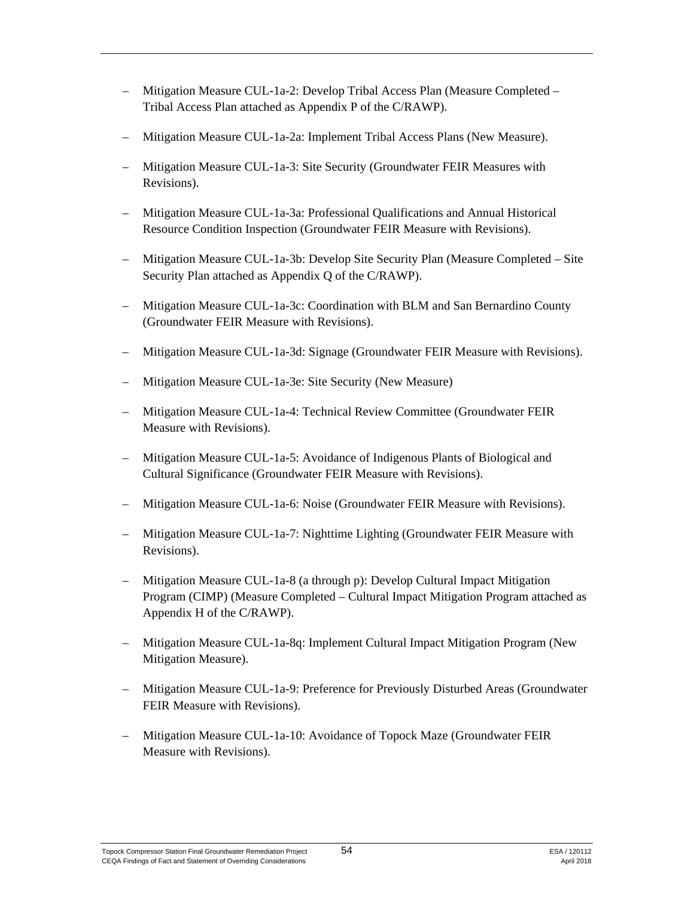- Mitigation Measure CUL-1a-2: Develop Tribal Access Plan (Measure Completed – Tribal Access Plan attached as Appendix P of the C/RAWP).
- Mitigation Measure CUL-1a-2a: Implement Tribal Access Plans (New Measure).
- Mitigation Measure CUL-1a-3: Site Security (Groundwater FEIR Measures with Revisions).
- Mitigation Measure CUL-1a-3a: Professional Qualifications and Annual Historical Resource Condition Inspection (Groundwater FEIR Measure with Revisions).
- Mitigation Measure CUL-1a-3b: Develop Site Security Plan (Measure Completed – Site Security Plan attached as Appendix Q of the C/RAWP).
- Mitigation Measure CUL-1a-3c: Coordination with BLM and San Bernardino County (Groundwater FEIR Measure with Revisions).
- Mitigation Measure CUL-1a-3d: Signage (Groundwater FEIR Measure with Revisions).
- Mitigation Measure CUL-1a-3e: Site Security (New Measure)
- Mitigation Measure CUL-1a-4: Technical Review Committee (Groundwater FEIR Measure with Revisions).
- Mitigation Measure CUL-1a-5: Avoidance of Indigenous Plants of Biological and Cultural Significance (Groundwater FEIR Measure with Revisions).
- Mitigation Measure CUL-1a-6: Noise (Groundwater FEIR Measure with Revisions).
- Mitigation Measure CUL-1a-7: Nighttime Lighting (Groundwater FEIR Measure with Revisions).
- Mitigation Measure CUL-1a-8 (a through p): Develop Cultural Impact Mitigation Program (CIMP) (Measure Completed – Cultural Impact Mitigation Program attached as Appendix H of the C/RAWP).
- Mitigation Measure CUL-1a-8q: Implement Cultural Impact Mitigation Program (New Mitigation Measure).
- Mitigation Measure CUL-1a-9: Preference for Previously Disturbed Areas (Groundwater FEIR Measure with Revisions).
- Mitigation Measure CUL-1a-10: Avoidance of Topock Maze (Groundwater FEIR Measure with Revisions).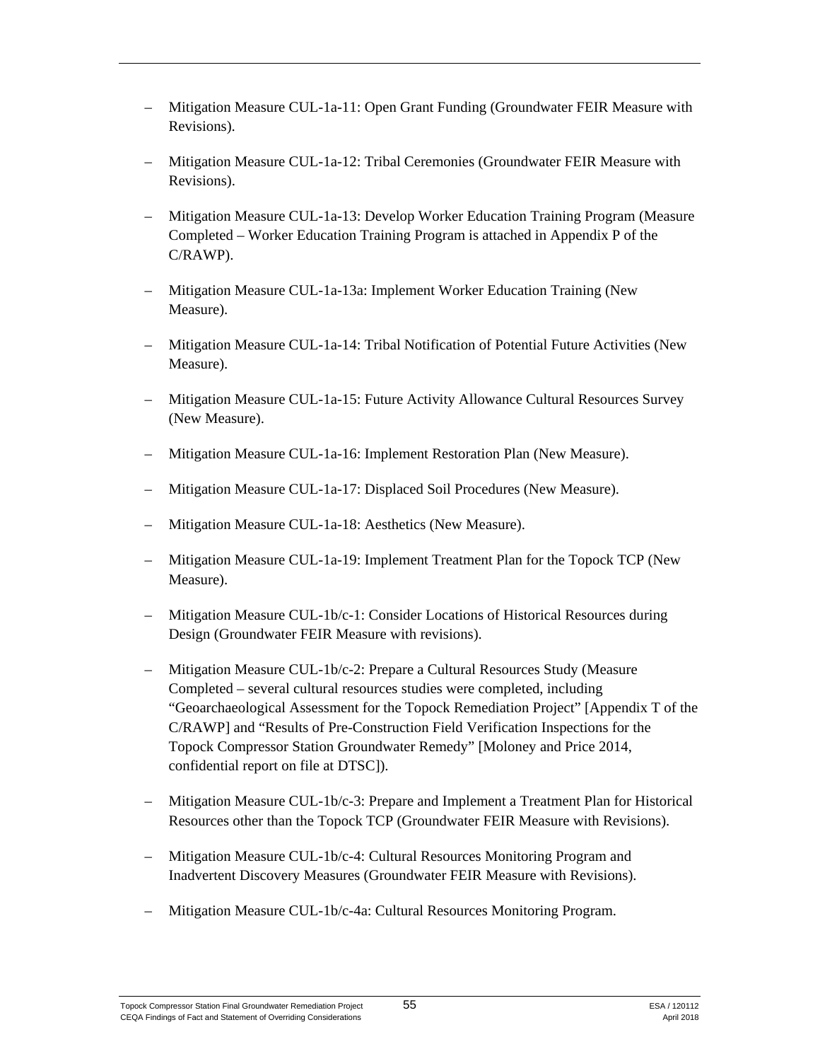- Mitigation Measure CUL-1a-11: Open Grant Funding (Groundwater FEIR Measure with Revisions).
- Mitigation Measure CUL-1a-12: Tribal Ceremonies (Groundwater FEIR Measure with Revisions).
- Mitigation Measure CUL-1a-13: Develop Worker Education Training Program (Measure Completed – Worker Education Training Program is attached in Appendix P of the C/RAWP).
- Mitigation Measure CUL-1a-13a: Implement Worker Education Training (New Measure).
- Mitigation Measure CUL-1a-14: Tribal Notification of Potential Future Activities (New Measure).
- Mitigation Measure CUL-1a-15: Future Activity Allowance Cultural Resources Survey (New Measure).
- Mitigation Measure CUL-1a-16: Implement Restoration Plan (New Measure).
- Mitigation Measure CUL-1a-17: Displaced Soil Procedures (New Measure).
- Mitigation Measure CUL-1a-18: Aesthetics (New Measure).
- Mitigation Measure CUL-1a-19: Implement Treatment Plan for the Topock TCP (New Measure).
- Mitigation Measure CUL-1b/c-1: Consider Locations of Historical Resources during Design (Groundwater FEIR Measure with revisions).
- Mitigation Measure CUL-1b/c-2: Prepare a Cultural Resources Study (Measure Completed – several cultural resources studies were completed, including "Geoarchaeological Assessment for the Topock Remediation Project" [Appendix T of the C/RAWP] and "Results of Pre-Construction Field Verification Inspections for the Topock Compressor Station Groundwater Remedy" [Moloney and Price 2014, confidential report on file at DTSC]).
- Mitigation Measure CUL-1b/c-3: Prepare and Implement a Treatment Plan for Historical Resources other than the Topock TCP (Groundwater FEIR Measure with Revisions).
- Mitigation Measure CUL-1b/c-4: Cultural Resources Monitoring Program and Inadvertent Discovery Measures (Groundwater FEIR Measure with Revisions).
- Mitigation Measure CUL-1b/c-4a: Cultural Resources Monitoring Program.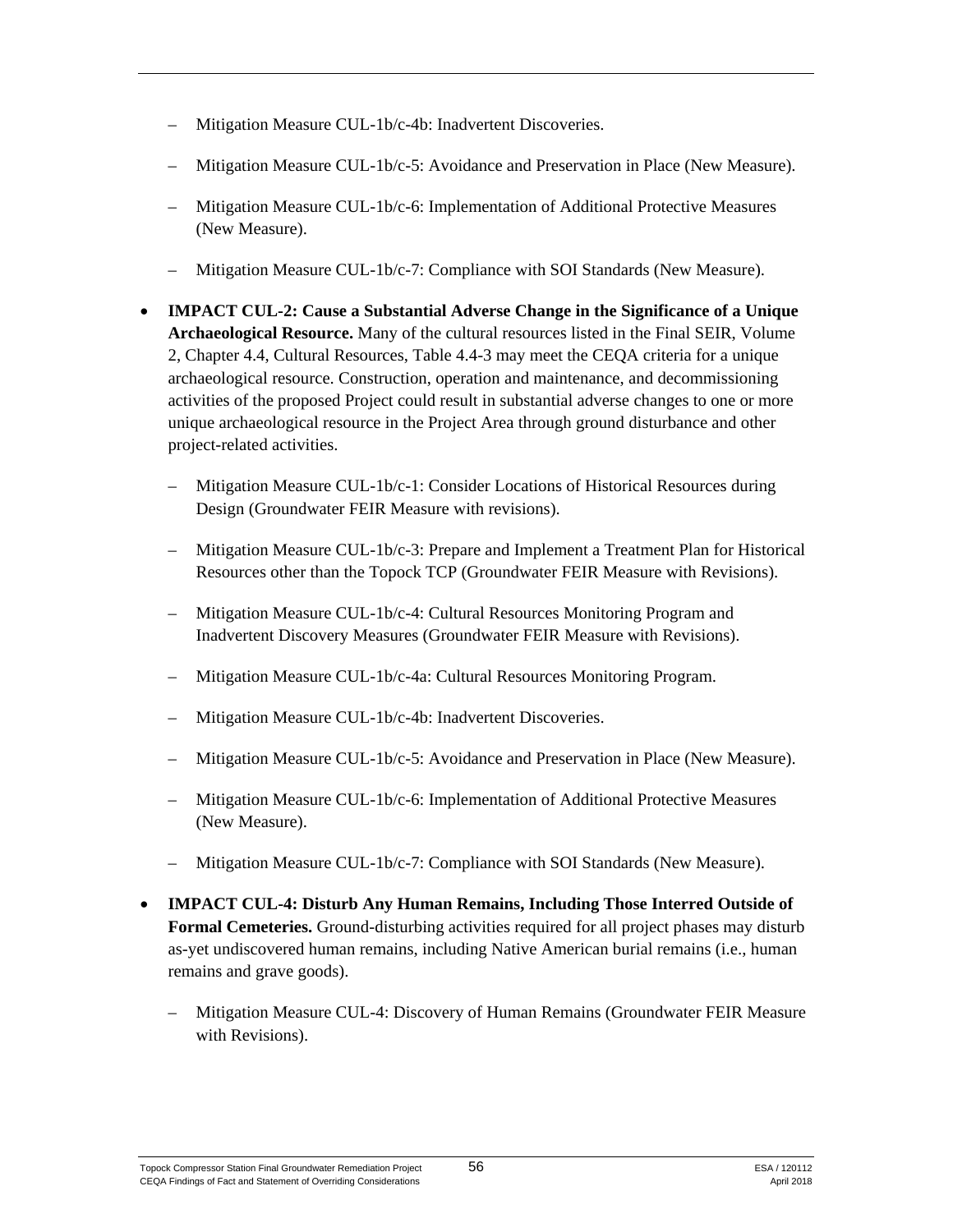- Mitigation Measure CUL-1b/c-4b: Inadvertent Discoveries.
  - Mitigation Measure CUL-1b/c-5: Avoidance and Preservation in Place (New Measure).
  - Mitigation Measure CUL-1b/c-6: Implementation of Additional Protective Measures (New Measure).
  - Mitigation Measure CUL-1b/c-7: Compliance with SOI Standards (New Measure).

- **IMPACT CUL-2: Cause a Substantial Adverse Change in the Significance of a Unique Archaeological Resource.** Many of the cultural resources listed in the Final SEIR, Volume 2, Chapter 4.4, Cultural Resources, Table 4.4-3 may meet the CEQA criteria for a unique archaeological resource. Construction, operation and maintenance, and decommissioning activities of the proposed Project could result in substantial adverse changes to one or more unique archaeological resource in the Project Area through ground disturbance and other project-related activities.
  - Mitigation Measure CUL-1b/c-1: Consider Locations of Historical Resources during Design (Groundwater FEIR Measure with revisions).
  - Mitigation Measure CUL-1b/c-3: Prepare and Implement a Treatment Plan for Historical Resources other than the Topock TCP (Groundwater FEIR Measure with Revisions).
  - Mitigation Measure CUL-1b/c-4: Cultural Resources Monitoring Program and Inadvertent Discovery Measures (Groundwater FEIR Measure with Revisions).
  - Mitigation Measure CUL-1b/c-4a: Cultural Resources Monitoring Program.
  - Mitigation Measure CUL-1b/c-4b: Inadvertent Discoveries.
  - Mitigation Measure CUL-1b/c-5: Avoidance and Preservation in Place (New Measure).
  - Mitigation Measure CUL-1b/c-6: Implementation of Additional Protective Measures (New Measure).
  - Mitigation Measure CUL-1b/c-7: Compliance with SOI Standards (New Measure).

- **IMPACT CUL-4: Disturb Any Human Remains, Including Those Interred Outside of Formal Cemeteries.** Ground-disturbing activities required for all project phases may disturb as-yet undiscovered human remains, including Native American burial remains (i.e., human remains and grave goods).
  - Mitigation Measure CUL-4: Discovery of Human Remains (Groundwater FEIR Measure with Revisions).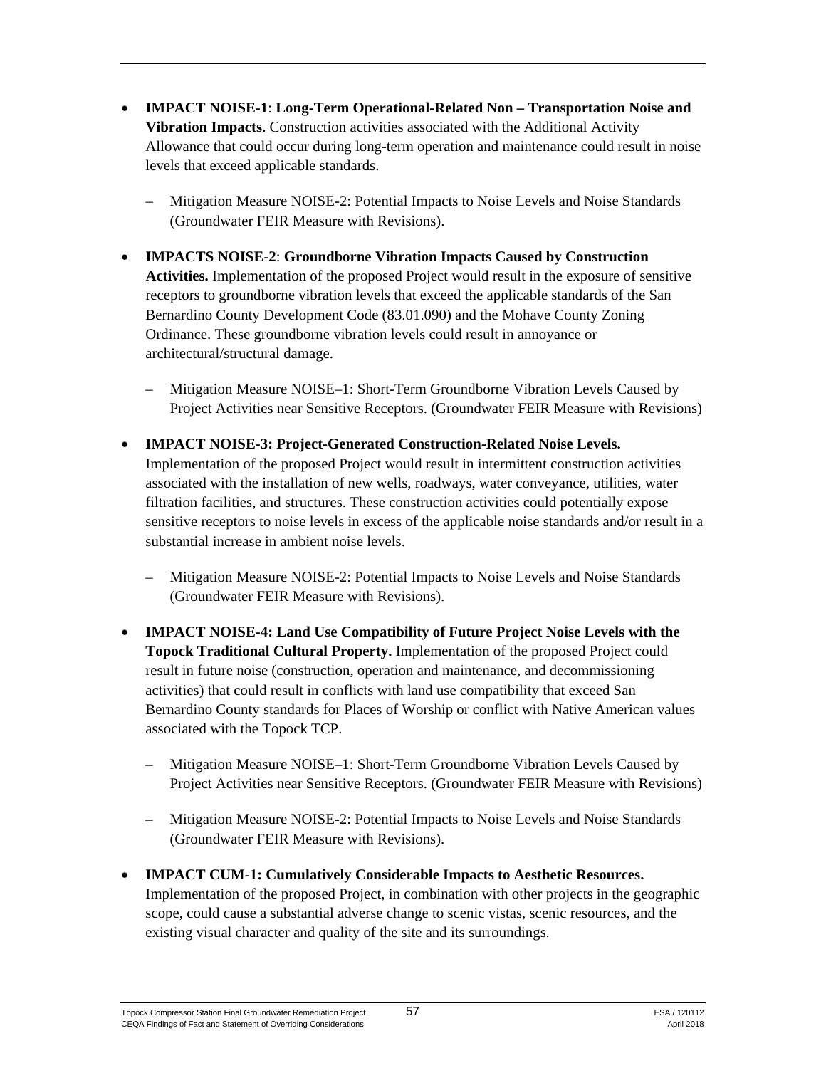- **IMPACT NOISE-1**: **Long-Term Operational-Related Non – Transportation Noise and Vibration Impacts.** Construction activities associated with the Additional Activity Allowance that could occur during long-term operation and maintenance could result in noise levels that exceed applicable standards.

  – Mitigation Measure NOISE-2: Potential Impacts to Noise Levels and Noise Standards (Groundwater FEIR Measure with Revisions).

- **IMPACTS NOISE-2**: **Groundborne Vibration Impacts Caused by Construction Activities.** Implementation of the proposed Project would result in the exposure of sensitive receptors to groundborne vibration levels that exceed the applicable standards of the San Bernardino County Development Code (83.01.090) and the Mohave County Zoning Ordinance. These groundborne vibration levels could result in annoyance or architectural/structural damage.

  – Mitigation Measure NOISE–1: Short-Term Groundborne Vibration Levels Caused by Project Activities near Sensitive Receptors. (Groundwater FEIR Measure with Revisions)

- **IMPACT NOISE-3: Project-Generated Construction-Related Noise Levels.** Implementation of the proposed Project would result in intermittent construction activities associated with the installation of new wells, roadways, water conveyance, utilities, water filtration facilities, and structures. These construction activities could potentially expose sensitive receptors to noise levels in excess of the applicable noise standards and/or result in a substantial increase in ambient noise levels.

  – Mitigation Measure NOISE-2: Potential Impacts to Noise Levels and Noise Standards (Groundwater FEIR Measure with Revisions).

- **IMPACT NOISE-4: Land Use Compatibility of Future Project Noise Levels with the Topock Traditional Cultural Property.** Implementation of the proposed Project could result in future noise (construction, operation and maintenance, and decommissioning activities) that could result in conflicts with land use compatibility that exceed San Bernardino County standards for Places of Worship or conflict with Native American values associated with the Topock TCP.

  – Mitigation Measure NOISE–1: Short-Term Groundborne Vibration Levels Caused by Project Activities near Sensitive Receptors. (Groundwater FEIR Measure with Revisions)

  – Mitigation Measure NOISE-2: Potential Impacts to Noise Levels and Noise Standards (Groundwater FEIR Measure with Revisions).

- **IMPACT CUM-1: Cumulatively Considerable Impacts to Aesthetic Resources.** Implementation of the proposed Project, in combination with other projects in the geographic scope, could cause a substantial adverse change to scenic vistas, scenic resources, and the existing visual character and quality of the site and its surroundings.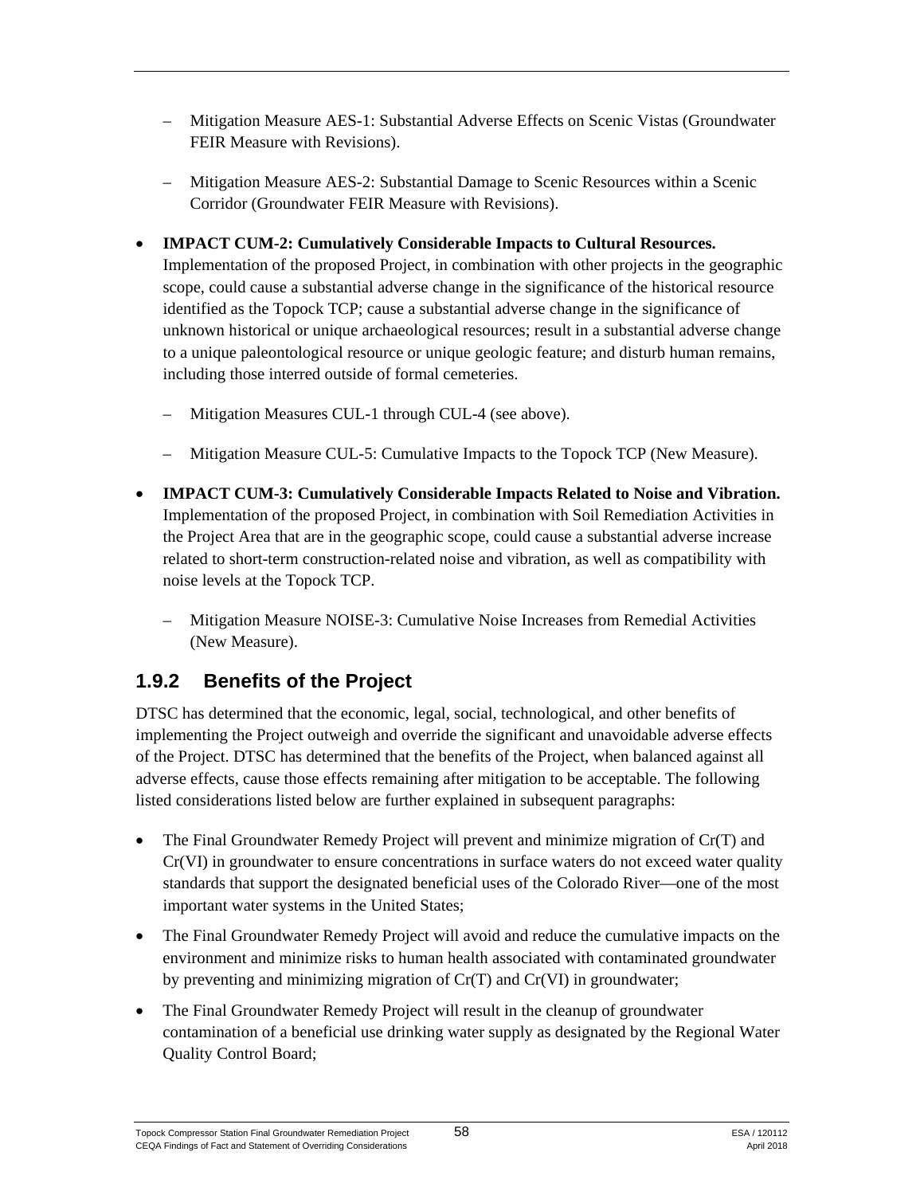- Mitigation Measure AES-1: Substantial Adverse Effects on Scenic Vistas (Groundwater FEIR Measure with Revisions).
- Mitigation Measure AES-2: Substantial Damage to Scenic Resources within a Scenic Corridor (Groundwater FEIR Measure with Revisions).

- **IMPACT CUM-2: Cumulatively Considerable Impacts to Cultural Resources.** Implementation of the proposed Project, in combination with other projects in the geographic scope, could cause a substantial adverse change in the significance of the historical resource identified as the Topock TCP; cause a substantial adverse change in the significance of unknown historical or unique archaeological resources; result in a substantial adverse change to a unique paleontological resource or unique geologic feature; and disturb human remains, including those interred outside of formal cemeteries.
  - Mitigation Measures CUL-1 through CUL-4 (see above).
  - Mitigation Measure CUL-5: Cumulative Impacts to the Topock TCP (New Measure).

- **IMPACT CUM-3: Cumulatively Considerable Impacts Related to Noise and Vibration.** Implementation of the proposed Project, in combination with Soil Remediation Activities in the Project Area that are in the geographic scope, could cause a substantial adverse increase related to short-term construction-related noise and vibration, as well as compatibility with noise levels at the Topock TCP.
  - Mitigation Measure NOISE-3: Cumulative Noise Increases from Remedial Activities (New Measure).

## 1.9.2 Benefits of the Project

DTSC has determined that the economic, legal, social, technological, and other benefits of implementing the Project outweigh and override the significant and unavoidable adverse effects of the Project. DTSC has determined that the benefits of the Project, when balanced against all adverse effects, cause those effects remaining after mitigation to be acceptable. The following listed considerations listed below are further explained in subsequent paragraphs:

- The Final Groundwater Remedy Project will prevent and minimize migration of Cr(T) and Cr(VI) in groundwater to ensure concentrations in surface waters do not exceed water quality standards that support the designated beneficial uses of the Colorado River—one of the most important water systems in the United States;
- The Final Groundwater Remedy Project will avoid and reduce the cumulative impacts on the environment and minimize risks to human health associated with contaminated groundwater by preventing and minimizing migration of Cr(T) and Cr(VI) in groundwater;
- The Final Groundwater Remedy Project will result in the cleanup of groundwater contamination of a beneficial use drinking water supply as designated by the Regional Water Quality Control Board;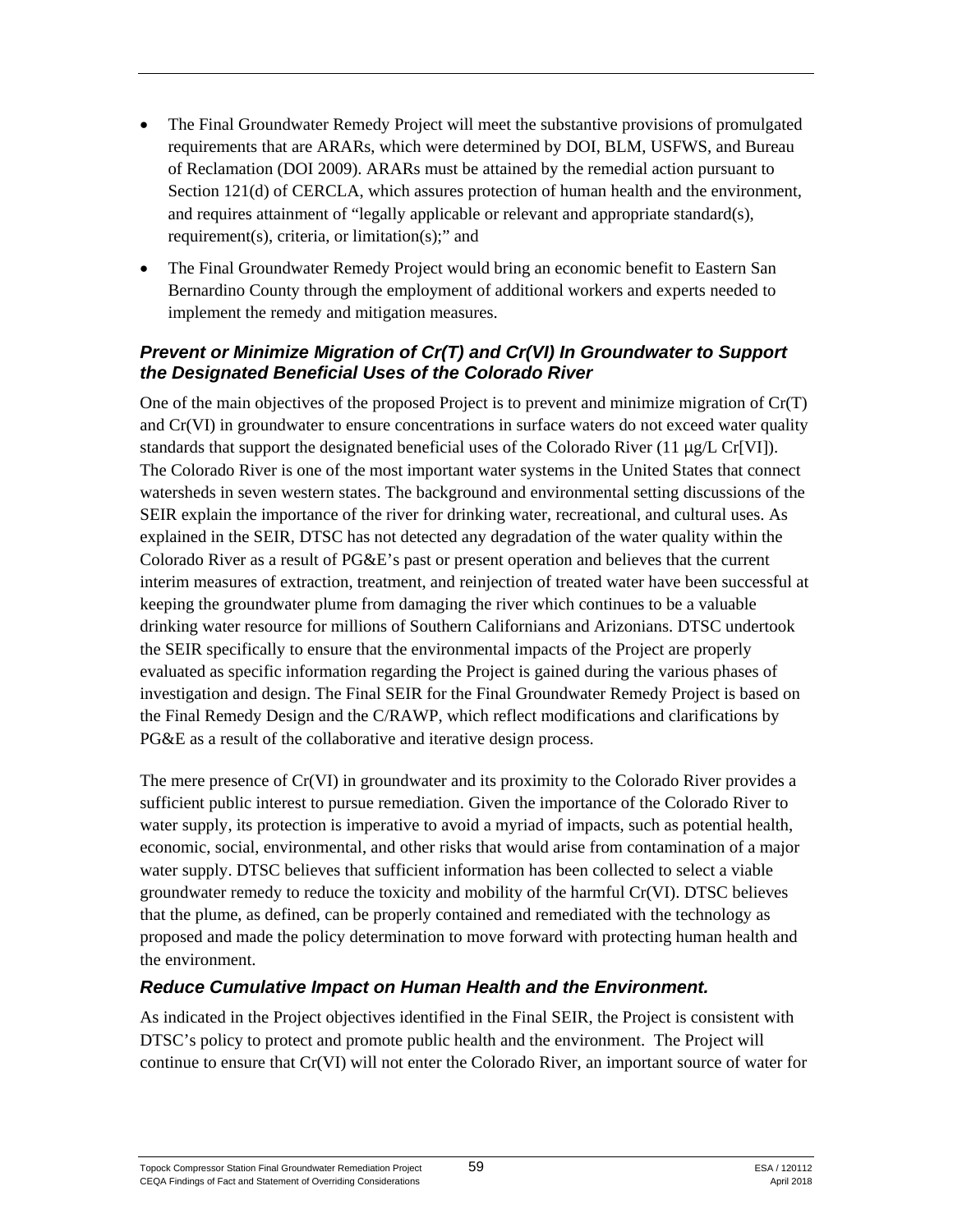- The Final Groundwater Remedy Project will meet the substantive provisions of promulgated requirements that are ARARs, which were determined by DOI, BLM, USFWS, and Bureau of Reclamation (DOI 2009). ARARs must be attained by the remedial action pursuant to Section 121(d) of CERCLA, which assures protection of human health and the environment, and requires attainment of "legally applicable or relevant and appropriate standard(s), requirement(s), criteria, or limitation(s);" and
- The Final Groundwater Remedy Project would bring an economic benefit to Eastern San Bernardino County through the employment of additional workers and experts needed to implement the remedy and mitigation measures.

### *Prevent or Minimize Migration of Cr(T) and Cr(VI) In Groundwater to Support the Designated Beneficial Uses of the Colorado River*

One of the main objectives of the proposed Project is to prevent and minimize migration of Cr(T) and Cr(VI) in groundwater to ensure concentrations in surface waters do not exceed water quality standards that support the designated beneficial uses of the Colorado River (11 μg/L Cr[VI]). The Colorado River is one of the most important water systems in the United States that connect watersheds in seven western states. The background and environmental setting discussions of the SEIR explain the importance of the river for drinking water, recreational, and cultural uses. As explained in the SEIR, DTSC has not detected any degradation of the water quality within the Colorado River as a result of PG&E's past or present operation and believes that the current interim measures of extraction, treatment, and reinjection of treated water have been successful at keeping the groundwater plume from damaging the river which continues to be a valuable drinking water resource for millions of Southern Californians and Arizonians. DTSC undertook the SEIR specifically to ensure that the environmental impacts of the Project are properly evaluated as specific information regarding the Project is gained during the various phases of investigation and design. The Final SEIR for the Final Groundwater Remedy Project is based on the Final Remedy Design and the C/RAWP, which reflect modifications and clarifications by PG&E as a result of the collaborative and iterative design process.

The mere presence of Cr(VI) in groundwater and its proximity to the Colorado River provides a sufficient public interest to pursue remediation. Given the importance of the Colorado River to water supply, its protection is imperative to avoid a myriad of impacts, such as potential health, economic, social, environmental, and other risks that would arise from contamination of a major water supply. DTSC believes that sufficient information has been collected to select a viable groundwater remedy to reduce the toxicity and mobility of the harmful Cr(VI). DTSC believes that the plume, as defined, can be properly contained and remediated with the technology as proposed and made the policy determination to move forward with protecting human health and the environment.

### *Reduce Cumulative Impact on Human Health and the Environment.*

As indicated in the Project objectives identified in the Final SEIR, the Project is consistent with DTSC's policy to protect and promote public health and the environment. The Project will continue to ensure that Cr(VI) will not enter the Colorado River, an important source of water for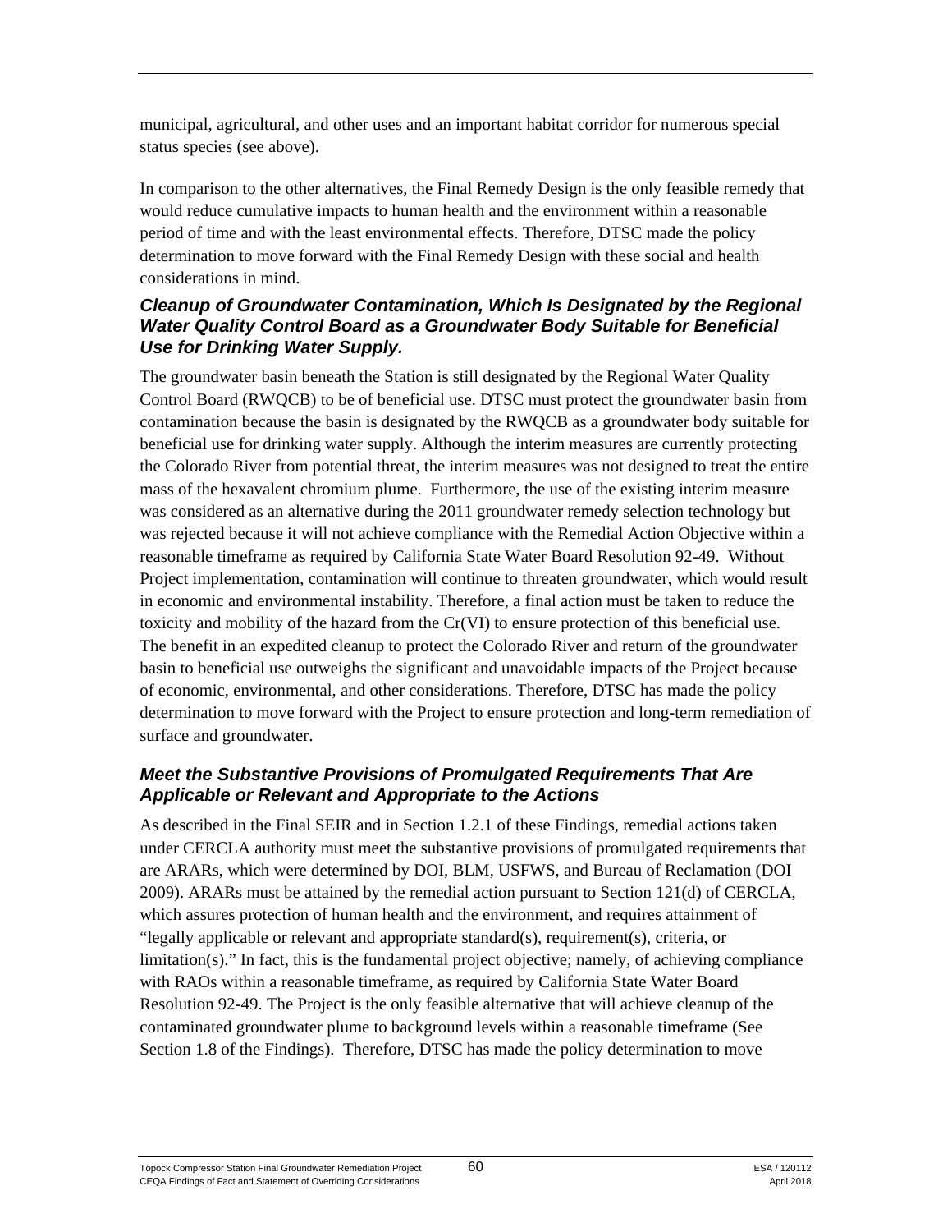municipal, agricultural, and other uses and an important habitat corridor for numerous special status species (see above).

In comparison to the other alternatives, the Final Remedy Design is the only feasible remedy that would reduce cumulative impacts to human health and the environment within a reasonable period of time and with the least environmental effects. Therefore, DTSC made the policy determination to move forward with the Final Remedy Design with these social and health considerations in mind.

### *Cleanup of Groundwater Contamination, Which Is Designated by the Regional Water Quality Control Board as a Groundwater Body Suitable for Beneficial Use for Drinking Water Supply.*

The groundwater basin beneath the Station is still designated by the Regional Water Quality Control Board (RWQCB) to be of beneficial use. DTSC must protect the groundwater basin from contamination because the basin is designated by the RWQCB as a groundwater body suitable for beneficial use for drinking water supply. Although the interim measures are currently protecting the Colorado River from potential threat, the interim measures was not designed to treat the entire mass of the hexavalent chromium plume. Furthermore, the use of the existing interim measure was considered as an alternative during the 2011 groundwater remedy selection technology but was rejected because it will not achieve compliance with the Remedial Action Objective within a reasonable timeframe as required by California State Water Board Resolution 92-49. Without Project implementation, contamination will continue to threaten groundwater, which would result in economic and environmental instability. Therefore, a final action must be taken to reduce the toxicity and mobility of the hazard from the Cr(VI) to ensure protection of this beneficial use. The benefit in an expedited cleanup to protect the Colorado River and return of the groundwater basin to beneficial use outweighs the significant and unavoidable impacts of the Project because of economic, environmental, and other considerations. Therefore, DTSC has made the policy determination to move forward with the Project to ensure protection and long-term remediation of surface and groundwater.

### *Meet the Substantive Provisions of Promulgated Requirements That Are Applicable or Relevant and Appropriate to the Actions*

As described in the Final SEIR and in Section 1.2.1 of these Findings, remedial actions taken under CERCLA authority must meet the substantive provisions of promulgated requirements that are ARARs, which were determined by DOI, BLM, USFWS, and Bureau of Reclamation (DOI 2009). ARARs must be attained by the remedial action pursuant to Section 121(d) of CERCLA, which assures protection of human health and the environment, and requires attainment of "legally applicable or relevant and appropriate standard(s), requirement(s), criteria, or limitation(s)." In fact, this is the fundamental project objective; namely, of achieving compliance with RAOs within a reasonable timeframe, as required by California State Water Board Resolution 92-49. The Project is the only feasible alternative that will achieve cleanup of the contaminated groundwater plume to background levels within a reasonable timeframe (See Section 1.8 of the Findings). Therefore, DTSC has made the policy determination to move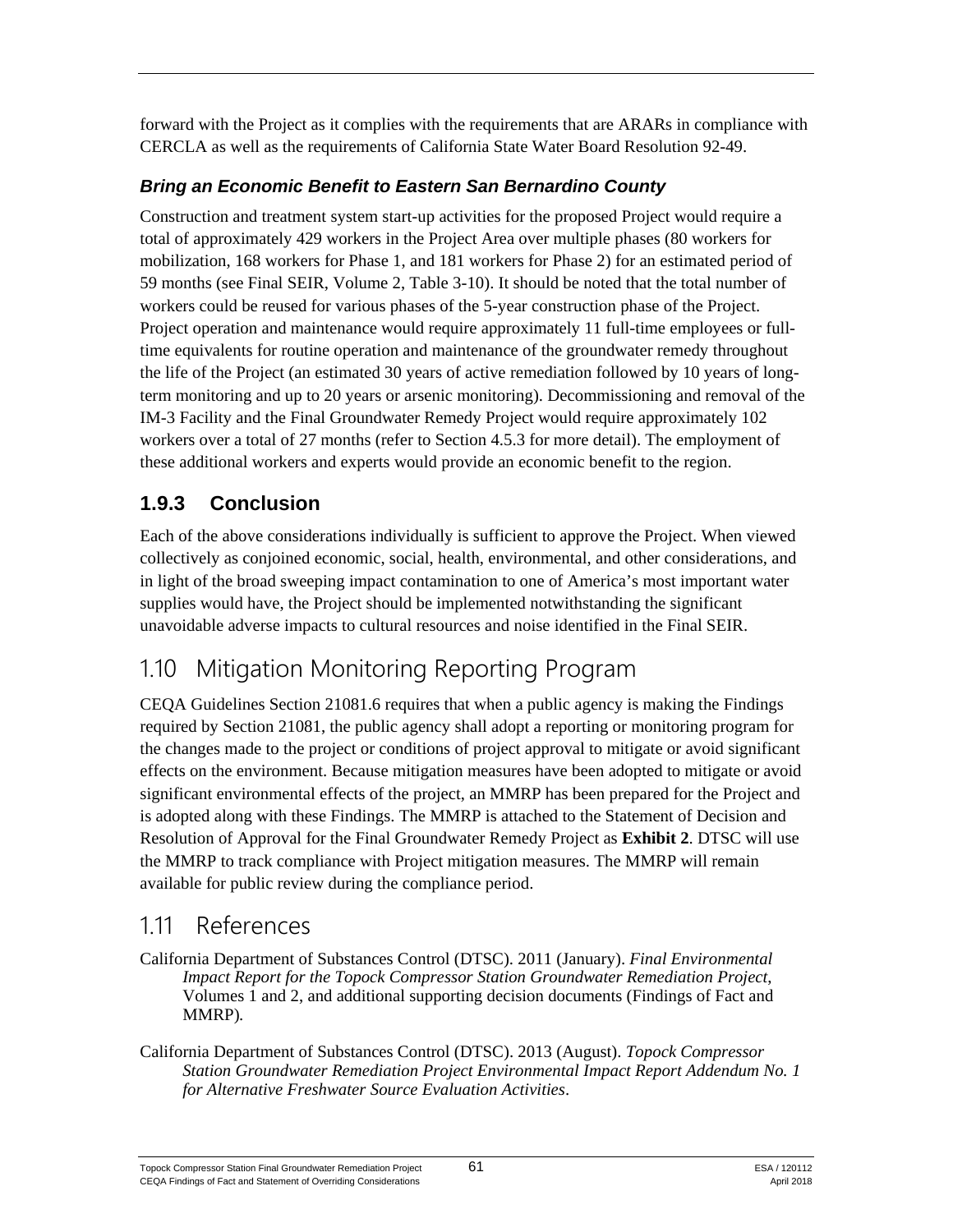forward with the Project as it complies with the requirements that are ARARs in compliance with CERCLA as well as the requirements of California State Water Board Resolution 92-49.

#### *Bring an Economic Benefit to Eastern San Bernardino County*

Construction and treatment system start-up activities for the proposed Project would require a total of approximately 429 workers in the Project Area over multiple phases (80 workers for mobilization, 168 workers for Phase 1, and 181 workers for Phase 2) for an estimated period of 59 months (see Final SEIR, Volume 2, Table 3-10). It should be noted that the total number of workers could be reused for various phases of the 5-year construction phase of the Project. Project operation and maintenance would require approximately 11 full-time employees or full-time equivalents for routine operation and maintenance of the groundwater remedy throughout the life of the Project (an estimated 30 years of active remediation followed by 10 years of long-term monitoring and up to 20 years or arsenic monitoring). Decommissioning and removal of the IM-3 Facility and the Final Groundwater Remedy Project would require approximately 102 workers over a total of 27 months (refer to Section 4.5.3 for more detail). The employment of these additional workers and experts would provide an economic benefit to the region.

### 1.9.3 Conclusion

Each of the above considerations individually is sufficient to approve the Project. When viewed collectively as conjoined economic, social, health, environmental, and other considerations, and in light of the broad sweeping impact contamination to one of America's most important water supplies would have, the Project should be implemented notwithstanding the significant unavoidable adverse impacts to cultural resources and noise identified in the Final SEIR.

## 1.10 Mitigation Monitoring Reporting Program

CEQA Guidelines Section 21081.6 requires that when a public agency is making the Findings required by Section 21081, the public agency shall adopt a reporting or monitoring program for the changes made to the project or conditions of project approval to mitigate or avoid significant effects on the environment. Because mitigation measures have been adopted to mitigate or avoid significant environmental effects of the project, an MMRP has been prepared for the Project and is adopted along with these Findings. The MMRP is attached to the Statement of Decision and Resolution of Approval for the Final Groundwater Remedy Project as **Exhibit 2**. DTSC will use the MMRP to track compliance with Project mitigation measures. The MMRP will remain available for public review during the compliance period.

## 1.11 References

California Department of Substances Control (DTSC). 2011 (January). *Final Environmental Impact Report for the Topock Compressor Station Groundwater Remediation Project*, Volumes 1 and 2, and additional supporting decision documents (Findings of Fact and MMRP).

California Department of Substances Control (DTSC). 2013 (August). *Topock Compressor Station Groundwater Remediation Project Environmental Impact Report Addendum No. 1 for Alternative Freshwater Source Evaluation Activities*.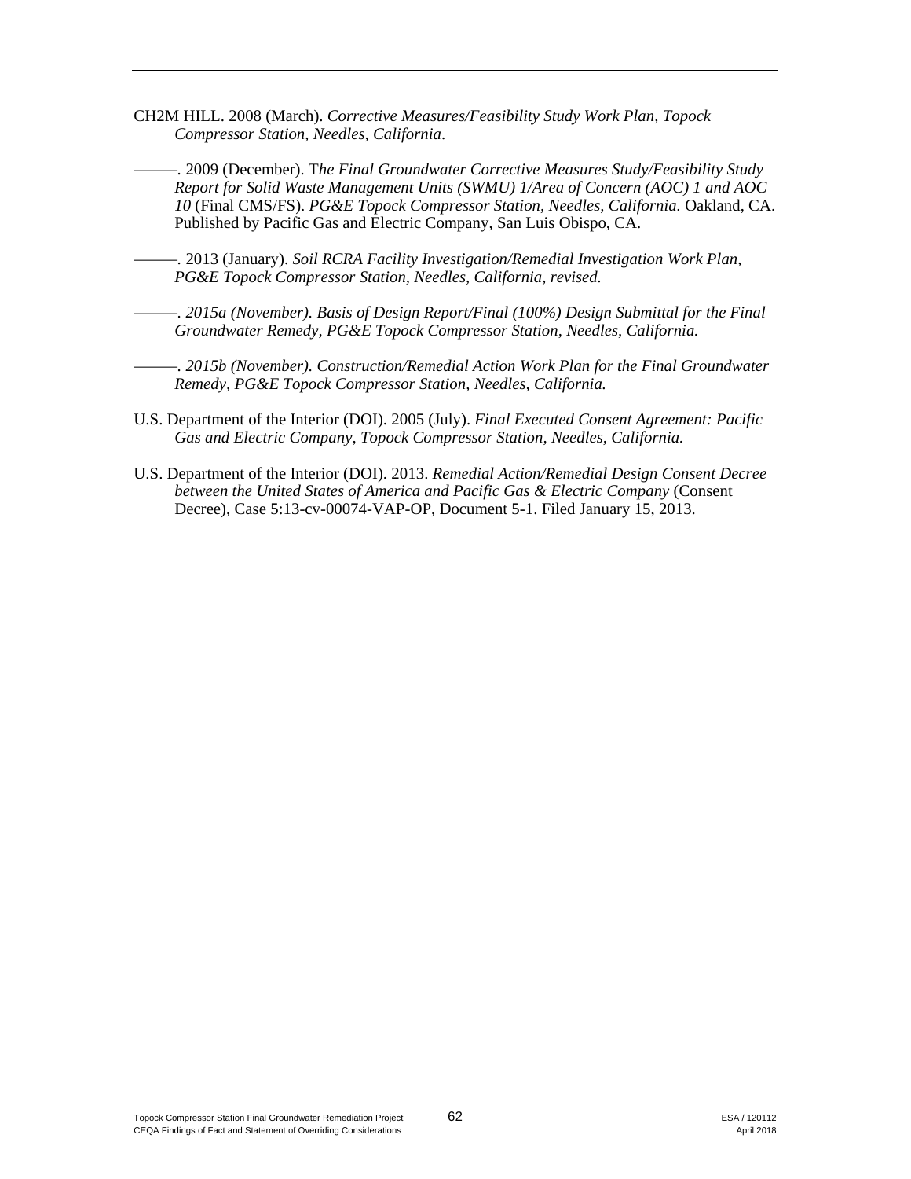CH2M HILL. 2008 (March). *Corrective Measures/Feasibility Study Work Plan, Topock Compressor Station, Needles, California*.

———. 2009 (December). T*he Final Groundwater Corrective Measures Study/Feasibility Study Report for Solid Waste Management Units (SWMU) 1/Area of Concern (AOC) 1 and AOC 10* (Final CMS/FS). *PG&E Topock Compressor Station, Needles, California.* Oakland, CA. Published by Pacific Gas and Electric Company, San Luis Obispo, CA.

———. 2013 (January). *Soil RCRA Facility Investigation/Remedial Investigation Work Plan, PG&E Topock Compressor Station, Needles, California, revised.*

———. *2015a (November). Basis of Design Report/Final (100%) Design Submittal for the Final Groundwater Remedy, PG&E Topock Compressor Station, Needles, California.*

———. *2015b (November). Construction/Remedial Action Work Plan for the Final Groundwater Remedy, PG&E Topock Compressor Station, Needles, California.*

U.S. Department of the Interior (DOI). 2005 (July). *Final Executed Consent Agreement: Pacific Gas and Electric Company, Topock Compressor Station, Needles, California.*

U.S. Department of the Interior (DOI). 2013. *Remedial Action/Remedial Design Consent Decree between the United States of America and Pacific Gas & Electric Company* (Consent Decree), Case 5:13-cv-00074-VAP-OP, Document 5-1. Filed January 15, 2013.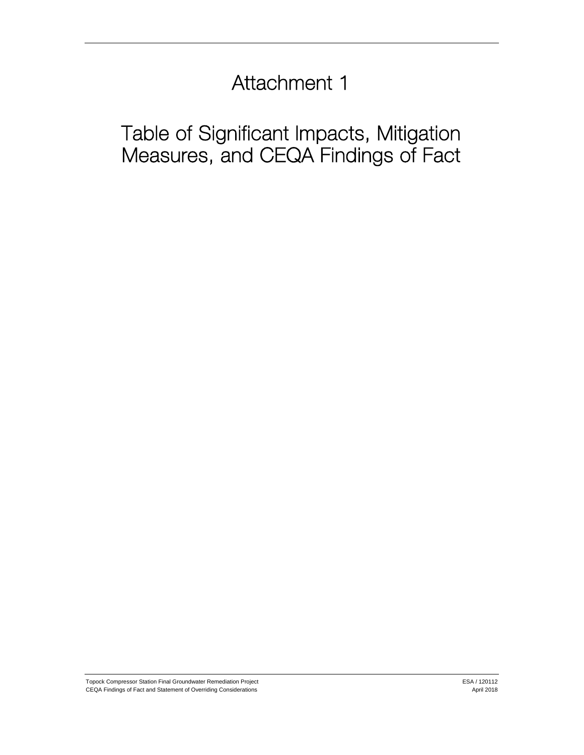# Attachment 1

# Table of Significant Impacts, Mitigation Measures, and CEQA Findings of Fact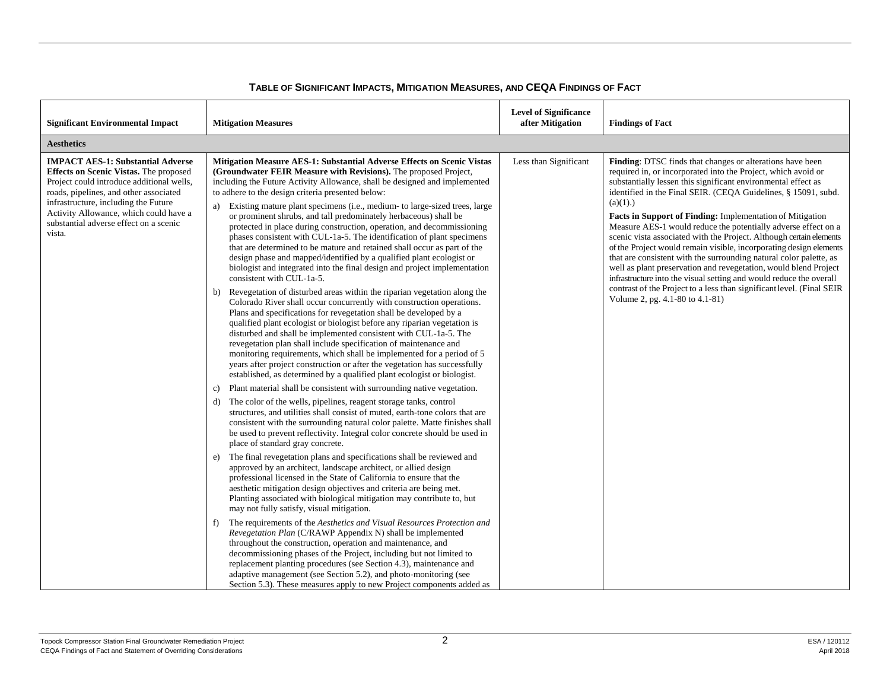**TABLE OF SIGNIFICANT IMPACTS, MITIGATION MEASURES, AND CEQA FINDINGS OF FACT**

| Significant Environmental Impact | Mitigation Measures | Level of Significance after Mitigation | Findings of Fact |
|---|---|---|---|
| **Aesthetics** | | | |
| **IMPACT AES-1: Substantial Adverse Effects on Scenic Vistas.** The proposed Project could introduce additional wells, roads, pipelines, and other associated infrastructure, including the Future Activity Allowance, which could have a substantial adverse effect on a scenic vista. | **Mitigation Measure AES-1: Substantial Adverse Effects on Scenic Vistas (Groundwater FEIR Measure with Revisions).** The proposed Project, including the Future Activity Allowance, shall be designed and implemented to adhere to the design criteria presented below:<br>a) Existing mature plant specimens (i.e., medium- to large-sized trees, large or prominent shrubs, and tall predominately herbaceous) shall be protected in place during construction, operation, and decommissioning phases consistent with CUL-1a-5. The identification of plant specimens that are determined to be mature and retained shall occur as part of the design phase and mapped/identified by a qualified plant ecologist or biologist and integrated into the final design and project implementation consistent with CUL-1a-5.<br>b) Revegetation of disturbed areas within the riparian vegetation along the Colorado River shall occur concurrently with construction operations. Plans and specifications for revegetation shall be developed by a qualified plant ecologist or biologist before any riparian vegetation is disturbed and shall be implemented consistent with CUL-1a-5. The revegetation plan shall include specification of maintenance and monitoring requirements, which shall be implemented for a period of 5 years after project construction or after the vegetation has successfully established, as determined by a qualified plant ecologist or biologist.<br>c) Plant material shall be consistent with surrounding native vegetation.<br>d) The color of the wells, pipelines, reagent storage tanks, control structures, and utilities shall consist of muted, earth-tone colors that are consistent with the surrounding natural color palette. Matte finishes shall be used to prevent reflectivity. Integral color concrete should be used in place of standard gray concrete.<br>e) The final revegetation plans and specifications shall be reviewed and approved by an architect, landscape architect, or allied design professional licensed in the State of California to ensure that the aesthetic mitigation design objectives and criteria are being met. Planting associated with biological mitigation may contribute to, but may not fully satisfy, visual mitigation.<br>f) The requirements of the *Aesthetics and Visual Resources Protection and Revegetation Plan* (C/RAWP Appendix N) shall be implemented throughout the construction, operation and maintenance, and decommissioning phases of the Project, including but not limited to replacement planting procedures (see Section 4.3), maintenance and adaptive management (see Section 5.2), and photo-monitoring (see Section 5.3). These measures apply to new Project components added as | Less than Significant | **Finding**: DTSC finds that changes or alterations have been required in, or incorporated into the Project, which avoid or substantially lessen this significant environmental effect as identified in the Final SEIR. (CEQA Guidelines, § 15091, subd. (a)(1).)<br>**Facts in Support of Finding:** Implementation of Mitigation Measure AES-1 would reduce the potentially adverse effect on a scenic vista associated with the Project. Although certain elements of the Project would remain visible, incorporating design elements that are consistent with the surrounding natural color palette, as well as plant preservation and revegetation, would blend Project infrastructure into the visual setting and would reduce the overall contrast of the Project to a less than significant level. (Final SEIR Volume 2, pg. 4.1-80 to 4.1-81) |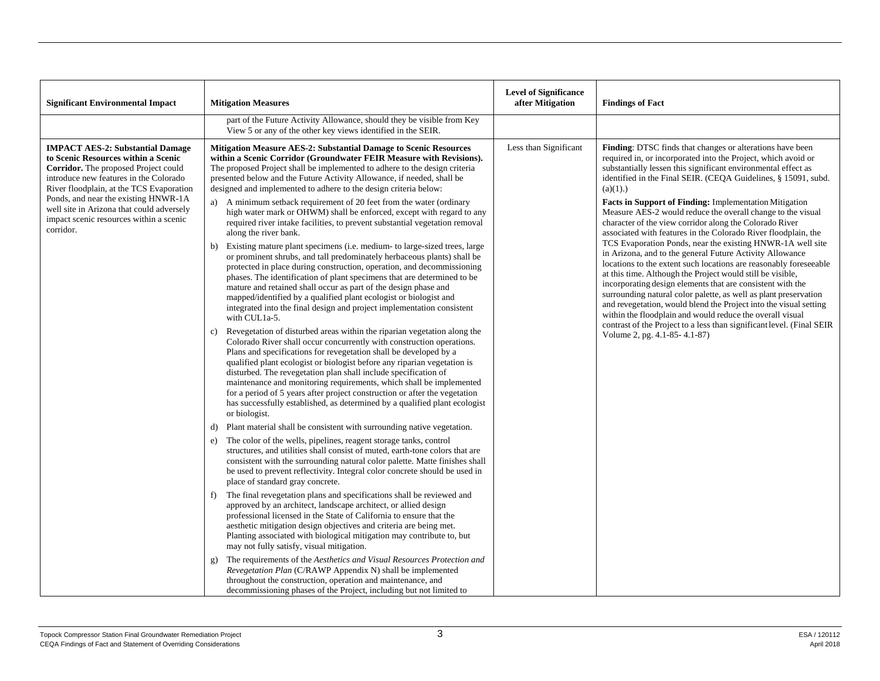| Significant Environmental Impact | Mitigation Measures | Level of Significance after Mitigation | Findings of Fact |
|---|---|---|---|
| | part of the Future Activity Allowance, should they be visible from Key View 5 or any of the other key views identified in the SEIR. | | |
| **IMPACT AES-2: Substantial Damage to Scenic Resources within a Scenic Corridor.** The proposed Project could introduce new features in the Colorado River floodplain, at the TCS Evaporation Ponds, and near the existing HNWR-1A well site in Arizona that could adversely impact scenic resources within a scenic corridor. | **Mitigation Measure AES-2: Substantial Damage to Scenic Resources within a Scenic Corridor (Groundwater FEIR Measure with Revisions).** The proposed Project shall be implemented to adhere to the design criteria presented below and the Future Activity Allowance, if needed, shall be designed and implemented to adhere to the design criteria below:<br>a) A minimum setback requirement of 20 feet from the water (ordinary high water mark or OHWM) shall be enforced, except with regard to any required river intake facilities, to prevent substantial vegetation removal along the river bank.<br>b) Existing mature plant specimens (i.e. medium- to large-sized trees, large or prominent shrubs, and tall predominately herbaceous plants) shall be protected in place during construction, operation, and decommissioning phases. The identification of plant specimens that are determined to be mature and retained shall occur as part of the design phase and mapped/identified by a qualified plant ecologist or biologist and integrated into the final design and project implementation consistent with CUL1a-5.<br>c) Revegetation of disturbed areas within the riparian vegetation along the Colorado River shall occur concurrently with construction operations. Plans and specifications for revegetation shall be developed by a qualified plant ecologist or biologist before any riparian vegetation is disturbed. The revegetation plan shall include specification of maintenance and monitoring requirements, which shall be implemented for a period of 5 years after project construction or after the vegetation has successfully established, as determined by a qualified plant ecologist or biologist.<br>d) Plant material shall be consistent with surrounding native vegetation.<br>e) The color of the wells, pipelines, reagent storage tanks, control structures, and utilities shall consist of muted, earth-tone colors that are consistent with the surrounding natural color palette. Matte finishes shall be used to prevent reflectivity. Integral color concrete should be used in place of standard gray concrete.<br>f) The final revegetation plans and specifications shall be reviewed and approved by an architect, landscape architect, or allied design professional licensed in the State of California to ensure that the aesthetic mitigation design objectives and criteria are being met. Planting associated with biological mitigation may contribute to, but may not fully satisfy, visual mitigation.<br>g) The requirements of the *Aesthetics and Visual Resources Protection and Revegetation Plan* (C/RAWP Appendix N) shall be implemented throughout the construction, operation and maintenance, and decommissioning phases of the Project, including but not limited to | Less than Significant | **Finding**: DTSC finds that changes or alterations have been required in, or incorporated into the Project, which avoid or substantially lessen this significant environmental effect as identified in the Final SEIR. (CEQA Guidelines, § 15091, subd. (a)(1).)<br>**Facts in Support of Finding:** Implementation Mitigation Measure AES-2 would reduce the overall change to the visual character of the view corridor along the Colorado River associated with features in the Colorado River floodplain, the TCS Evaporation Ponds, near the existing HNWR-1A well site in Arizona, and to the general Future Activity Allowance locations to the extent such locations are reasonably foreseeable at this time. Although the Project would still be visible, incorporating design elements that are consistent with the surrounding natural color palette, as well as plant preservation and revegetation, would blend the Project into the visual setting within the floodplain and would reduce the overall visual contrast of the Project to a less than significant level. (Final SEIR Volume 2, pg. 4.1-85- 4.1-87) |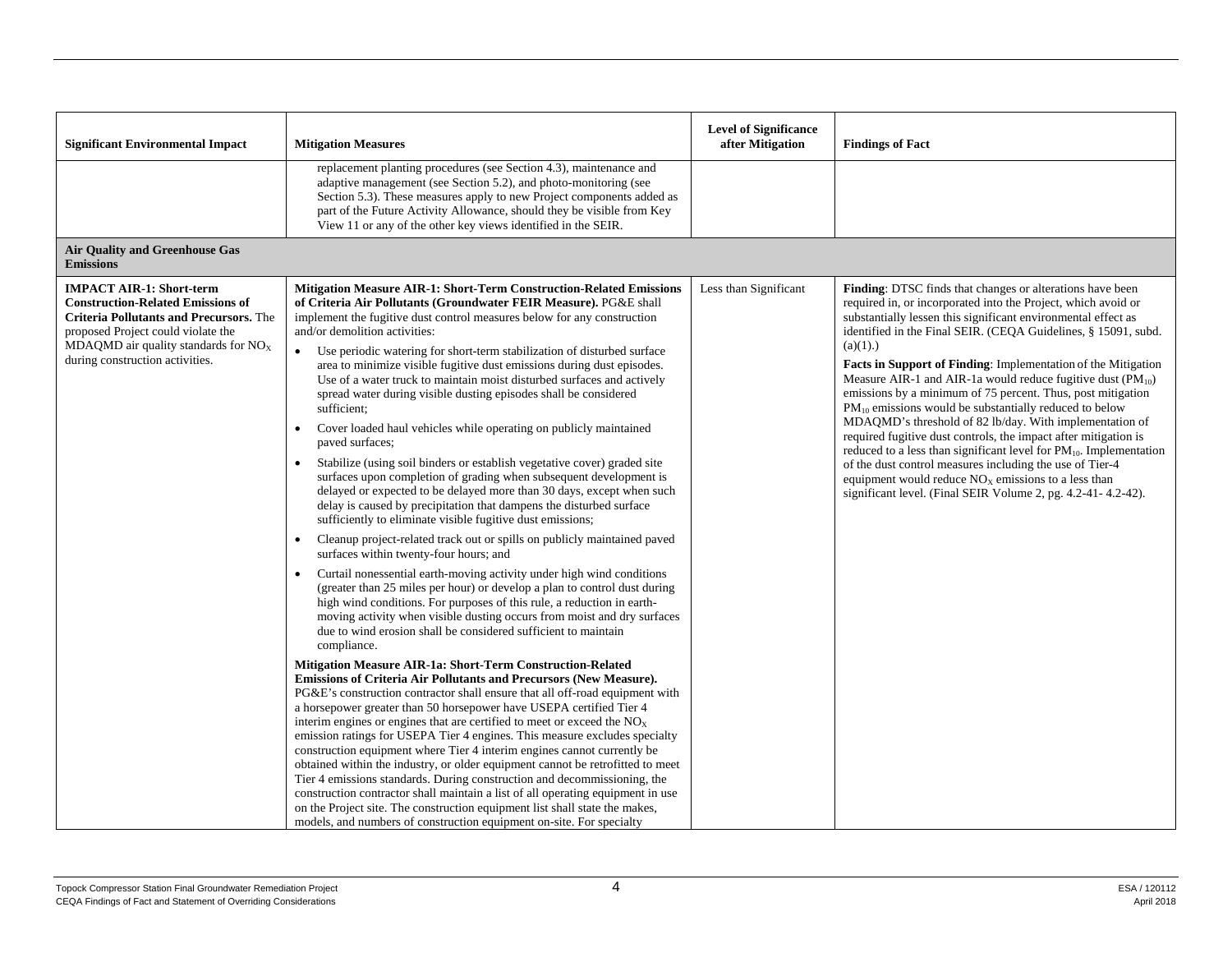| Significant Environmental Impact | Mitigation Measures | Level of Significance after Mitigation | Findings of Fact |
|---|---|---|---|
| | replacement planting procedures (see Section 4.3), maintenance and adaptive management (see Section 5.2), and photo-monitoring (see Section 5.3). These measures apply to new Project components added as part of the Future Activity Allowance, should they be visible from Key View 11 or any of the other key views identified in the SEIR. | | |
| **Air Quality and Greenhouse Gas Emissions** | | | |
| **IMPACT AIR-1: Short-term Construction-Related Emissions of Criteria Pollutants and Precursors.** The proposed Project could violate the MDAQMD air quality standards for $NO_X$ during construction activities. | **Mitigation Measure AIR-1: Short-Term Construction-Related Emissions of Criteria Air Pollutants (Groundwater FEIR Measure).** PG&E shall implement the fugitive dust control measures below for any construction and/or demolition activities:<br>• Use periodic watering for short-term stabilization of disturbed surface area to minimize visible fugitive dust emissions during dust episodes. Use of a water truck to maintain moist disturbed surfaces and actively spread water during visible dusting episodes shall be considered sufficient;<br>• Cover loaded haul vehicles while operating on publicly maintained paved surfaces;<br>• Stabilize (using soil binders or establish vegetative cover) graded site surfaces upon completion of grading when subsequent development is delayed or expected to be delayed more than 30 days, except when such delay is caused by precipitation that dampens the disturbed surface sufficiently to eliminate visible fugitive dust emissions;<br>• Cleanup project-related track out or spills on publicly maintained paved surfaces within twenty-four hours; and<br>• Curtail nonessential earth-moving activity under high wind conditions (greater than 25 miles per hour) or develop a plan to control dust during high wind conditions. For purposes of this rule, a reduction in earth-moving activity when visible dusting occurs from moist and dry surfaces due to wind erosion shall be considered sufficient to maintain compliance.<br>**Mitigation Measure AIR-1a: Short-Term Construction-Related Emissions of Criteria Air Pollutants and Precursors (New Measure).** PG&E's construction contractor shall ensure that all off-road equipment with a horsepower greater than 50 horsepower have USEPA certified Tier 4 interim engines or engines that are certified to meet or exceed the $NO_X$ emission ratings for USEPA Tier 4 engines. This measure excludes specialty construction equipment where Tier 4 interim engines cannot currently be obtained within the industry, or older equipment cannot be retrofitted to meet Tier 4 emissions standards. During construction and decommissioning, the construction contractor shall maintain a list of all operating equipment in use on the Project site. The construction equipment list shall state the makes, models, and numbers of construction equipment on-site. For specialty | Less than Significant | **Finding**: DTSC finds that changes or alterations have been required in, or incorporated into the Project, which avoid or substantially lessen this significant environmental effect as identified in the Final SEIR. (CEQA Guidelines, § 15091, subd. (a)(1).)<br>**Facts in Support of Finding**: Implementation of the Mitigation Measure AIR-1 and AIR-1a would reduce fugitive dust ($PM_{10}$) emissions by a minimum of 75 percent. Thus, post mitigation $PM_{10}$ emissions would be substantially reduced to below MDAQMD's threshold of 82 lb/day. With implementation of required fugitive dust controls, the impact after mitigation is reduced to a less than significant level for $PM_{10}$. Implementation of the dust control measures including the use of Tier-4 equipment would reduce $NO_X$ emissions to a less than significant level. (Final SEIR Volume 2, pg. 4.2-41- 4.2-42). |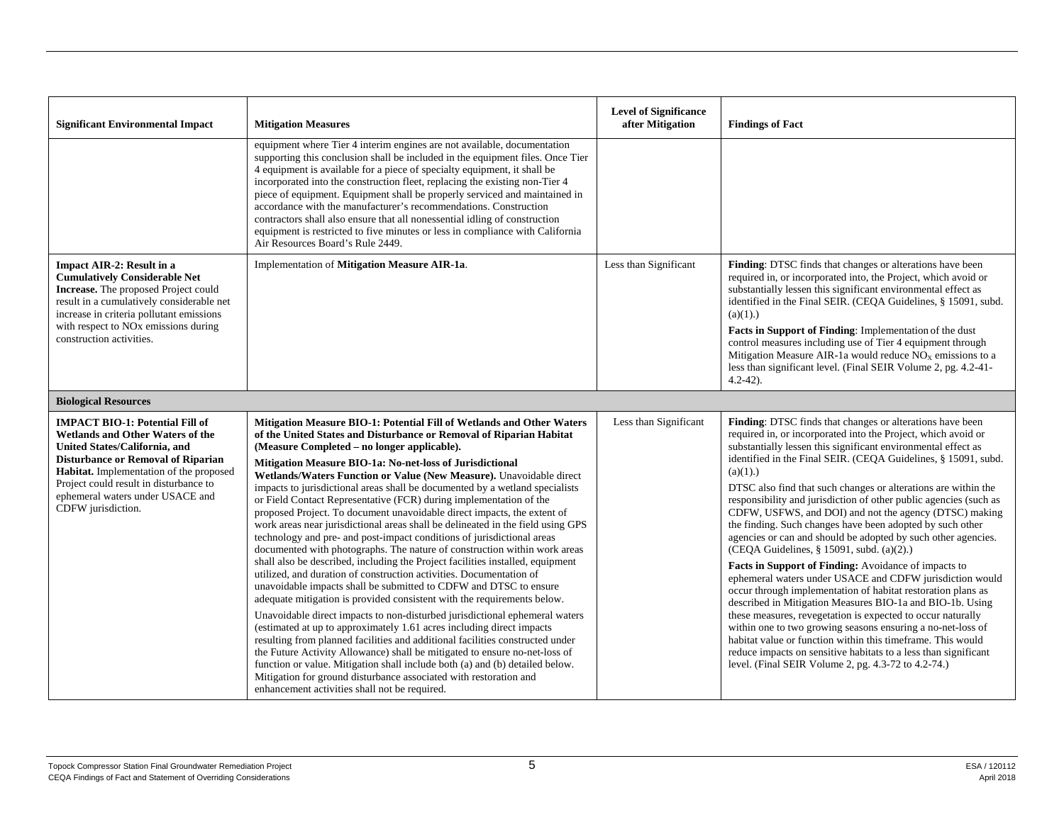| Significant Environmental Impact | Mitigation Measures | Level of Significance after Mitigation | Findings of Fact |
|---|---|---|---|
| | equipment where Tier 4 interim engines are not available, documentation supporting this conclusion shall be included in the equipment files. Once Tier 4 equipment is available for a piece of specialty equipment, it shall be incorporated into the construction fleet, replacing the existing non-Tier 4 piece of equipment. Equipment shall be properly serviced and maintained in accordance with the manufacturer's recommendations. Construction contractors shall also ensure that all nonessential idling of construction equipment is restricted to five minutes or less in compliance with California Air Resources Board's Rule 2449. | | |
| **Impact AIR-2: Result in a Cumulatively Considerable Net Increase.** The proposed Project could result in a cumulatively considerable net increase in criteria pollutant emissions with respect to NOx emissions during construction activities. | Implementation of **Mitigation Measure AIR-1a**. | Less than Significant | **Finding**: DTSC finds that changes or alterations have been required in, or incorporated into, the Project, which avoid or substantially lessen this significant environmental effect as identified in the Final SEIR. (CEQA Guidelines, § 15091, subd. (a)(1).)<br><br>**Facts in Support of Finding**: Implementation of the dust control measures including use of Tier 4 equipment through Mitigation Measure AIR-1a would reduce $NO_X$ emissions to a less than significant level. (Final SEIR Volume 2, pg. 4.2-41-4.2-42). |
| **Biological Resources** | | | |
| **IMPACT BIO-1: Potential Fill of Wetlands and Other Waters of the United States/California, and Disturbance or Removal of Riparian Habitat.** Implementation of the proposed Project could result in disturbance to ephemeral waters under USACE and CDFW jurisdiction. | **Mitigation Measure BIO-1: Potential Fill of Wetlands and Other Waters of the United States and Disturbance or Removal of Riparian Habitat (Measure Completed – no longer applicable).**<br><br>**Mitigation Measure BIO-1a: No-net-loss of Jurisdictional Wetlands/Waters Function or Value (New Measure).** Unavoidable direct impacts to jurisdictional areas shall be documented by a wetland specialists or Field Contact Representative (FCR) during implementation of the proposed Project. To document unavoidable direct impacts, the extent of work areas near jurisdictional areas shall be delineated in the field using GPS technology and pre- and post-impact conditions of jurisdictional areas documented with photographs. The nature of construction within work areas shall also be described, including the Project facilities installed, equipment utilized, and duration of construction activities. Documentation of unavoidable impacts shall be submitted to CDFW and DTSC to ensure adequate mitigation is provided consistent with the requirements below.<br><br>Unavoidable direct impacts to non-disturbed jurisdictional ephemeral waters (estimated at up to approximately 1.61 acres including direct impacts resulting from planned facilities and additional facilities constructed under the Future Activity Allowance) shall be mitigated to ensure no-net-loss of function or value. Mitigation shall include both (a) and (b) detailed below. Mitigation for ground disturbance associated with restoration and enhancement activities shall not be required. | Less than Significant | **Finding**: DTSC finds that changes or alterations have been required in, or incorporated into the Project, which avoid or substantially lessen this significant environmental effect as identified in the Final SEIR. (CEQA Guidelines, § 15091, subd. (a)(1).)<br><br>DTSC also find that such changes or alterations are within the responsibility and jurisdiction of other public agencies (such as CDFW, USFWS, and DOI) and not the agency (DTSC) making the finding. Such changes have been adopted by such other agencies or can and should be adopted by such other agencies. (CEQA Guidelines, § 15091, subd. (a)(2).)<br><br>**Facts in Support of Finding:** Avoidance of impacts to ephemeral waters under USACE and CDFW jurisdiction would occur through implementation of habitat restoration plans as described in Mitigation Measures BIO-1a and BIO-1b. Using these measures, revegetation is expected to occur naturally within one to two growing seasons ensuring a no-net-loss of habitat value or function within this timeframe. This would reduce impacts on sensitive habitats to a less than significant level. (Final SEIR Volume 2, pg. 4.3-72 to 4.2-74.) |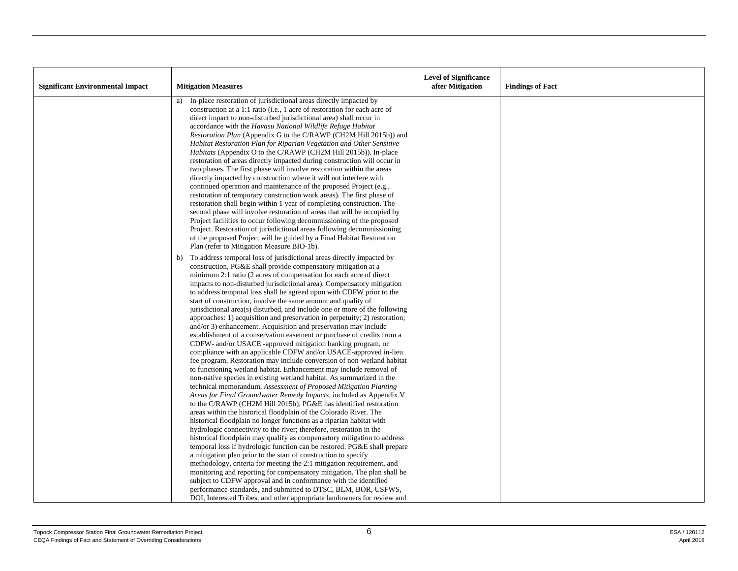| Significant Environmental Impact | Mitigation Measures | Level of Significance after Mitigation | Findings of Fact |
|---|---|---|---|
| | a) In-place restoration of jurisdictional areas directly impacted by construction at a 1:1 ratio (i.e., 1 acre of restoration for each acre of direct impact to non-disturbed jurisdictional area) shall occur in accordance with the *Havasu National Wildlife Refuge Habitat Restoration Plan* (Appendix G to the C/RAWP (CH2M Hill 2015b)) and *Habitat Restoration Plan for Riparian Vegetation and Other Sensitive Habitats* (Appendix O to the C/RAWP (CH2M Hill 2015b)). In-place restoration of areas directly impacted during construction will occur in two phases. The first phase will involve restoration within the areas directly impacted by construction where it will not interfere with continued operation and maintenance of the proposed Project (e.g., restoration of temporary construction work areas). The first phase of restoration shall begin within 1 year of completing construction. The second phase will involve restoration of areas that will be occupied by Project facilities to occur following decommissioning of the proposed Project. Restoration of jurisdictional areas following decommissioning of the proposed Project will be guided by a Final Habitat Restoration Plan (refer to Mitigation Measure BIO-1b).<br><br>b) To address temporal loss of jurisdictional areas directly impacted by construction, PG&E shall provide compensatory mitigation at a minimum 2:1 ratio (2 acres of compensation for each acre of direct impacts to non-disturbed jurisdictional area). Compensatory mitigation to address temporal loss shall be agreed upon with CDFW prior to the start of construction, involve the same amount and quality of jurisdictional area(s) disturbed, and include one or more of the following approaches: 1) acquisition and preservation in perpetuity; 2) restoration; and/or 3) enhancement. Acquisition and preservation may include establishment of a conservation easement or purchase of credits from a CDFW- and/or USACE -approved mitigation banking program, or compliance with an applicable CDFW and/or USACE-approved in-lieu fee program. Restoration may include conversion of non-wetland habitat to functioning wetland habitat. Enhancement may include removal of non-native species in existing wetland habitat. As summarized in the technical memorandum, *Assessment of Proposed Mitigation Planting Areas for Final Groundwater Remedy Impacts*, included as Appendix V to the C/RAWP (CH2M Hill 2015b), PG&E has identified restoration areas within the historical floodplain of the Colorado River. The historical floodplain no longer functions as a riparian habitat with hydrologic connectivity to the river; therefore, restoration in the historical floodplain may qualify as compensatory mitigation to address temporal loss if hydrologic function can be restored. PG&E shall prepare a mitigation plan prior to the start of construction to specify methodology, criteria for meeting the 2:1 mitigation requirement, and monitoring and reporting for compensatory mitigation. The plan shall be subject to CDFW approval and in conformance with the identified performance standards, and submitted to DTSC, BLM, BOR, USFWS, DOI, Interested Tribes, and other appropriate landowners for review and | | |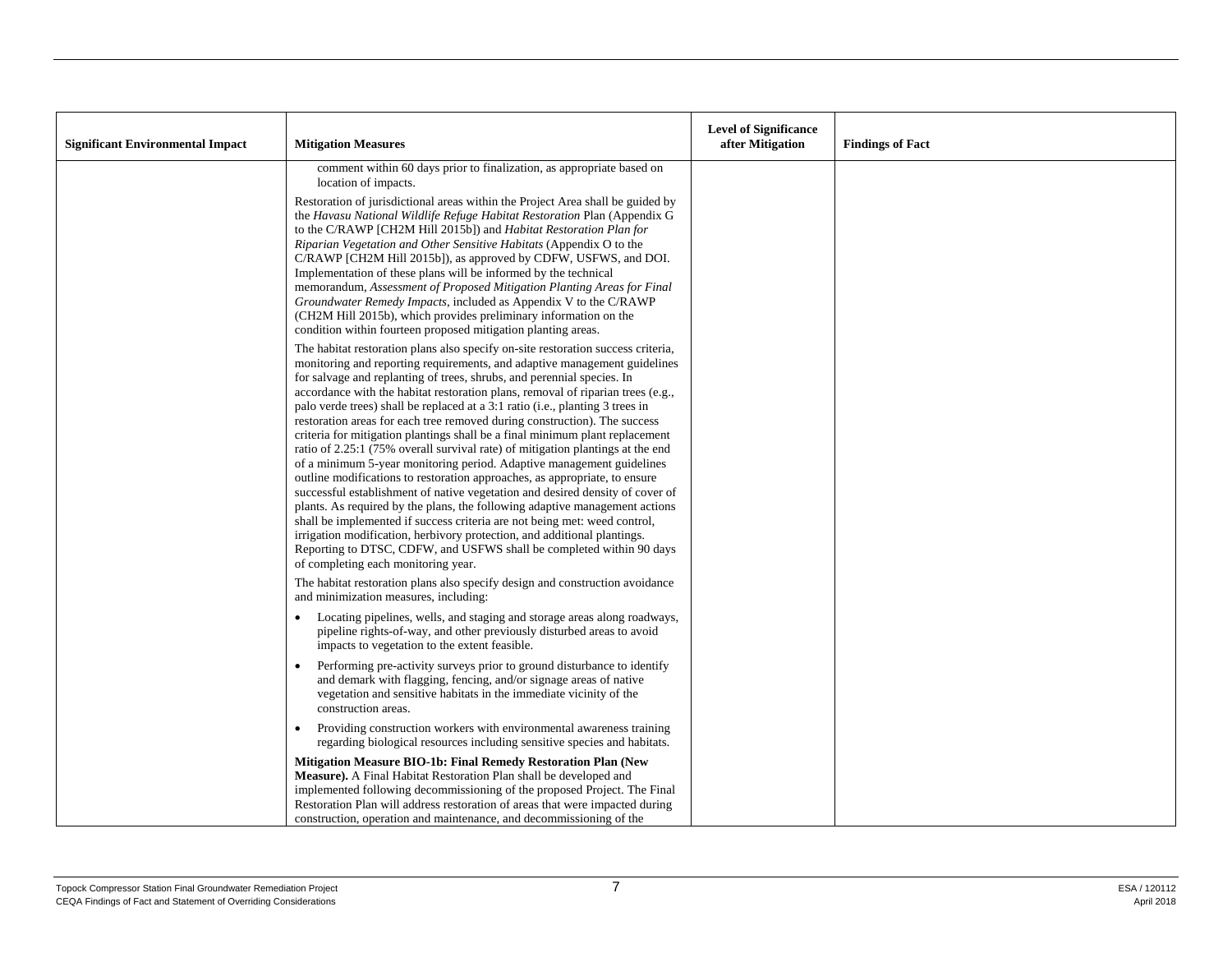| Significant Environmental Impact | Mitigation Measures | Level of Significance after Mitigation | Findings of Fact |
|---|---|---|---|
| | comment within 60 days prior to finalization, as appropriate based on location of impacts.<br><br>Restoration of jurisdictional areas within the Project Area shall be guided by the *Havasu National Wildlife Refuge Habitat Restoration* Plan (Appendix G to the C/RAWP [CH2M Hill 2015b]) and *Habitat Restoration Plan for Riparian Vegetation and Other Sensitive Habitats* (Appendix O to the C/RAWP [CH2M Hill 2015b]), as approved by CDFW, USFWS, and DOI. Implementation of these plans will be informed by the technical memorandum, *Assessment of Proposed Mitigation Planting Areas for Final Groundwater Remedy Impacts*, included as Appendix V to the C/RAWP (CH2M Hill 2015b), which provides preliminary information on the condition within fourteen proposed mitigation planting areas.<br><br>The habitat restoration plans also specify on-site restoration success criteria, monitoring and reporting requirements, and adaptive management guidelines for salvage and replanting of trees, shrubs, and perennial species. In accordance with the habitat restoration plans, removal of riparian trees (e.g., palo verde trees) shall be replaced at a 3:1 ratio (i.e., planting 3 trees in restoration areas for each tree removed during construction). The success criteria for mitigation plantings shall be a final minimum plant replacement ratio of 2.25:1 (75% overall survival rate) of mitigation plantings at the end of a minimum 5-year monitoring period. Adaptive management guidelines outline modifications to restoration approaches, as appropriate, to ensure successful establishment of native vegetation and desired density of cover of plants. As required by the plans, the following adaptive management actions shall be implemented if success criteria are not being met: weed control, irrigation modification, herbivory protection, and additional plantings. Reporting to DTSC, CDFW, and USFWS shall be completed within 90 days of completing each monitoring year.<br><br>The habitat restoration plans also specify design and construction avoidance and minimization measures, including:<br><br>• Locating pipelines, wells, and staging and storage areas along roadways, pipeline rights-of-way, and other previously disturbed areas to avoid impacts to vegetation to the extent feasible.<br>• Performing pre-activity surveys prior to ground disturbance to identify and demark with flagging, fencing, and/or signage areas of native vegetation and sensitive habitats in the immediate vicinity of the construction areas.<br>• Providing construction workers with environmental awareness training regarding biological resources including sensitive species and habitats.<br><br>**Mitigation Measure BIO-1b: Final Remedy Restoration Plan (New Measure).** A Final Habitat Restoration Plan shall be developed and implemented following decommissioning of the proposed Project. The Final Restoration Plan will address restoration of areas that were impacted during construction, operation and maintenance, and decommissioning of the | | |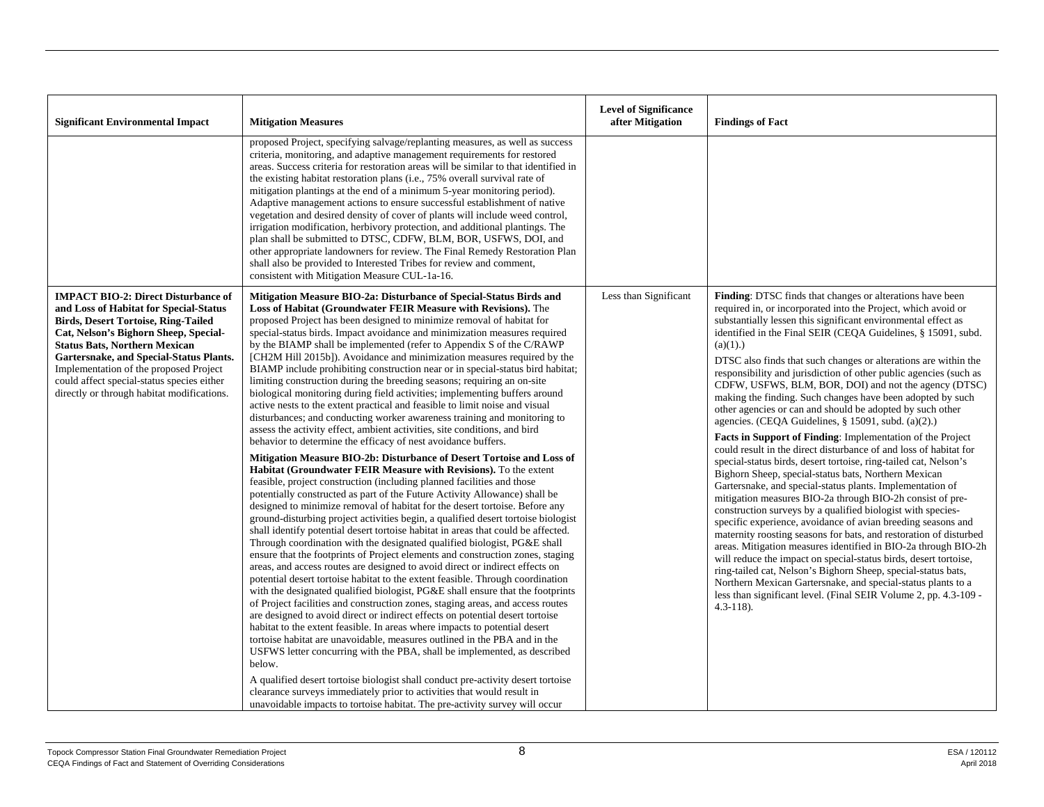| Significant Environmental Impact | Mitigation Measures | Level of Significance after Mitigation | Findings of Fact |
|---|---|---|---|
| | proposed Project, specifying salvage/replanting measures, as well as success criteria, monitoring, and adaptive management requirements for restored areas. Success criteria for restoration areas will be similar to that identified in the existing habitat restoration plans (i.e., 75% overall survival rate of mitigation plantings at the end of a minimum 5-year monitoring period). Adaptive management actions to ensure successful establishment of native vegetation and desired density of cover of plants will include weed control, irrigation modification, herbivory protection, and additional plantings. The plan shall be submitted to DTSC, CDFW, BLM, BOR, USFWS, DOI, and other appropriate landowners for review. The Final Remedy Restoration Plan shall also be provided to Interested Tribes for review and comment, consistent with Mitigation Measure CUL-1a-16. | | |
| **IMPACT BIO-2: Direct Disturbance of and Loss of Habitat for Special-Status Birds, Desert Tortoise, Ring-Tailed Cat, Nelson's Bighorn Sheep, Special-Status Bats, Northern Mexican Gartersnake, and Special-Status Plants.** Implementation of the proposed Project could affect special-status species either directly or through habitat modifications. | **Mitigation Measure BIO-2a: Disturbance of Special-Status Birds and Loss of Habitat (Groundwater FEIR Measure with Revisions).** The proposed Project has been designed to minimize removal of habitat for special-status birds. Impact avoidance and minimization measures required by the BIAMP shall be implemented (refer to Appendix S of the C/RAWP [CH2M Hill 2015b]). Avoidance and minimization measures required by the BIAMP include prohibiting construction near or in special-status bird habitat; limiting construction during the breeding seasons; requiring an on-site biological monitoring during field activities; implementing buffers around active nests to the extent practical and feasible to limit noise and visual disturbances; and conducting worker awareness training and monitoring to assess the activity effect, ambient activities, site conditions, and bird behavior to determine the efficacy of nest avoidance buffers.<br><br>**Mitigation Measure BIO-2b: Disturbance of Desert Tortoise and Loss of Habitat (Groundwater FEIR Measure with Revisions).** To the extent feasible, project construction (including planned facilities and those potentially constructed as part of the Future Activity Allowance) shall be designed to minimize removal of habitat for the desert tortoise. Before any ground-disturbing project activities begin, a qualified desert tortoise biologist shall identify potential desert tortoise habitat in areas that could be affected. Through coordination with the designated qualified biologist, PG&E shall ensure that the footprints of Project elements and construction zones, staging areas, and access routes are designed to avoid direct or indirect effects on potential desert tortoise habitat to the extent feasible. Through coordination with the designated qualified biologist, PG&E shall ensure that the footprints of Project facilities and construction zones, staging areas, and access routes are designed to avoid direct or indirect effects on potential desert tortoise habitat to the extent feasible. In areas where impacts to potential desert tortoise habitat are unavoidable, measures outlined in the PBA and in the USFWS letter concurring with the PBA, shall be implemented, as described below.<br><br>A qualified desert tortoise biologist shall conduct pre-activity desert tortoise clearance surveys immediately prior to activities that would result in unavoidable impacts to tortoise habitat. The pre-activity survey will occur | Less than Significant | **Finding**: DTSC finds that changes or alterations have been required in, or incorporated into the Project, which avoid or substantially lessen this significant environmental effect as identified in the Final SEIR (CEQA Guidelines, § 15091, subd. (a)(1).)<br><br>DTSC also finds that such changes or alterations are within the responsibility and jurisdiction of other public agencies (such as CDFW, USFWS, BLM, BOR, DOI) and not the agency (DTSC) making the finding. Such changes have been adopted by such other agencies or can and should be adopted by such other agencies. (CEQA Guidelines, § 15091, subd. (a)(2).)<br><br>**Facts in Support of Finding**: Implementation of the Project could result in the direct disturbance of and loss of habitat for special-status birds, desert tortoise, ring-tailed cat, Nelson's Bighorn Sheep, special-status bats, Northern Mexican Gartersnake, and special-status plants. Implementation of mitigation measures BIO-2a through BIO-2h consist of pre-construction surveys by a qualified biologist with species-specific experience, avoidance of avian breeding seasons and maternity roosting seasons for bats, and restoration of disturbed areas. Mitigation measures identified in BIO-2a through BIO-2h will reduce the impact on special-status birds, desert tortoise, ring-tailed cat, Nelson's Bighorn Sheep, special-status bats, Northern Mexican Gartersnake, and special-status plants to a less than significant level. (Final SEIR Volume 2, pp. 4.3-109 - 4.3-118). |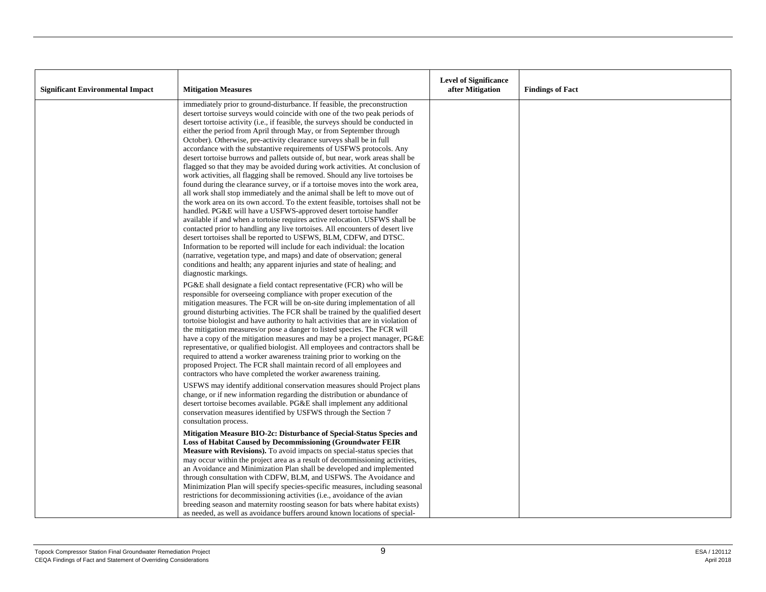| Significant Environmental Impact | Mitigation Measures | Level of Significance after Mitigation | Findings of Fact |
|---|---|---|---|
| | immediately prior to ground-disturbance. If feasible, the preconstruction desert tortoise surveys would coincide with one of the two peak periods of desert tortoise activity (i.e., if feasible, the surveys should be conducted in either the period from April through May, or from September through October). Otherwise, pre-activity clearance surveys shall be in full accordance with the substantive requirements of USFWS protocols. Any desert tortoise burrows and pallets outside of, but near, work areas shall be flagged so that they may be avoided during work activities. At conclusion of work activities, all flagging shall be removed. Should any live tortoises be found during the clearance survey, or if a tortoise moves into the work area, all work shall stop immediately and the animal shall be left to move out of the work area on its own accord. To the extent feasible, tortoises shall not be handled. PG&E will have a USFWS-approved desert tortoise handler available if and when a tortoise requires active relocation. USFWS shall be contacted prior to handling any live tortoises. All encounters of desert live desert tortoises shall be reported to USFWS, BLM, CDFW, and DTSC. Information to be reported will include for each individual: the location (narrative, vegetation type, and maps) and date of observation; general conditions and health; any apparent injuries and state of healing; and diagnostic markings.<br><br>PG&E shall designate a field contact representative (FCR) who will be responsible for overseeing compliance with proper execution of the mitigation measures. The FCR will be on-site during implementation of all ground disturbing activities. The FCR shall be trained by the qualified desert tortoise biologist and have authority to halt activities that are in violation of the mitigation measures/or pose a danger to listed species. The FCR will have a copy of the mitigation measures and may be a project manager, PG&E representative, or qualified biologist. All employees and contractors shall be required to attend a worker awareness training prior to working on the proposed Project. The FCR shall maintain record of all employees and contractors who have completed the worker awareness training.<br><br>USFWS may identify additional conservation measures should Project plans change, or if new information regarding the distribution or abundance of desert tortoise becomes available. PG&E shall implement any additional conservation measures identified by USFWS through the Section 7 consultation process.<br><br>**Mitigation Measure BIO-2c: Disturbance of Special-Status Species and Loss of Habitat Caused by Decommissioning (Groundwater FEIR Measure with Revisions).** To avoid impacts on special-status species that may occur within the project area as a result of decommissioning activities, an Avoidance and Minimization Plan shall be developed and implemented through consultation with CDFW, BLM, and USFWS. The Avoidance and Minimization Plan will specify species-specific measures, including seasonal restrictions for decommissioning activities (i.e., avoidance of the avian breeding season and maternity roosting season for bats where habitat exists) as needed, as well as avoidance buffers around known locations of special- | | |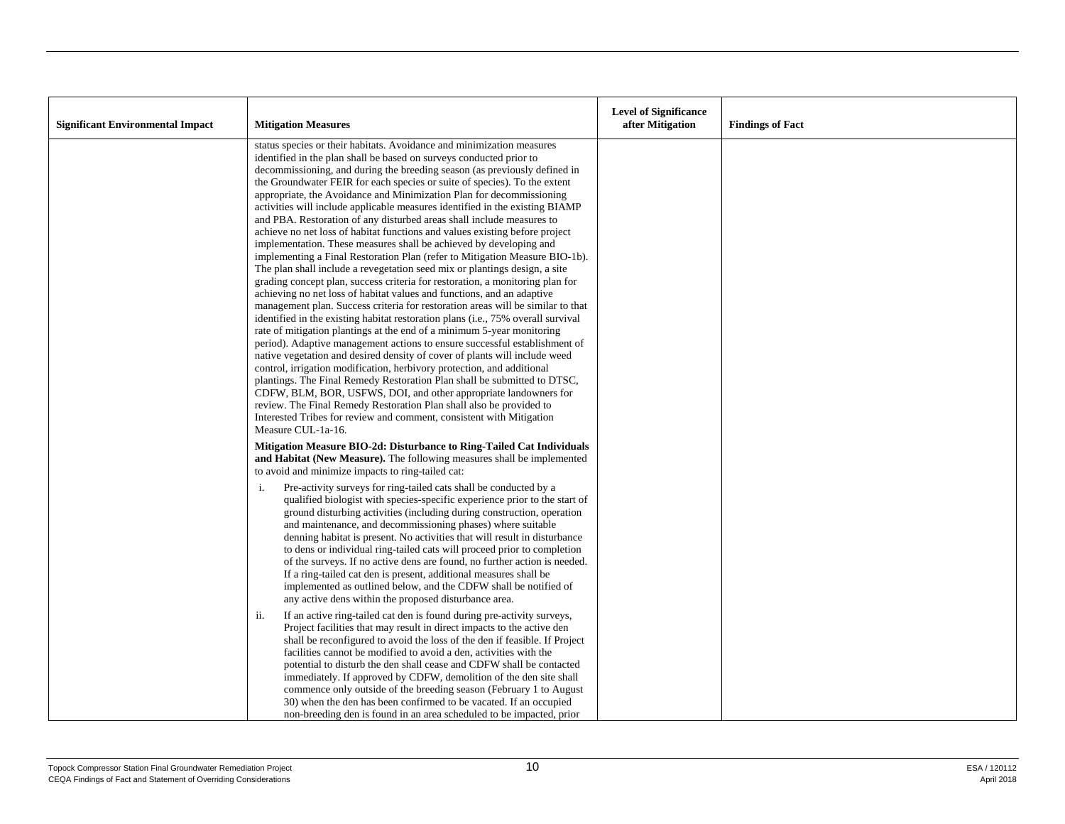| Significant Environmental Impact | Mitigation Measures | Level of Significance after Mitigation | Findings of Fact |
|---|---|---|---|
| | status species or their habitats. Avoidance and minimization measures identified in the plan shall be based on surveys conducted prior to decommissioning, and during the breeding season (as previously defined in the Groundwater FEIR for each species or suite of species). To the extent appropriate, the Avoidance and Minimization Plan for decommissioning activities will include applicable measures identified in the existing BIAMP and PBA. Restoration of any disturbed areas shall include measures to achieve no net loss of habitat functions and values existing before project implementation. These measures shall be achieved by developing and implementing a Final Restoration Plan (refer to Mitigation Measure BIO-1b). The plan shall include a revegetation seed mix or plantings design, a site grading concept plan, success criteria for restoration, a monitoring plan for achieving no net loss of habitat values and functions, and an adaptive management plan. Success criteria for restoration areas will be similar to that identified in the existing habitat restoration plans (i.e., 75% overall survival rate of mitigation plantings at the end of a minimum 5-year monitoring period). Adaptive management actions to ensure successful establishment of native vegetation and desired density of cover of plants will include weed control, irrigation modification, herbivory protection, and additional plantings. The Final Remedy Restoration Plan shall be submitted to DTSC, CDFW, BLM, BOR, USFWS, DOI, and other appropriate landowners for review. The Final Remedy Restoration Plan shall also be provided to Interested Tribes for review and comment, consistent with Mitigation Measure CUL-1a-16.<br><br>**Mitigation Measure BIO-2d: Disturbance to Ring-Tailed Cat Individuals and Habitat (New Measure).** The following measures shall be implemented to avoid and minimize impacts to ring-tailed cat:<br><br>i. Pre-activity surveys for ring-tailed cats shall be conducted by a qualified biologist with species-specific experience prior to the start of ground disturbing activities (including during construction, operation and maintenance, and decommissioning phases) where suitable denning habitat is present. No activities that will result in disturbance to dens or individual ring-tailed cats will proceed prior to completion of the surveys. If no active dens are found, no further action is needed. If a ring-tailed cat den is present, additional measures shall be implemented as outlined below, and the CDFW shall be notified of any active dens within the proposed disturbance area.<br><br>ii. If an active ring-tailed cat den is found during pre-activity surveys, Project facilities that may result in direct impacts to the active den shall be reconfigured to avoid the loss of the den if feasible. If Project facilities cannot be modified to avoid a den, activities with the potential to disturb the den shall cease and CDFW shall be contacted immediately. If approved by CDFW, demolition of the den site shall commence only outside of the breeding season (February 1 to August 30) when the den has been confirmed to be vacated. If an occupied non-breeding den is found in an area scheduled to be impacted, prior | | |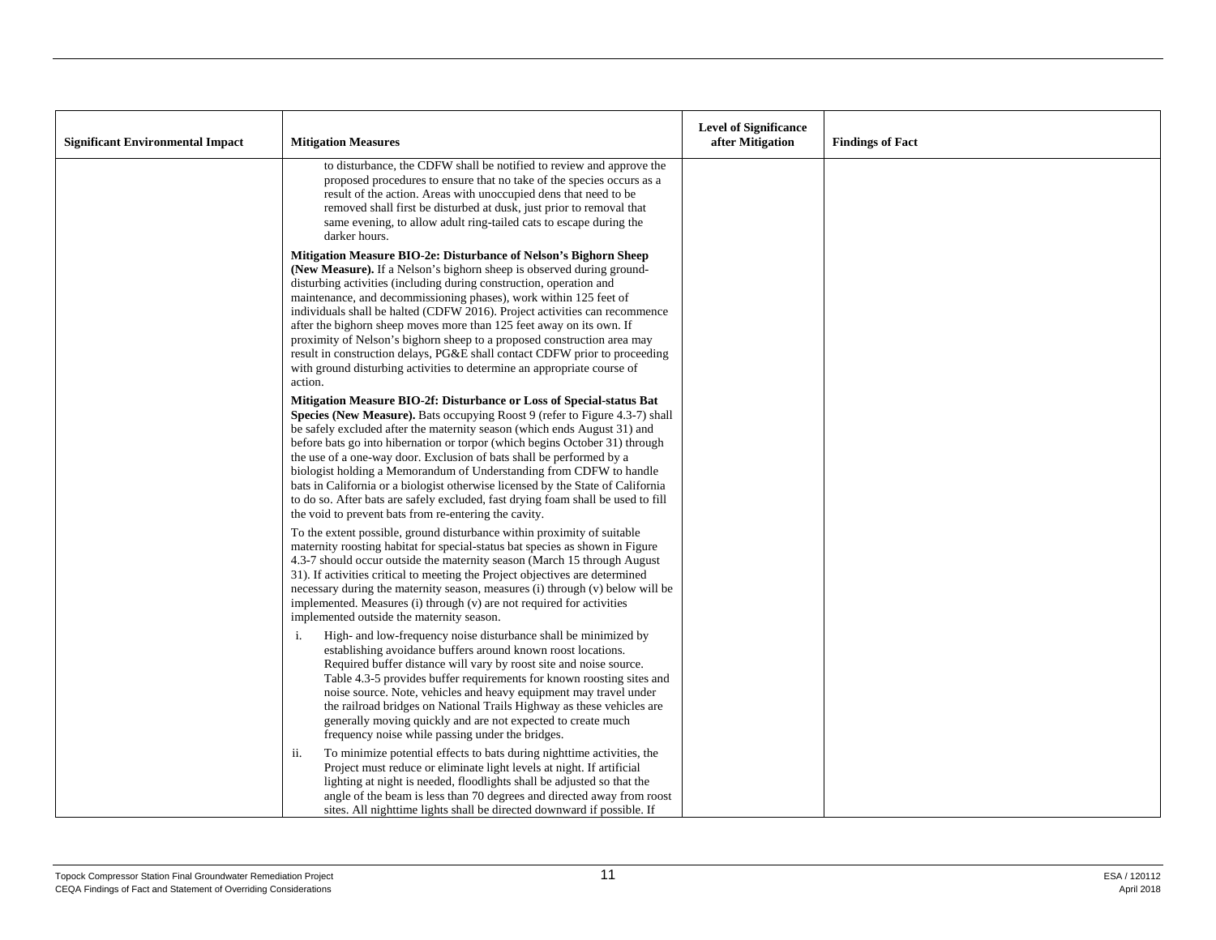| Significant Environmental Impact | Mitigation Measures | Level of Significance after Mitigation | Findings of Fact |
|---|---|---|---|
| | to disturbance, the CDFW shall be notified to review and approve the proposed procedures to ensure that no take of the species occurs as a result of the action. Areas with unoccupied dens that need to be removed shall first be disturbed at dusk, just prior to removal that same evening, to allow adult ring-tailed cats to escape during the darker hours.<br><br>**Mitigation Measure BIO-2e: Disturbance of Nelson's Bighorn Sheep (New Measure).** If a Nelson's bighorn sheep is observed during ground-disturbing activities (including during construction, operation and maintenance, and decommissioning phases), work within 125 feet of individuals shall be halted (CDFW 2016). Project activities can recommence after the bighorn sheep moves more than 125 feet away on its own. If proximity of Nelson's bighorn sheep to a proposed construction area may result in construction delays, PG&E shall contact CDFW prior to proceeding with ground disturbing activities to determine an appropriate course of action.<br><br>**Mitigation Measure BIO-2f: Disturbance or Loss of Special-status Bat Species (New Measure).** Bats occupying Roost 9 (refer to Figure 4.3-7) shall be safely excluded after the maternity season (which ends August 31) and before bats go into hibernation or torpor (which begins October 31) through the use of a one-way door. Exclusion of bats shall be performed by a biologist holding a Memorandum of Understanding from CDFW to handle bats in California or a biologist otherwise licensed by the State of California to do so. After bats are safely excluded, fast drying foam shall be used to fill the void to prevent bats from re-entering the cavity.<br><br>To the extent possible, ground disturbance within proximity of suitable maternity roosting habitat for special-status bat species as shown in Figure 4.3-7 should occur outside the maternity season (March 15 through August 31). If activities critical to meeting the Project objectives are determined necessary during the maternity season, measures (i) through (v) below will be implemented. Measures (i) through (v) are not required for activities implemented outside the maternity season.<br><br>i. High- and low-frequency noise disturbance shall be minimized by establishing avoidance buffers around known roost locations. Required buffer distance will vary by roost site and noise source. Table 4.3-5 provides buffer requirements for known roosting sites and noise source. Note, vehicles and heavy equipment may travel under the railroad bridges on National Trails Highway as these vehicles are generally moving quickly and are not expected to create much frequency noise while passing under the bridges.<br><br>ii. To minimize potential effects to bats during nighttime activities, the Project must reduce or eliminate light levels at night. If artificial lighting at night is needed, floodlights shall be adjusted so that the angle of the beam is less than 70 degrees and directed away from roost sites. All nighttime lights shall be directed downward if possible. If | | |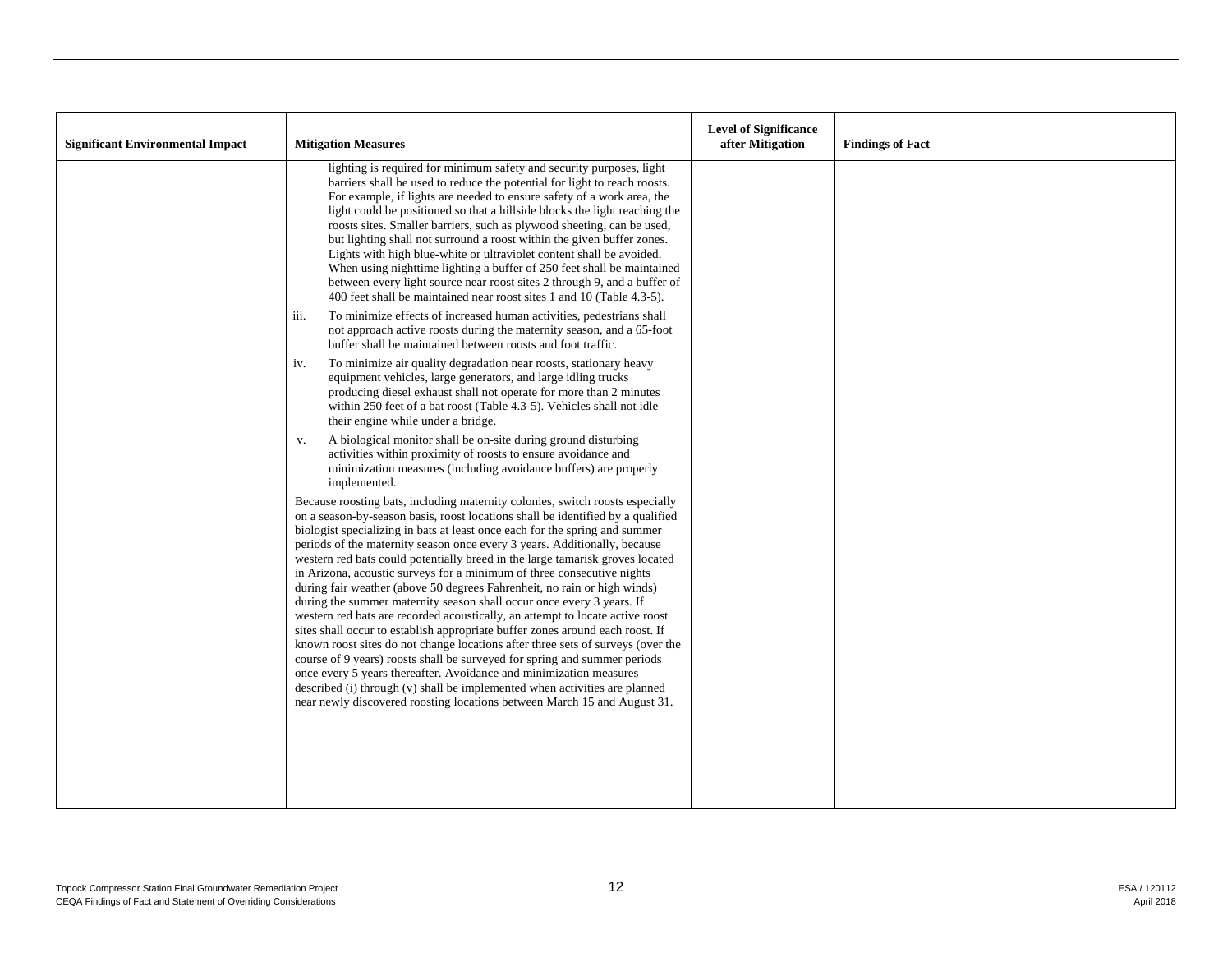| Significant Environmental Impact | Mitigation Measures | Level of Significance after Mitigation | Findings of Fact |
|---|---|---|---|
| | lighting is required for minimum safety and security purposes, light barriers shall be used to reduce the potential for light to reach roosts. For example, if lights are needed to ensure safety of a work area, the light could be positioned so that a hillside blocks the light reaching the roosts sites. Smaller barriers, such as plywood sheeting, can be used, but lighting shall not surround a roost within the given buffer zones. Lights with high blue-white or ultraviolet content shall be avoided. When using nighttime lighting a buffer of 250 feet shall be maintained between every light source near roost sites 2 through 9, and a buffer of 400 feet shall be maintained near roost sites 1 and 10 (Table 4.3-5).<br><br>iii. To minimize effects of increased human activities, pedestrians shall not approach active roosts during the maternity season, and a 65-foot buffer shall be maintained between roosts and foot traffic.<br><br>iv. To minimize air quality degradation near roosts, stationary heavy equipment vehicles, large generators, and large idling trucks producing diesel exhaust shall not operate for more than 2 minutes within 250 feet of a bat roost (Table 4.3-5). Vehicles shall not idle their engine while under a bridge.<br><br>v. A biological monitor shall be on-site during ground disturbing activities within proximity of roosts to ensure avoidance and minimization measures (including avoidance buffers) are properly implemented.<br><br>Because roosting bats, including maternity colonies, switch roosts especially on a season-by-season basis, roost locations shall be identified by a qualified biologist specializing in bats at least once each for the spring and summer periods of the maternity season once every 3 years. Additionally, because western red bats could potentially breed in the large tamarisk groves located in Arizona, acoustic surveys for a minimum of three consecutive nights during fair weather (above 50 degrees Fahrenheit, no rain or high winds) during the summer maternity season shall occur once every 3 years. If western red bats are recorded acoustically, an attempt to locate active roost sites shall occur to establish appropriate buffer zones around each roost. If known roost sites do not change locations after three sets of surveys (over the course of 9 years) roosts shall be surveyed for spring and summer periods once every 5 years thereafter. Avoidance and minimization measures described (i) through (v) shall be implemented when activities are planned near newly discovered roosting locations between March 15 and August 31. | | |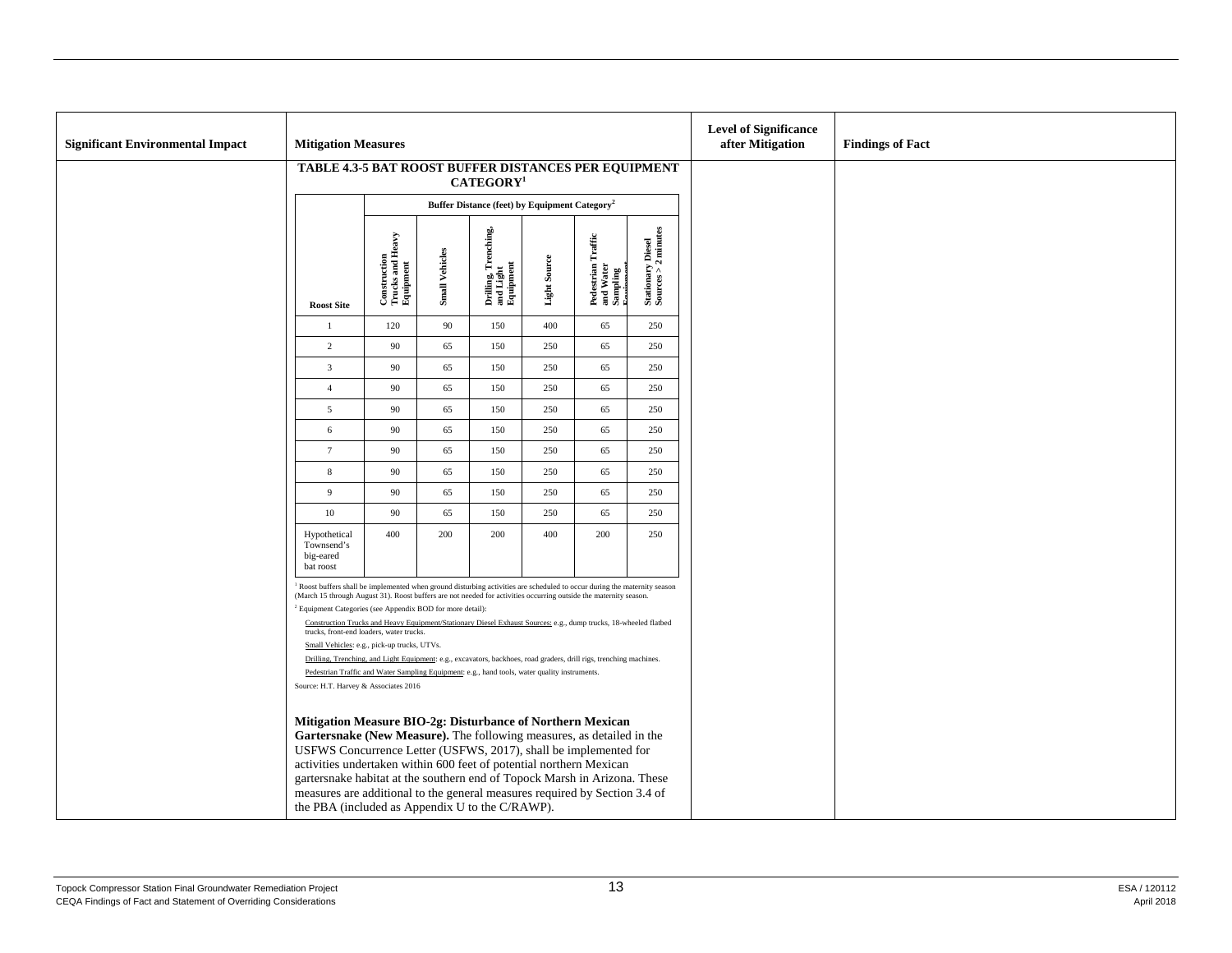| Significant Environmental Impact | Mitigation Measures | Level of Significance after Mitigation | Findings of Fact |
|---|---|---|---|
| | (see below) | | |

**TABLE 4.3-5 BAT ROOST BUFFER DISTANCES PER EQUIPMENT CATEGORY[1]**

| Roost Site | Buffer Distance (feet) by Equipment Category[2] | | | | | |
|---|---|---|---|---|---|---|
| | Construction Trucks and Heavy Equipment | Small Vehicles | Drilling, Trenching, and Light Equipment | Light Source | Pedestrian Traffic and Water Sampling Equipment | Stationary Diesel Sources > 2 minutes |
| 1 | 120 | 90 | 150 | 400 | 65 | 250 |
| 2 | 90 | 65 | 150 | 250 | 65 | 250 |
| 3 | 90 | 65 | 150 | 250 | 65 | 250 |
| 4 | 90 | 65 | 150 | 250 | 65 | 250 |
| 5 | 90 | 65 | 150 | 250 | 65 | 250 |
| 6 | 90 | 65 | 150 | 250 | 65 | 250 |
| 7 | 90 | 65 | 150 | 250 | 65 | 250 |
| 8 | 90 | 65 | 150 | 250 | 65 | 250 |
| 9 | 90 | 65 | 150 | 250 | 65 | 250 |
| 10 | 90 | 65 | 150 | 250 | 65 | 250 |
| Hypothetical Townsend's big-eared bat roost | 400 | 200 | 200 | 400 | 200 | 250 |

[1] Roost buffers shall be implemented when ground disturbing activities are scheduled to occur during the maternity season (March 15 through August 31). Roost buffers are not needed for activities occurring outside the maternity season.

[2] Equipment Categories (see Appendix BOD for more detail):

Construction Trucks and Heavy Equipment/Stationary Diesel Exhaust Sources: e.g., dump trucks, 18-wheeled flatbed trucks, front-end loaders, water trucks.

Small Vehicles: e.g., pick-up trucks, UTVs.

Drilling, Trenching, and Light Equipment: e.g., excavators, backhoes, road graders, drill rigs, trenching machines.

Pedestrian Traffic and Water Sampling Equipment: e.g., hand tools, water quality instruments.

Source: H.T. Harvey & Associates 2016

**Mitigation Measure BIO-2g: Disturbance of Northern Mexican Gartersnake (New Measure).** The following measures, as detailed in the USFWS Concurrence Letter (USFWS, 2017), shall be implemented for activities undertaken within 600 feet of potential northern Mexican gartersnake habitat at the southern end of Topock Marsh in Arizona. These measures are additional to the general measures required by Section 3.4 of the PBA (included as Appendix U to the C/RAWP).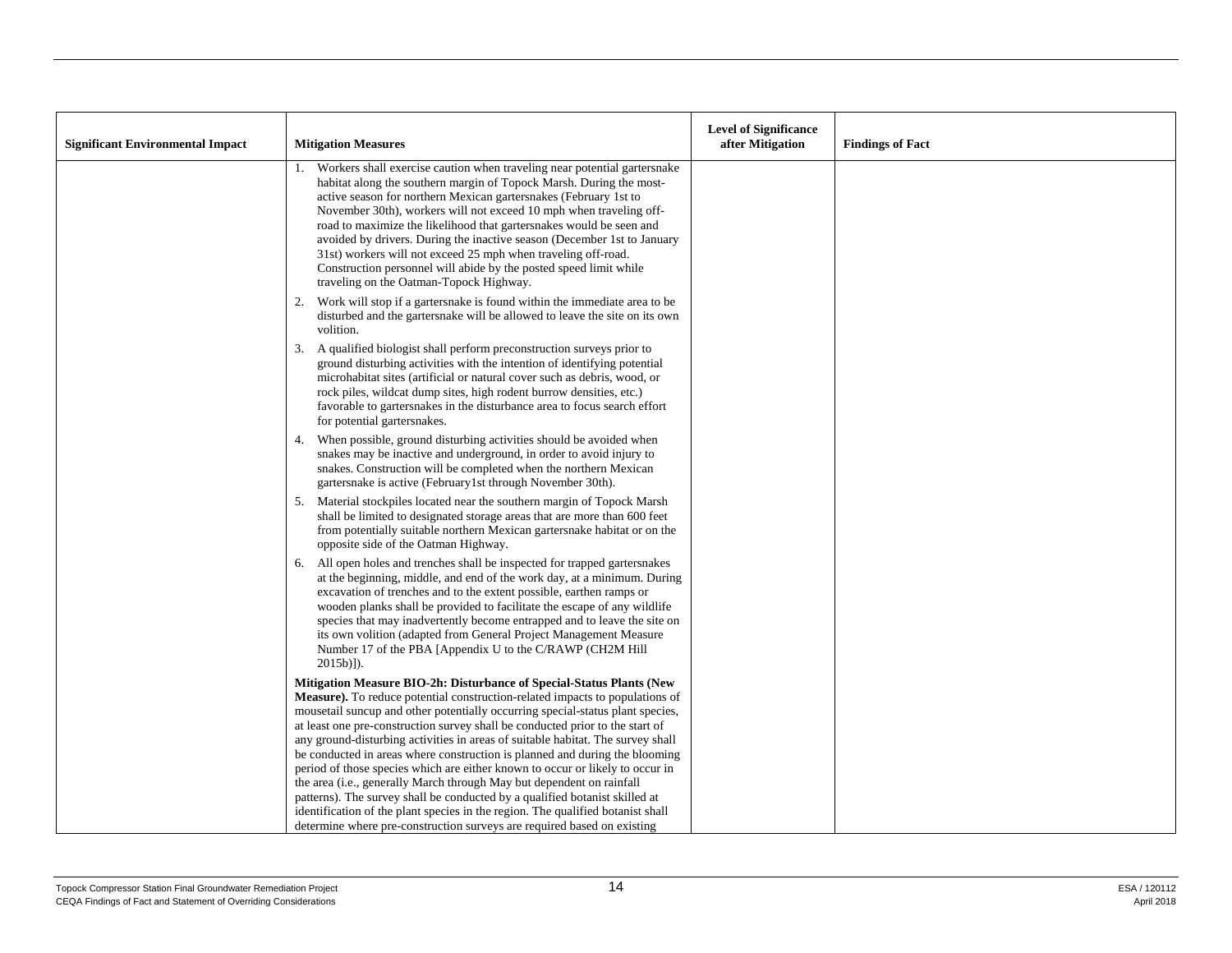| Significant Environmental Impact | Mitigation Measures | Level of Significance after Mitigation | Findings of Fact |
|---|---|---|---|
| | 1. Workers shall exercise caution when traveling near potential gartersnake habitat along the southern margin of Topock Marsh. During the most-active season for northern Mexican gartersnakes (February 1st to November 30th), workers will not exceed 10 mph when traveling off-road to maximize the likelihood that gartersnakes would be seen and avoided by drivers. During the inactive season (December 1st to January 31st) workers will not exceed 25 mph when traveling off-road. Construction personnel will abide by the posted speed limit while traveling on the Oatman-Topock Highway.<br>2. Work will stop if a gartersnake is found within the immediate area to be disturbed and the gartersnake will be allowed to leave the site on its own volition.<br>3. A qualified biologist shall perform preconstruction surveys prior to ground disturbing activities with the intention of identifying potential microhabitat sites (artificial or natural cover such as debris, wood, or rock piles, wildcat dump sites, high rodent burrow densities, etc.) favorable to gartersnakes in the disturbance area to focus search effort for potential gartersnakes.<br>4. When possible, ground disturbing activities should be avoided when snakes may be inactive and underground, in order to avoid injury to snakes. Construction will be completed when the northern Mexican gartersnake is active (February1st through November 30th).<br>5. Material stockpiles located near the southern margin of Topock Marsh shall be limited to designated storage areas that are more than 600 feet from potentially suitable northern Mexican gartersnake habitat or on the opposite side of the Oatman Highway.<br>6. All open holes and trenches shall be inspected for trapped gartersnakes at the beginning, middle, and end of the work day, at a minimum. During excavation of trenches and to the extent possible, earthen ramps or wooden planks shall be provided to facilitate the escape of any wildlife species that may inadvertently become entrapped and to leave the site on its own volition (adapted from General Project Management Measure Number 17 of the PBA [Appendix U to the C/RAWP (CH2M Hill 2015b)]).<br><br>**Mitigation Measure BIO-2h: Disturbance of Special-Status Plants (New Measure).** To reduce potential construction-related impacts to populations of mousetail suncup and other potentially occurring special-status plant species, at least one pre-construction survey shall be conducted prior to the start of any ground-disturbing activities in areas of suitable habitat. The survey shall be conducted in areas where construction is planned and during the blooming period of those species which are either known to occur or likely to occur in the area (i.e., generally March through May but dependent on rainfall patterns). The survey shall be conducted by a qualified botanist skilled at identification of the plant species in the region. The qualified botanist shall determine where pre-construction surveys are required based on existing | | |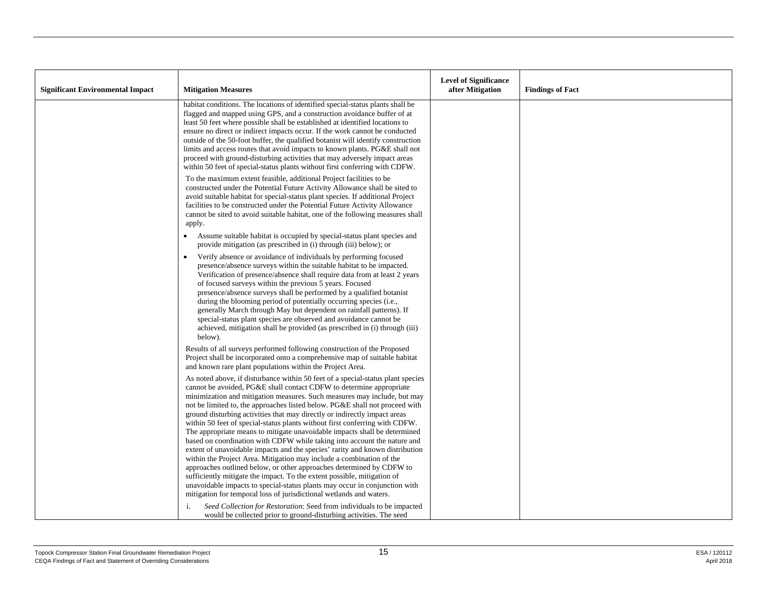| Significant Environmental Impact | Mitigation Measures | Level of Significance after Mitigation | Findings of Fact |
|---|---|---|---|
| | habitat conditions. The locations of identified special-status plants shall be flagged and mapped using GPS, and a construction avoidance buffer of at least 50 feet where possible shall be established at identified locations to ensure no direct or indirect impacts occur. If the work cannot be conducted outside of the 50-foot buffer, the qualified botanist will identify construction limits and access routes that avoid impacts to known plants. PG&E shall not proceed with ground-disturbing activities that may adversely impact areas within 50 feet of special-status plants without first conferring with CDFW.<br><br>To the maximum extent feasible, additional Project facilities to be constructed under the Potential Future Activity Allowance shall be sited to avoid suitable habitat for special-status plant species. If additional Project facilities to be constructed under the Potential Future Activity Allowance cannot be sited to avoid suitable habitat, one of the following measures shall apply.<br><br>• Assume suitable habitat is occupied by special-status plant species and provide mitigation (as prescribed in (i) through (iii) below); or<br><br>• Verify absence or avoidance of individuals by performing focused presence/absence surveys within the suitable habitat to be impacted. Verification of presence/absence shall require data from at least 2 years of focused surveys within the previous 5 years. Focused presence/absence surveys shall be performed by a qualified botanist during the blooming period of potentially occurring species (i.e., generally March through May but dependent on rainfall patterns). If special-status plant species are observed and avoidance cannot be achieved, mitigation shall be provided (as prescribed in (i) through (iii) below).<br><br>Results of all surveys performed following construction of the Proposed Project shall be incorporated onto a comprehensive map of suitable habitat and known rare plant populations within the Project Area.<br><br>As noted above, if disturbance within 50 feet of a special-status plant species cannot be avoided, PG&E shall contact CDFW to determine appropriate minimization and mitigation measures. Such measures may include, but may not be limited to, the approaches listed below. PG&E shall not proceed with ground disturbing activities that may directly or indirectly impact areas within 50 feet of special-status plants without first conferring with CDFW. The appropriate means to mitigate unavoidable impacts shall be determined based on coordination with CDFW while taking into account the nature and extent of unavoidable impacts and the species' rarity and known distribution within the Project Area. Mitigation may include a combination of the approaches outlined below, or other approaches determined by CDFW to sufficiently mitigate the impact. To the extent possible, mitigation of unavoidable impacts to special-status plants may occur in conjunction with mitigation for temporal loss of jurisdictional wetlands and waters.<br><br>i. *Seed Collection for Restoration*: Seed from individuals to be impacted would be collected prior to ground-disturbing activities. The seed | | |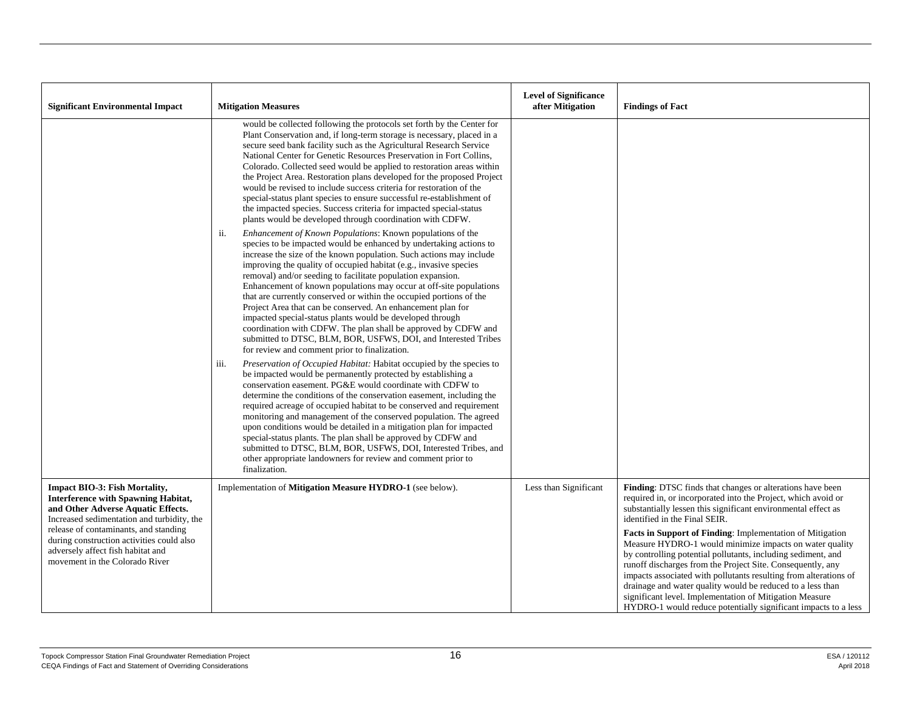| Significant Environmental Impact | Mitigation Measures | Level of Significance after Mitigation | Findings of Fact |
|---|---|---|---|
| | would be collected following the protocols set forth by the Center for Plant Conservation and, if long-term storage is necessary, placed in a secure seed bank facility such as the Agricultural Research Service National Center for Genetic Resources Preservation in Fort Collins, Colorado. Collected seed would be applied to restoration areas within the Project Area. Restoration plans developed for the proposed Project would be revised to include success criteria for restoration of the special-status plant species to ensure successful re-establishment of the impacted species. Success criteria for impacted special-status plants would be developed through coordination with CDFW.<br><br>ii. *Enhancement of Known Populations*: Known populations of the species to be impacted would be enhanced by undertaking actions to increase the size of the known population. Such actions may include improving the quality of occupied habitat (e.g., invasive species removal) and/or seeding to facilitate population expansion. Enhancement of known populations may occur at off-site populations that are currently conserved or within the occupied portions of the Project Area that can be conserved. An enhancement plan for impacted special-status plants would be developed through coordination with CDFW. The plan shall be approved by CDFW and submitted to DTSC, BLM, BOR, USFWS, DOI, and Interested Tribes for review and comment prior to finalization.<br><br>iii. *Preservation of Occupied Habitat:* Habitat occupied by the species to be impacted would be permanently protected by establishing a conservation easement. PG&E would coordinate with CDFW to determine the conditions of the conservation easement, including the required acreage of occupied habitat to be conserved and requirement monitoring and management of the conserved population. The agreed upon conditions would be detailed in a mitigation plan for impacted special-status plants. The plan shall be approved by CDFW and submitted to DTSC, BLM, BOR, USFWS, DOI, Interested Tribes, and other appropriate landowners for review and comment prior to finalization. | | |
| **Impact BIO-3: Fish Mortality, Interference with Spawning Habitat, and Other Adverse Aquatic Effects.** Increased sedimentation and turbidity, the release of contaminants, and standing during construction activities could also adversely affect fish habitat and movement in the Colorado River | Implementation of **Mitigation Measure HYDRO-1** (see below). | Less than Significant | **Finding**: DTSC finds that changes or alterations have been required in, or incorporated into the Project, which avoid or substantially lessen this significant environmental effect as identified in the Final SEIR.<br><br>**Facts in Support of Finding**: Implementation of Mitigation Measure HYDRO-1 would minimize impacts on water quality by controlling potential pollutants, including sediment, and runoff discharges from the Project Site. Consequently, any impacts associated with pollutants resulting from alterations of drainage and water quality would be reduced to a less than significant level. Implementation of Mitigation Measure HYDRO-1 would reduce potentially significant impacts to a less |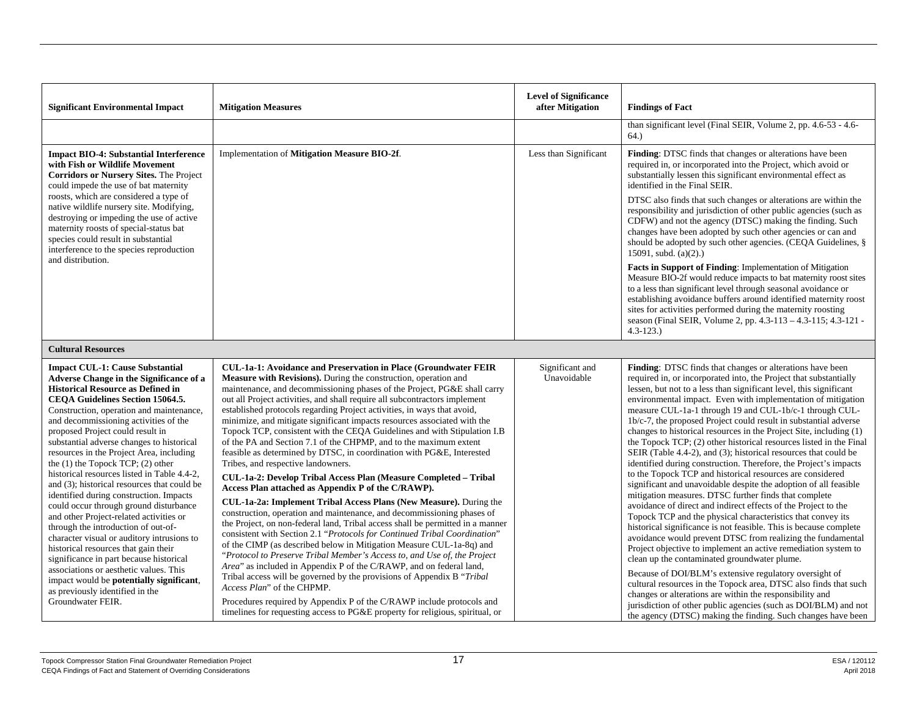| Significant Environmental Impact | Mitigation Measures | Level of Significance after Mitigation | Findings of Fact |
|---|---|---|---|
| | | | than significant level (Final SEIR, Volume 2, pp. 4.6-53 - 4.6-64.) |
| **Impact BIO-4: Substantial Interference with Fish or Wildlife Movement Corridors or Nursery Sites.** The Project could impede the use of bat maternity roosts, which are considered a type of native wildlife nursery site. Modifying, destroying or impeding the use of active maternity roosts of special-status bat species could result in substantial interference to the species reproduction and distribution. | Implementation of **Mitigation Measure BIO-2f**. | Less than Significant | **Finding**: DTSC finds that changes or alterations have been required in, or incorporated into the Project, which avoid or substantially lessen this significant environmental effect as identified in the Final SEIR.<br><br>DTSC also finds that such changes or alterations are within the responsibility and jurisdiction of other public agencies (such as CDFW) and not the agency (DTSC) making the finding. Such changes have been adopted by such other agencies or can and should be adopted by such other agencies. (CEQA Guidelines, § 15091, subd. (a)(2).)<br><br>**Facts in Support of Finding**: Implementation of Mitigation Measure BIO-2f would reduce impacts to bat maternity roost sites to a less than significant level through seasonal avoidance or establishing avoidance buffers around identified maternity roost sites for activities performed during the maternity roosting season (Final SEIR, Volume 2, pp. 4.3-113 – 4.3-115; 4.3-121 - 4.3-123.) |
| **Cultural Resources** | | | |
| **Impact CUL-1: Cause Substantial Adverse Change in the Significance of a Historical Resource as Defined in CEQA Guidelines Section 15064.5.** Construction, operation and maintenance, and decommissioning activities of the proposed Project could result in substantial adverse changes to historical resources in the Project Area, including the (1) the Topock TCP; (2) other historical resources listed in Table 4.4-2, and (3); historical resources that could be identified during construction. Impacts could occur through ground disturbance and other Project-related activities or through the introduction of out-of-character visual or auditory intrusions to historical resources that gain their significance in part because historical associations or aesthetic values. This impact would be **potentially significant**, as previously identified in the Groundwater FEIR. | **CUL-1a-1: Avoidance and Preservation in Place (Groundwater FEIR Measure with Revisions).** During the construction, operation and maintenance, and decommissioning phases of the Project, PG&E shall carry out all Project activities, and shall require all subcontractors implement established protocols regarding Project activities, in ways that avoid, minimize, and mitigate significant impacts resources associated with the Topock TCP, consistent with the CEQA Guidelines and with Stipulation I.B of the PA and Section 7.1 of the CHPMP, and to the maximum extent feasible as determined by DTSC, in coordination with PG&E, Interested Tribes, and respective landowners.<br><br>**CUL-1a-2: Develop Tribal Access Plan (Measure Completed – Tribal Access Plan attached as Appendix P of the C/RAWP).**<br><br>**CUL-1a-2a: Implement Tribal Access Plans (New Measure).** During the construction, operation and maintenance, and decommissioning phases of the Project, on non-federal land, Tribal access shall be permitted in a manner consistent with Section 2.1 "*Protocols for Continued Tribal Coordination*" of the CIMP (as described below in Mitigation Measure CUL-1a-8q) and "*Protocol to Preserve Tribal Member's Access to, and Use of, the Project Area*" as included in Appendix P of the C/RAWP, and on federal land, Tribal access will be governed by the provisions of Appendix B "*Tribal Access Plan*" of the CHPMP.<br><br>Procedures required by Appendix P of the C/RAWP include protocols and timelines for requesting access to PG&E property for religious, spiritual, or | Significant and Unavoidable | **Finding**: DTSC finds that changes or alterations have been required in, or incorporated into, the Project that substantially lessen, but not to a less than significant level, this significant environmental impact. Even with implementation of mitigation measure CUL-1a-1 through 19 and CUL-1b/c-1 through CUL-1b/c-7, the proposed Project could result in substantial adverse changes to historical resources in the Project Site, including (1) the Topock TCP; (2) other historical resources listed in the Final SEIR (Table 4.4-2), and (3); historical resources that could be identified during construction. Therefore, the Project's impacts to the Topock TCP and historical resources are considered significant and unavoidable despite the adoption of all feasible mitigation measures. DTSC further finds that complete avoidance of direct and indirect effects of the Project to the Topock TCP and the physical characteristics that convey its historical significance is not feasible. This is because complete avoidance would prevent DTSC from realizing the fundamental Project objective to implement an active remediation system to clean up the contaminated groundwater plume.<br><br>Because of DOI/BLM's extensive regulatory oversight of cultural resources in the Topock area, DTSC also finds that such changes or alterations are within the responsibility and jurisdiction of other public agencies (such as DOI/BLM) and not the agency (DTSC) making the finding. Such changes have been |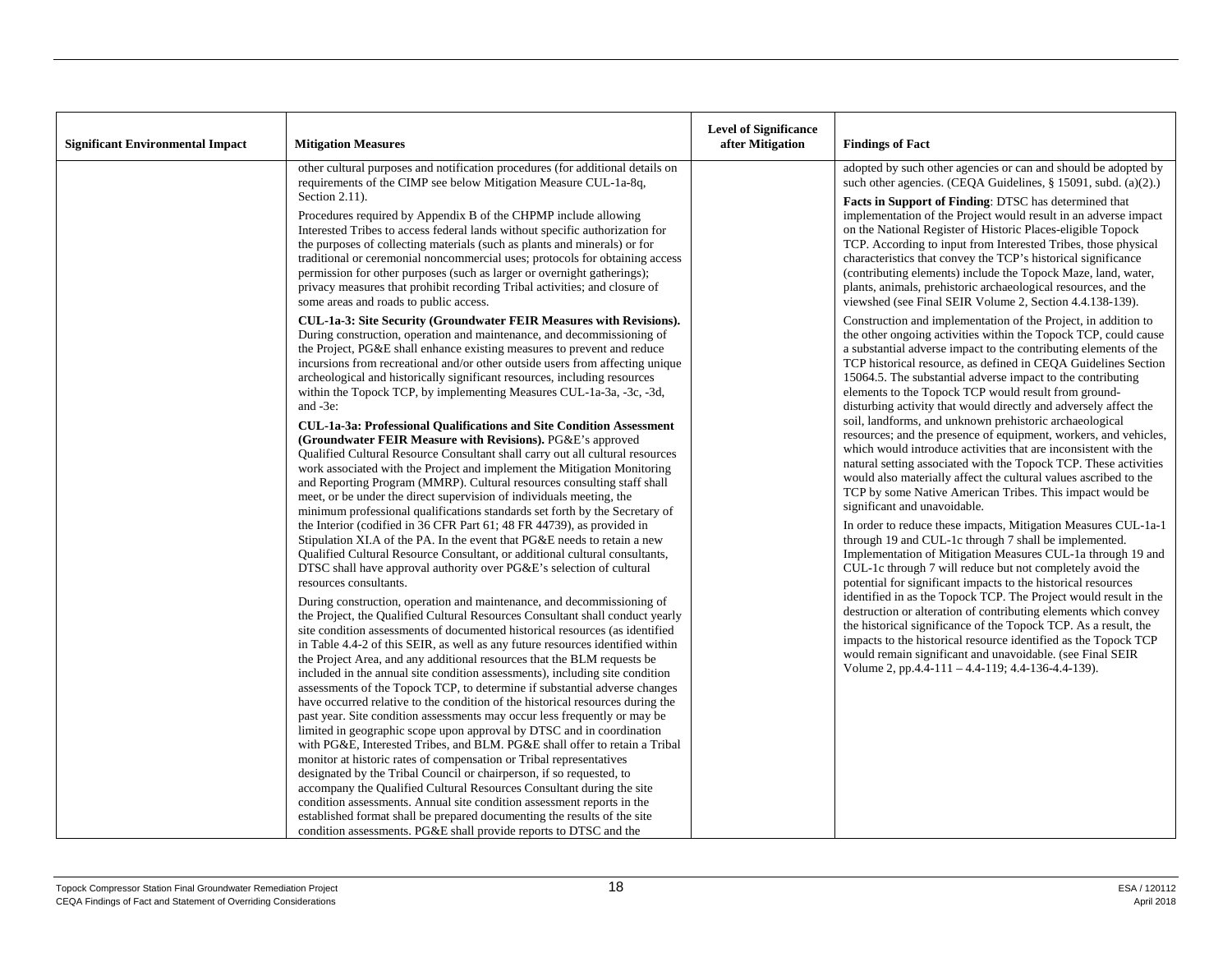| Significant Environmental Impact | Mitigation Measures | Level of Significance after Mitigation | Findings of Fact |
|---|---|---|---|
| | other cultural purposes and notification procedures (for additional details on requirements of the CIMP see below Mitigation Measure CUL-1a-8q, Section 2.11).<br><br>Procedures required by Appendix B of the CHPMP include allowing Interested Tribes to access federal lands without specific authorization for the purposes of collecting materials (such as plants and minerals) or for traditional or ceremonial noncommercial uses; protocols for obtaining access permission for other purposes (such as larger or overnight gatherings); privacy measures that prohibit recording Tribal activities; and closure of some areas and roads to public access.<br><br>**CUL-1a-3: Site Security (Groundwater FEIR Measures with Revisions).** During construction, operation and maintenance, and decommissioning of the Project, PG&E shall enhance existing measures to prevent and reduce incursions from recreational and/or other outside users from affecting unique archeological and historically significant resources, including resources within the Topock TCP, by implementing Measures CUL-1a-3a, -3c, -3d, and -3e:<br><br>**CUL-1a-3a: Professional Qualifications and Site Condition Assessment (Groundwater FEIR Measure with Revisions).** PG&E's approved Qualified Cultural Resource Consultant shall carry out all cultural resources work associated with the Project and implement the Mitigation Monitoring and Reporting Program (MMRP). Cultural resources consulting staff shall meet, or be under the direct supervision of individuals meeting, the minimum professional qualifications standards set forth by the Secretary of the Interior (codified in 36 CFR Part 61; 48 FR 44739), as provided in Stipulation XI.A of the PA. In the event that PG&E needs to retain a new Qualified Cultural Resource Consultant, or additional cultural consultants, DTSC shall have approval authority over PG&E's selection of cultural resources consultants.<br><br>During construction, operation and maintenance, and decommissioning of the Project, the Qualified Cultural Resources Consultant shall conduct yearly site condition assessments of documented historical resources (as identified in Table 4.4-2 of this SEIR, as well as any future resources identified within the Project Area, and any additional resources that the BLM requests be included in the annual site condition assessments), including site condition assessments of the Topock TCP, to determine if substantial adverse changes have occurred relative to the condition of the historical resources during the past year. Site condition assessments may occur less frequently or may be limited in geographic scope upon approval by DTSC and in coordination with PG&E, Interested Tribes, and BLM. PG&E shall offer to retain a Tribal monitor at historic rates of compensation or Tribal representatives designated by the Tribal Council or chairperson, if so requested, to accompany the Qualified Cultural Resources Consultant during the site condition assessments. Annual site condition assessment reports in the established format shall be prepared documenting the results of the site condition assessments. PG&E shall provide reports to DTSC and the | | adopted by such other agencies or can and should be adopted by such other agencies. (CEQA Guidelines, § 15091, subd. (a)(2).)<br><br>**Facts in Support of Finding**: DTSC has determined that implementation of the Project would result in an adverse impact on the National Register of Historic Places-eligible Topock TCP. According to input from Interested Tribes, those physical characteristics that convey the TCP's historical significance (contributing elements) include the Topock Maze, land, water, plants, animals, prehistoric archaeological resources, and the viewshed (see Final SEIR Volume 2, Section 4.4.138-139).<br><br>Construction and implementation of the Project, in addition to the other ongoing activities within the Topock TCP, could cause a substantial adverse impact to the contributing elements of the TCP historical resource, as defined in CEQA Guidelines Section 15064.5. The substantial adverse impact to the contributing elements to the Topock TCP would result from ground-disturbing activity that would directly and adversely affect the soil, landforms, and unknown prehistoric archaeological resources; and the presence of equipment, workers, and vehicles, which would introduce activities that are inconsistent with the natural setting associated with the Topock TCP. These activities would also materially affect the cultural values ascribed to the TCP by some Native American Tribes. This impact would be significant and unavoidable.<br><br>In order to reduce these impacts, Mitigation Measures CUL-1a-1 through 19 and CUL-1c through 7 shall be implemented. Implementation of Mitigation Measures CUL-1a through 19 and CUL-1c through 7 will reduce but not completely avoid the potential for significant impacts to the historical resources identified in as the Topock TCP. The Project would result in the destruction or alteration of contributing elements which convey the historical significance of the Topock TCP. As a result, the impacts to the historical resource identified as the Topock TCP would remain significant and unavoidable. (see Final SEIR Volume 2, pp.4.4-111 – 4.4-119; 4.4-136-4.4-139). |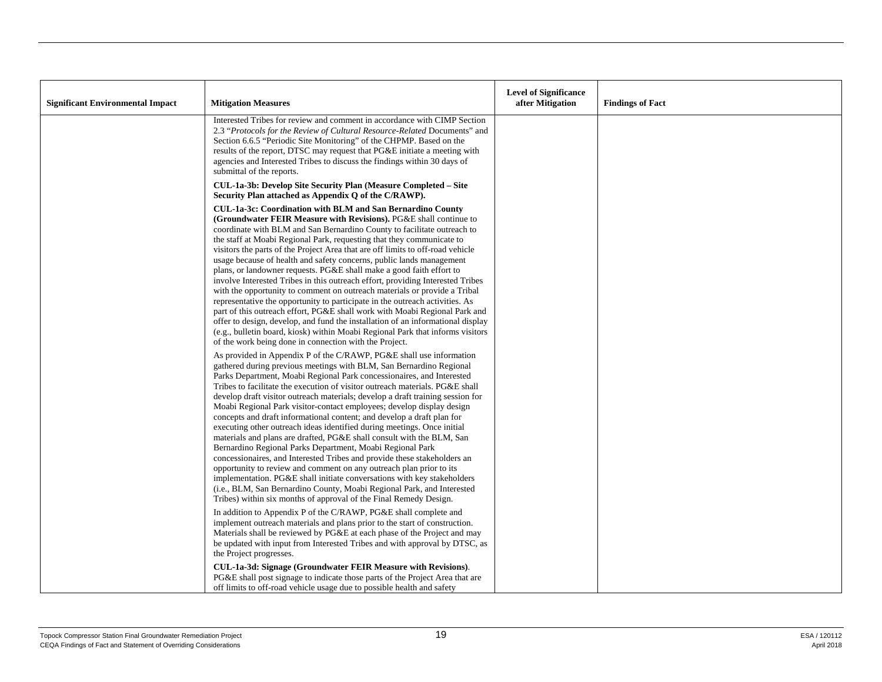| Significant Environmental Impact | Mitigation Measures | Level of Significance after Mitigation | Findings of Fact |
|---|---|---|---|
| | Interested Tribes for review and comment in accordance with CIMP Section 2.3 "*Protocols for the Review of Cultural Resource-Related* Documents" and Section 6.6.5 "Periodic Site Monitoring" of the CHPMP. Based on the results of the report, DTSC may request that PG&E initiate a meeting with agencies and Interested Tribes to discuss the findings within 30 days of submittal of the reports.<br><br>**CUL-1a-3b: Develop Site Security Plan (Measure Completed – Site Security Plan attached as Appendix Q of the C/RAWP).**<br><br>**CUL-1a-3c: Coordination with BLM and San Bernardino County (Groundwater FEIR Measure with Revisions).** PG&E shall continue to coordinate with BLM and San Bernardino County to facilitate outreach to the staff at Moabi Regional Park, requesting that they communicate to visitors the parts of the Project Area that are off limits to off-road vehicle usage because of health and safety concerns, public lands management plans, or landowner requests. PG&E shall make a good faith effort to involve Interested Tribes in this outreach effort, providing Interested Tribes with the opportunity to comment on outreach materials or provide a Tribal representative the opportunity to participate in the outreach activities. As part of this outreach effort, PG&E shall work with Moabi Regional Park and offer to design, develop, and fund the installation of an informational display (e.g., bulletin board, kiosk) within Moabi Regional Park that informs visitors of the work being done in connection with the Project.<br><br>As provided in Appendix P of the C/RAWP, PG&E shall use information gathered during previous meetings with BLM, San Bernardino Regional Parks Department, Moabi Regional Park concessionaires, and Interested Tribes to facilitate the execution of visitor outreach materials. PG&E shall develop draft visitor outreach materials; develop a draft training session for Moabi Regional Park visitor-contact employees; develop display design concepts and draft informational content; and develop a draft plan for executing other outreach ideas identified during meetings. Once initial materials and plans are drafted, PG&E shall consult with the BLM, San Bernardino Regional Parks Department, Moabi Regional Park concessionaires, and Interested Tribes and provide these stakeholders an opportunity to review and comment on any outreach plan prior to its implementation. PG&E shall initiate conversations with key stakeholders (i.e., BLM, San Bernardino County, Moabi Regional Park, and Interested Tribes) within six months of approval of the Final Remedy Design.<br><br>In addition to Appendix P of the C/RAWP, PG&E shall complete and implement outreach materials and plans prior to the start of construction. Materials shall be reviewed by PG&E at each phase of the Project and may be updated with input from Interested Tribes and with approval by DTSC, as the Project progresses.<br><br>**CUL-1a-3d: Signage (Groundwater FEIR Measure with Revisions)**. PG&E shall post signage to indicate those parts of the Project Area that are off limits to off-road vehicle usage due to possible health and safety | | |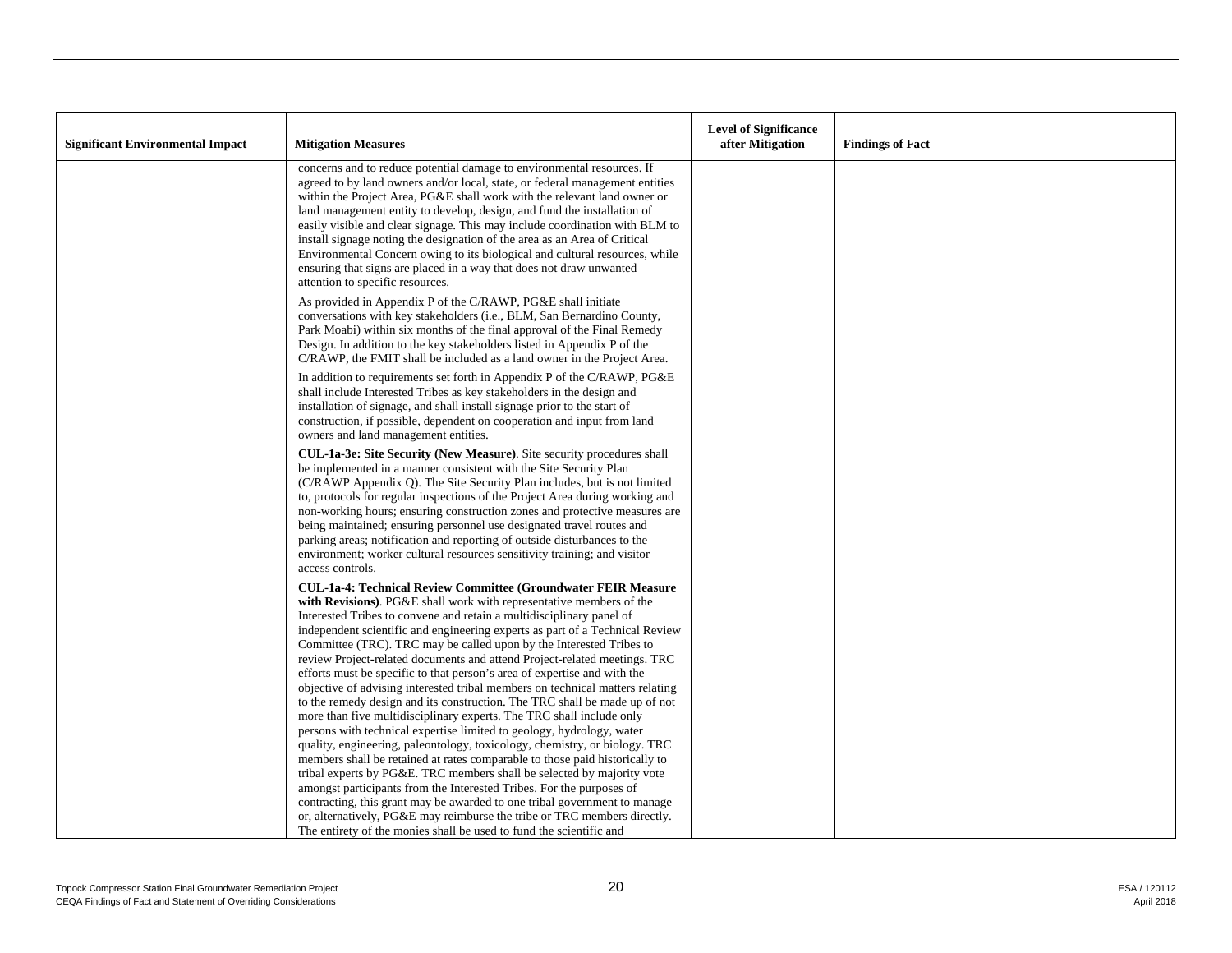| Significant Environmental Impact | Mitigation Measures | Level of Significance after Mitigation | Findings of Fact |
|---|---|---|---|
| | concerns and to reduce potential damage to environmental resources. If agreed to by land owners and/or local, state, or federal management entities within the Project Area, PG&E shall work with the relevant land owner or land management entity to develop, design, and fund the installation of easily visible and clear signage. This may include coordination with BLM to install signage noting the designation of the area as an Area of Critical Environmental Concern owing to its biological and cultural resources, while ensuring that signs are placed in a way that does not draw unwanted attention to specific resources.<br><br>As provided in Appendix P of the C/RAWP, PG&E shall initiate conversations with key stakeholders (i.e., BLM, San Bernardino County, Park Moabi) within six months of the final approval of the Final Remedy Design. In addition to the key stakeholders listed in Appendix P of the C/RAWP, the FMIT shall be included as a land owner in the Project Area.<br><br>In addition to requirements set forth in Appendix P of the C/RAWP, PG&E shall include Interested Tribes as key stakeholders in the design and installation of signage, and shall install signage prior to the start of construction, if possible, dependent on cooperation and input from land owners and land management entities.<br><br>**CUL-1a-3e: Site Security (New Measure)**. Site security procedures shall be implemented in a manner consistent with the Site Security Plan (C/RAWP Appendix Q). The Site Security Plan includes, but is not limited to, protocols for regular inspections of the Project Area during working and non-working hours; ensuring construction zones and protective measures are being maintained; ensuring personnel use designated travel routes and parking areas; notification and reporting of outside disturbances to the environment; worker cultural resources sensitivity training; and visitor access controls.<br><br>**CUL-1a-4: Technical Review Committee (Groundwater FEIR Measure with Revisions)**. PG&E shall work with representative members of the Interested Tribes to convene and retain a multidisciplinary panel of independent scientific and engineering experts as part of a Technical Review Committee (TRC). TRC may be called upon by the Interested Tribes to review Project-related documents and attend Project-related meetings. TRC efforts must be specific to that person's area of expertise and with the objective of advising interested tribal members on technical matters relating to the remedy design and its construction. The TRC shall be made up of not more than five multidisciplinary experts. The TRC shall include only persons with technical expertise limited to geology, hydrology, water quality, engineering, paleontology, toxicology, chemistry, or biology. TRC members shall be retained at rates comparable to those paid historically to tribal experts by PG&E. TRC members shall be selected by majority vote amongst participants from the Interested Tribes. For the purposes of contracting, this grant may be awarded to one tribal government to manage or, alternatively, PG&E may reimburse the tribe or TRC members directly. The entirety of the monies shall be used to fund the scientific and | | |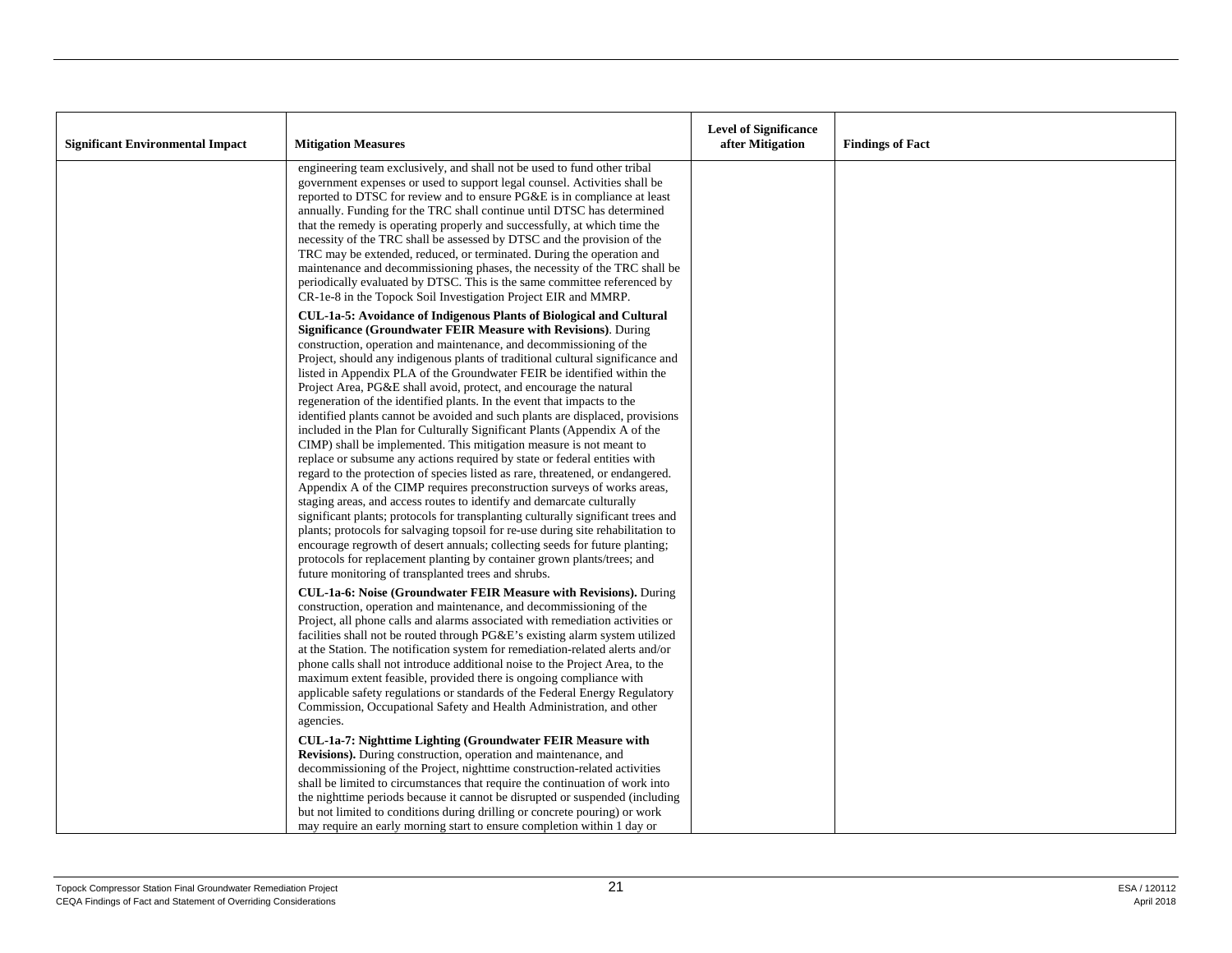| Significant Environmental Impact | Mitigation Measures | Level of Significance after Mitigation | Findings of Fact |
|---|---|---|---|
| | engineering team exclusively, and shall not be used to fund other tribal government expenses or used to support legal counsel. Activities shall be reported to DTSC for review and to ensure PG&E is in compliance at least annually. Funding for the TRC shall continue until DTSC has determined that the remedy is operating properly and successfully, at which time the necessity of the TRC shall be assessed by DTSC and the provision of the TRC may be extended, reduced, or terminated. During the operation and maintenance and decommissioning phases, the necessity of the TRC shall be periodically evaluated by DTSC. This is the same committee referenced by CR-1e-8 in the Topock Soil Investigation Project EIR and MMRP.<br><br>**CUL-1a-5: Avoidance of Indigenous Plants of Biological and Cultural Significance (Groundwater FEIR Measure with Revisions)**. During construction, operation and maintenance, and decommissioning of the Project, should any indigenous plants of traditional cultural significance and listed in Appendix PLA of the Groundwater FEIR be identified within the Project Area, PG&E shall avoid, protect, and encourage the natural regeneration of the identified plants. In the event that impacts to the identified plants cannot be avoided and such plants are displaced, provisions included in the Plan for Culturally Significant Plants (Appendix A of the CIMP) shall be implemented. This mitigation measure is not meant to replace or subsume any actions required by state or federal entities with regard to the protection of species listed as rare, threatened, or endangered. Appendix A of the CIMP requires preconstruction surveys of works areas, staging areas, and access routes to identify and demarcate culturally significant plants; protocols for transplanting culturally significant trees and plants; protocols for salvaging topsoil for re-use during site rehabilitation to encourage regrowth of desert annuals; collecting seeds for future planting; protocols for replacement planting by container grown plants/trees; and future monitoring of transplanted trees and shrubs.<br><br>**CUL-1a-6: Noise (Groundwater FEIR Measure with Revisions).** During construction, operation and maintenance, and decommissioning of the Project, all phone calls and alarms associated with remediation activities or facilities shall not be routed through PG&E's existing alarm system utilized at the Station. The notification system for remediation-related alerts and/or phone calls shall not introduce additional noise to the Project Area, to the maximum extent feasible, provided there is ongoing compliance with applicable safety regulations or standards of the Federal Energy Regulatory Commission, Occupational Safety and Health Administration, and other agencies.<br><br>**CUL-1a-7: Nighttime Lighting (Groundwater FEIR Measure with Revisions).** During construction, operation and maintenance, and decommissioning of the Project, nighttime construction-related activities shall be limited to circumstances that require the continuation of work into the nighttime periods because it cannot be disrupted or suspended (including but not limited to conditions during drilling or concrete pouring) or work may require an early morning start to ensure completion within 1 day or | | |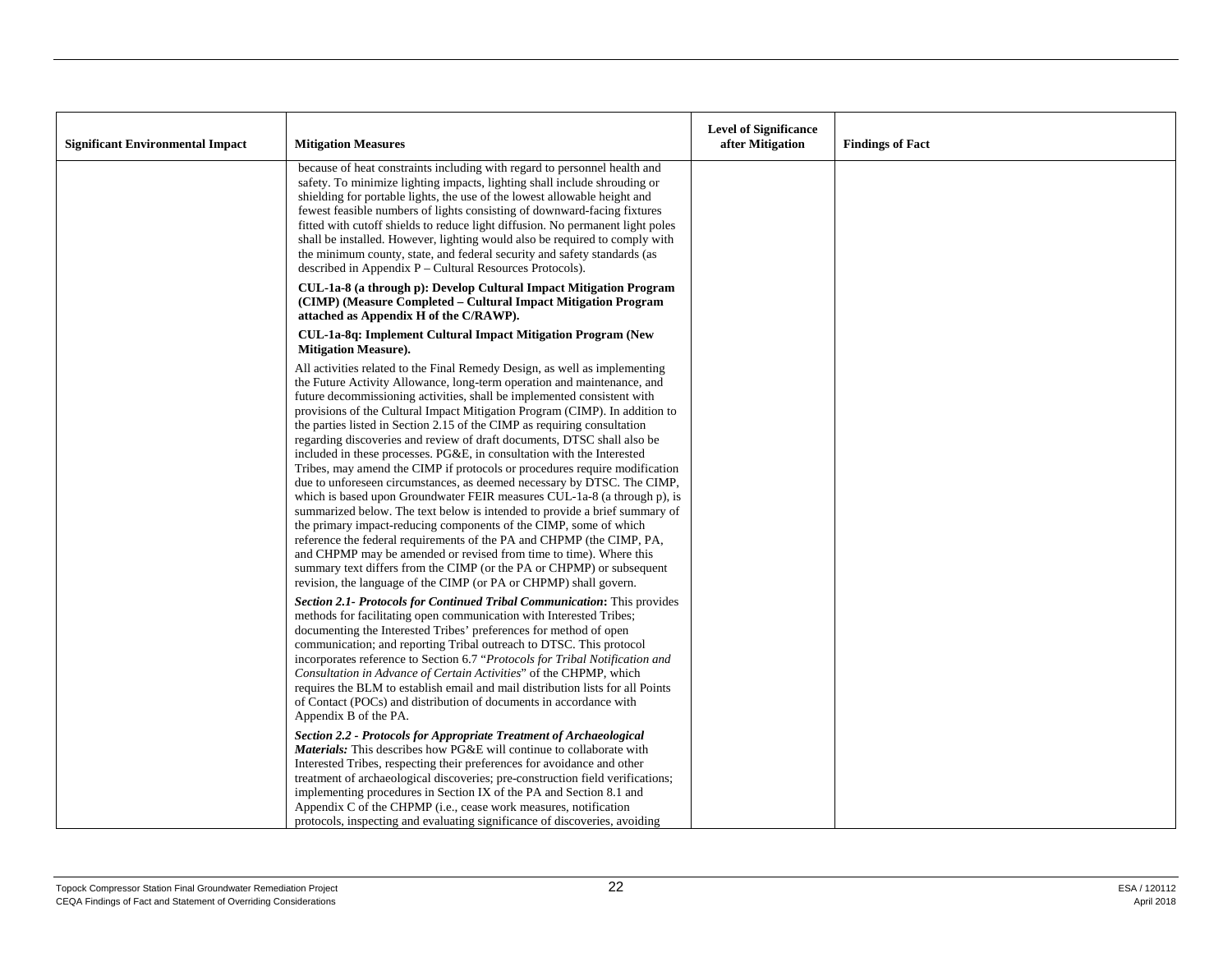| Significant Environmental Impact | Mitigation Measures | Level of Significance after Mitigation | Findings of Fact |
|---|---|---|---|
| | because of heat constraints including with regard to personnel health and safety. To minimize lighting impacts, lighting shall include shrouding or shielding for portable lights, the use of the lowest allowable height and fewest feasible numbers of lights consisting of downward-facing fixtures fitted with cutoff shields to reduce light diffusion. No permanent light poles shall be installed. However, lighting would also be required to comply with the minimum county, state, and federal security and safety standards (as described in Appendix P – Cultural Resources Protocols).<br><br>**CUL-1a-8 (a through p): Develop Cultural Impact Mitigation Program (CIMP) (Measure Completed – Cultural Impact Mitigation Program attached as Appendix H of the C/RAWP).**<br><br>**CUL-1a-8q: Implement Cultural Impact Mitigation Program (New Mitigation Measure).**<br><br>All activities related to the Final Remedy Design, as well as implementing the Future Activity Allowance, long-term operation and maintenance, and future decommissioning activities, shall be implemented consistent with provisions of the Cultural Impact Mitigation Program (CIMP). In addition to the parties listed in Section 2.15 of the CIMP as requiring consultation regarding discoveries and review of draft documents, DTSC shall also be included in these processes. PG&E, in consultation with the Interested Tribes, may amend the CIMP if protocols or procedures require modification due to unforeseen circumstances, as deemed necessary by DTSC. The CIMP, which is based upon Groundwater FEIR measures CUL-1a-8 (a through p), is summarized below. The text below is intended to provide a brief summary of the primary impact-reducing components of the CIMP, some of which reference the federal requirements of the PA and CHPMP (the CIMP, PA, and CHPMP may be amended or revised from time to time). Where this summary text differs from the CIMP (or the PA or CHPMP) or subsequent revision, the language of the CIMP (or PA or CHPMP) shall govern.<br><br>***Section 2.1- Protocols for Continued Tribal Communication*****:** This provides methods for facilitating open communication with Interested Tribes; documenting the Interested Tribes' preferences for method of open communication; and reporting Tribal outreach to DTSC. This protocol incorporates reference to Section 6.7 "*Protocols for Tribal Notification and Consultation in Advance of Certain Activities*" of the CHPMP, which requires the BLM to establish email and mail distribution lists for all Points of Contact (POCs) and distribution of documents in accordance with Appendix B of the PA.<br><br>***Section 2.2 - Protocols for Appropriate Treatment of Archaeological Materials:*** This describes how PG&E will continue to collaborate with Interested Tribes, respecting their preferences for avoidance and other treatment of archaeological discoveries; pre-construction field verifications; implementing procedures in Section IX of the PA and Section 8.1 and Appendix C of the CHPMP (i.e., cease work measures, notification protocols, inspecting and evaluating significance of discoveries, avoiding | | |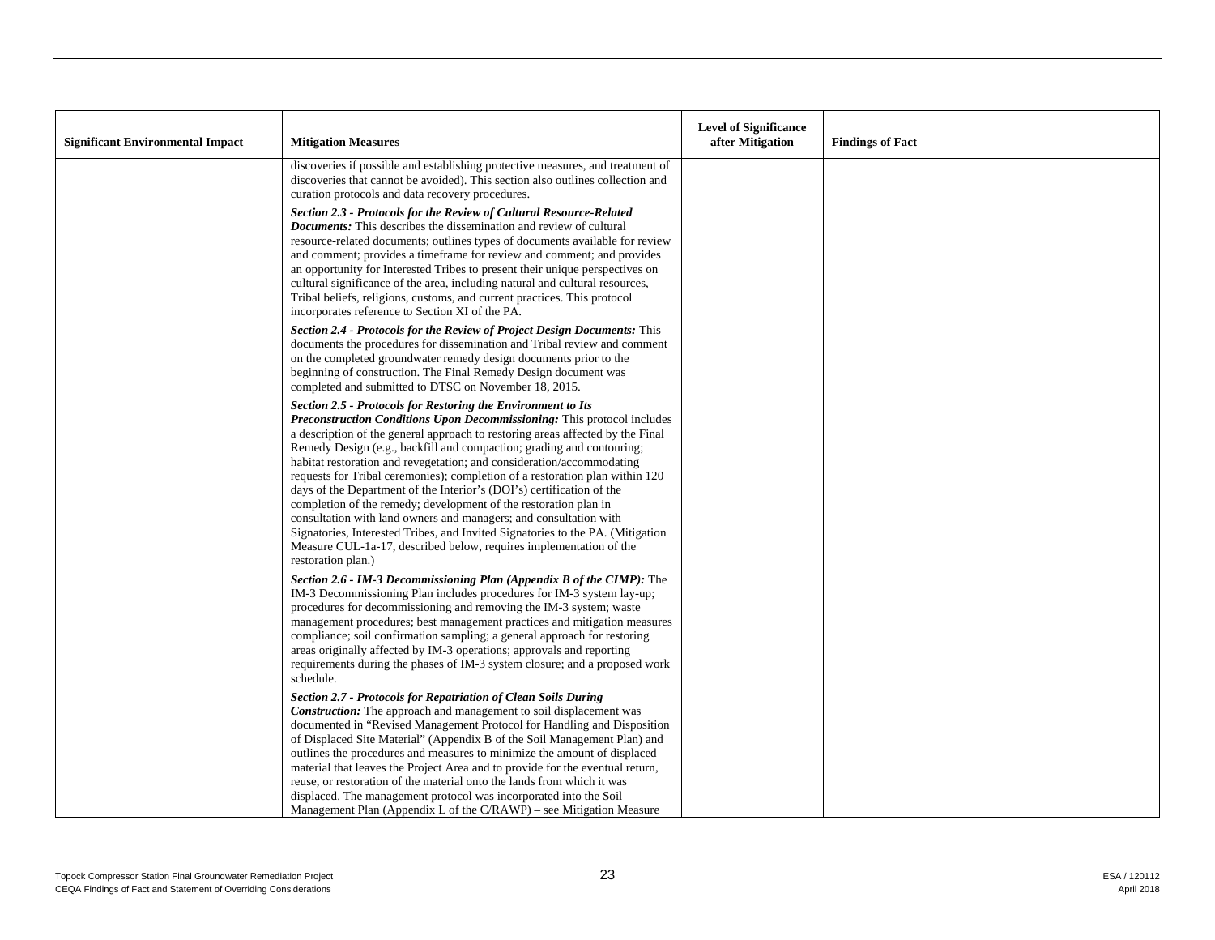| Significant Environmental Impact | Mitigation Measures | Level of Significance after Mitigation | Findings of Fact |
|---|---|---|---|
| | discoveries if possible and establishing protective measures, and treatment of discoveries that cannot be avoided). This section also outlines collection and curation protocols and data recovery procedures.<br><br>***Section 2.3 - Protocols for the Review of Cultural Resource-Related Documents:*** This describes the dissemination and review of cultural resource-related documents; outlines types of documents available for review and comment; provides a timeframe for review and comment; and provides an opportunity for Interested Tribes to present their unique perspectives on cultural significance of the area, including natural and cultural resources, Tribal beliefs, religions, customs, and current practices. This protocol incorporates reference to Section XI of the PA.<br><br>***Section 2.4 - Protocols for the Review of Project Design Documents:*** This documents the procedures for dissemination and Tribal review and comment on the completed groundwater remedy design documents prior to the beginning of construction. The Final Remedy Design document was completed and submitted to DTSC on November 18, 2015.<br><br>***Section 2.5 - Protocols for Restoring the Environment to Its Preconstruction Conditions Upon Decommissioning:*** This protocol includes a description of the general approach to restoring areas affected by the Final Remedy Design (e.g., backfill and compaction; grading and contouring; habitat restoration and revegetation; and consideration/accommodating requests for Tribal ceremonies); completion of a restoration plan within 120 days of the Department of the Interior's (DOI's) certification of the completion of the remedy; development of the restoration plan in consultation with land owners and managers; and consultation with Signatories, Interested Tribes, and Invited Signatories to the PA. (Mitigation Measure CUL-1a-17, described below, requires implementation of the restoration plan.)<br><br>***Section 2.6 - IM-3 Decommissioning Plan (Appendix B of the CIMP):*** The IM-3 Decommissioning Plan includes procedures for IM-3 system lay-up; procedures for decommissioning and removing the IM-3 system; waste management procedures; best management practices and mitigation measures compliance; soil confirmation sampling; a general approach for restoring areas originally affected by IM-3 operations; approvals and reporting requirements during the phases of IM-3 system closure; and a proposed work schedule.<br><br>***Section 2.7 - Protocols for Repatriation of Clean Soils During Construction:*** The approach and management to soil displacement was documented in "Revised Management Protocol for Handling and Disposition of Displaced Site Material" (Appendix B of the Soil Management Plan) and outlines the procedures and measures to minimize the amount of displaced material that leaves the Project Area and to provide for the eventual return, reuse, or restoration of the material onto the lands from which it was displaced. The management protocol was incorporated into the Soil Management Plan (Appendix L of the C/RAWP) – see Mitigation Measure | | |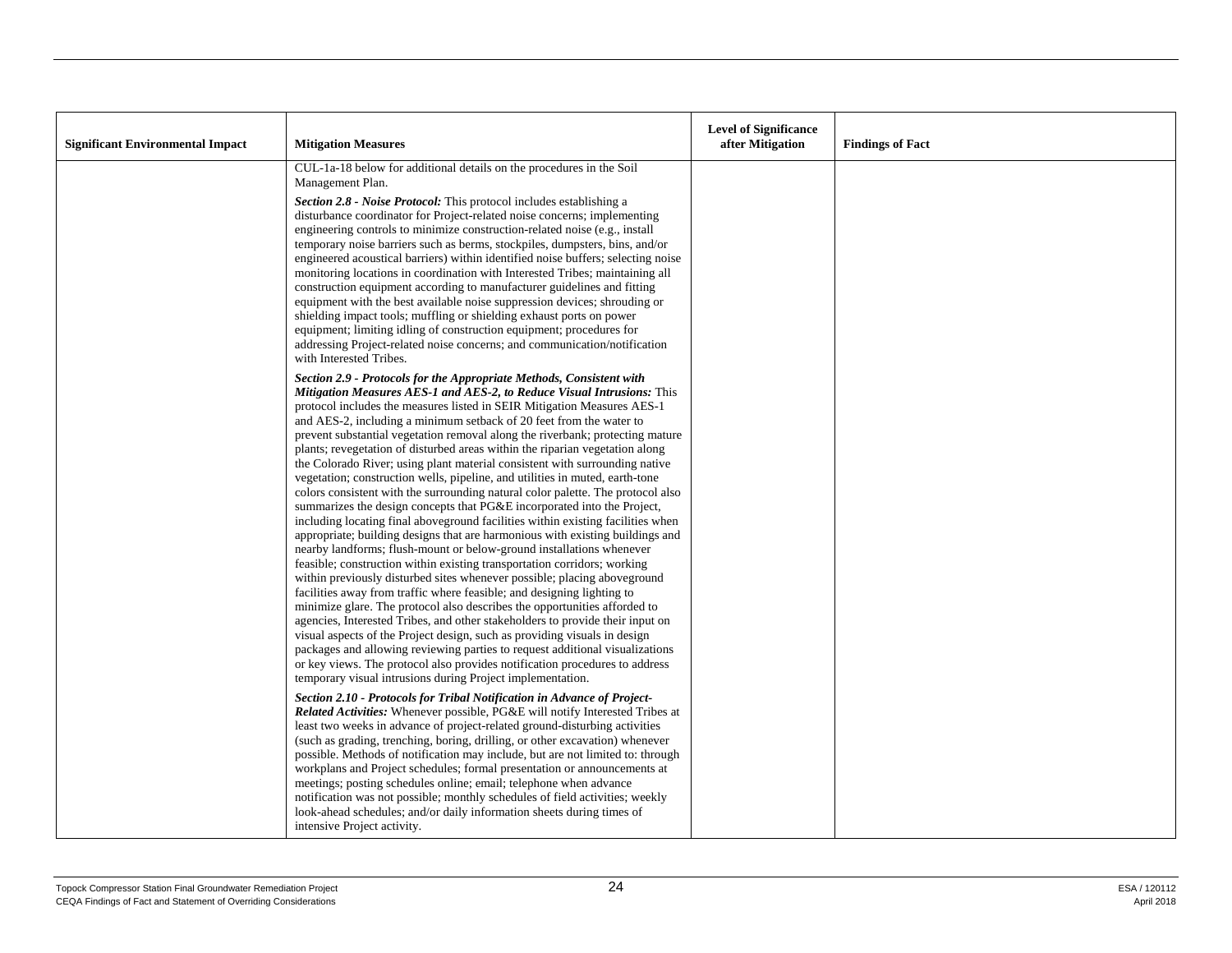| Significant Environmental Impact | Mitigation Measures | Level of Significance after Mitigation | Findings of Fact |
|---|---|---|---|
| | CUL-1a-18 below for additional details on the procedures in the Soil Management Plan.<br><br>***Section 2.8 - Noise Protocol:*** This protocol includes establishing a disturbance coordinator for Project-related noise concerns; implementing engineering controls to minimize construction-related noise (e.g., install temporary noise barriers such as berms, stockpiles, dumpsters, bins, and/or engineered acoustical barriers) within identified noise buffers; selecting noise monitoring locations in coordination with Interested Tribes; maintaining all construction equipment according to manufacturer guidelines and fitting equipment with the best available noise suppression devices; shrouding or shielding impact tools; muffling or shielding exhaust ports on power equipment; limiting idling of construction equipment; procedures for addressing Project-related noise concerns; and communication/notification with Interested Tribes.<br><br>***Section 2.9 - Protocols for the Appropriate Methods, Consistent with Mitigation Measures AES-1 and AES-2, to Reduce Visual Intrusions:*** This protocol includes the measures listed in SEIR Mitigation Measures AES-1 and AES-2, including a minimum setback of 20 feet from the water to prevent substantial vegetation removal along the riverbank; protecting mature plants; revegetation of disturbed areas within the riparian vegetation along the Colorado River; using plant material consistent with surrounding native vegetation; construction wells, pipeline, and utilities in muted, earth-tone colors consistent with the surrounding natural color palette. The protocol also summarizes the design concepts that PG&E incorporated into the Project, including locating final aboveground facilities within existing facilities when appropriate; building designs that are harmonious with existing buildings and nearby landforms; flush-mount or below-ground installations whenever feasible; construction within existing transportation corridors; working within previously disturbed sites whenever possible; placing aboveground facilities away from traffic where feasible; and designing lighting to minimize glare. The protocol also describes the opportunities afforded to agencies, Interested Tribes, and other stakeholders to provide their input on visual aspects of the Project design, such as providing visuals in design packages and allowing reviewing parties to request additional visualizations or key views. The protocol also provides notification procedures to address temporary visual intrusions during Project implementation.<br><br>***Section 2.10 - Protocols for Tribal Notification in Advance of Project-Related Activities:*** Whenever possible, PG&E will notify Interested Tribes at least two weeks in advance of project-related ground-disturbing activities (such as grading, trenching, boring, drilling, or other excavation) whenever possible. Methods of notification may include, but are not limited to: through workplans and Project schedules; formal presentation or announcements at meetings; posting schedules online; email; telephone when advance notification was not possible; monthly schedules of field activities; weekly look-ahead schedules; and/or daily information sheets during times of intensive Project activity. | | |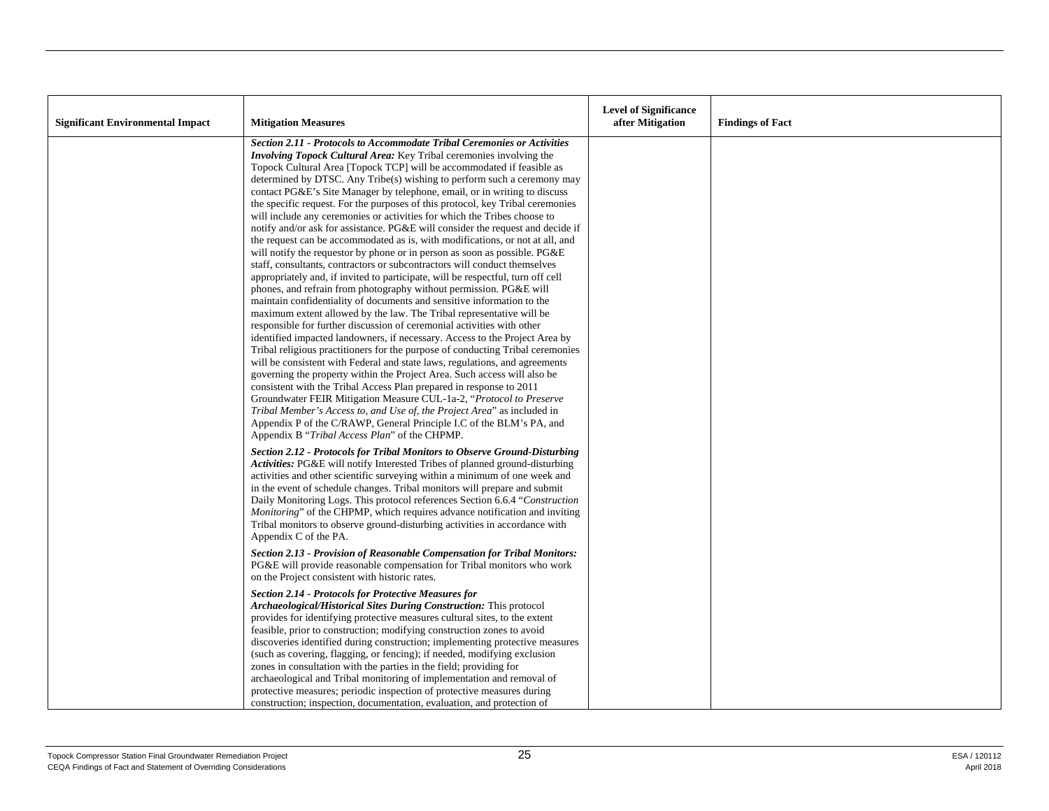| Significant Environmental Impact | Mitigation Measures | Level of Significance after Mitigation | Findings of Fact |
|---|---|---|---|
| | ***Section 2.11 - Protocols to Accommodate Tribal Ceremonies or Activities Involving Topock Cultural Area:*** Key Tribal ceremonies involving the Topock Cultural Area [Topock TCP] will be accommodated if feasible as determined by DTSC. Any Tribe(s) wishing to perform such a ceremony may contact PG&E's Site Manager by telephone, email, or in writing to discuss the specific request. For the purposes of this protocol, key Tribal ceremonies will include any ceremonies or activities for which the Tribes choose to notify and/or ask for assistance. PG&E will consider the request and decide if the request can be accommodated as is, with modifications, or not at all, and will notify the requestor by phone or in person as soon as possible. PG&E staff, consultants, contractors or subcontractors will conduct themselves appropriately and, if invited to participate, will be respectful, turn off cell phones, and refrain from photography without permission. PG&E will maintain confidentiality of documents and sensitive information to the maximum extent allowed by the law. The Tribal representative will be responsible for further discussion of ceremonial activities with other identified impacted landowners, if necessary. Access to the Project Area by Tribal religious practitioners for the purpose of conducting Tribal ceremonies will be consistent with Federal and state laws, regulations, and agreements governing the property within the Project Area. Such access will also be consistent with the Tribal Access Plan prepared in response to 2011 Groundwater FEIR Mitigation Measure CUL-1a-2, "*Protocol to Preserve Tribal Member's Access to, and Use of, the Project Area*" as included in Appendix P of the C/RAWP, General Principle I.C of the BLM's PA, and Appendix B "*Tribal Access Plan*" of the CHPMP.<br><br>***Section 2.12 - Protocols for Tribal Monitors to Observe Ground-Disturbing Activities:*** PG&E will notify Interested Tribes of planned ground-disturbing activities and other scientific surveying within a minimum of one week and in the event of schedule changes. Tribal monitors will prepare and submit Daily Monitoring Logs. This protocol references Section 6.6.4 "*Construction Monitoring*" of the CHPMP, which requires advance notification and inviting Tribal monitors to observe ground-disturbing activities in accordance with Appendix C of the PA.<br><br>***Section 2.13 - Provision of Reasonable Compensation for Tribal Monitors:*** PG&E will provide reasonable compensation for Tribal monitors who work on the Project consistent with historic rates.<br><br>***Section 2.14 - Protocols for Protective Measures for Archaeological/Historical Sites During Construction:*** This protocol provides for identifying protective measures cultural sites, to the extent feasible, prior to construction; modifying construction zones to avoid discoveries identified during construction; implementing protective measures (such as covering, flagging, or fencing); if needed, modifying exclusion zones in consultation with the parties in the field; providing for archaeological and Tribal monitoring of implementation and removal of protective measures; periodic inspection of protective measures during construction; inspection, documentation, evaluation, and protection of | | |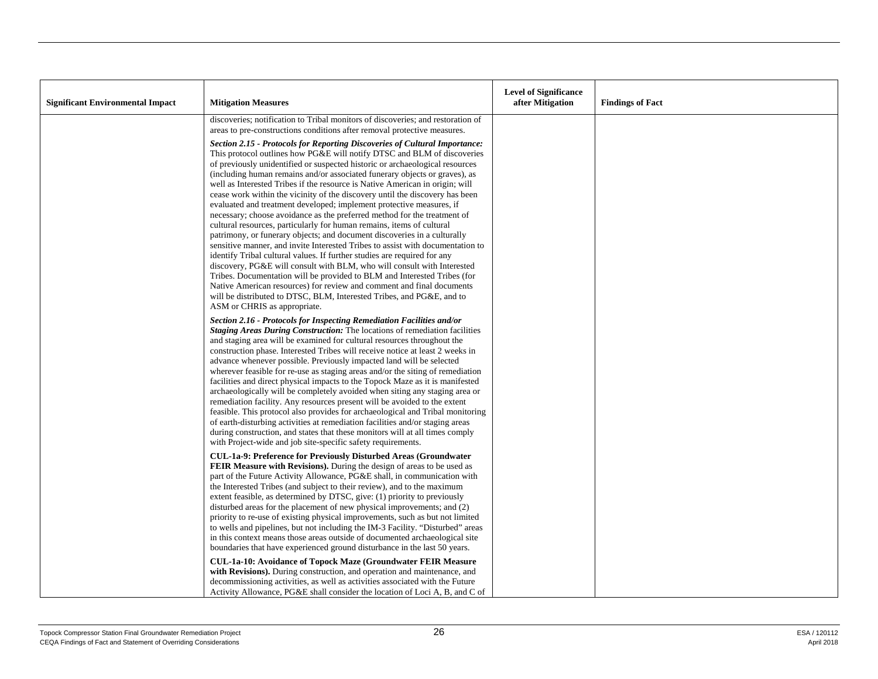| Significant Environmental Impact | Mitigation Measures | Level of Significance after Mitigation | Findings of Fact |
|---|---|---|---|
| | discoveries; notification to Tribal monitors of discoveries; and restoration of areas to pre-constructions conditions after removal protective measures.<br><br>***Section 2.15 - Protocols for Reporting Discoveries of Cultural Importance:*** This protocol outlines how PG&E will notify DTSC and BLM of discoveries of previously unidentified or suspected historic or archaeological resources (including human remains and/or associated funerary objects or graves), as well as Interested Tribes if the resource is Native American in origin; will cease work within the vicinity of the discovery until the discovery has been evaluated and treatment developed; implement protective measures, if necessary; choose avoidance as the preferred method for the treatment of cultural resources, particularly for human remains, items of cultural patrimony, or funerary objects; and document discoveries in a culturally sensitive manner, and invite Interested Tribes to assist with documentation to identify Tribal cultural values. If further studies are required for any discovery, PG&E will consult with BLM, who will consult with Interested Tribes. Documentation will be provided to BLM and Interested Tribes (for Native American resources) for review and comment and final documents will be distributed to DTSC, BLM, Interested Tribes, and PG&E, and to ASM or CHRIS as appropriate.<br><br>***Section 2.16 - Protocols for Inspecting Remediation Facilities and/or Staging Areas During Construction:*** The locations of remediation facilities and staging area will be examined for cultural resources throughout the construction phase. Interested Tribes will receive notice at least 2 weeks in advance whenever possible. Previously impacted land will be selected wherever feasible for re-use as staging areas and/or the siting of remediation facilities and direct physical impacts to the Topock Maze as it is manifested archaeologically will be completely avoided when siting any staging area or remediation facility. Any resources present will be avoided to the extent feasible. This protocol also provides for archaeological and Tribal monitoring of earth-disturbing activities at remediation facilities and/or staging areas during construction, and states that these monitors will at all times comply with Project-wide and job site-specific safety requirements.<br><br>**CUL-1a-9: Preference for Previously Disturbed Areas (Groundwater FEIR Measure with Revisions).** During the design of areas to be used as part of the Future Activity Allowance, PG&E shall, in communication with the Interested Tribes (and subject to their review), and to the maximum extent feasible, as determined by DTSC, give: (1) priority to previously disturbed areas for the placement of new physical improvements; and (2) priority to re-use of existing physical improvements, such as but not limited to wells and pipelines, but not including the IM-3 Facility. "Disturbed" areas in this context means those areas outside of documented archaeological site boundaries that have experienced ground disturbance in the last 50 years.<br><br>**CUL-1a-10: Avoidance of Topock Maze (Groundwater FEIR Measure with Revisions).** During construction, and operation and maintenance, and decommissioning activities, as well as activities associated with the Future Activity Allowance, PG&E shall consider the location of Loci A, B, and C of | | |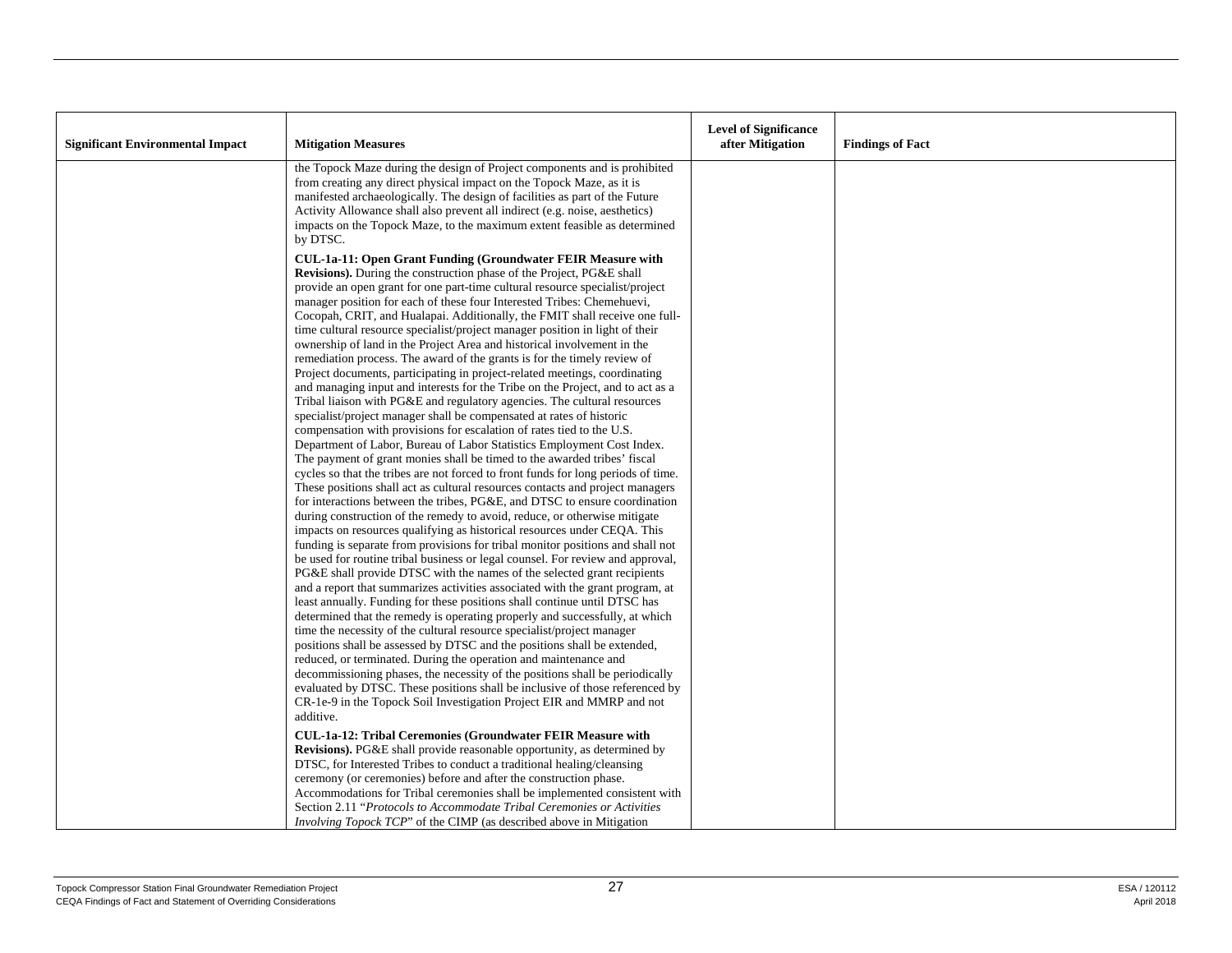| Significant Environmental Impact | Mitigation Measures | Level of Significance after Mitigation | Findings of Fact |
|---|---|---|---|
| | the Topock Maze during the design of Project components and is prohibited from creating any direct physical impact on the Topock Maze, as it is manifested archaeologically. The design of facilities as part of the Future Activity Allowance shall also prevent all indirect (e.g. noise, aesthetics) impacts on the Topock Maze, to the maximum extent feasible as determined by DTSC.<br><br>**CUL-1a-11: Open Grant Funding (Groundwater FEIR Measure with Revisions).** During the construction phase of the Project, PG&E shall provide an open grant for one part-time cultural resource specialist/project manager position for each of these four Interested Tribes: Chemehuevi, Cocopah, CRIT, and Hualapai. Additionally, the FMIT shall receive one full-time cultural resource specialist/project manager position in light of their ownership of land in the Project Area and historical involvement in the remediation process. The award of the grants is for the timely review of Project documents, participating in project-related meetings, coordinating and managing input and interests for the Tribe on the Project, and to act as a Tribal liaison with PG&E and regulatory agencies. The cultural resources specialist/project manager shall be compensated at rates of historic compensation with provisions for escalation of rates tied to the U.S. Department of Labor, Bureau of Labor Statistics Employment Cost Index. The payment of grant monies shall be timed to the awarded tribes' fiscal cycles so that the tribes are not forced to front funds for long periods of time. These positions shall act as cultural resources contacts and project managers for interactions between the tribes, PG&E, and DTSC to ensure coordination during construction of the remedy to avoid, reduce, or otherwise mitigate impacts on resources qualifying as historical resources under CEQA. This funding is separate from provisions for tribal monitor positions and shall not be used for routine tribal business or legal counsel. For review and approval, PG&E shall provide DTSC with the names of the selected grant recipients and a report that summarizes activities associated with the grant program, at least annually. Funding for these positions shall continue until DTSC has determined that the remedy is operating properly and successfully, at which time the necessity of the cultural resource specialist/project manager positions shall be assessed by DTSC and the positions shall be extended, reduced, or terminated. During the operation and maintenance and decommissioning phases, the necessity of the positions shall be periodically evaluated by DTSC. These positions shall be inclusive of those referenced by CR-1e-9 in the Topock Soil Investigation Project EIR and MMRP and not additive.<br><br>**CUL-1a-12: Tribal Ceremonies (Groundwater FEIR Measure with Revisions).** PG&E shall provide reasonable opportunity, as determined by DTSC, for Interested Tribes to conduct a traditional healing/cleansing ceremony (or ceremonies) before and after the construction phase. Accommodations for Tribal ceremonies shall be implemented consistent with Section 2.11 "*Protocols to Accommodate Tribal Ceremonies or Activities Involving Topock TCP*" of the CIMP (as described above in Mitigation | | |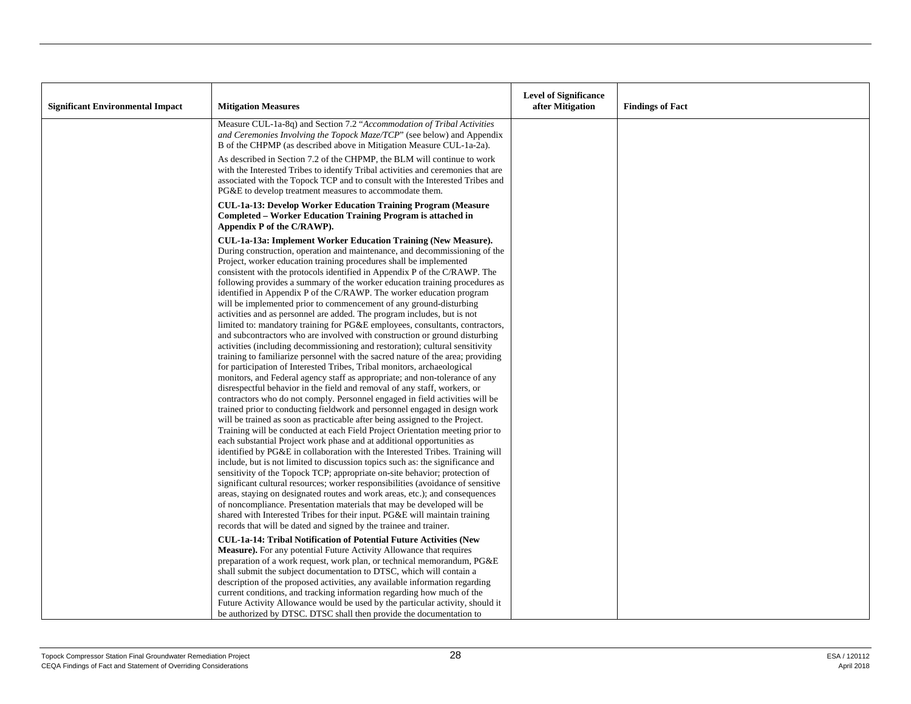| Significant Environmental Impact | Mitigation Measures | Level of Significance after Mitigation | Findings of Fact |
|---|---|---|---|
| | Measure CUL-1a-8q) and Section 7.2 "*Accommodation of Tribal Activities and Ceremonies Involving the Topock Maze/TCP*" (see below) and Appendix B of the CHPMP (as described above in Mitigation Measure CUL-1a-2a).<br><br>As described in Section 7.2 of the CHPMP, the BLM will continue to work with the Interested Tribes to identify Tribal activities and ceremonies that are associated with the Topock TCP and to consult with the Interested Tribes and PG&E to develop treatment measures to accommodate them.<br><br>**CUL-1a-13: Develop Worker Education Training Program (Measure Completed – Worker Education Training Program is attached in Appendix P of the C/RAWP).**<br><br>**CUL-1a-13a: Implement Worker Education Training (New Measure).** During construction, operation and maintenance, and decommissioning of the Project, worker education training procedures shall be implemented consistent with the protocols identified in Appendix P of the C/RAWP. The following provides a summary of the worker education training procedures as identified in Appendix P of the C/RAWP. The worker education program will be implemented prior to commencement of any ground-disturbing activities and as personnel are added. The program includes, but is not limited to: mandatory training for PG&E employees, consultants, contractors, and subcontractors who are involved with construction or ground disturbing activities (including decommissioning and restoration); cultural sensitivity training to familiarize personnel with the sacred nature of the area; providing for participation of Interested Tribes, Tribal monitors, archaeological monitors, and Federal agency staff as appropriate; and non-tolerance of any disrespectful behavior in the field and removal of any staff, workers, or contractors who do not comply. Personnel engaged in field activities will be trained prior to conducting fieldwork and personnel engaged in design work will be trained as soon as practicable after being assigned to the Project. Training will be conducted at each Field Project Orientation meeting prior to each substantial Project work phase and at additional opportunities as identified by PG&E in collaboration with the Interested Tribes. Training will include, but is not limited to discussion topics such as: the significance and sensitivity of the Topock TCP; appropriate on-site behavior; protection of significant cultural resources; worker responsibilities (avoidance of sensitive areas, staying on designated routes and work areas, etc.); and consequences of noncompliance. Presentation materials that may be developed will be shared with Interested Tribes for their input. PG&E will maintain training records that will be dated and signed by the trainee and trainer.<br><br>**CUL-1a-14: Tribal Notification of Potential Future Activities (New Measure).** For any potential Future Activity Allowance that requires preparation of a work request, work plan, or technical memorandum, PG&E shall submit the subject documentation to DTSC, which will contain a description of the proposed activities, any available information regarding current conditions, and tracking information regarding how much of the Future Activity Allowance would be used by the particular activity, should it be authorized by DTSC. DTSC shall then provide the documentation to | | |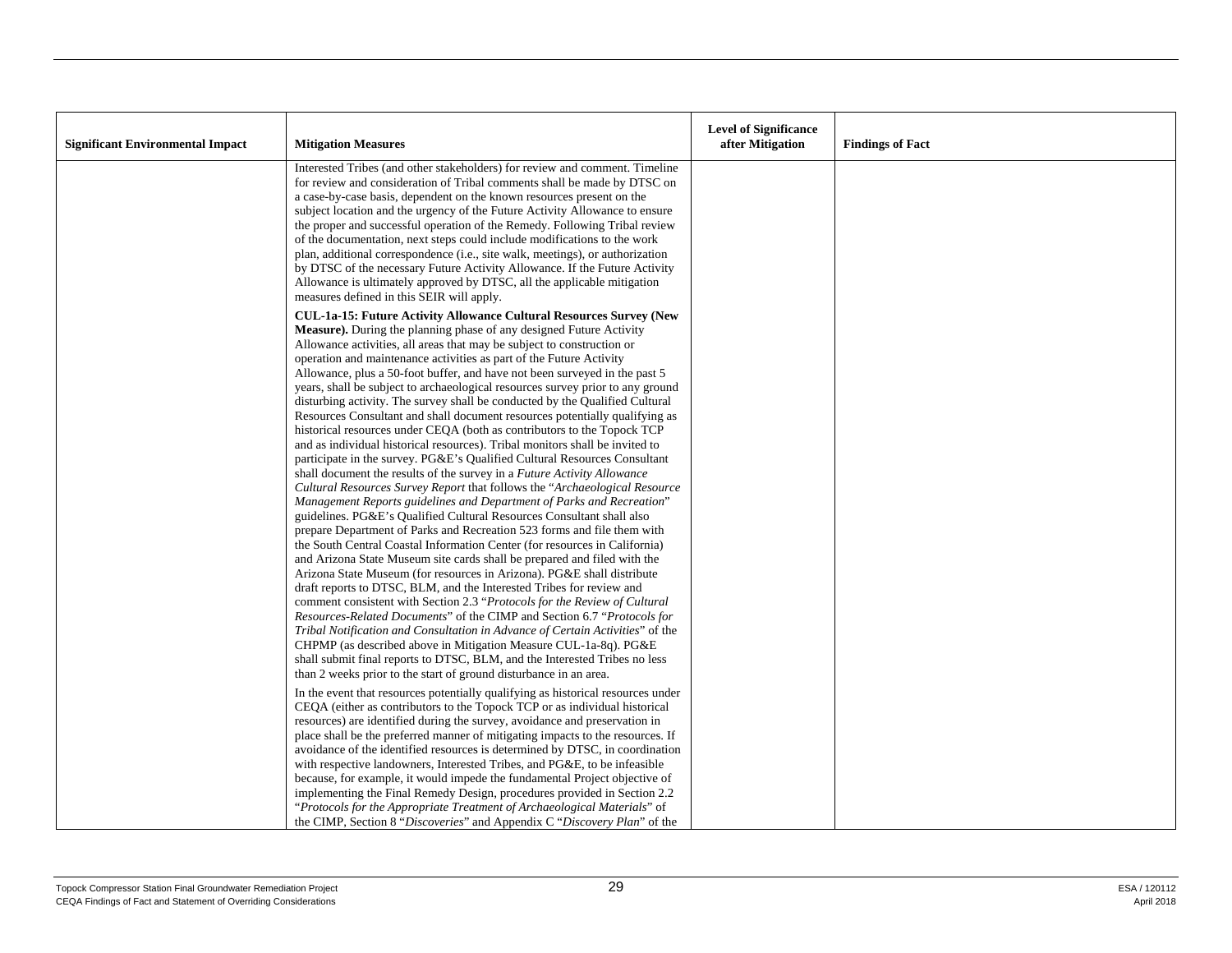| Significant Environmental Impact | Mitigation Measures | Level of Significance after Mitigation | Findings of Fact |
|---|---|---|---|
| | Interested Tribes (and other stakeholders) for review and comment. Timeline for review and consideration of Tribal comments shall be made by DTSC on a case-by-case basis, dependent on the known resources present on the subject location and the urgency of the Future Activity Allowance to ensure the proper and successful operation of the Remedy. Following Tribal review of the documentation, next steps could include modifications to the work plan, additional correspondence (i.e., site walk, meetings), or authorization by DTSC of the necessary Future Activity Allowance. If the Future Activity Allowance is ultimately approved by DTSC, all the applicable mitigation measures defined in this SEIR will apply.<br><br>**CUL-1a-15: Future Activity Allowance Cultural Resources Survey (New Measure).** During the planning phase of any designed Future Activity Allowance activities, all areas that may be subject to construction or operation and maintenance activities as part of the Future Activity Allowance, plus a 50-foot buffer, and have not been surveyed in the past 5 years, shall be subject to archaeological resources survey prior to any ground disturbing activity. The survey shall be conducted by the Qualified Cultural Resources Consultant and shall document resources potentially qualifying as historical resources under CEQA (both as contributors to the Topock TCP and as individual historical resources). Tribal monitors shall be invited to participate in the survey. PG&E's Qualified Cultural Resources Consultant shall document the results of the survey in a *Future Activity Allowance Cultural Resources Survey Report* that follows the "*Archaeological Resource Management Reports guidelines and Department of Parks and Recreation*" guidelines. PG&E's Qualified Cultural Resources Consultant shall also prepare Department of Parks and Recreation 523 forms and file them with the South Central Coastal Information Center (for resources in California) and Arizona State Museum site cards shall be prepared and filed with the Arizona State Museum (for resources in Arizona). PG&E shall distribute draft reports to DTSC, BLM, and the Interested Tribes for review and comment consistent with Section 2.3 "*Protocols for the Review of Cultural Resources-Related Documents*" of the CIMP and Section 6.7 "*Protocols for Tribal Notification and Consultation in Advance of Certain Activities*" of the CHPMP (as described above in Mitigation Measure CUL-1a-8q). PG&E shall submit final reports to DTSC, BLM, and the Interested Tribes no less than 2 weeks prior to the start of ground disturbance in an area.<br><br>In the event that resources potentially qualifying as historical resources under CEQA (either as contributors to the Topock TCP or as individual historical resources) are identified during the survey, avoidance and preservation in place shall be the preferred manner of mitigating impacts to the resources. If avoidance of the identified resources is determined by DTSC, in coordination with respective landowners, Interested Tribes, and PG&E, to be infeasible because, for example, it would impede the fundamental Project objective of implementing the Final Remedy Design, procedures provided in Section 2.2 "*Protocols for the Appropriate Treatment of Archaeological Materials*" of the CIMP, Section 8 "*Discoveries*" and Appendix C "*Discovery Plan*" of the | | |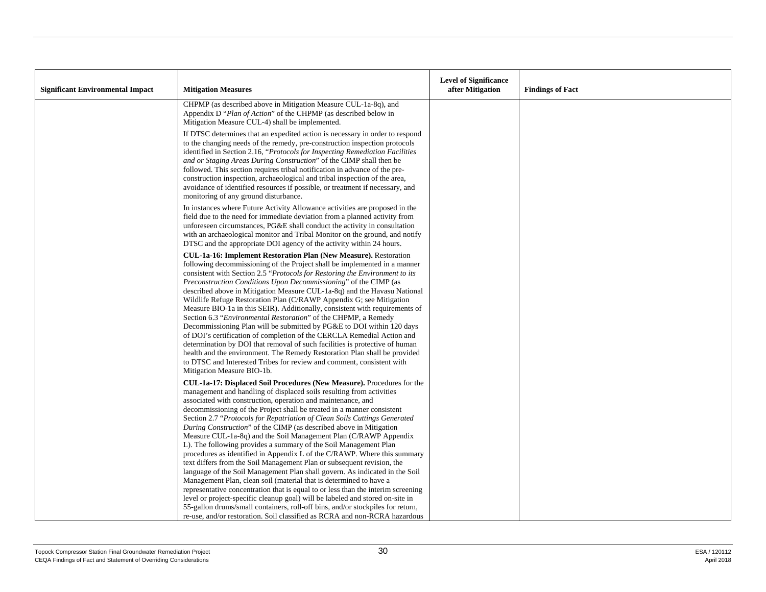| Significant Environmental Impact | Mitigation Measures | Level of Significance after Mitigation | Findings of Fact |
|---|---|---|---|
| | CHPMP (as described above in Mitigation Measure CUL-1a-8q), and Appendix D "*Plan of Action*" of the CHPMP (as described below in Mitigation Measure CUL-4) shall be implemented.<br><br>If DTSC determines that an expedited action is necessary in order to respond to the changing needs of the remedy, pre-construction inspection protocols identified in Section 2.16, "*Protocols for Inspecting Remediation Facilities and or Staging Areas During Construction*" of the CIMP shall then be followed. This section requires tribal notification in advance of the pre-construction inspection, archaeological and tribal inspection of the area, avoidance of identified resources if possible, or treatment if necessary, and monitoring of any ground disturbance.<br><br>In instances where Future Activity Allowance activities are proposed in the field due to the need for immediate deviation from a planned activity from unforeseen circumstances, PG&E shall conduct the activity in consultation with an archaeological monitor and Tribal Monitor on the ground, and notify DTSC and the appropriate DOI agency of the activity within 24 hours.<br><br>**CUL-1a-16: Implement Restoration Plan (New Measure).** Restoration following decommissioning of the Project shall be implemented in a manner consistent with Section 2.5 "*Protocols for Restoring the Environment to its Preconstruction Conditions Upon Decommissioning*" of the CIMP (as described above in Mitigation Measure CUL-1a-8q) and the Havasu National Wildlife Refuge Restoration Plan (C/RAWP Appendix G; see Mitigation Measure BIO-1a in this SEIR). Additionally, consistent with requirements of Section 6.3 "*Environmental Restoration*" of the CHPMP, a Remedy Decommissioning Plan will be submitted by PG&E to DOI within 120 days of DOI's certification of completion of the CERCLA Remedial Action and determination by DOI that removal of such facilities is protective of human health and the environment. The Remedy Restoration Plan shall be provided to DTSC and Interested Tribes for review and comment, consistent with Mitigation Measure BIO-1b.<br><br>**CUL-1a-17: Displaced Soil Procedures (New Measure).** Procedures for the management and handling of displaced soils resulting from activities associated with construction, operation and maintenance, and decommissioning of the Project shall be treated in a manner consistent Section 2.7 "*Protocols for Repatriation of Clean Soils Cuttings Generated During Construction*" of the CIMP (as described above in Mitigation Measure CUL-1a-8q) and the Soil Management Plan (C/RAWP Appendix L). The following provides a summary of the Soil Management Plan procedures as identified in Appendix L of the C/RAWP. Where this summary text differs from the Soil Management Plan or subsequent revision, the language of the Soil Management Plan shall govern. As indicated in the Soil Management Plan, clean soil (material that is determined to have a representative concentration that is equal to or less than the interim screening level or project-specific cleanup goal) will be labeled and stored on-site in 55-gallon drums/small containers, roll-off bins, and/or stockpiles for return, re-use, and/or restoration. Soil classified as RCRA and non-RCRA hazardous | | |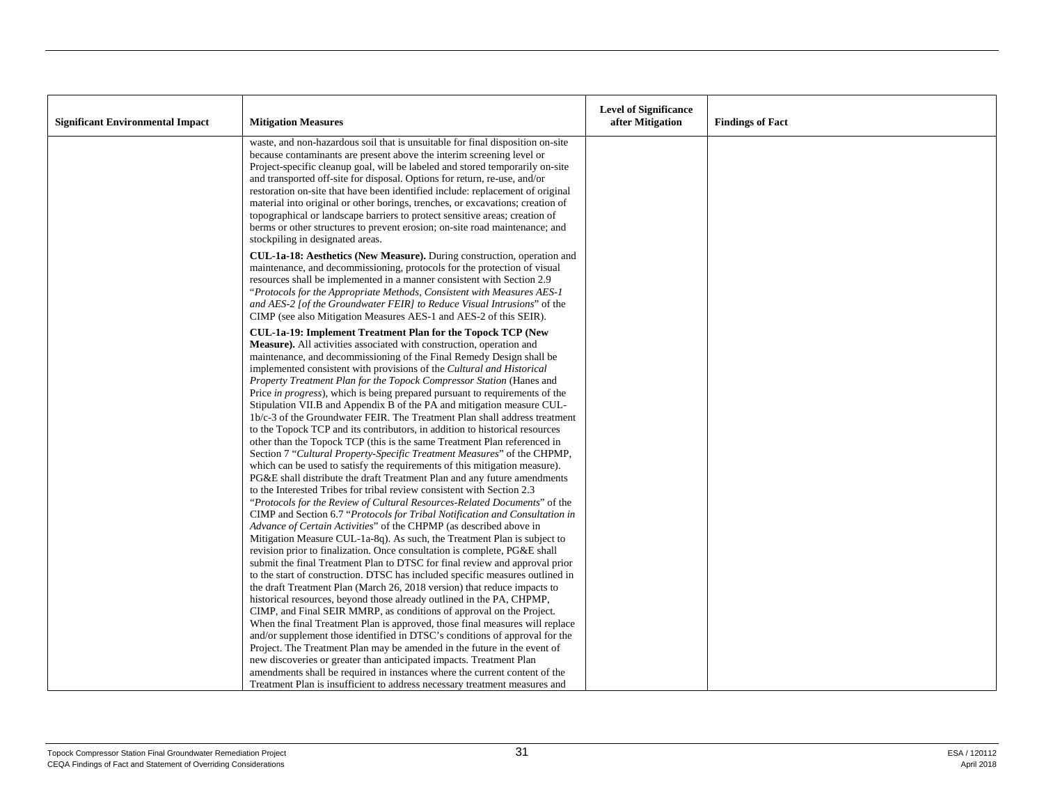| Significant Environmental Impact | Mitigation Measures | Level of Significance after Mitigation | Findings of Fact |
|---|---|---|---|
| | waste, and non-hazardous soil that is unsuitable for final disposition on-site because contaminants are present above the interim screening level or Project-specific cleanup goal, will be labeled and stored temporarily on-site and transported off-site for disposal. Options for return, re-use, and/or restoration on-site that have been identified include: replacement of original material into original or other borings, trenches, or excavations; creation of topographical or landscape barriers to protect sensitive areas; creation of berms or other structures to prevent erosion; on-site road maintenance; and stockpiling in designated areas.<br><br>**CUL-1a-18: Aesthetics (New Measure).** During construction, operation and maintenance, and decommissioning, protocols for the protection of visual resources shall be implemented in a manner consistent with Section 2.9 "*Protocols for the Appropriate Methods, Consistent with Measures AES-1 and AES-2 [of the Groundwater FEIR] to Reduce Visual Intrusions*" of the CIMP (see also Mitigation Measures AES-1 and AES-2 of this SEIR).<br><br>**CUL-1a-19: Implement Treatment Plan for the Topock TCP (New Measure).** All activities associated with construction, operation and maintenance, and decommissioning of the Final Remedy Design shall be implemented consistent with provisions of the *Cultural and Historical Property Treatment Plan for the Topock Compressor Station* (Hanes and Price *in progress*), which is being prepared pursuant to requirements of the Stipulation VII.B and Appendix B of the PA and mitigation measure CUL-1b/c-3 of the Groundwater FEIR. The Treatment Plan shall address treatment to the Topock TCP and its contributors, in addition to historical resources other than the Topock TCP (this is the same Treatment Plan referenced in Section 7 "*Cultural Property-Specific Treatment Measures*" of the CHPMP, which can be used to satisfy the requirements of this mitigation measure). PG&E shall distribute the draft Treatment Plan and any future amendments to the Interested Tribes for tribal review consistent with Section 2.3 "*Protocols for the Review of Cultural Resources-Related Documents*" of the CIMP and Section 6.7 "*Protocols for Tribal Notification and Consultation in Advance of Certain Activities*" of the CHPMP (as described above in Mitigation Measure CUL-1a-8q). As such, the Treatment Plan is subject to revision prior to finalization. Once consultation is complete, PG&E shall submit the final Treatment Plan to DTSC for final review and approval prior to the start of construction. DTSC has included specific measures outlined in the draft Treatment Plan (March 26, 2018 version) that reduce impacts to historical resources, beyond those already outlined in the PA, CHPMP, CIMP, and Final SEIR MMRP, as conditions of approval on the Project. When the final Treatment Plan is approved, those final measures will replace and/or supplement those identified in DTSC's conditions of approval for the Project. The Treatment Plan may be amended in the future in the event of new discoveries or greater than anticipated impacts. Treatment Plan amendments shall be required in instances where the current content of the Treatment Plan is insufficient to address necessary treatment measures and | | |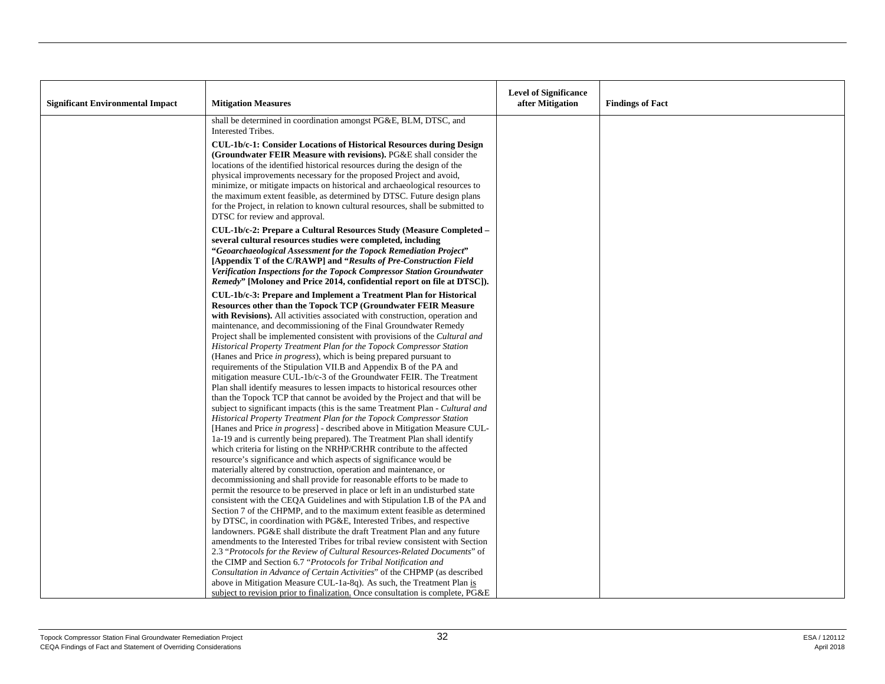| Significant Environmental Impact | Mitigation Measures | Level of Significance after Mitigation | Findings of Fact |
|---|---|---|---|
| | shall be determined in coordination amongst PG&E, BLM, DTSC, and Interested Tribes.<br><br>**CUL-1b/c-1: Consider Locations of Historical Resources during Design (Groundwater FEIR Measure with revisions).** PG&E shall consider the locations of the identified historical resources during the design of the physical improvements necessary for the proposed Project and avoid, minimize, or mitigate impacts on historical and archaeological resources to the maximum extent feasible, as determined by DTSC. Future design plans for the Project, in relation to known cultural resources, shall be submitted to DTSC for review and approval.<br><br>**CUL-1b/c-2: Prepare a Cultural Resources Study (Measure Completed – several cultural resources studies were completed, including "*Geoarchaeological Assessment for the Topock Remediation Project*" [Appendix T of the C/RAWP] and "*Results of Pre-Construction Field Verification Inspections for the Topock Compressor Station Groundwater Remedy*" [Moloney and Price 2014, confidential report on file at DTSC]).**<br><br>**CUL-1b/c-3: Prepare and Implement a Treatment Plan for Historical Resources other than the Topock TCP (Groundwater FEIR Measure with Revisions).** All activities associated with construction, operation and maintenance, and decommissioning of the Final Groundwater Remedy Project shall be implemented consistent with provisions of the *Cultural and Historical Property Treatment Plan for the Topock Compressor Station* (Hanes and Price *in progress*), which is being prepared pursuant to requirements of the Stipulation VII.B and Appendix B of the PA and mitigation measure CUL-1b/c-3 of the Groundwater FEIR. The Treatment Plan shall identify measures to lessen impacts to historical resources other than the Topock TCP that cannot be avoided by the Project and that will be subject to significant impacts (this is the same Treatment Plan - *Cultural and Historical Property Treatment Plan for the Topock Compressor Station* [Hanes and Price *in progress*] - described above in Mitigation Measure CUL-1a-19 and is currently being prepared). The Treatment Plan shall identify which criteria for listing on the NRHP/CRHR contribute to the affected resource's significance and which aspects of significance would be materially altered by construction, operation and maintenance, or decommissioning and shall provide for reasonable efforts to be made to permit the resource to be preserved in place or left in an undisturbed state consistent with the CEQA Guidelines and with Stipulation I.B of the PA and Section 7 of the CHPMP, and to the maximum extent feasible as determined by DTSC, in coordination with PG&E, Interested Tribes, and respective landowners. PG&E shall distribute the draft Treatment Plan and any future amendments to the Interested Tribes for tribal review consistent with Section 2.3 "*Protocols for the Review of Cultural Resources-Related Documents*" of the CIMP and Section 6.7 "*Protocols for Tribal Notification and Consultation in Advance of Certain Activities*" of the CHPMP (as described above in Mitigation Measure CUL-1a-8q). As such, the Treatment Plan is subject to revision prior to finalization. Once consultation is complete, PG&E | | |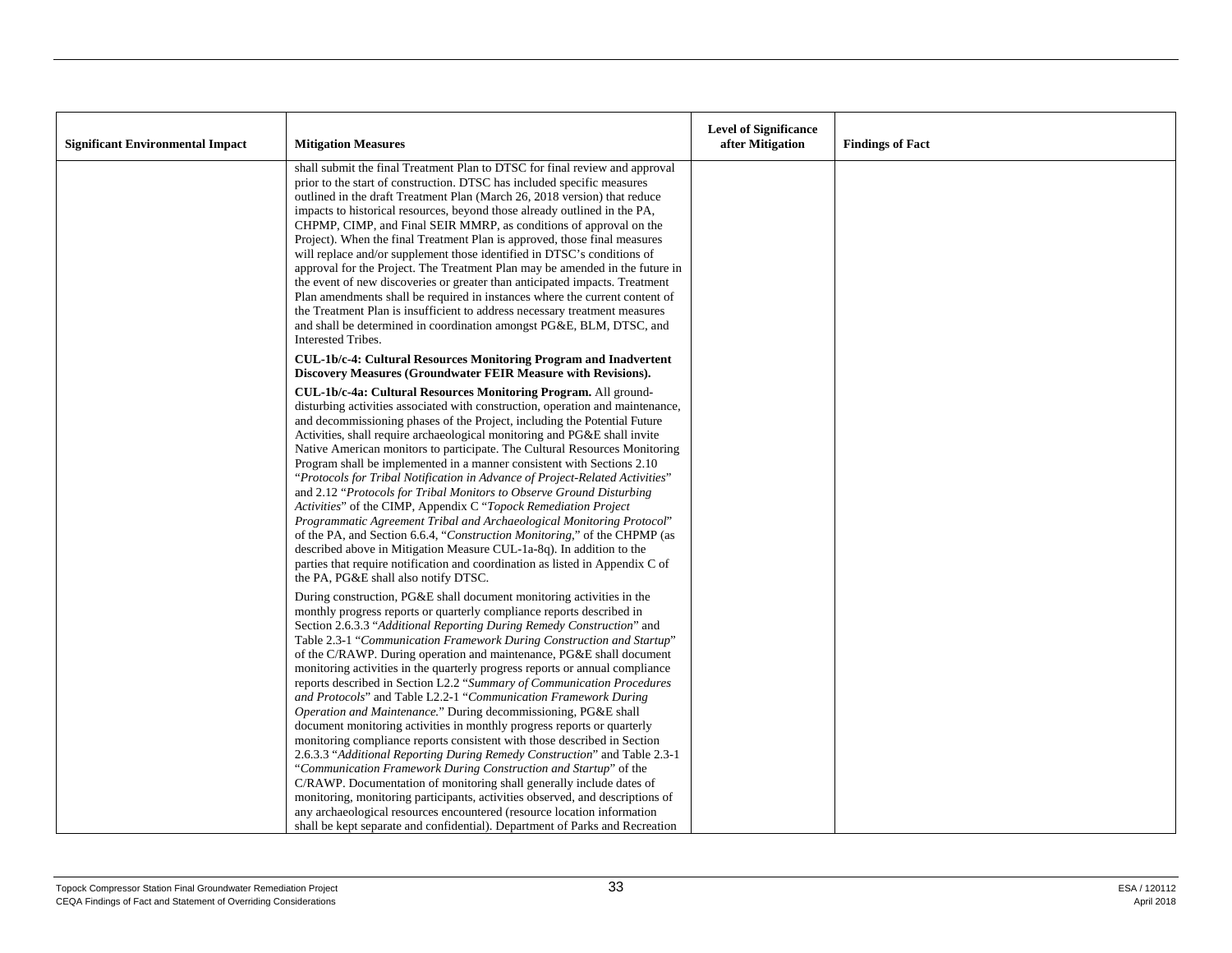| Significant Environmental Impact | Mitigation Measures | Level of Significance after Mitigation | Findings of Fact |
|---|---|---|---|
| | shall submit the final Treatment Plan to DTSC for final review and approval prior to the start of construction. DTSC has included specific measures outlined in the draft Treatment Plan (March 26, 2018 version) that reduce impacts to historical resources, beyond those already outlined in the PA, CHPMP, CIMP, and Final SEIR MMRP, as conditions of approval on the Project). When the final Treatment Plan is approved, those final measures will replace and/or supplement those identified in DTSC's conditions of approval for the Project. The Treatment Plan may be amended in the future in the event of new discoveries or greater than anticipated impacts. Treatment Plan amendments shall be required in instances where the current content of the Treatment Plan is insufficient to address necessary treatment measures and shall be determined in coordination amongst PG&E, BLM, DTSC, and Interested Tribes.<br><br>**CUL-1b/c-4: Cultural Resources Monitoring Program and Inadvertent Discovery Measures (Groundwater FEIR Measure with Revisions).**<br><br>**CUL-1b/c-4a: Cultural Resources Monitoring Program.** All ground-disturbing activities associated with construction, operation and maintenance, and decommissioning phases of the Project, including the Potential Future Activities, shall require archaeological monitoring and PG&E shall invite Native American monitors to participate. The Cultural Resources Monitoring Program shall be implemented in a manner consistent with Sections 2.10 "*Protocols for Tribal Notification in Advance of Project-Related Activities*" and 2.12 "*Protocols for Tribal Monitors to Observe Ground Disturbing Activities*" of the CIMP, Appendix C "*Topock Remediation Project Programmatic Agreement Tribal and Archaeological Monitoring Protocol*" of the PA, and Section 6.6.4, "*Construction Monitoring*," of the CHPMP (as described above in Mitigation Measure CUL-1a-8q). In addition to the parties that require notification and coordination as listed in Appendix C of the PA, PG&E shall also notify DTSC.<br><br>During construction, PG&E shall document monitoring activities in the monthly progress reports or quarterly compliance reports described in Section 2.6.3.3 "*Additional Reporting During Remedy Construction*" and Table 2.3-1 "*Communication Framework During Construction and Startup*" of the C/RAWP. During operation and maintenance, PG&E shall document monitoring activities in the quarterly progress reports or annual compliance reports described in Section L2.2 "*Summary of Communication Procedures and Protocols*" and Table L2.2-1 "*Communication Framework During Operation and Maintenance.*" During decommissioning, PG&E shall document monitoring activities in monthly progress reports or quarterly monitoring compliance reports consistent with those described in Section 2.6.3.3 "*Additional Reporting During Remedy Construction*" and Table 2.3-1 "*Communication Framework During Construction and Startup*" of the C/RAWP. Documentation of monitoring shall generally include dates of monitoring, monitoring participants, activities observed, and descriptions of any archaeological resources encountered (resource location information shall be kept separate and confidential). Department of Parks and Recreation | | |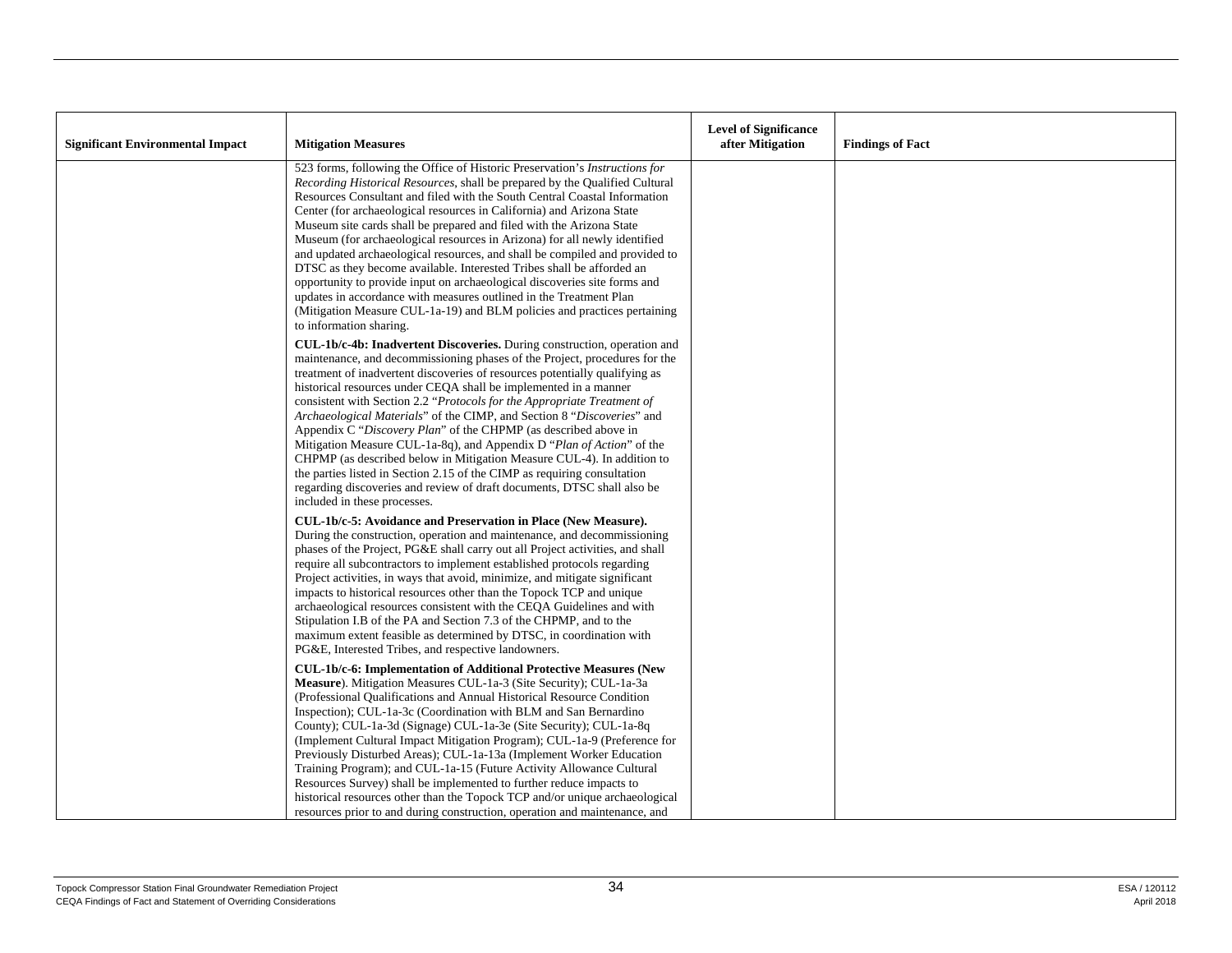| Significant Environmental Impact | Mitigation Measures | Level of Significance after Mitigation | Findings of Fact |
|---|---|---|---|
| | 523 forms, following the Office of Historic Preservation's *Instructions for Recording Historical Resources*, shall be prepared by the Qualified Cultural Resources Consultant and filed with the South Central Coastal Information Center (for archaeological resources in California) and Arizona State Museum site cards shall be prepared and filed with the Arizona State Museum (for archaeological resources in Arizona) for all newly identified and updated archaeological resources, and shall be compiled and provided to DTSC as they become available. Interested Tribes shall be afforded an opportunity to provide input on archaeological discoveries site forms and updates in accordance with measures outlined in the Treatment Plan (Mitigation Measure CUL-1a-19) and BLM policies and practices pertaining to information sharing.<br><br>**CUL-1b/c-4b: Inadvertent Discoveries.** During construction, operation and maintenance, and decommissioning phases of the Project, procedures for the treatment of inadvertent discoveries of resources potentially qualifying as historical resources under CEQA shall be implemented in a manner consistent with Section 2.2 "*Protocols for the Appropriate Treatment of Archaeological Materials*" of the CIMP, and Section 8 "*Discoveries*" and Appendix C "*Discovery Plan*" of the CHPMP (as described above in Mitigation Measure CUL-1a-8q), and Appendix D "*Plan of Action*" of the CHPMP (as described below in Mitigation Measure CUL-4). In addition to the parties listed in Section 2.15 of the CIMP as requiring consultation regarding discoveries and review of draft documents, DTSC shall also be included in these processes.<br><br>**CUL-1b/c-5: Avoidance and Preservation in Place (New Measure).** During the construction, operation and maintenance, and decommissioning phases of the Project, PG&E shall carry out all Project activities, and shall require all subcontractors to implement established protocols regarding Project activities, in ways that avoid, minimize, and mitigate significant impacts to historical resources other than the Topock TCP and unique archaeological resources consistent with the CEQA Guidelines and with Stipulation I.B of the PA and Section 7.3 of the CHPMP, and to the maximum extent feasible as determined by DTSC, in coordination with PG&E, Interested Tribes, and respective landowners.<br><br>**CUL-1b/c-6: Implementation of Additional Protective Measures (New Measure)**. Mitigation Measures CUL-1a-3 (Site Security); CUL-1a-3a (Professional Qualifications and Annual Historical Resource Condition Inspection); CUL-1a-3c (Coordination with BLM and San Bernardino County); CUL-1a-3d (Signage) CUL-1a-3e (Site Security); CUL-1a-8q (Implement Cultural Impact Mitigation Program); CUL-1a-9 (Preference for Previously Disturbed Areas); CUL-1a-13a (Implement Worker Education Training Program); and CUL-1a-15 (Future Activity Allowance Cultural Resources Survey) shall be implemented to further reduce impacts to historical resources other than the Topock TCP and/or unique archaeological resources prior to and during construction, operation and maintenance, and | | |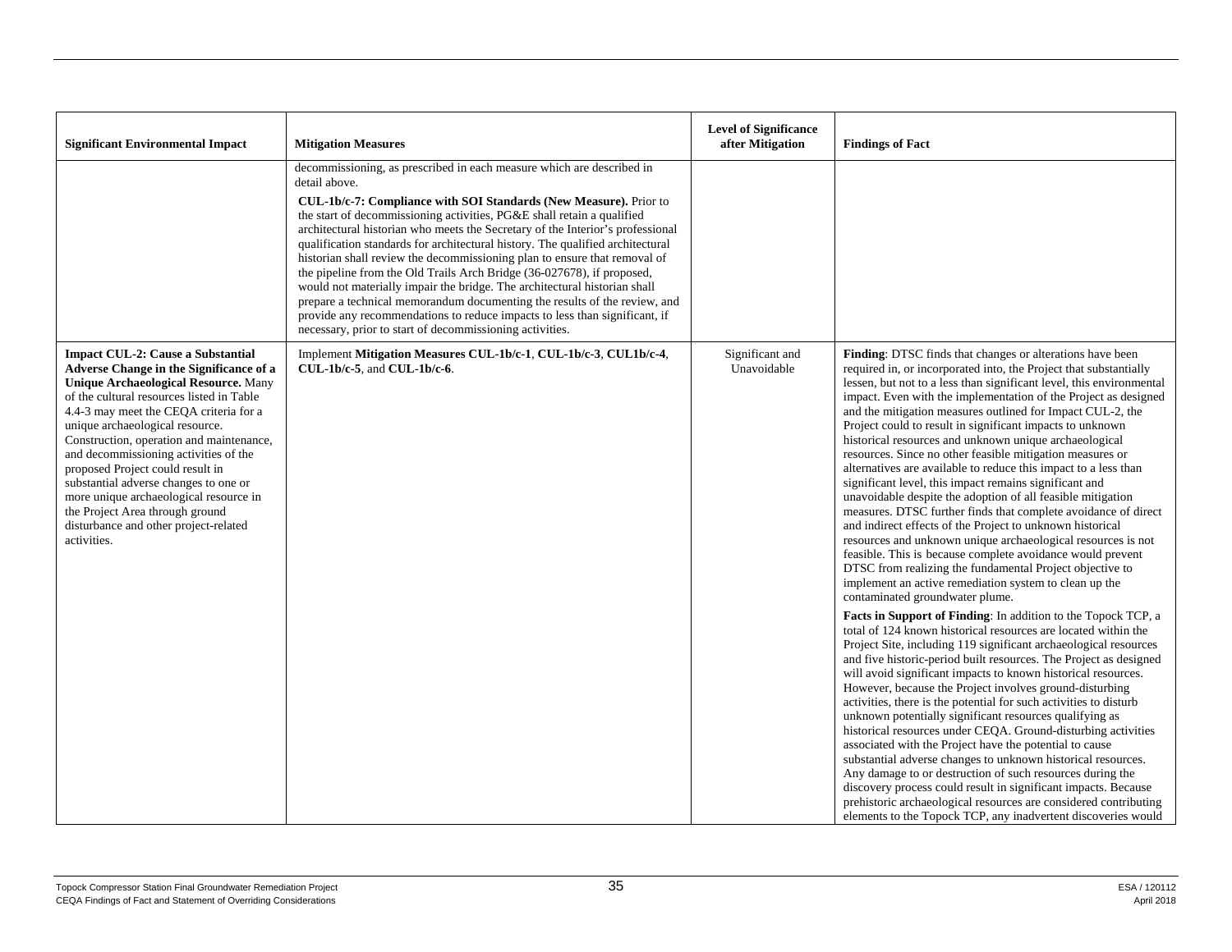| Significant Environmental Impact | Mitigation Measures | Level of Significance after Mitigation | Findings of Fact |
|---|---|---|---|
| | decommissioning, as prescribed in each measure which are described in detail above.<br><br>**CUL-1b/c-7: Compliance with SOI Standards (New Measure).** Prior to the start of decommissioning activities, PG&E shall retain a qualified architectural historian who meets the Secretary of the Interior's professional qualification standards for architectural history. The qualified architectural historian shall review the decommissioning plan to ensure that removal of the pipeline from the Old Trails Arch Bridge (36-027678), if proposed, would not materially impair the bridge. The architectural historian shall prepare a technical memorandum documenting the results of the review, and provide any recommendations to reduce impacts to less than significant, if necessary, prior to start of decommissioning activities. | | |
| **Impact CUL-2: Cause a Substantial Adverse Change in the Significance of a Unique Archaeological Resource.** Many of the cultural resources listed in Table 4.4-3 may meet the CEQA criteria for a unique archaeological resource. Construction, operation and maintenance, and decommissioning activities of the proposed Project could result in substantial adverse changes to one or more unique archaeological resource in the Project Area through ground disturbance and other project-related activities. | Implement **Mitigation Measures CUL-1b/c-1**, **CUL-1b/c-3**, **CUL1b/c-4**, **CUL-1b/c-5**, and **CUL-1b/c-6**. | Significant and Unavoidable | **Finding**: DTSC finds that changes or alterations have been required in, or incorporated into, the Project that substantially lessen, but not to a less than significant level, this environmental impact. Even with the implementation of the Project as designed and the mitigation measures outlined for Impact CUL-2, the Project could to result in significant impacts to unknown historical resources and unknown unique archaeological resources. Since no other feasible mitigation measures or alternatives are available to reduce this impact to a less than significant level, this impact remains significant and unavoidable despite the adoption of all feasible mitigation measures. DTSC further finds that complete avoidance of direct and indirect effects of the Project to unknown historical resources and unknown unique archaeological resources is not feasible. This is because complete avoidance would prevent DTSC from realizing the fundamental Project objective to implement an active remediation system to clean up the contaminated groundwater plume.<br><br>**Facts in Support of Finding**: In addition to the Topock TCP, a total of 124 known historical resources are located within the Project Site, including 119 significant archaeological resources and five historic-period built resources. The Project as designed will avoid significant impacts to known historical resources. However, because the Project involves ground-disturbing activities, there is the potential for such activities to disturb unknown potentially significant resources qualifying as historical resources under CEQA. Ground-disturbing activities associated with the Project have the potential to cause substantial adverse changes to unknown historical resources. Any damage to or destruction of such resources during the discovery process could result in significant impacts. Because prehistoric archaeological resources are considered contributing elements to the Topock TCP, any inadvertent discoveries would |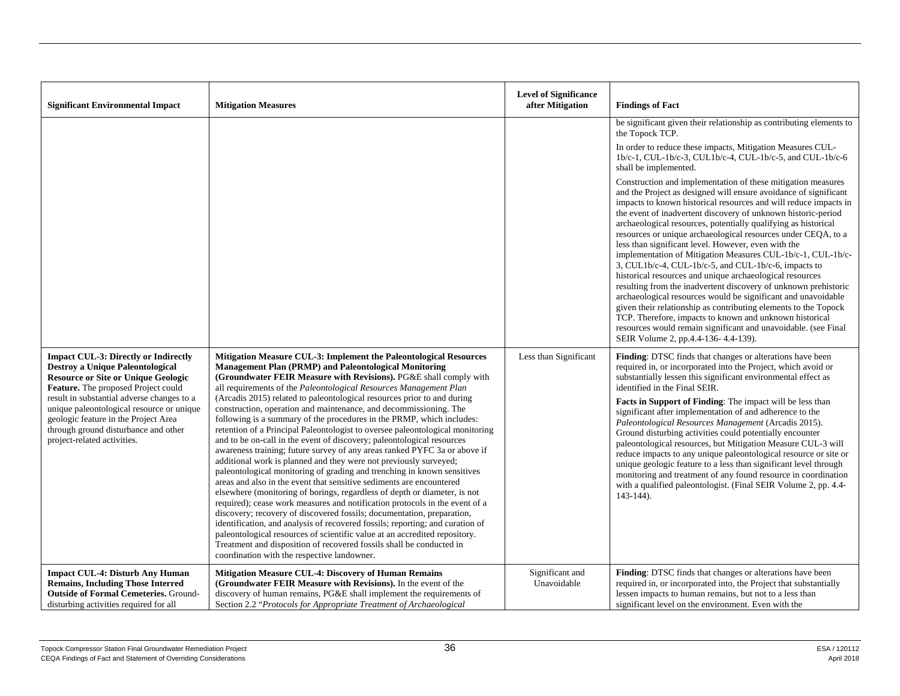| Significant Environmental Impact | Mitigation Measures | Level of Significance after Mitigation | Findings of Fact |
|---|---|---|---|
| | | | be significant given their relationship as contributing elements to the Topock TCP.<br><br>In order to reduce these impacts, Mitigation Measures CUL-1b/c-1, CUL-1b/c-3, CUL1b/c-4, CUL-1b/c-5, and CUL-1b/c-6 shall be implemented.<br><br>Construction and implementation of these mitigation measures and the Project as designed will ensure avoidance of significant impacts to known historical resources and will reduce impacts in the event of inadvertent discovery of unknown historic-period archaeological resources, potentially qualifying as historical resources or unique archaeological resources under CEQA, to a less than significant level. However, even with the implementation of Mitigation Measures CUL-1b/c-1, CUL-1b/c-3, CUL1b/c-4, CUL-1b/c-5, and CUL-1b/c-6, impacts to historical resources and unique archaeological resources resulting from the inadvertent discovery of unknown prehistoric archaeological resources would be significant and unavoidable given their relationship as contributing elements to the Topock TCP. Therefore, impacts to known and unknown historical resources would remain significant and unavoidable. (see Final SEIR Volume 2, pp.4.4-136- 4.4-139). |
| **Impact CUL-3: Directly or Indirectly Destroy a Unique Paleontological Resource or Site or Unique Geologic Feature.** The proposed Project could result in substantial adverse changes to a unique paleontological resource or unique geologic feature in the Project Area through ground disturbance and other project-related activities. | **Mitigation Measure CUL-3: Implement the Paleontological Resources Management Plan (PRMP) and Paleontological Monitoring (Groundwater FEIR Measure with Revisions).** PG&E shall comply with all requirements of the *Paleontological Resources Management Plan* (Arcadis 2015) related to paleontological resources prior to and during construction, operation and maintenance, and decommissioning. The following is a summary of the procedures in the PRMP, which includes: retention of a Principal Paleontologist to oversee paleontological monitoring and to be on-call in the event of discovery; paleontological resources awareness training; future survey of any areas ranked PYFC 3a or above if additional work is planned and they were not previously surveyed; paleontological monitoring of grading and trenching in known sensitives areas and also in the event that sensitive sediments are encountered elsewhere (monitoring of borings, regardless of depth or diameter, is not required); cease work measures and notification protocols in the event of a discovery; recovery of discovered fossils; documentation, preparation, identification, and analysis of recovered fossils; reporting; and curation of paleontological resources of scientific value at an accredited repository. Treatment and disposition of recovered fossils shall be conducted in coordination with the respective landowner. | Less than Significant | **Finding**: DTSC finds that changes or alterations have been required in, or incorporated into the Project, which avoid or substantially lessen this significant environmental effect as identified in the Final SEIR.<br><br>**Facts in Support of Finding**: The impact will be less than significant after implementation of and adherence to the *Paleontological Resources Management* (Arcadis 2015). Ground disturbing activities could potentially encounter paleontological resources, but Mitigation Measure CUL-3 will reduce impacts to any unique paleontological resource or site or unique geologic feature to a less than significant level through monitoring and treatment of any found resource in coordination with a qualified paleontologist. (Final SEIR Volume 2, pp. 4.4-143-144). |
| **Impact CUL-4: Disturb Any Human Remains, Including Those Interred Outside of Formal Cemeteries.** Ground-disturbing activities required for all | **Mitigation Measure CUL-4: Discovery of Human Remains (Groundwater FEIR Measure with Revisions).** In the event of the discovery of human remains, PG&E shall implement the requirements of Section 2.2 "*Protocols for Appropriate Treatment of Archaeological* | Significant and Unavoidable | **Finding**: DTSC finds that changes or alterations have been required in, or incorporated into, the Project that substantially lessen impacts to human remains, but not to a less than significant level on the environment. Even with the |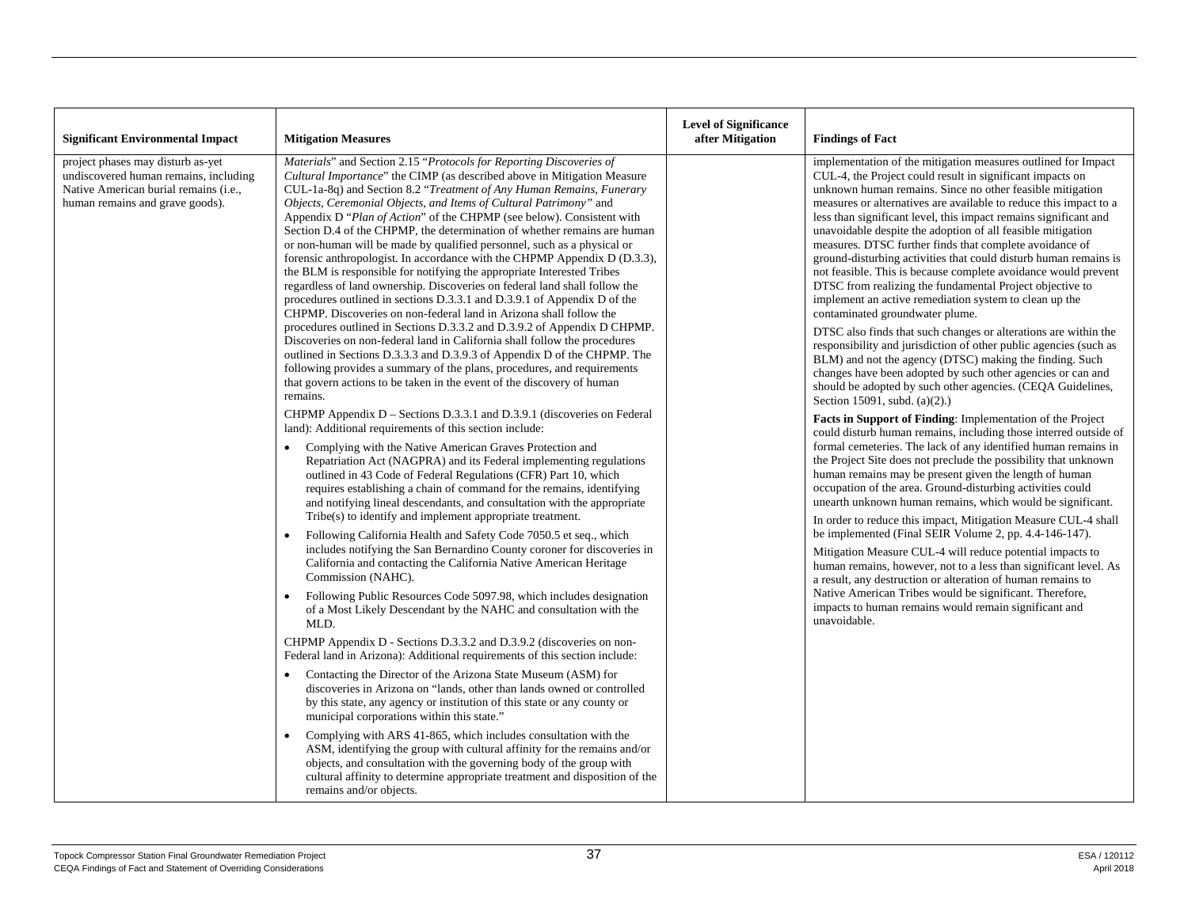| Significant Environmental Impact | Mitigation Measures | Level of Significance after Mitigation | Findings of Fact |
|---|---|---|---|
| project phases may disturb as-yet undiscovered human remains, including Native American burial remains (i.e., human remains and grave goods). | *Materials*" and Section 2.15 "*Protocols for Reporting Discoveries of Cultural Importance*" the CIMP (as described above in Mitigation Measure CUL-1a-8q) and Section 8.2 "*Treatment of Any Human Remains, Funerary Objects, Ceremonial Objects, and Items of Cultural Patrimony"* and Appendix D "*Plan of Action*" of the CHPMP (see below). Consistent with Section D.4 of the CHPMP, the determination of whether remains are human or non-human will be made by qualified personnel, such as a physical or forensic anthropologist. In accordance with the CHPMP Appendix D (D.3.3), the BLM is responsible for notifying the appropriate Interested Tribes regardless of land ownership. Discoveries on federal land shall follow the procedures outlined in sections D.3.3.1 and D.3.9.1 of Appendix D of the CHPMP. Discoveries on non-federal land in Arizona shall follow the procedures outlined in Sections D.3.3.2 and D.3.9.2 of Appendix D CHPMP. Discoveries on non-federal land in California shall follow the procedures outlined in Sections D.3.3.3 and D.3.9.3 of Appendix D of the CHPMP. The following provides a summary of the plans, procedures, and requirements that govern actions to be taken in the event of the discovery of human remains.<br><br>CHPMP Appendix D – Sections D.3.3.1 and D.3.9.1 (discoveries on Federal land): Additional requirements of this section include:<br><br>• Complying with the Native American Graves Protection and Repatriation Act (NAGPRA) and its Federal implementing regulations outlined in 43 Code of Federal Regulations (CFR) Part 10, which requires establishing a chain of command for the remains, identifying and notifying lineal descendants, and consultation with the appropriate Tribe(s) to identify and implement appropriate treatment.<br>• Following California Health and Safety Code 7050.5 et seq., which includes notifying the San Bernardino County coroner for discoveries in California and contacting the California Native American Heritage Commission (NAHC).<br>• Following Public Resources Code 5097.98, which includes designation of a Most Likely Descendant by the NAHC and consultation with the MLD.<br><br>CHPMP Appendix D - Sections D.3.3.2 and D.3.9.2 (discoveries on non-Federal land in Arizona): Additional requirements of this section include:<br><br>• Contacting the Director of the Arizona State Museum (ASM) for discoveries in Arizona on "lands, other than lands owned or controlled by this state, any agency or institution of this state or any county or municipal corporations within this state."<br>• Complying with ARS 41-865, which includes consultation with the ASM, identifying the group with cultural affinity for the remains and/or objects, and consultation with the governing body of the group with cultural affinity to determine appropriate treatment and disposition of the remains and/or objects. | | implementation of the mitigation measures outlined for Impact CUL-4, the Project could result in significant impacts on unknown human remains. Since no other feasible mitigation measures or alternatives are available to reduce this impact to a less than significant level, this impact remains significant and unavoidable despite the adoption of all feasible mitigation measures. DTSC further finds that complete avoidance of ground-disturbing activities that could disturb human remains is not feasible. This is because complete avoidance would prevent DTSC from realizing the fundamental Project objective to implement an active remediation system to clean up the contaminated groundwater plume.<br><br>DTSC also finds that such changes or alterations are within the responsibility and jurisdiction of other public agencies (such as BLM) and not the agency (DTSC) making the finding. Such changes have been adopted by such other agencies or can and should be adopted by such other agencies. (CEQA Guidelines, Section 15091, subd. (a)(2).)<br><br>**Facts in Support of Finding**: Implementation of the Project could disturb human remains, including those interred outside of formal cemeteries. The lack of any identified human remains in the Project Site does not preclude the possibility that unknown human remains may be present given the length of human occupation of the area. Ground-disturbing activities could unearth unknown human remains, which would be significant.<br><br>In order to reduce this impact, Mitigation Measure CUL-4 shall be implemented (Final SEIR Volume 2, pp. 4.4-146-147).<br><br>Mitigation Measure CUL-4 will reduce potential impacts to human remains, however, not to a less than significant level. As a result, any destruction or alteration of human remains to Native American Tribes would be significant. Therefore, impacts to human remains would remain significant and unavoidable. |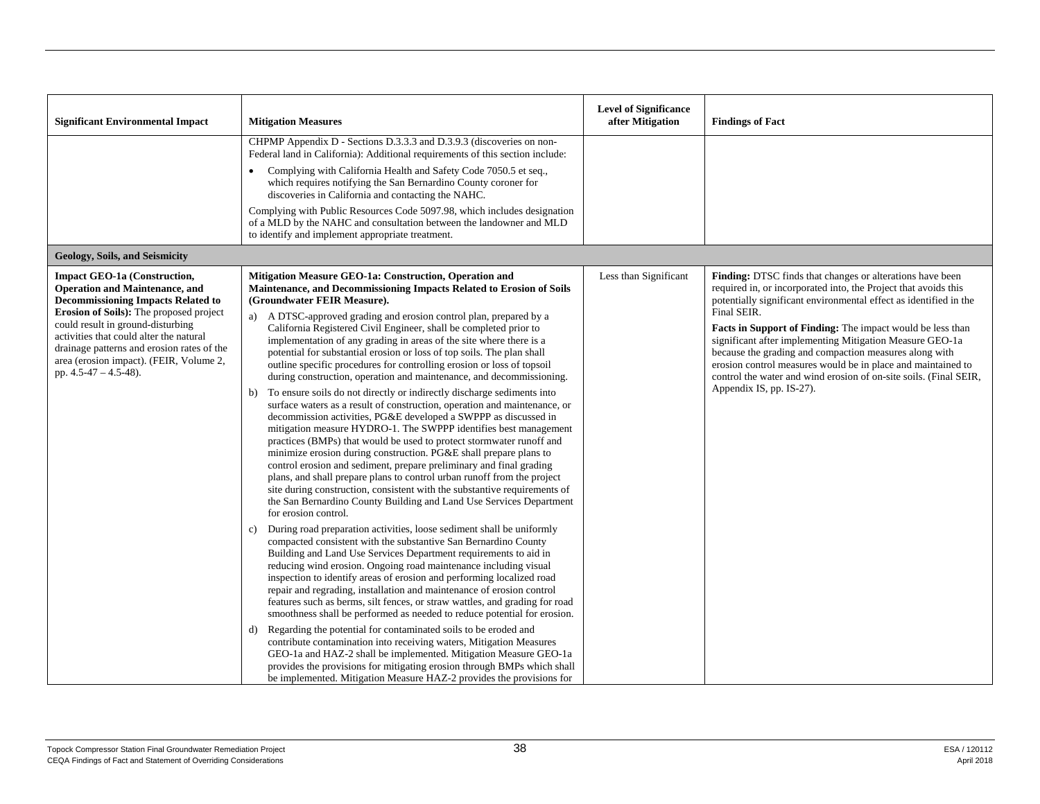| Significant Environmental Impact | Mitigation Measures | Level of Significance after Mitigation | Findings of Fact |
|---|---|---|---|
| | CHPMP Appendix D - Sections D.3.3.3 and D.3.9.3 (discoveries on non-Federal land in California): Additional requirements of this section include:<br>• Complying with California Health and Safety Code 7050.5 et seq., which requires notifying the San Bernardino County coroner for discoveries in California and contacting the NAHC.<br>Complying with Public Resources Code 5097.98, which includes designation of a MLD by the NAHC and consultation between the landowner and MLD to identify and implement appropriate treatment. | | |
| **Geology, Soils, and Seismicity** | | | |
| **Impact GEO-1a (Construction, Operation and Maintenance, and Decommissioning Impacts Related to Erosion of Soils):** The proposed project could result in ground-disturbing activities that could alter the natural drainage patterns and erosion rates of the area (erosion impact). (FEIR, Volume 2, pp. 4.5-47 – 4.5-48). | **Mitigation Measure GEO-1a: Construction, Operation and Maintenance, and Decommissioning Impacts Related to Erosion of Soils (Groundwater FEIR Measure).**<br>a) A DTSC-approved grading and erosion control plan, prepared by a California Registered Civil Engineer, shall be completed prior to implementation of any grading in areas of the site where there is a potential for substantial erosion or loss of top soils. The plan shall outline specific procedures for controlling erosion or loss of topsoil during construction, operation and maintenance, and decommissioning.<br>b) To ensure soils do not directly or indirectly discharge sediments into surface waters as a result of construction, operation and maintenance, or decommission activities, PG&E developed a SWPPP as discussed in mitigation measure HYDRO-1. The SWPPP identifies best management practices (BMPs) that would be used to protect stormwater runoff and minimize erosion during construction. PG&E shall prepare plans to control erosion and sediment, prepare preliminary and final grading plans, and shall prepare plans to control urban runoff from the project site during construction, consistent with the substantive requirements of the San Bernardino County Building and Land Use Services Department for erosion control.<br>c) During road preparation activities, loose sediment shall be uniformly compacted consistent with the substantive San Bernardino County Building and Land Use Services Department requirements to aid in reducing wind erosion. Ongoing road maintenance including visual inspection to identify areas of erosion and performing localized road repair and regrading, installation and maintenance of erosion control features such as berms, silt fences, or straw wattles, and grading for road smoothness shall be performed as needed to reduce potential for erosion.<br>d) Regarding the potential for contaminated soils to be eroded and contribute contamination into receiving waters, Mitigation Measures GEO-1a and HAZ-2 shall be implemented. Mitigation Measure GEO-1a provides the provisions for mitigating erosion through BMPs which shall be implemented. Mitigation Measure HAZ-2 provides the provisions for | Less than Significant | **Finding:** DTSC finds that changes or alterations have been required in, or incorporated into, the Project that avoids this potentially significant environmental effect as identified in the Final SEIR.<br>**Facts in Support of Finding:** The impact would be less than significant after implementing Mitigation Measure GEO-1a because the grading and compaction measures along with erosion control measures would be in place and maintained to control the water and wind erosion of on-site soils. (Final SEIR, Appendix IS, pp. IS-27). |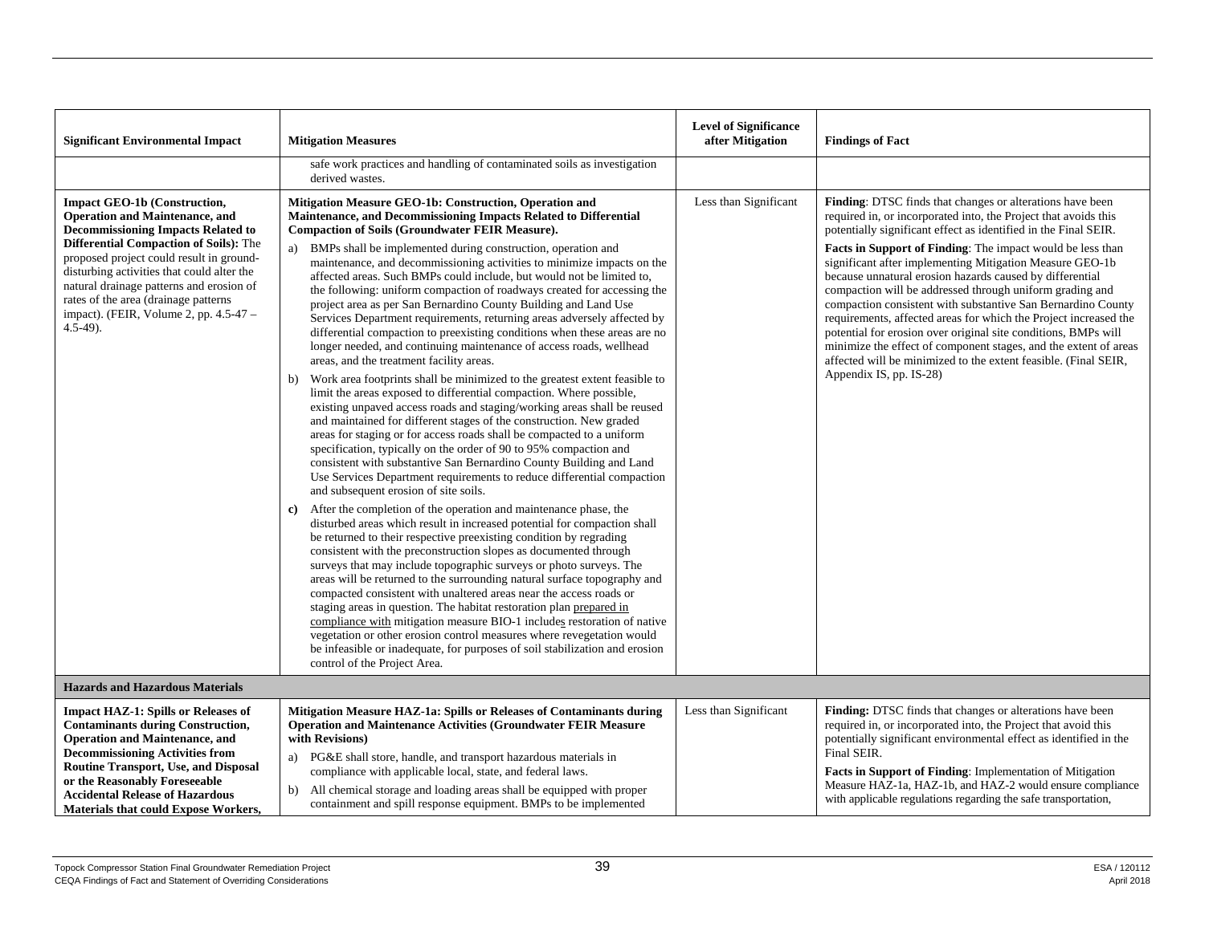| Significant Environmental Impact | Mitigation Measures | Level of Significance after Mitigation | Findings of Fact |
|---|---|---|---|
| | safe work practices and handling of contaminated soils as investigation derived wastes. | | |
| **Impact GEO-1b (Construction, Operation and Maintenance, and Decommissioning Impacts Related to Differential Compaction of Soils):** The proposed project could result in ground-disturbing activities that could alter the natural drainage patterns and erosion of rates of the area (drainage patterns impact). (FEIR, Volume 2, pp. 4.5-47 – 4.5-49). | **Mitigation Measure GEO-1b: Construction, Operation and Maintenance, and Decommissioning Impacts Related to Differential Compaction of Soils (Groundwater FEIR Measure).**<br>a) BMPs shall be implemented during construction, operation and maintenance, and decommissioning activities to minimize impacts on the affected areas. Such BMPs could include, but would not be limited to, the following: uniform compaction of roadways created for accessing the project area as per San Bernardino County Building and Land Use Services Department requirements, returning areas adversely affected by differential compaction to preexisting conditions when these areas are no longer needed, and continuing maintenance of access roads, wellhead areas, and the treatment facility areas.<br>b) Work area footprints shall be minimized to the greatest extent feasible to limit the areas exposed to differential compaction. Where possible, existing unpaved access roads and staging/working areas shall be reused and maintained for different stages of the construction. New graded areas for staging or for access roads shall be compacted to a uniform specification, typically on the order of 90 to 95% compaction and consistent with substantive San Bernardino County Building and Land Use Services Department requirements to reduce differential compaction and subsequent erosion of site soils.<br>**c)** After the completion of the operation and maintenance phase, the disturbed areas which result in increased potential for compaction shall be returned to their respective preexisting condition by regrading consistent with the preconstruction slopes as documented through surveys that may include topographic surveys or photo surveys. The areas will be returned to the surrounding natural surface topography and compacted consistent with unaltered areas near the access roads or staging areas in question. The habitat restoration plan prepared in compliance with mitigation measure BIO-1 includes restoration of native vegetation or other erosion control measures where revegetation would be infeasible or inadequate, for purposes of soil stabilization and erosion control of the Project Area. | Less than Significant | **Finding**: DTSC finds that changes or alterations have been required in, or incorporated into, the Project that avoids this potentially significant effect as identified in the Final SEIR.<br>**Facts in Support of Finding**: The impact would be less than significant after implementing Mitigation Measure GEO-1b because unnatural erosion hazards caused by differential compaction will be addressed through uniform grading and compaction consistent with substantive San Bernardino County requirements, affected areas for which the Project increased the potential for erosion over original site conditions, BMPs will minimize the effect of component stages, and the extent of areas affected will be minimized to the extent feasible. (Final SEIR, Appendix IS, pp. IS-28) |
| **Hazards and Hazardous Materials** | | | |
| **Impact HAZ-1: Spills or Releases of Contaminants during Construction, Operation and Maintenance, and Decommissioning Activities from Routine Transport, Use, and Disposal or the Reasonably Foreseeable Accidental Release of Hazardous Materials that could Expose Workers,** | **Mitigation Measure HAZ-1a: Spills or Releases of Contaminants during Operation and Maintenance Activities (Groundwater FEIR Measure with Revisions)**<br>a) PG&E shall store, handle, and transport hazardous materials in compliance with applicable local, state, and federal laws.<br>b) All chemical storage and loading areas shall be equipped with proper containment and spill response equipment. BMPs to be implemented | Less than Significant | **Finding:** DTSC finds that changes or alterations have been required in, or incorporated into, the Project that avoid this potentially significant environmental effect as identified in the Final SEIR.<br>**Facts in Support of Finding**: Implementation of Mitigation Measure HAZ-1a, HAZ-1b, and HAZ-2 would ensure compliance with applicable regulations regarding the safe transportation, |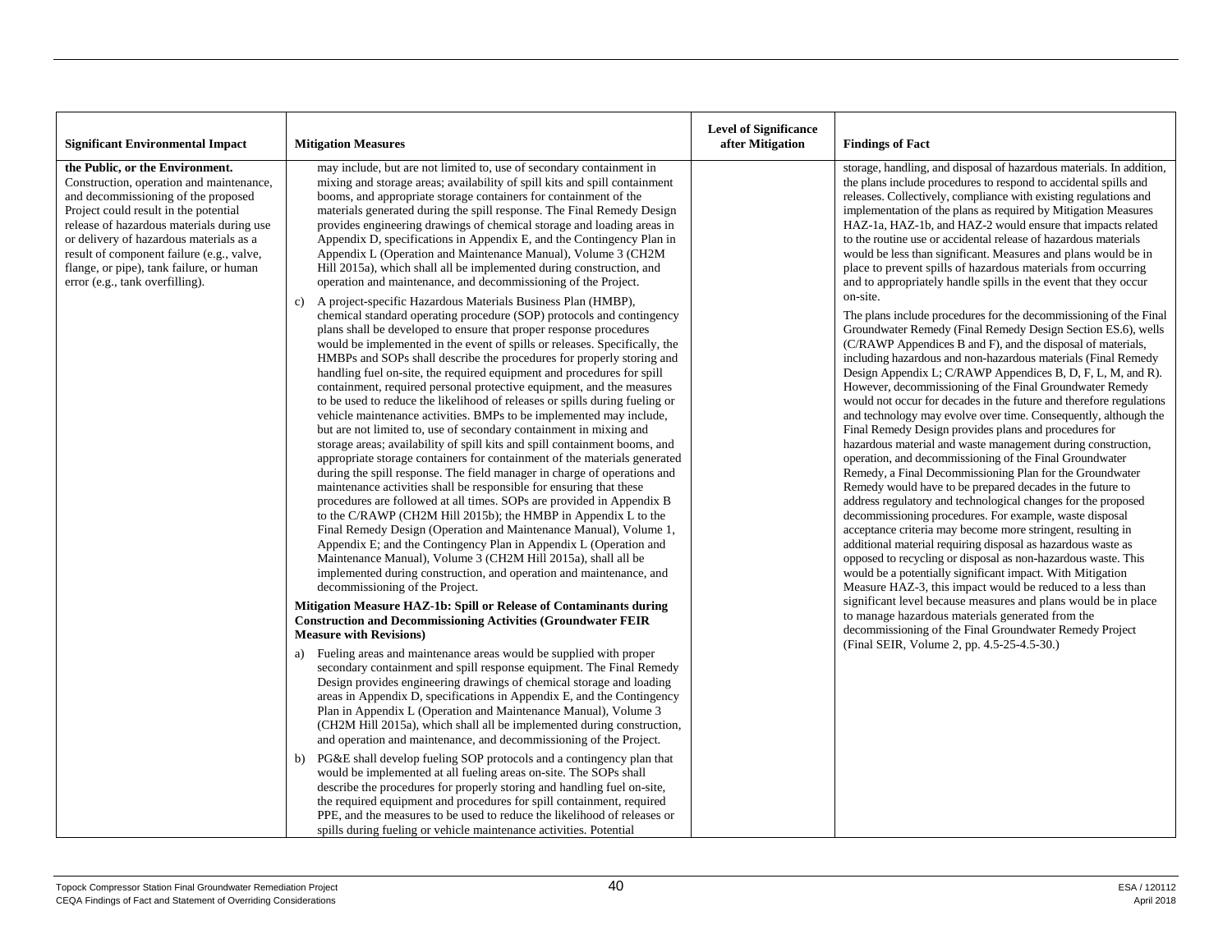| Significant Environmental Impact | Mitigation Measures | Level of Significance after Mitigation | Findings of Fact |
|---|---|---|---|
| **the Public, or the Environment.** Construction, operation and maintenance, and decommissioning of the proposed Project could result in the potential release of hazardous materials during use or delivery of hazardous materials as a result of component failure (e.g., valve, flange, or pipe), tank failure, or human error (e.g., tank overfilling). | may include, but are not limited to, use of secondary containment in mixing and storage areas; availability of spill kits and spill containment booms, and appropriate storage containers for containment of the materials generated during the spill response. The Final Remedy Design provides engineering drawings of chemical storage and loading areas in Appendix D, specifications in Appendix E, and the Contingency Plan in Appendix L (Operation and Maintenance Manual), Volume 3 (CH2M Hill 2015a), which shall all be implemented during construction, and operation and maintenance, and decommissioning of the Project.<br><br>c) A project-specific Hazardous Materials Business Plan (HMBP), chemical standard operating procedure (SOP) protocols and contingency plans shall be developed to ensure that proper response procedures would be implemented in the event of spills or releases. Specifically, the HMBPs and SOPs shall describe the procedures for properly storing and handling fuel on-site, the required equipment and procedures for spill containment, required personal protective equipment, and the measures to be used to reduce the likelihood of releases or spills during fueling or vehicle maintenance activities. BMPs to be implemented may include, but are not limited to, use of secondary containment in mixing and storage areas; availability of spill kits and spill containment booms, and appropriate storage containers for containment of the materials generated during the spill response. The field manager in charge of operations and maintenance activities shall be responsible for ensuring that these procedures are followed at all times. SOPs are provided in Appendix B to the C/RAWP (CH2M Hill 2015b); the HMBP in Appendix L to the Final Remedy Design (Operation and Maintenance Manual), Volume 1, Appendix E; and the Contingency Plan in Appendix L (Operation and Maintenance Manual), Volume 3 (CH2M Hill 2015a), shall all be implemented during construction, and operation and maintenance, and decommissioning of the Project.<br><br>**Mitigation Measure HAZ-1b: Spill or Release of Contaminants during Construction and Decommissioning Activities (Groundwater FEIR Measure with Revisions)**<br><br>a) Fueling areas and maintenance areas would be supplied with proper secondary containment and spill response equipment. The Final Remedy Design provides engineering drawings of chemical storage and loading areas in Appendix D, specifications in Appendix E, and the Contingency Plan in Appendix L (Operation and Maintenance Manual), Volume 3 (CH2M Hill 2015a), which shall all be implemented during construction, and operation and maintenance, and decommissioning of the Project.<br><br>b) PG&E shall develop fueling SOP protocols and a contingency plan that would be implemented at all fueling areas on-site. The SOPs shall describe the procedures for properly storing and handling fuel on-site, the required equipment and procedures for spill containment, required PPE, and the measures to be used to reduce the likelihood of releases or spills during fueling or vehicle maintenance activities. Potential | | storage, handling, and disposal of hazardous materials. In addition, the plans include procedures to respond to accidental spills and releases. Collectively, compliance with existing regulations and implementation of the plans as required by Mitigation Measures HAZ-1a, HAZ-1b, and HAZ-2 would ensure that impacts related to the routine use or accidental release of hazardous materials would be less than significant. Measures and plans would be in place to prevent spills of hazardous materials from occurring and to appropriately handle spills in the event that they occur on-site.<br><br>The plans include procedures for the decommissioning of the Final Groundwater Remedy (Final Remedy Design Section ES.6), wells (C/RAWP Appendices B and F), and the disposal of materials, including hazardous and non-hazardous materials (Final Remedy Design Appendix L; C/RAWP Appendices B, D, F, L, M, and R). However, decommissioning of the Final Groundwater Remedy would not occur for decades in the future and therefore regulations and technology may evolve over time. Consequently, although the Final Remedy Design provides plans and procedures for hazardous material and waste management during construction, operation, and decommissioning of the Final Groundwater Remedy, a Final Decommissioning Plan for the Groundwater Remedy would have to be prepared decades in the future to address regulatory and technological changes for the proposed decommissioning procedures. For example, waste disposal acceptance criteria may become more stringent, resulting in additional material requiring disposal as hazardous waste as opposed to recycling or disposal as non-hazardous waste. This would be a potentially significant impact. With Mitigation Measure HAZ-3, this impact would be reduced to a less than significant level because measures and plans would be in place to manage hazardous materials generated from the decommissioning of the Final Groundwater Remedy Project (Final SEIR, Volume 2, pp. 4.5-25-4.5-30.) |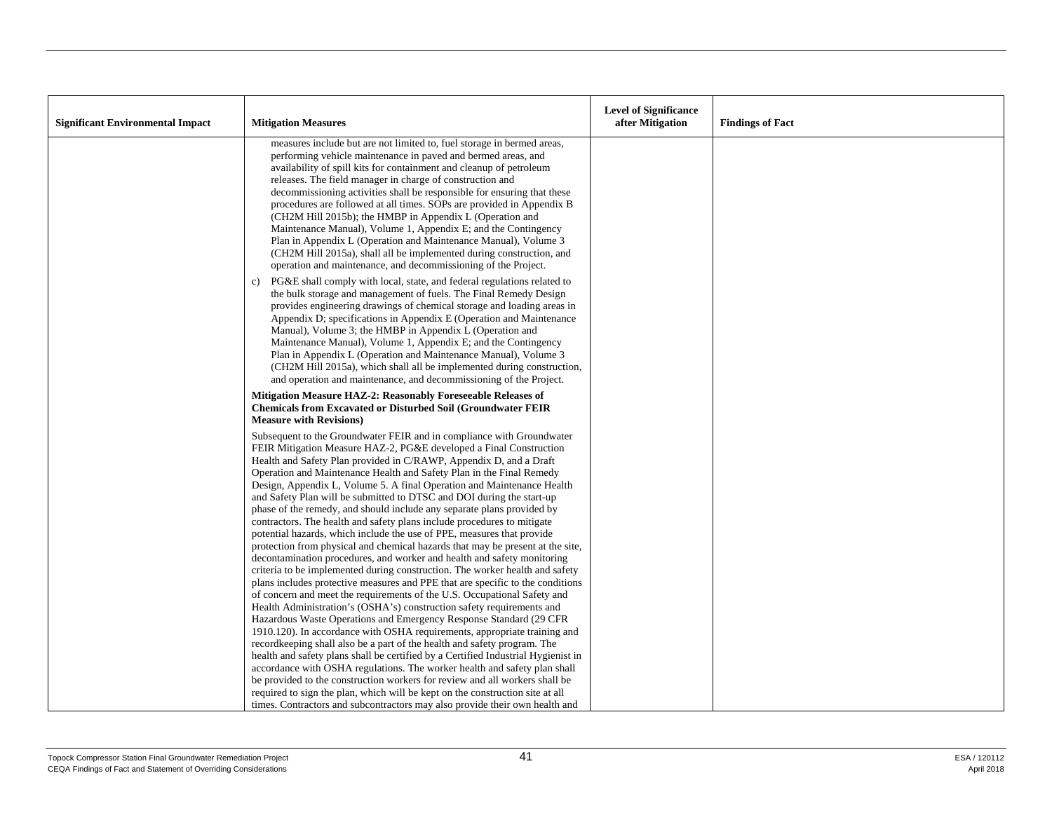| Significant Environmental Impact | Mitigation Measures | Level of Significance after Mitigation | Findings of Fact |
|---|---|---|---|
| | measures include but are not limited to, fuel storage in bermed areas, performing vehicle maintenance in paved and bermed areas, and availability of spill kits for containment and cleanup of petroleum releases. The field manager in charge of construction and decommissioning activities shall be responsible for ensuring that these procedures are followed at all times. SOPs are provided in Appendix B (CH2M Hill 2015b); the HMBP in Appendix L (Operation and Maintenance Manual), Volume 1, Appendix E; and the Contingency Plan in Appendix L (Operation and Maintenance Manual), Volume 3 (CH2M Hill 2015a), shall all be implemented during construction, and operation and maintenance, and decommissioning of the Project.<br><br>c) PG&E shall comply with local, state, and federal regulations related to the bulk storage and management of fuels. The Final Remedy Design provides engineering drawings of chemical storage and loading areas in Appendix D; specifications in Appendix E (Operation and Maintenance Manual), Volume 3; the HMBP in Appendix L (Operation and Maintenance Manual), Volume 1, Appendix E; and the Contingency Plan in Appendix L (Operation and Maintenance Manual), Volume 3 (CH2M Hill 2015a), which shall all be implemented during construction, and operation and maintenance, and decommissioning of the Project.<br><br>**Mitigation Measure HAZ-2: Reasonably Foreseeable Releases of Chemicals from Excavated or Disturbed Soil (Groundwater FEIR Measure with Revisions)**<br><br>Subsequent to the Groundwater FEIR and in compliance with Groundwater FEIR Mitigation Measure HAZ-2, PG&E developed a Final Construction Health and Safety Plan provided in C/RAWP, Appendix D, and a Draft Operation and Maintenance Health and Safety Plan in the Final Remedy Design, Appendix L, Volume 5. A final Operation and Maintenance Health and Safety Plan will be submitted to DTSC and DOI during the start-up phase of the remedy, and should include any separate plans provided by contractors. The health and safety plans include procedures to mitigate potential hazards, which include the use of PPE, measures that provide protection from physical and chemical hazards that may be present at the site, decontamination procedures, and worker and health and safety monitoring criteria to be implemented during construction. The worker health and safety plans includes protective measures and PPE that are specific to the conditions of concern and meet the requirements of the U.S. Occupational Safety and Health Administration's (OSHA's) construction safety requirements and Hazardous Waste Operations and Emergency Response Standard (29 CFR 1910.120). In accordance with OSHA requirements, appropriate training and recordkeeping shall also be a part of the health and safety program. The health and safety plans shall be certified by a Certified Industrial Hygienist in accordance with OSHA regulations. The worker health and safety plan shall be provided to the construction workers for review and all workers shall be required to sign the plan, which will be kept on the construction site at all times. Contractors and subcontractors may also provide their own health and | | |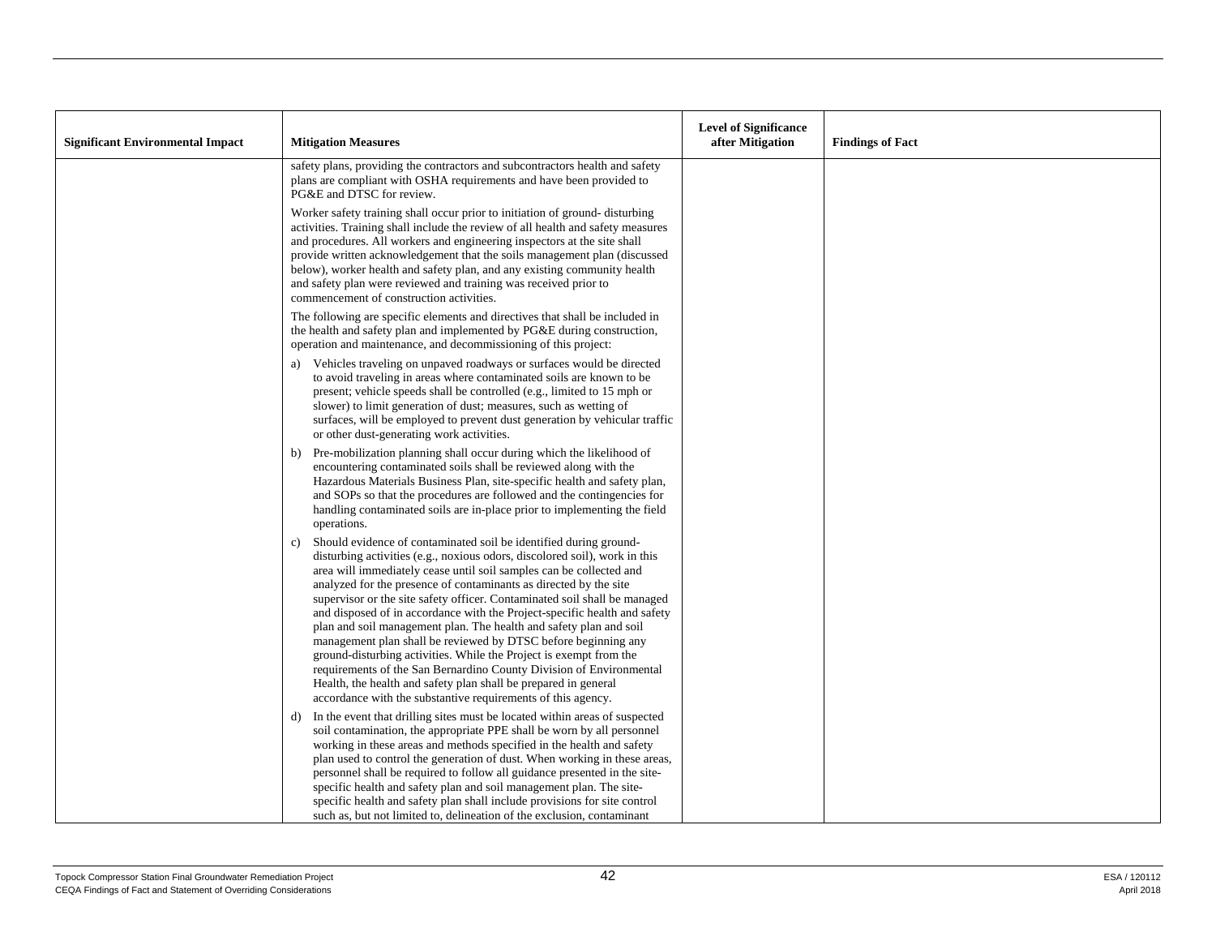| Significant Environmental Impact | Mitigation Measures | Level of Significance after Mitigation | Findings of Fact |
|---|---|---|---|
| | safety plans, providing the contractors and subcontractors health and safety plans are compliant with OSHA requirements and have been provided to PG&E and DTSC for review.<br><br>Worker safety training shall occur prior to initiation of ground- disturbing activities. Training shall include the review of all health and safety measures and procedures. All workers and engineering inspectors at the site shall provide written acknowledgement that the soils management plan (discussed below), worker health and safety plan, and any existing community health and safety plan were reviewed and training was received prior to commencement of construction activities.<br><br>The following are specific elements and directives that shall be included in the health and safety plan and implemented by PG&E during construction, operation and maintenance, and decommissioning of this project:<br><br>a) Vehicles traveling on unpaved roadways or surfaces would be directed to avoid traveling in areas where contaminated soils are known to be present; vehicle speeds shall be controlled (e.g., limited to 15 mph or slower) to limit generation of dust; measures, such as wetting of surfaces, will be employed to prevent dust generation by vehicular traffic or other dust-generating work activities.<br><br>b) Pre-mobilization planning shall occur during which the likelihood of encountering contaminated soils shall be reviewed along with the Hazardous Materials Business Plan, site-specific health and safety plan, and SOPs so that the procedures are followed and the contingencies for handling contaminated soils are in-place prior to implementing the field operations.<br><br>c) Should evidence of contaminated soil be identified during ground-disturbing activities (e.g., noxious odors, discolored soil), work in this area will immediately cease until soil samples can be collected and analyzed for the presence of contaminants as directed by the site supervisor or the site safety officer. Contaminated soil shall be managed and disposed of in accordance with the Project-specific health and safety plan and soil management plan. The health and safety plan and soil management plan shall be reviewed by DTSC before beginning any ground-disturbing activities. While the Project is exempt from the requirements of the San Bernardino County Division of Environmental Health, the health and safety plan shall be prepared in general accordance with the substantive requirements of this agency.<br><br>d) In the event that drilling sites must be located within areas of suspected soil contamination, the appropriate PPE shall be worn by all personnel working in these areas and methods specified in the health and safety plan used to control the generation of dust. When working in these areas, personnel shall be required to follow all guidance presented in the site-specific health and safety plan and soil management plan. The site-specific health and safety plan shall include provisions for site control such as, but not limited to, delineation of the exclusion, contaminant | | |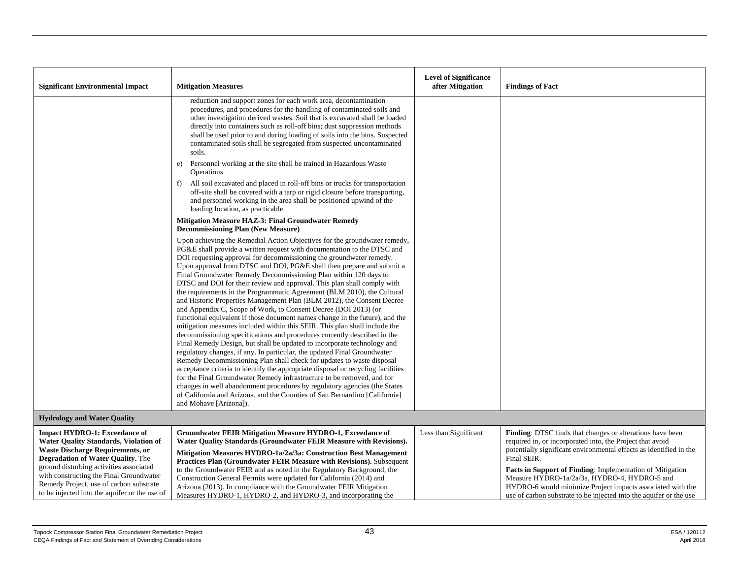| Significant Environmental Impact | Mitigation Measures | Level of Significance after Mitigation | Findings of Fact |
|---|---|---|---|
| | reduction and support zones for each work area, decontamination procedures, and procedures for the handling of contaminated soils and other investigation derived wastes. Soil that is excavated shall be loaded directly into containers such as roll-off bins; dust suppression methods shall be used prior to and during loading of soils into the bins. Suspected contaminated soils shall be segregated from suspected uncontaminated soils.<br><br>e) Personnel working at the site shall be trained in Hazardous Waste Operations.<br><br>f) All soil excavated and placed in roll-off bins or trucks for transportation off-site shall be covered with a tarp or rigid closure before transporting, and personnel working in the area shall be positioned upwind of the loading location, as practicable.<br><br>**Mitigation Measure HAZ-3: Final Groundwater Remedy Decommissioning Plan (New Measure)**<br><br>Upon achieving the Remedial Action Objectives for the groundwater remedy, PG&E shall provide a written request with documentation to the DTSC and DOI requesting approval for decommissioning the groundwater remedy. Upon approval from DTSC and DOI, PG&E shall then prepare and submit a Final Groundwater Remedy Decommissioning Plan within 120 days to DTSC and DOI for their review and approval. This plan shall comply with the requirements in the Programmatic Agreement (BLM 2010), the Cultural and Historic Properties Management Plan (BLM 2012), the Consent Decree and Appendix C, Scope of Work, to Consent Decree (DOI 2013) (or functional equivalent if those document names change in the future), and the mitigation measures included within this SEIR. This plan shall include the decommissioning specifications and procedures currently described in the Final Remedy Design, but shall be updated to incorporate technology and regulatory changes, if any. In particular, the updated Final Groundwater Remedy Decommissioning Plan shall check for updates to waste disposal acceptance criteria to identify the appropriate disposal or recycling facilities for the Final Groundwater Remedy infrastructure to be removed, and for changes in well abandonment procedures by regulatory agencies (the States of California and Arizona, and the Counties of San Bernardino [California] and Mohave [Arizona]). | | |
| **Hydrology and Water Quality** | | | |
| **Impact HYDRO-1: Exceedance of Water Quality Standards, Violation of Waste Discharge Requirements, or Degradation of Water Quality.** The ground disturbing activities associated with constructing the Final Groundwater Remedy Project, use of carbon substrate to be injected into the aquifer or the use of | **Groundwater FEIR Mitigation Measure HYDRO-1, Exceedance of Water Quality Standards (Groundwater FEIR Measure with Revisions).**<br><br>**Mitigation Measures HYDRO-1a/2a/3a: Construction Best Management Practices Plan (Groundwater FEIR Measure with Revisions).** Subsequent to the Groundwater FEIR and as noted in the Regulatory Background, the Construction General Permits were updated for California (2014) and Arizona (2013). In compliance with the Groundwater FEIR Mitigation Measures HYDRO-1, HYDRO-2, and HYDRO-3, and incorporating the | Less than Significant | **Finding**: DTSC finds that changes or alterations have been required in, or incorporated into, the Project that avoid potentially significant environmental effects as identified in the Final SEIR.<br><br>**Facts in Support of Finding**: Implementation of Mitigation Measure HYDRO-1a/2a/3a, HYDRO-4, HYDRO-5 and HYDRO-6 would minimize Project impacts associated with the use of carbon substrate to be injected into the aquifer or the use |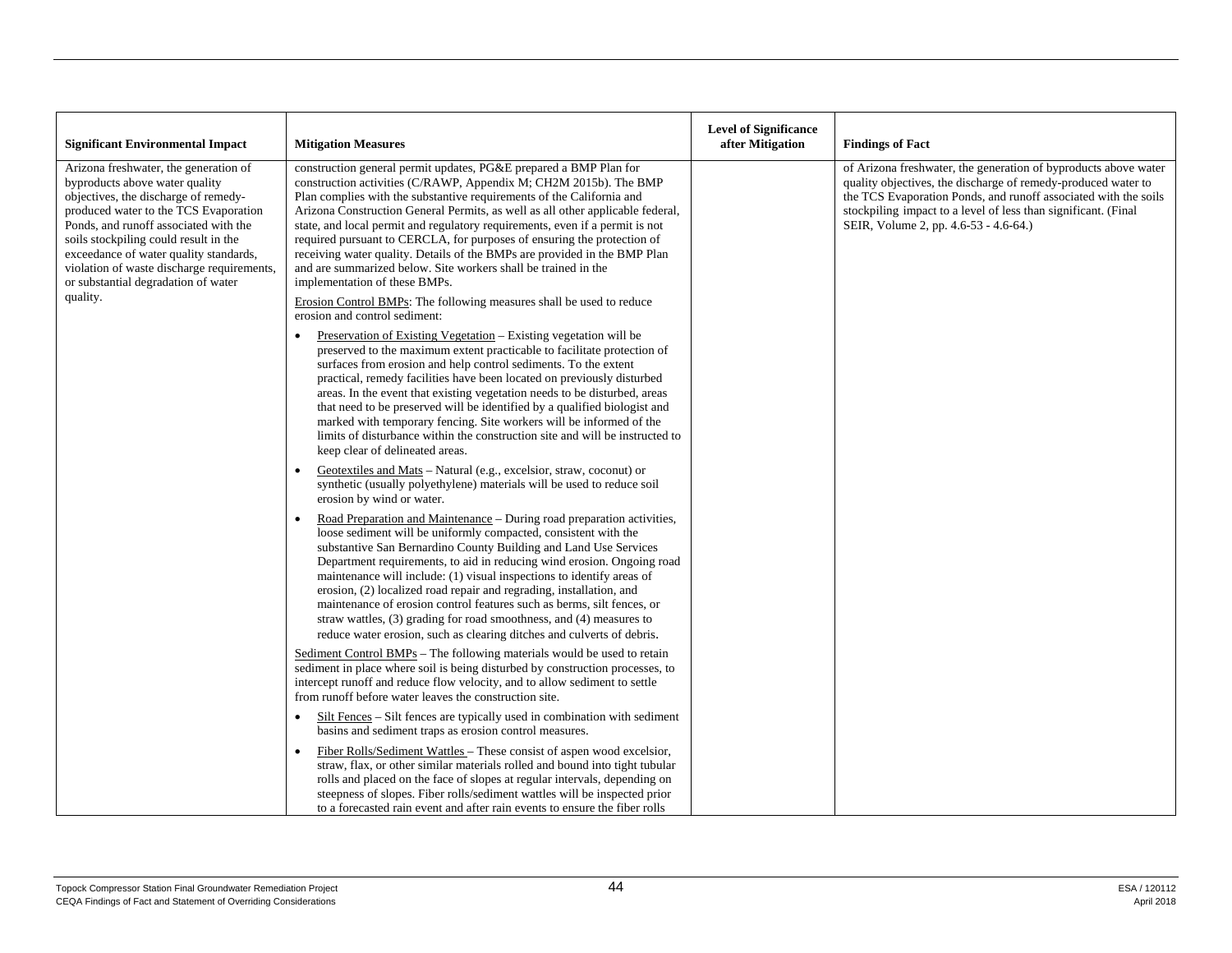| Significant Environmental Impact | Mitigation Measures | Level of Significance after Mitigation | Findings of Fact |
|---|---|---|---|
| Arizona freshwater, the generation of byproducts above water quality objectives, the discharge of remedy-produced water to the TCS Evaporation Ponds, and runoff associated with the soils stockpiling could result in the exceedance of water quality standards, violation of waste discharge requirements, or substantial degradation of water quality. | construction general permit updates, PG&E prepared a BMP Plan for construction activities (C/RAWP, Appendix M; CH2M 2015b). The BMP Plan complies with the substantive requirements of the California and Arizona Construction General Permits, as well as all other applicable federal, state, and local permit and regulatory requirements, even if a permit is not required pursuant to CERCLA, for purposes of ensuring the protection of receiving water quality. Details of the BMPs are provided in the BMP Plan and are summarized below. Site workers shall be trained in the implementation of these BMPs.<br><br>Erosion Control BMPs: The following measures shall be used to reduce erosion and control sediment:<br><br>• Preservation of Existing Vegetation – Existing vegetation will be preserved to the maximum extent practicable to facilitate protection of surfaces from erosion and help control sediments. To the extent practical, remedy facilities have been located on previously disturbed areas. In the event that existing vegetation needs to be disturbed, areas that need to be preserved will be identified by a qualified biologist and marked with temporary fencing. Site workers will be informed of the limits of disturbance within the construction site and will be instructed to keep clear of delineated areas.<br><br>• Geotextiles and Mats – Natural (e.g., excelsior, straw, coconut) or synthetic (usually polyethylene) materials will be used to reduce soil erosion by wind or water.<br><br>• Road Preparation and Maintenance – During road preparation activities, loose sediment will be uniformly compacted, consistent with the substantive San Bernardino County Building and Land Use Services Department requirements, to aid in reducing wind erosion. Ongoing road maintenance will include: (1) visual inspections to identify areas of erosion, (2) localized road repair and regrading, installation, and maintenance of erosion control features such as berms, silt fences, or straw wattles, (3) grading for road smoothness, and (4) measures to reduce water erosion, such as clearing ditches and culverts of debris.<br><br>Sediment Control BMPs – The following materials would be used to retain sediment in place where soil is being disturbed by construction processes, to intercept runoff and reduce flow velocity, and to allow sediment to settle from runoff before water leaves the construction site.<br><br>• Silt Fences – Silt fences are typically used in combination with sediment basins and sediment traps as erosion control measures.<br><br>• Fiber Rolls/Sediment Wattles – These consist of aspen wood excelsior, straw, flax, or other similar materials rolled and bound into tight tubular rolls and placed on the face of slopes at regular intervals, depending on steepness of slopes. Fiber rolls/sediment wattles will be inspected prior to a forecasted rain event and after rain events to ensure the fiber rolls | | of Arizona freshwater, the generation of byproducts above water quality objectives, the discharge of remedy-produced water to the TCS Evaporation Ponds, and runoff associated with the soils stockpiling impact to a level of less than significant. (Final SEIR, Volume 2, pp. 4.6-53 - 4.6-64.) |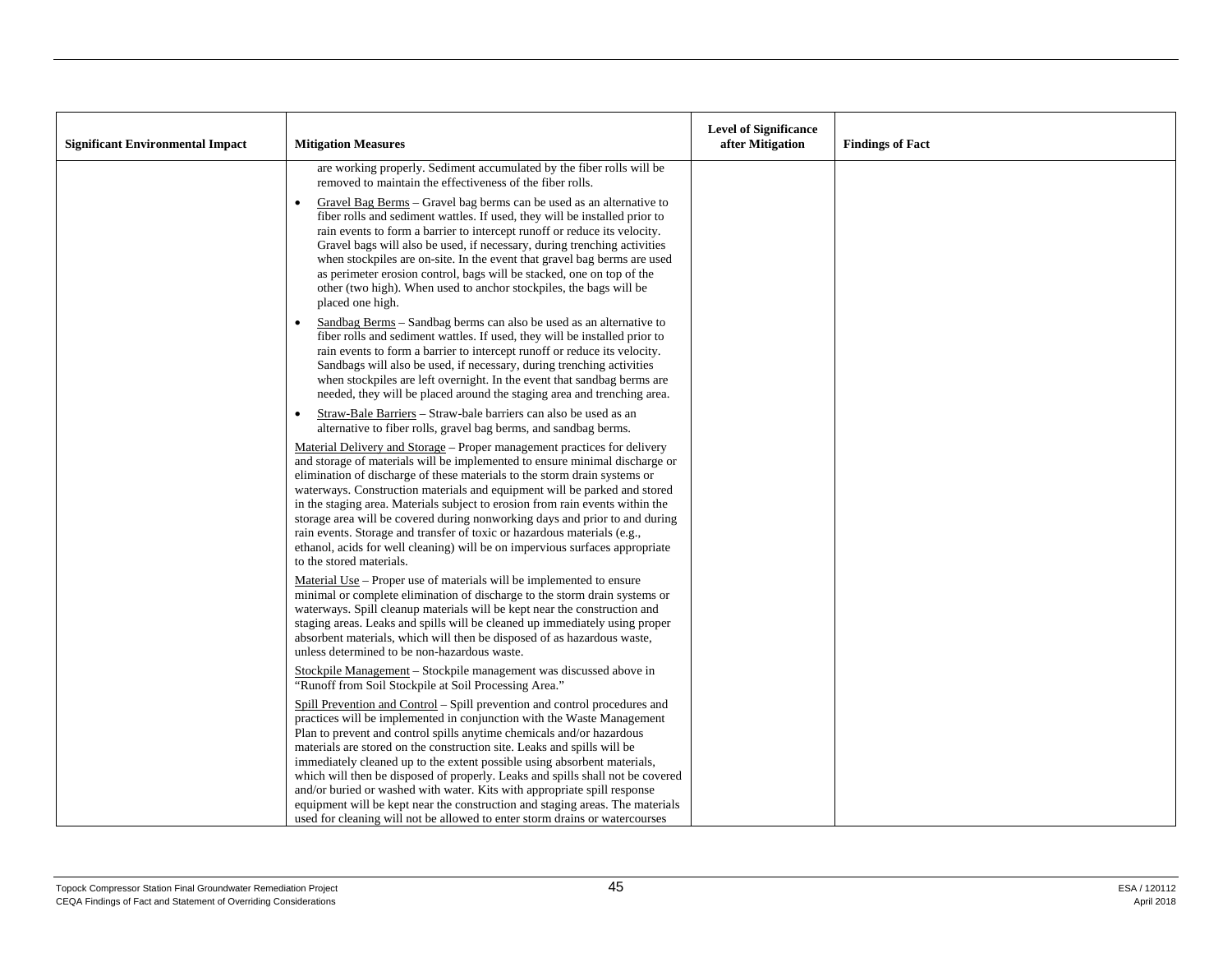| Significant Environmental Impact | Mitigation Measures | Level of Significance after Mitigation | Findings of Fact |
|---|---|---|---|
| | are working properly. Sediment accumulated by the fiber rolls will be removed to maintain the effectiveness of the fiber rolls.<br><br>• Gravel Bag Berms – Gravel bag berms can be used as an alternative to fiber rolls and sediment wattles. If used, they will be installed prior to rain events to form a barrier to intercept runoff or reduce its velocity. Gravel bags will also be used, if necessary, during trenching activities when stockpiles are on-site. In the event that gravel bag berms are used as perimeter erosion control, bags will be stacked, one on top of the other (two high). When used to anchor stockpiles, the bags will be placed one high.<br><br>• Sandbag Berms – Sandbag berms can also be used as an alternative to fiber rolls and sediment wattles. If used, they will be installed prior to rain events to form a barrier to intercept runoff or reduce its velocity. Sandbags will also be used, if necessary, during trenching activities when stockpiles are left overnight. In the event that sandbag berms are needed, they will be placed around the staging area and trenching area.<br><br>• Straw-Bale Barriers – Straw-bale barriers can also be used as an alternative to fiber rolls, gravel bag berms, and sandbag berms.<br><br>Material Delivery and Storage – Proper management practices for delivery and storage of materials will be implemented to ensure minimal discharge or elimination of discharge of these materials to the storm drain systems or waterways. Construction materials and equipment will be parked and stored in the staging area. Materials subject to erosion from rain events within the storage area will be covered during nonworking days and prior to and during rain events. Storage and transfer of toxic or hazardous materials (e.g., ethanol, acids for well cleaning) will be on impervious surfaces appropriate to the stored materials.<br><br>Material Use – Proper use of materials will be implemented to ensure minimal or complete elimination of discharge to the storm drain systems or waterways. Spill cleanup materials will be kept near the construction and staging areas. Leaks and spills will be cleaned up immediately using proper absorbent materials, which will then be disposed of as hazardous waste, unless determined to be non-hazardous waste.<br><br>Stockpile Management – Stockpile management was discussed above in "Runoff from Soil Stockpile at Soil Processing Area."<br><br>Spill Prevention and Control – Spill prevention and control procedures and practices will be implemented in conjunction with the Waste Management Plan to prevent and control spills anytime chemicals and/or hazardous materials are stored on the construction site. Leaks and spills will be immediately cleaned up to the extent possible using absorbent materials, which will then be disposed of properly. Leaks and spills shall not be covered and/or buried or washed with water. Kits with appropriate spill response equipment will be kept near the construction and staging areas. The materials used for cleaning will not be allowed to enter storm drains or watercourses | | |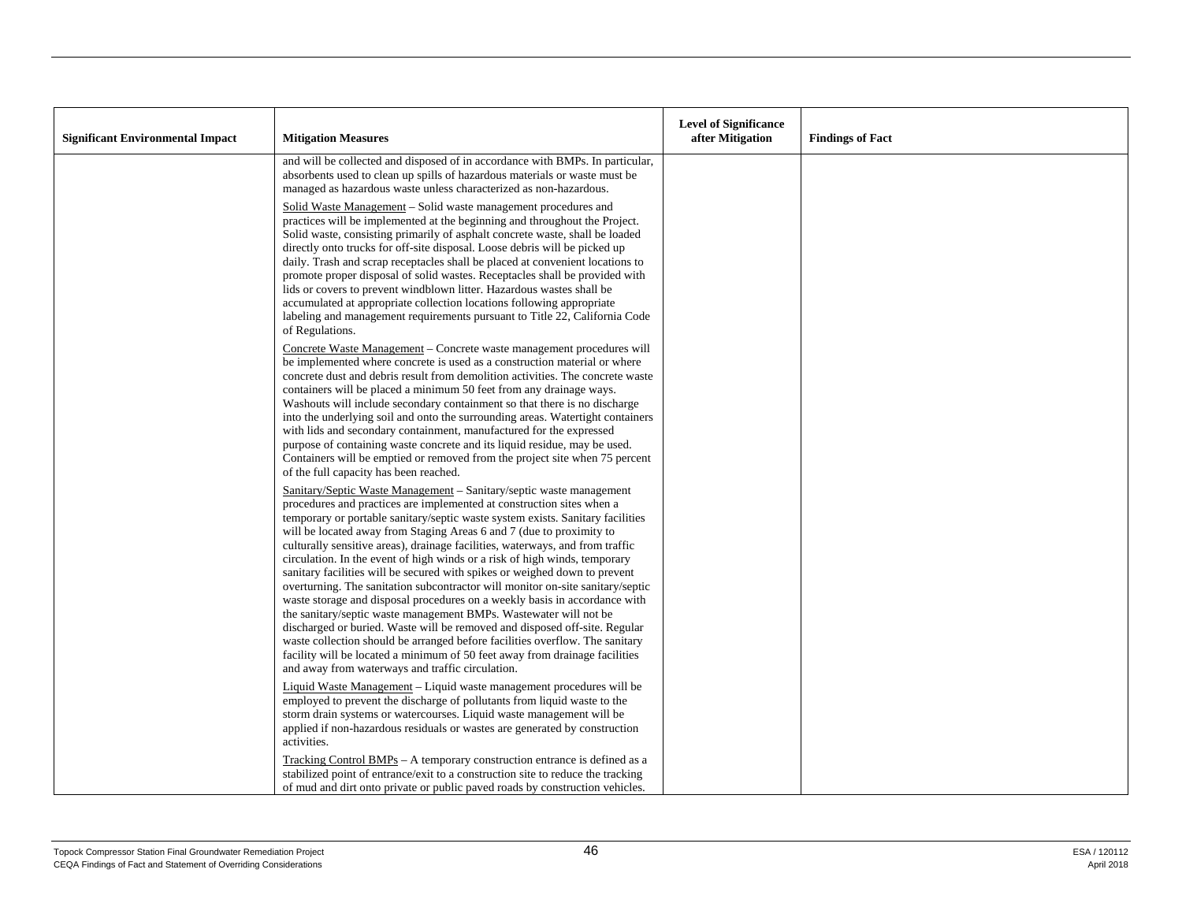| Significant Environmental Impact | Mitigation Measures | Level of Significance after Mitigation | Findings of Fact |
|---|---|---|---|
| | and will be collected and disposed of in accordance with BMPs. In particular, absorbents used to clean up spills of hazardous materials or waste must be managed as hazardous waste unless characterized as non-hazardous.<br><br><u>Solid Waste Management</u> – Solid waste management procedures and practices will be implemented at the beginning and throughout the Project. Solid waste, consisting primarily of asphalt concrete waste, shall be loaded directly onto trucks for off-site disposal. Loose debris will be picked up daily. Trash and scrap receptacles shall be placed at convenient locations to promote proper disposal of solid wastes. Receptacles shall be provided with lids or covers to prevent windblown litter. Hazardous wastes shall be accumulated at appropriate collection locations following appropriate labeling and management requirements pursuant to Title 22, California Code of Regulations.<br><br><u>Concrete Waste Management</u> – Concrete waste management procedures will be implemented where concrete is used as a construction material or where concrete dust and debris result from demolition activities. The concrete waste containers will be placed a minimum 50 feet from any drainage ways. Washouts will include secondary containment so that there is no discharge into the underlying soil and onto the surrounding areas. Watertight containers with lids and secondary containment, manufactured for the expressed purpose of containing waste concrete and its liquid residue, may be used. Containers will be emptied or removed from the project site when 75 percent of the full capacity has been reached.<br><br><u>Sanitary/Septic Waste Management</u> – Sanitary/septic waste management procedures and practices are implemented at construction sites when a temporary or portable sanitary/septic waste system exists. Sanitary facilities will be located away from Staging Areas 6 and 7 (due to proximity to culturally sensitive areas), drainage facilities, waterways, and from traffic circulation. In the event of high winds or a risk of high winds, temporary sanitary facilities will be secured with spikes or weighed down to prevent overturning. The sanitation subcontractor will monitor on-site sanitary/septic waste storage and disposal procedures on a weekly basis in accordance with the sanitary/septic waste management BMPs. Wastewater will not be discharged or buried. Waste will be removed and disposed off-site. Regular waste collection should be arranged before facilities overflow. The sanitary facility will be located a minimum of 50 feet away from drainage facilities and away from waterways and traffic circulation.<br><br><u>Liquid Waste Management</u> – Liquid waste management procedures will be employed to prevent the discharge of pollutants from liquid waste to the storm drain systems or watercourses. Liquid waste management will be applied if non-hazardous residuals or wastes are generated by construction activities.<br><br><u>Tracking Control BMPs</u> – A temporary construction entrance is defined as a stabilized point of entrance/exit to a construction site to reduce the tracking of mud and dirt onto private or public paved roads by construction vehicles. | | |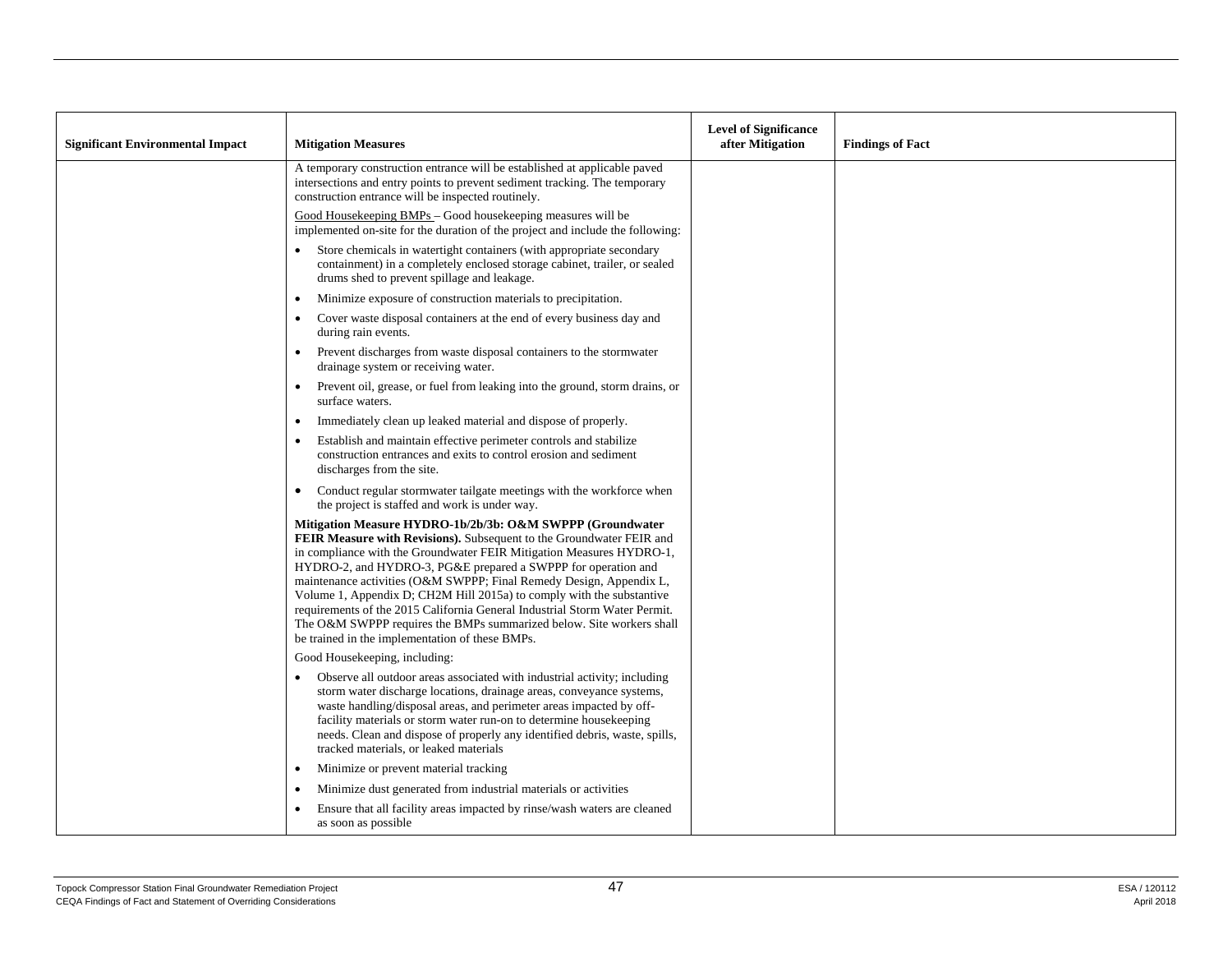| Significant Environmental Impact | Mitigation Measures | Level of Significance after Mitigation | Findings of Fact |
|---|---|---|---|
| | A temporary construction entrance will be established at applicable paved intersections and entry points to prevent sediment tracking. The temporary construction entrance will be inspected routinely.<br><br>Good Housekeeping BMPs – Good housekeeping measures will be implemented on-site for the duration of the project and include the following:<br><br>• Store chemicals in watertight containers (with appropriate secondary containment) in a completely enclosed storage cabinet, trailer, or sealed drums shed to prevent spillage and leakage.<br>• Minimize exposure of construction materials to precipitation.<br>• Cover waste disposal containers at the end of every business day and during rain events.<br>• Prevent discharges from waste disposal containers to the stormwater drainage system or receiving water.<br>• Prevent oil, grease, or fuel from leaking into the ground, storm drains, or surface waters.<br>• Immediately clean up leaked material and dispose of properly.<br>• Establish and maintain effective perimeter controls and stabilize construction entrances and exits to control erosion and sediment discharges from the site.<br>• Conduct regular stormwater tailgate meetings with the workforce when the project is staffed and work is under way.<br><br>**Mitigation Measure HYDRO-1b/2b/3b: O&M SWPPP (Groundwater FEIR Measure with Revisions).** Subsequent to the Groundwater FEIR and in compliance with the Groundwater FEIR Mitigation Measures HYDRO-1, HYDRO-2, and HYDRO-3, PG&E prepared a SWPPP for operation and maintenance activities (O&M SWPPP; Final Remedy Design, Appendix L, Volume 1, Appendix D; CH2M Hill 2015a) to comply with the substantive requirements of the 2015 California General Industrial Storm Water Permit. The O&M SWPPP requires the BMPs summarized below. Site workers shall be trained in the implementation of these BMPs.<br><br>Good Housekeeping, including:<br><br>• Observe all outdoor areas associated with industrial activity; including storm water discharge locations, drainage areas, conveyance systems, waste handling/disposal areas, and perimeter areas impacted by off-facility materials or storm water run-on to determine housekeeping needs. Clean and dispose of properly any identified debris, waste, spills, tracked materials, or leaked materials<br>• Minimize or prevent material tracking<br>• Minimize dust generated from industrial materials or activities<br>• Ensure that all facility areas impacted by rinse/wash waters are cleaned as soon as possible | | |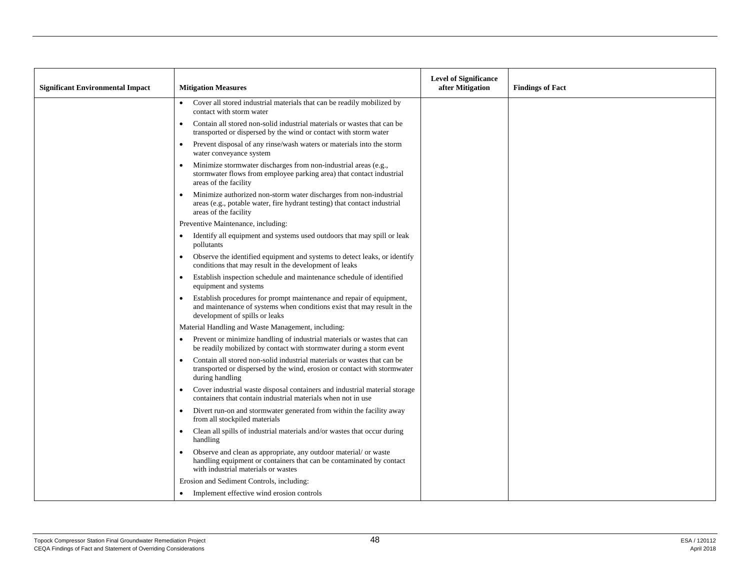| Significant Environmental Impact | Mitigation Measures | Level of Significance after Mitigation | Findings of Fact |
|---|---|---|---|
| | • Cover all stored industrial materials that can be readily mobilized by contact with storm water<br>• Contain all stored non-solid industrial materials or wastes that can be transported or dispersed by the wind or contact with storm water<br>• Prevent disposal of any rinse/wash waters or materials into the storm water conveyance system<br>• Minimize stormwater discharges from non-industrial areas (e.g., stormwater flows from employee parking area) that contact industrial areas of the facility<br>• Minimize authorized non-storm water discharges from non-industrial areas (e.g., potable water, fire hydrant testing) that contact industrial areas of the facility<br>Preventive Maintenance, including:<br>• Identify all equipment and systems used outdoors that may spill or leak pollutants<br>• Observe the identified equipment and systems to detect leaks, or identify conditions that may result in the development of leaks<br>• Establish inspection schedule and maintenance schedule of identified equipment and systems<br>• Establish procedures for prompt maintenance and repair of equipment, and maintenance of systems when conditions exist that may result in the development of spills or leaks<br>Material Handling and Waste Management, including:<br>• Prevent or minimize handling of industrial materials or wastes that can be readily mobilized by contact with stormwater during a storm event<br>• Contain all stored non-solid industrial materials or wastes that can be transported or dispersed by the wind, erosion or contact with stormwater during handling<br>• Cover industrial waste disposal containers and industrial material storage containers that contain industrial materials when not in use<br>• Divert run-on and stormwater generated from within the facility away from all stockpiled materials<br>• Clean all spills of industrial materials and/or wastes that occur during handling<br>• Observe and clean as appropriate, any outdoor material/ or waste handling equipment or containers that can be contaminated by contact with industrial materials or wastes<br>Erosion and Sediment Controls, including:<br>• Implement effective wind erosion controls | | |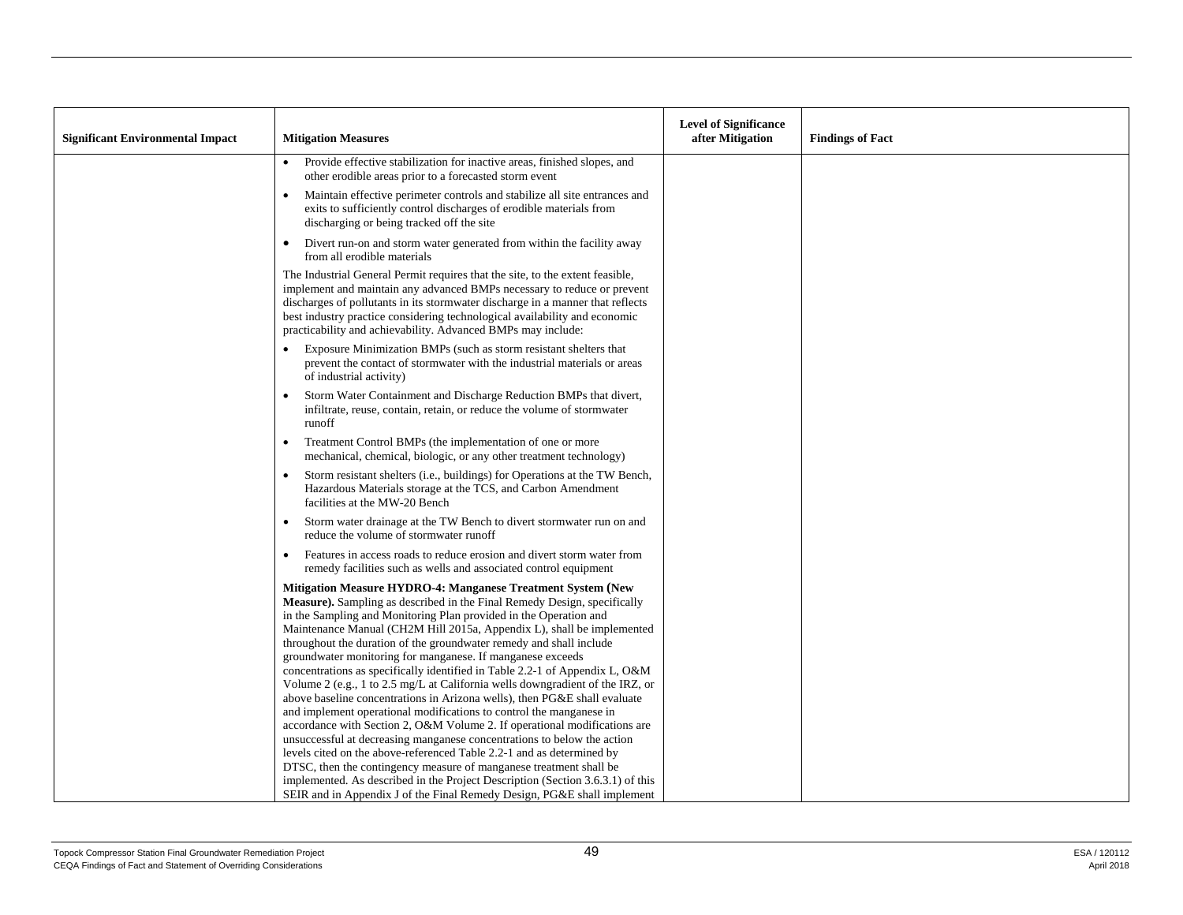| Significant Environmental Impact | Mitigation Measures | Level of Significance after Mitigation | Findings of Fact |
|---|---|---|---|
| | • Provide effective stabilization for inactive areas, finished slopes, and other erodible areas prior to a forecasted storm event<br>• Maintain effective perimeter controls and stabilize all site entrances and exits to sufficiently control discharges of erodible materials from discharging or being tracked off the site<br>• Divert run-on and storm water generated from within the facility away from all erodible materials<br><br>The Industrial General Permit requires that the site, to the extent feasible, implement and maintain any advanced BMPs necessary to reduce or prevent discharges of pollutants in its stormwater discharge in a manner that reflects best industry practice considering technological availability and economic practicability and achievability. Advanced BMPs may include:<br>• Exposure Minimization BMPs (such as storm resistant shelters that prevent the contact of stormwater with the industrial materials or areas of industrial activity)<br>• Storm Water Containment and Discharge Reduction BMPs that divert, infiltrate, reuse, contain, retain, or reduce the volume of stormwater runoff<br>• Treatment Control BMPs (the implementation of one or more mechanical, chemical, biologic, or any other treatment technology)<br>• Storm resistant shelters (i.e., buildings) for Operations at the TW Bench, Hazardous Materials storage at the TCS, and Carbon Amendment facilities at the MW-20 Bench<br>• Storm water drainage at the TW Bench to divert stormwater run on and reduce the volume of stormwater runoff<br>• Features in access roads to reduce erosion and divert storm water from remedy facilities such as wells and associated control equipment<br><br>**Mitigation Measure HYDRO-4: Manganese Treatment System (New Measure).** Sampling as described in the Final Remedy Design, specifically in the Sampling and Monitoring Plan provided in the Operation and Maintenance Manual (CH2M Hill 2015a, Appendix L), shall be implemented throughout the duration of the groundwater remedy and shall include groundwater monitoring for manganese. If manganese exceeds concentrations as specifically identified in Table 2.2-1 of Appendix L, O&M Volume 2 (e.g., 1 to 2.5 mg/L at California wells downgradient of the IRZ, or above baseline concentrations in Arizona wells), then PG&E shall evaluate and implement operational modifications to control the manganese in accordance with Section 2, O&M Volume 2. If operational modifications are unsuccessful at decreasing manganese concentrations to below the action levels cited on the above-referenced Table 2.2-1 and as determined by DTSC, then the contingency measure of manganese treatment shall be implemented. As described in the Project Description (Section 3.6.3.1) of this SEIR and in Appendix J of the Final Remedy Design, PG&E shall implement | | |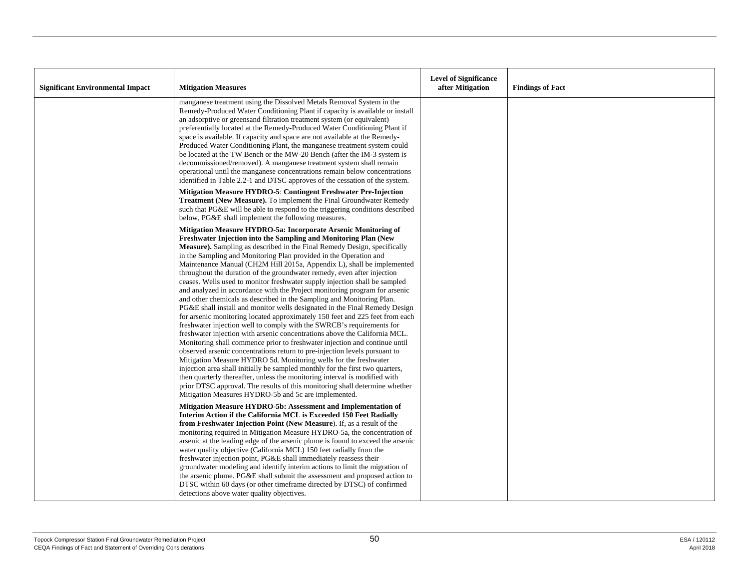| Significant Environmental Impact | Mitigation Measures | Level of Significance after Mitigation | Findings of Fact |
|---|---|---|---|
| | manganese treatment using the Dissolved Metals Removal System in the Remedy-Produced Water Conditioning Plant if capacity is available or install an adsorptive or greensand filtration treatment system (or equivalent) preferentially located at the Remedy-Produced Water Conditioning Plant if space is available. If capacity and space are not available at the Remedy-Produced Water Conditioning Plant, the manganese treatment system could be located at the TW Bench or the MW-20 Bench (after the IM-3 system is decommissioned/removed). A manganese treatment system shall remain operational until the manganese concentrations remain below concentrations identified in Table 2.2-1 and DTSC approves of the cessation of the system.<br><br>**Mitigation Measure HYDRO-5**: **Contingent Freshwater Pre-Injection Treatment (New Measure).** To implement the Final Groundwater Remedy such that PG&E will be able to respond to the triggering conditions described below, PG&E shall implement the following measures.<br><br>**Mitigation Measure HYDRO-5a: Incorporate Arsenic Monitoring of Freshwater Injection into the Sampling and Monitoring Plan (New Measure).** Sampling as described in the Final Remedy Design, specifically in the Sampling and Monitoring Plan provided in the Operation and Maintenance Manual (CH2M Hill 2015a, Appendix L), shall be implemented throughout the duration of the groundwater remedy, even after injection ceases. Wells used to monitor freshwater supply injection shall be sampled and analyzed in accordance with the Project monitoring program for arsenic and other chemicals as described in the Sampling and Monitoring Plan. PG&E shall install and monitor wells designated in the Final Remedy Design for arsenic monitoring located approximately 150 feet and 225 feet from each freshwater injection well to comply with the SWRCB's requirements for freshwater injection with arsenic concentrations above the California MCL. Monitoring shall commence prior to freshwater injection and continue until observed arsenic concentrations return to pre-injection levels pursuant to Mitigation Measure HYDRO 5d. Monitoring wells for the freshwater injection area shall initially be sampled monthly for the first two quarters, then quarterly thereafter, unless the monitoring interval is modified with prior DTSC approval. The results of this monitoring shall determine whether Mitigation Measures HYDRO-5b and 5c are implemented.<br><br>**Mitigation Measure HYDRO-5b: Assessment and Implementation of Interim Action if the California MCL is Exceeded 150 Feet Radially from Freshwater Injection Point (New Measure)**. If, as a result of the monitoring required in Mitigation Measure HYDRO-5a, the concentration of arsenic at the leading edge of the arsenic plume is found to exceed the arsenic water quality objective (California MCL) 150 feet radially from the freshwater injection point, PG&E shall immediately reassess their groundwater modeling and identify interim actions to limit the migration of the arsenic plume. PG&E shall submit the assessment and proposed action to DTSC within 60 days (or other timeframe directed by DTSC) of confirmed detections above water quality objectives. | | |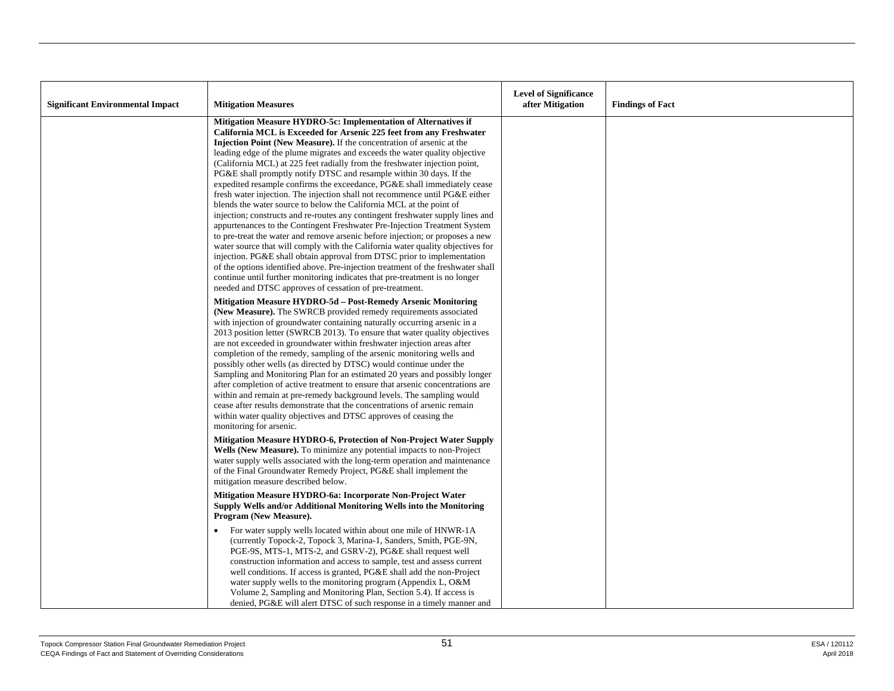| Significant Environmental Impact | Mitigation Measures | Level of Significance after Mitigation | Findings of Fact |
|---|---|---|---|
| | **Mitigation Measure HYDRO-5c: Implementation of Alternatives if California MCL is Exceeded for Arsenic 225 feet from any Freshwater Injection Point (New Measure).** If the concentration of arsenic at the leading edge of the plume migrates and exceeds the water quality objective (California MCL) at 225 feet radially from the freshwater injection point, PG&E shall promptly notify DTSC and resample within 30 days. If the expedited resample confirms the exceedance, PG&E shall immediately cease fresh water injection. The injection shall not recommence until PG&E either blends the water source to below the California MCL at the point of injection; constructs and re-routes any contingent freshwater supply lines and appurtenances to the Contingent Freshwater Pre-Injection Treatment System to pre-treat the water and remove arsenic before injection; or proposes a new water source that will comply with the California water quality objectives for injection. PG&E shall obtain approval from DTSC prior to implementation of the options identified above. Pre-injection treatment of the freshwater shall continue until further monitoring indicates that pre-treatment is no longer needed and DTSC approves of cessation of pre-treatment.<br><br>**Mitigation Measure HYDRO-5d – Post-Remedy Arsenic Monitoring (New Measure).** The SWRCB provided remedy requirements associated with injection of groundwater containing naturally occurring arsenic in a 2013 position letter (SWRCB 2013). To ensure that water quality objectives are not exceeded in groundwater within freshwater injection areas after completion of the remedy, sampling of the arsenic monitoring wells and possibly other wells (as directed by DTSC) would continue under the Sampling and Monitoring Plan for an estimated 20 years and possibly longer after completion of active treatment to ensure that arsenic concentrations are within and remain at pre-remedy background levels. The sampling would cease after results demonstrate that the concentrations of arsenic remain within water quality objectives and DTSC approves of ceasing the monitoring for arsenic.<br><br>**Mitigation Measure HYDRO-6, Protection of Non-Project Water Supply Wells (New Measure).** To minimize any potential impacts to non-Project water supply wells associated with the long-term operation and maintenance of the Final Groundwater Remedy Project, PG&E shall implement the mitigation measure described below.<br><br>**Mitigation Measure HYDRO-6a: Incorporate Non-Project Water Supply Wells and/or Additional Monitoring Wells into the Monitoring Program (New Measure).**<br><br>• For water supply wells located within about one mile of HNWR-1A (currently Topock-2, Topock 3, Marina-1, Sanders, Smith, PGE-9N, PGE-9S, MTS-1, MTS-2, and GSRV-2), PG&E shall request well construction information and access to sample, test and assess current well conditions. If access is granted, PG&E shall add the non-Project water supply wells to the monitoring program (Appendix L, O&M Volume 2, Sampling and Monitoring Plan, Section 5.4). If access is denied, PG&E will alert DTSC of such response in a timely manner and | | |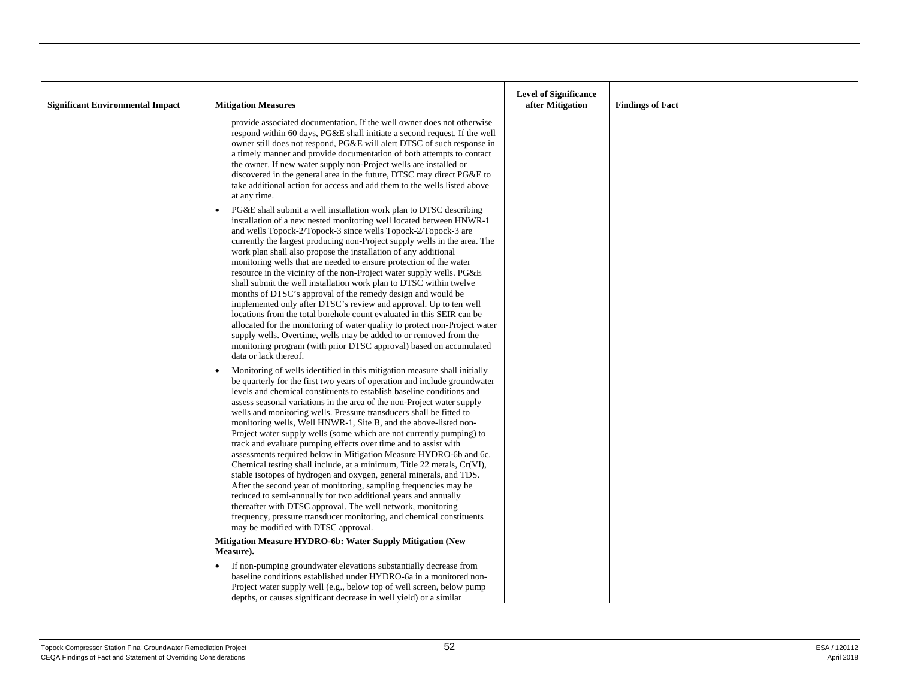| Significant Environmental Impact | Mitigation Measures | Level of Significance after Mitigation | Findings of Fact |
|---|---|---|---|
| | provide associated documentation. If the well owner does not otherwise respond within 60 days, PG&E shall initiate a second request. If the well owner still does not respond, PG&E will alert DTSC of such response in a timely manner and provide documentation of both attempts to contact the owner. If new water supply non-Project wells are installed or discovered in the general area in the future, DTSC may direct PG&E to take additional action for access and add them to the wells listed above at any time.<br><br>• PG&E shall submit a well installation work plan to DTSC describing installation of a new nested monitoring well located between HNWR-1 and wells Topock-2/Topock-3 since wells Topock-2/Topock-3 are currently the largest producing non-Project supply wells in the area. The work plan shall also propose the installation of any additional monitoring wells that are needed to ensure protection of the water resource in the vicinity of the non-Project water supply wells. PG&E shall submit the well installation work plan to DTSC within twelve months of DTSC's approval of the remedy design and would be implemented only after DTSC's review and approval. Up to ten well locations from the total borehole count evaluated in this SEIR can be allocated for the monitoring of water quality to protect non-Project water supply wells. Overtime, wells may be added to or removed from the monitoring program (with prior DTSC approval) based on accumulated data or lack thereof.<br><br>• Monitoring of wells identified in this mitigation measure shall initially be quarterly for the first two years of operation and include groundwater levels and chemical constituents to establish baseline conditions and assess seasonal variations in the area of the non-Project water supply wells and monitoring wells. Pressure transducers shall be fitted to monitoring wells, Well HNWR-1, Site B, and the above-listed non-Project water supply wells (some which are not currently pumping) to track and evaluate pumping effects over time and to assist with assessments required below in Mitigation Measure HYDRO-6b and 6c. Chemical testing shall include, at a minimum, Title 22 metals, Cr(VI), stable isotopes of hydrogen and oxygen, general minerals, and TDS. After the second year of monitoring, sampling frequencies may be reduced to semi-annually for two additional years and annually thereafter with DTSC approval. The well network, monitoring frequency, pressure transducer monitoring, and chemical constituents may be modified with DTSC approval.<br><br>**Mitigation Measure HYDRO-6b: Water Supply Mitigation (New Measure).**<br><br>• If non-pumping groundwater elevations substantially decrease from baseline conditions established under HYDRO-6a in a monitored non-Project water supply well (e.g., below top of well screen, below pump depths, or causes significant decrease in well yield) or a similar | | |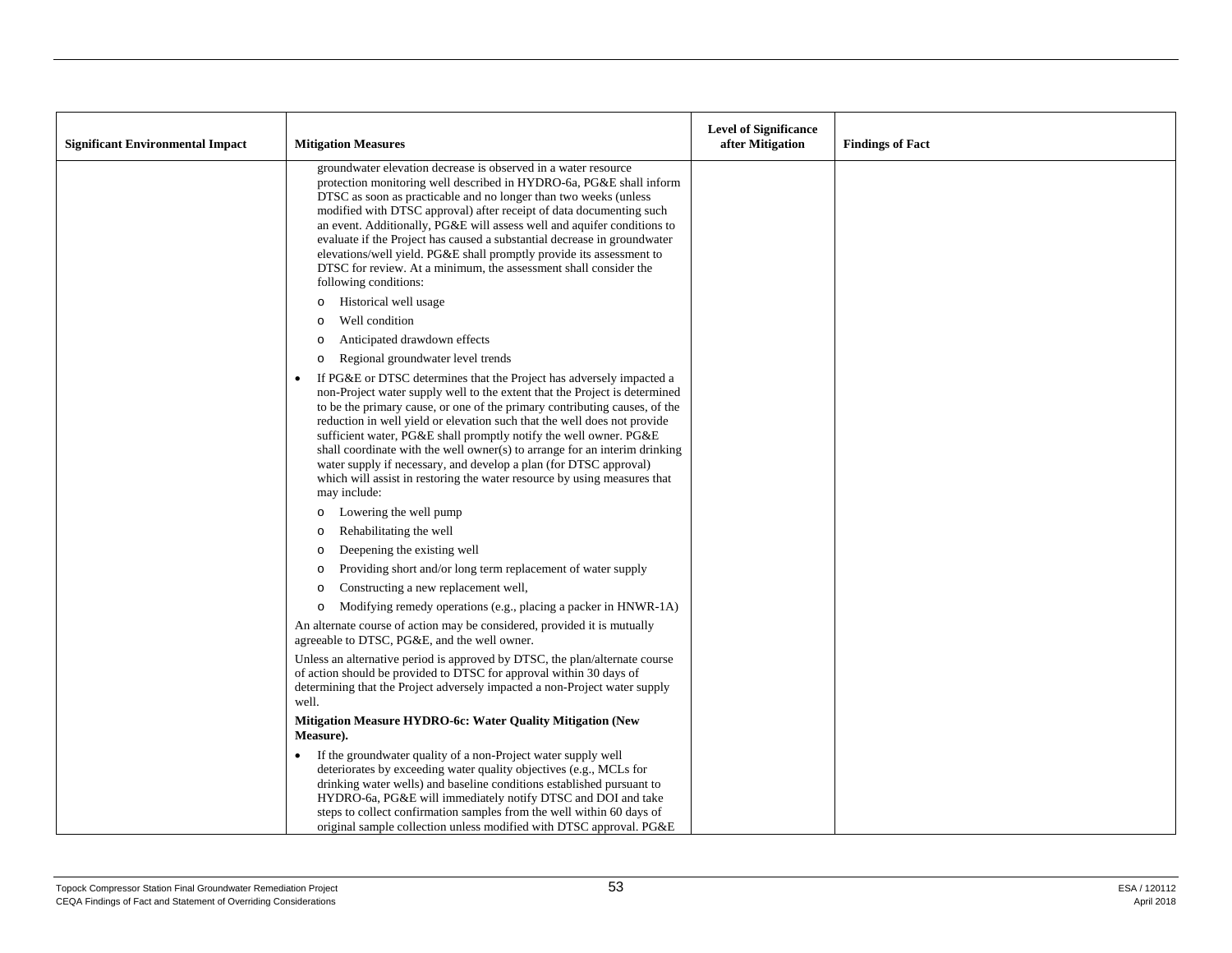| Significant Environmental Impact | Mitigation Measures | Level of Significance after Mitigation | Findings of Fact |
|---|---|---|---|
| | groundwater elevation decrease is observed in a water resource protection monitoring well described in HYDRO-6a, PG&E shall inform DTSC as soon as practicable and no longer than two weeks (unless modified with DTSC approval) after receipt of data documenting such an event. Additionally, PG&E will assess well and aquifer conditions to evaluate if the Project has caused a substantial decrease in groundwater elevations/well yield. PG&E shall promptly provide its assessment to DTSC for review. At a minimum, the assessment shall consider the following conditions:<br>o Historical well usage<br>o Well condition<br>o Anticipated drawdown effects<br>o Regional groundwater level trends<br>• If PG&E or DTSC determines that the Project has adversely impacted a non-Project water supply well to the extent that the Project is determined to be the primary cause, or one of the primary contributing causes, of the reduction in well yield or elevation such that the well does not provide sufficient water, PG&E shall promptly notify the well owner. PG&E shall coordinate with the well owner(s) to arrange for an interim drinking water supply if necessary, and develop a plan (for DTSC approval) which will assist in restoring the water resource by using measures that may include:<br>o Lowering the well pump<br>o Rehabilitating the well<br>o Deepening the existing well<br>o Providing short and/or long term replacement of water supply<br>o Constructing a new replacement well,<br>o Modifying remedy operations (e.g., placing a packer in HNWR-1A)<br>An alternate course of action may be considered, provided it is mutually agreeable to DTSC, PG&E, and the well owner.<br>Unless an alternative period is approved by DTSC, the plan/alternate course of action should be provided to DTSC for approval within 30 days of determining that the Project adversely impacted a non-Project water supply well.<br>**Mitigation Measure HYDRO-6c: Water Quality Mitigation (New Measure).**<br>• If the groundwater quality of a non-Project water supply well deteriorates by exceeding water quality objectives (e.g., MCLs for drinking water wells) and baseline conditions established pursuant to HYDRO-6a, PG&E will immediately notify DTSC and DOI and take steps to collect confirmation samples from the well within 60 days of original sample collection unless modified with DTSC approval. PG&E | | |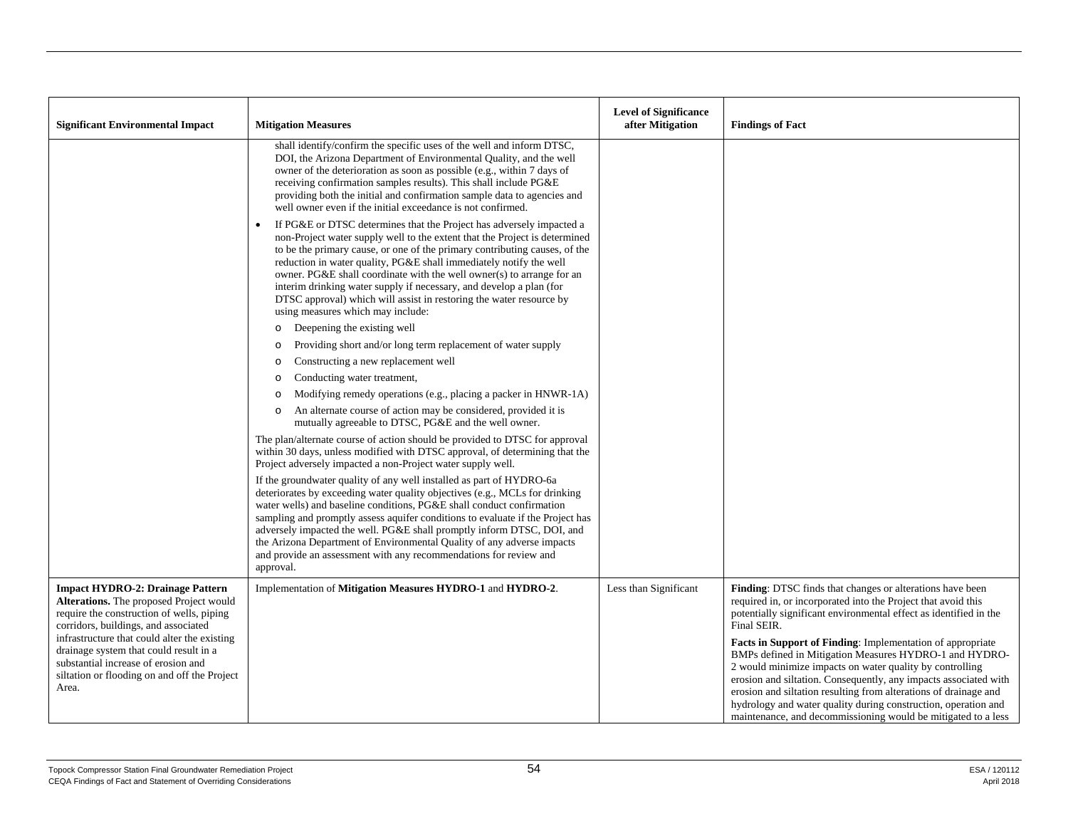| Significant Environmental Impact | Mitigation Measures | Level of Significance after Mitigation | Findings of Fact |
|---|---|---|---|
| | shall identify/confirm the specific uses of the well and inform DTSC, DOI, the Arizona Department of Environmental Quality, and the well owner of the deterioration as soon as possible (e.g., within 7 days of receiving confirmation samples results). This shall include PG&E providing both the initial and confirmation sample data to agencies and well owner even if the initial exceedance is not confirmed.<br><br>• If PG&E or DTSC determines that the Project has adversely impacted a non-Project water supply well to the extent that the Project is determined to be the primary cause, or one of the primary contributing causes, of the reduction in water quality, PG&E shall immediately notify the well owner. PG&E shall coordinate with the well owner(s) to arrange for an interim drinking water supply if necessary, and develop a plan (for DTSC approval) which will assist in restoring the water resource by using measures which may include:<br>  o Deepening the existing well<br>  o Providing short and/or long term replacement of water supply<br>  o Constructing a new replacement well<br>  o Conducting water treatment,<br>  o Modifying remedy operations (e.g., placing a packer in HNWR-1A)<br>  o An alternate course of action may be considered, provided it is mutually agreeable to DTSC, PG&E and the well owner.<br><br>The plan/alternate course of action should be provided to DTSC for approval within 30 days, unless modified with DTSC approval, of determining that the Project adversely impacted a non-Project water supply well.<br><br>If the groundwater quality of any well installed as part of HYDRO-6a deteriorates by exceeding water quality objectives (e.g., MCLs for drinking water wells) and baseline conditions, PG&E shall conduct confirmation sampling and promptly assess aquifer conditions to evaluate if the Project has adversely impacted the well. PG&E shall promptly inform DTSC, DOI, and the Arizona Department of Environmental Quality of any adverse impacts and provide an assessment with any recommendations for review and approval. | | |
| **Impact HYDRO-2: Drainage Pattern Alterations.** The proposed Project would require the construction of wells, piping corridors, buildings, and associated infrastructure that could alter the existing drainage system that could result in a substantial increase of erosion and siltation or flooding on and off the Project Area. | Implementation of **Mitigation Measures HYDRO-1** and **HYDRO-2**. | Less than Significant | **Finding**: DTSC finds that changes or alterations have been required in, or incorporated into the Project that avoid this potentially significant environmental effect as identified in the Final SEIR.<br><br>**Facts in Support of Finding**: Implementation of appropriate BMPs defined in Mitigation Measures HYDRO-1 and HYDRO-2 would minimize impacts on water quality by controlling erosion and siltation. Consequently, any impacts associated with erosion and siltation resulting from alterations of drainage and hydrology and water quality during construction, operation and maintenance, and decommissioning would be mitigated to a less |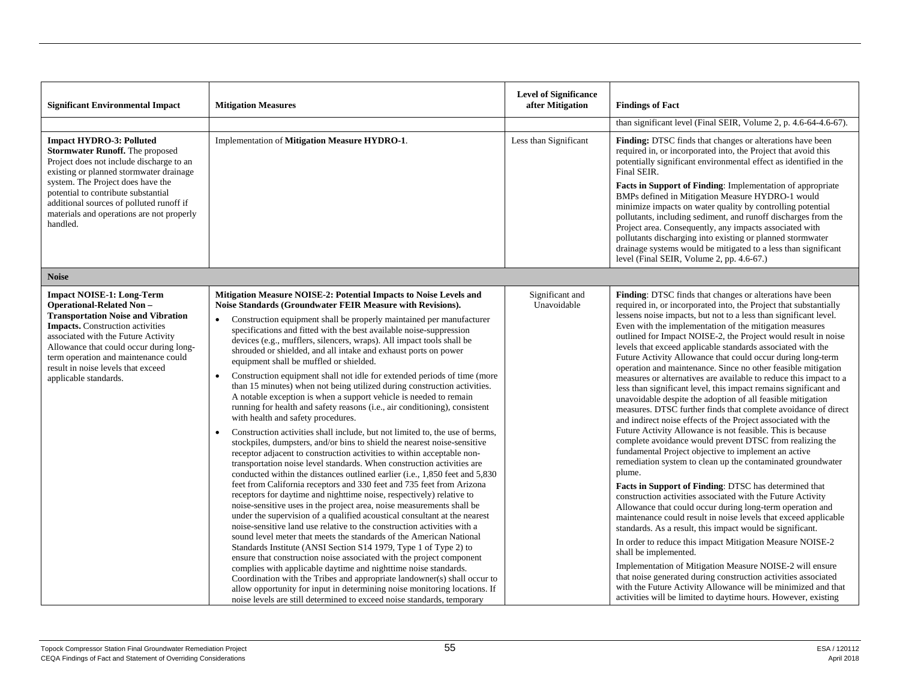| Significant Environmental Impact | Mitigation Measures | Level of Significance after Mitigation | Findings of Fact |
|---|---|---|---|
| | | | than significant level (Final SEIR, Volume 2, p. 4.6-64-4.6-67). |
| **Impact HYDRO-3: Polluted Stormwater Runoff.** The proposed Project does not include discharge to an existing or planned stormwater drainage system. The Project does have the potential to contribute substantial additional sources of polluted runoff if materials and operations are not properly handled. | Implementation of **Mitigation Measure HYDRO-1**. | Less than Significant | **Finding:** DTSC finds that changes or alterations have been required in, or incorporated into, the Project that avoid this potentially significant environmental effect as identified in the Final SEIR.<br><br>**Facts in Support of Finding**: Implementation of appropriate BMPs defined in Mitigation Measure HYDRO-1 would minimize impacts on water quality by controlling potential pollutants, including sediment, and runoff discharges from the Project area. Consequently, any impacts associated with pollutants discharging into existing or planned stormwater drainage systems would be mitigated to a less than significant level (Final SEIR, Volume 2, pp. 4.6-67.) |
| **Noise** | | | |
| **Impact NOISE-1: Long-Term Operational-Related Non – Transportation Noise and Vibration Impacts.** Construction activities associated with the Future Activity Allowance that could occur during long-term operation and maintenance could result in noise levels that exceed applicable standards. | **Mitigation Measure NOISE-2: Potential Impacts to Noise Levels and Noise Standards (Groundwater FEIR Measure with Revisions).**<br><br>• Construction equipment shall be properly maintained per manufacturer specifications and fitted with the best available noise-suppression devices (e.g., mufflers, silencers, wraps). All impact tools shall be shrouded or shielded, and all intake and exhaust ports on power equipment shall be muffled or shielded.<br><br>• Construction equipment shall not idle for extended periods of time (more than 15 minutes) when not being utilized during construction activities. A notable exception is when a support vehicle is needed to remain running for health and safety reasons (i.e., air conditioning), consistent with health and safety procedures.<br><br>• Construction activities shall include, but not limited to, the use of berms, stockpiles, dumpsters, and/or bins to shield the nearest noise-sensitive receptor adjacent to construction activities to within acceptable non-transportation noise level standards. When construction activities are conducted within the distances outlined earlier (i.e., 1,850 feet and 5,830 feet from California receptors and 330 feet and 735 feet from Arizona receptors for daytime and nighttime noise, respectively) relative to noise-sensitive uses in the project area, noise measurements shall be under the supervision of a qualified acoustical consultant at the nearest noise-sensitive land use relative to the construction activities with a sound level meter that meets the standards of the American National Standards Institute (ANSI Section S14 1979, Type 1 of Type 2) to ensure that construction noise associated with the project component complies with applicable daytime and nighttime noise standards. Coordination with the Tribes and appropriate landowner(s) shall occur to allow opportunity for input in determining noise monitoring locations. If noise levels are still determined to exceed noise standards, temporary | Significant and Unavoidable | **Finding**: DTSC finds that changes or alterations have been required in, or incorporated into, the Project that substantially lessens noise impacts, but not to a less than significant level. Even with the implementation of the mitigation measures outlined for Impact NOISE-2, the Project would result in noise levels that exceed applicable standards associated with the Future Activity Allowance that could occur during long-term operation and maintenance. Since no other feasible mitigation measures or alternatives are available to reduce this impact to a less than significant level, this impact remains significant and unavoidable despite the adoption of all feasible mitigation measures. DTSC further finds that complete avoidance of direct and indirect noise effects of the Project associated with the Future Activity Allowance is not feasible. This is because complete avoidance would prevent DTSC from realizing the fundamental Project objective to implement an active remediation system to clean up the contaminated groundwater plume.<br><br>**Facts in Support of Finding**: DTSC has determined that construction activities associated with the Future Activity Allowance that could occur during long-term operation and maintenance could result in noise levels that exceed applicable standards. As a result, this impact would be significant.<br><br>In order to reduce this impact Mitigation Measure NOISE-2 shall be implemented.<br><br>Implementation of Mitigation Measure NOISE-2 will ensure that noise generated during construction activities associated with the Future Activity Allowance will be minimized and that activities will be limited to daytime hours. However, existing |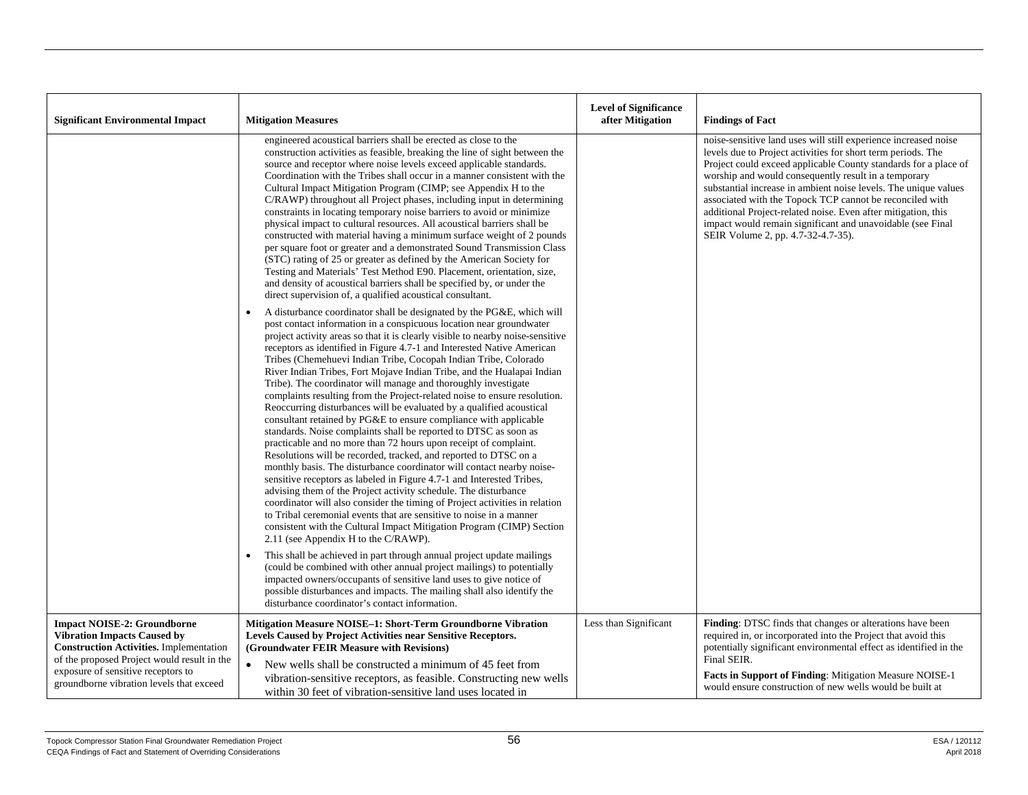| Significant Environmental Impact | Mitigation Measures | Level of Significance after Mitigation | Findings of Fact |
|---|---|---|---|
| | engineered acoustical barriers shall be erected as close to the construction activities as feasible, breaking the line of sight between the source and receptor where noise levels exceed applicable standards. Coordination with the Tribes shall occur in a manner consistent with the Cultural Impact Mitigation Program (CIMP; see Appendix H to the C/RAWP) throughout all Project phases, including input in determining constraints in locating temporary noise barriers to avoid or minimize physical impact to cultural resources. All acoustical barriers shall be constructed with material having a minimum surface weight of 2 pounds per square foot or greater and a demonstrated Sound Transmission Class (STC) rating of 25 or greater as defined by the American Society for Testing and Materials' Test Method E90. Placement, orientation, size, and density of acoustical barriers shall be specified by, or under the direct supervision of, a qualified acoustical consultant.<br>• A disturbance coordinator shall be designated by the PG&E, which will post contact information in a conspicuous location near groundwater project activity areas so that it is clearly visible to nearby noise-sensitive receptors as identified in Figure 4.7-1 and Interested Native American Tribes (Chemehuevi Indian Tribe, Cocopah Indian Tribe, Colorado River Indian Tribes, Fort Mojave Indian Tribe, and the Hualapai Indian Tribe). The coordinator will manage and thoroughly investigate complaints resulting from the Project-related noise to ensure resolution. Reoccurring disturbances will be evaluated by a qualified acoustical consultant retained by PG&E to ensure compliance with applicable standards. Noise complaints shall be reported to DTSC as soon as practicable and no more than 72 hours upon receipt of complaint. Resolutions will be recorded, tracked, and reported to DTSC on a monthly basis. The disturbance coordinator will contact nearby noise-sensitive receptors as labeled in Figure 4.7-1 and Interested Tribes, advising them of the Project activity schedule. The disturbance coordinator will also consider the timing of Project activities in relation to Tribal ceremonial events that are sensitive to noise in a manner consistent with the Cultural Impact Mitigation Program (CIMP) Section 2.11 (see Appendix H to the C/RAWP).<br>• This shall be achieved in part through annual project update mailings (could be combined with other annual project mailings) to potentially impacted owners/occupants of sensitive land uses to give notice of possible disturbances and impacts. The mailing shall also identify the disturbance coordinator's contact information. | | noise-sensitive land uses will still experience increased noise levels due to Project activities for short term periods. The Project could exceed applicable County standards for a place of worship and would consequently result in a temporary substantial increase in ambient noise levels. The unique values associated with the Topock TCP cannot be reconciled with additional Project-related noise. Even after mitigation, this impact would remain significant and unavoidable (see Final SEIR Volume 2, pp. 4.7-32-4.7-35). |
| **Impact NOISE-2: Groundborne Vibration Impacts Caused by Construction Activities.** Implementation of the proposed Project would result in the exposure of sensitive receptors to groundborne vibration levels that exceed | **Mitigation Measure NOISE–1: Short-Term Groundborne Vibration Levels Caused by Project Activities near Sensitive Receptors. (Groundwater FEIR Measure with Revisions)**<br>• New wells shall be constructed a minimum of 45 feet from vibration-sensitive receptors, as feasible. Constructing new wells within 30 feet of vibration-sensitive land uses located in | Less than Significant | **Finding**: DTSC finds that changes or alterations have been required in, or incorporated into the Project that avoid this potentially significant environmental effect as identified in the Final SEIR.<br>**Facts in Support of Finding**: Mitigation Measure NOISE-1 would ensure construction of new wells would be built at |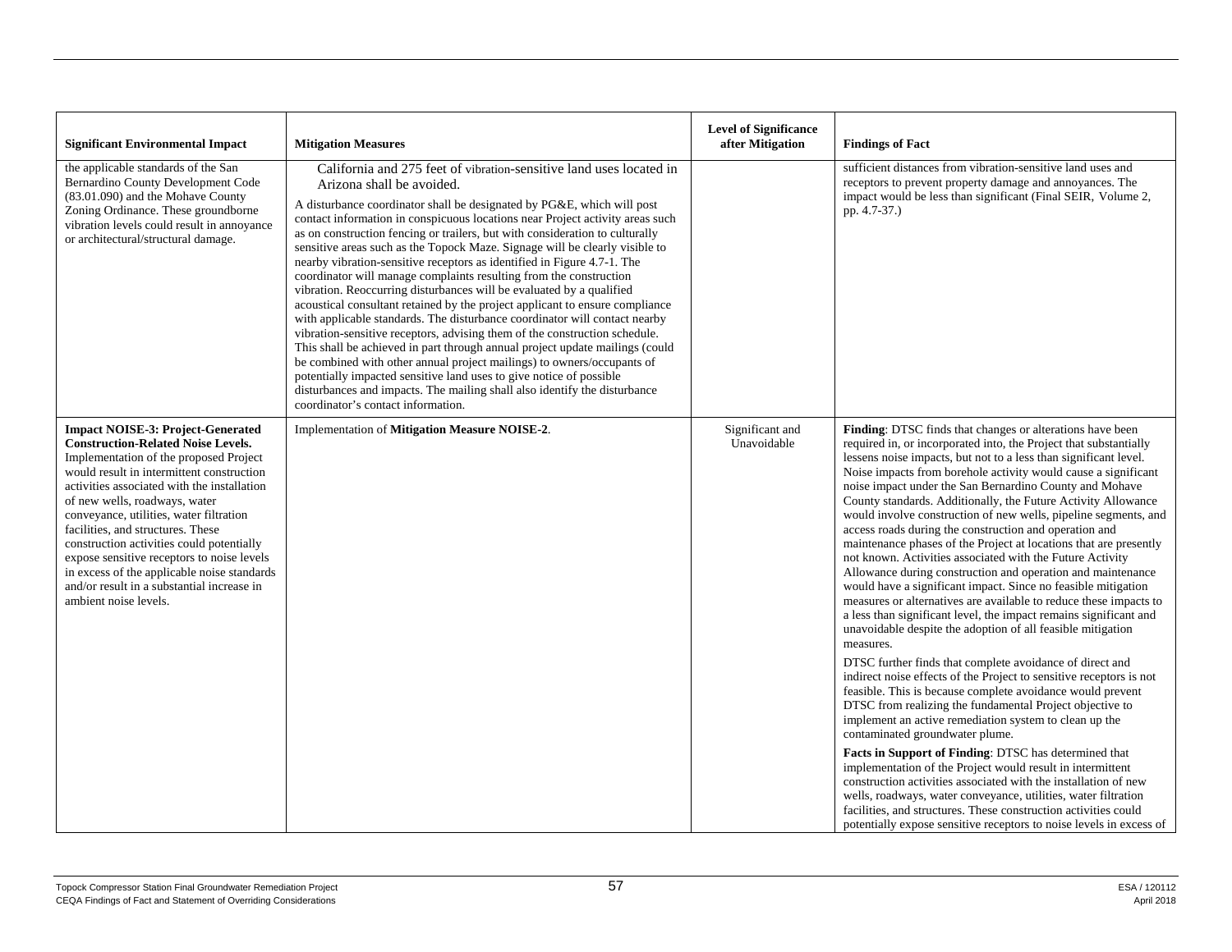| Significant Environmental Impact | Mitigation Measures | Level of Significance after Mitigation | Findings of Fact |
|---|---|---|---|
| the applicable standards of the San Bernardino County Development Code (83.01.090) and the Mohave County Zoning Ordinance. These groundborne vibration levels could result in annoyance or architectural/structural damage. | California and 275 feet of vibration-sensitive land uses located in Arizona shall be avoided.<br><br>A disturbance coordinator shall be designated by PG&E, which will post contact information in conspicuous locations near Project activity areas such as on construction fencing or trailers, but with consideration to culturally sensitive areas such as the Topock Maze. Signage will be clearly visible to nearby vibration-sensitive receptors as identified in Figure 4.7-1. The coordinator will manage complaints resulting from the construction vibration. Reoccurring disturbances will be evaluated by a qualified acoustical consultant retained by the project applicant to ensure compliance with applicable standards. The disturbance coordinator will contact nearby vibration-sensitive receptors, advising them of the construction schedule. This shall be achieved in part through annual project update mailings (could be combined with other annual project mailings) to owners/occupants of potentially impacted sensitive land uses to give notice of possible disturbances and impacts. The mailing shall also identify the disturbance coordinator's contact information. | | sufficient distances from vibration-sensitive land uses and receptors to prevent property damage and annoyances. The impact would be less than significant (Final SEIR, Volume 2, pp. 4.7-37.) |
| **Impact NOISE-3: Project-Generated Construction-Related Noise Levels.** Implementation of the proposed Project would result in intermittent construction activities associated with the installation of new wells, roadways, water conveyance, utilities, water filtration facilities, and structures. These construction activities could potentially expose sensitive receptors to noise levels in excess of the applicable noise standards and/or result in a substantial increase in ambient noise levels. | Implementation of **Mitigation Measure NOISE-2**. | Significant and Unavoidable | **Finding**: DTSC finds that changes or alterations have been required in, or incorporated into, the Project that substantially lessens noise impacts, but not to a less than significant level. Noise impacts from borehole activity would cause a significant noise impact under the San Bernardino County and Mohave County standards. Additionally, the Future Activity Allowance would involve construction of new wells, pipeline segments, and access roads during the construction and operation and maintenance phases of the Project at locations that are presently not known. Activities associated with the Future Activity Allowance during construction and operation and maintenance would have a significant impact. Since no feasible mitigation measures or alternatives are available to reduce these impacts to a less than significant level, the impact remains significant and unavoidable despite the adoption of all feasible mitigation measures.<br><br>DTSC further finds that complete avoidance of direct and indirect noise effects of the Project to sensitive receptors is not feasible. This is because complete avoidance would prevent DTSC from realizing the fundamental Project objective to implement an active remediation system to clean up the contaminated groundwater plume.<br><br>**Facts in Support of Finding**: DTSC has determined that implementation of the Project would result in intermittent construction activities associated with the installation of new wells, roadways, water conveyance, utilities, water filtration facilities, and structures. These construction activities could potentially expose sensitive receptors to noise levels in excess of |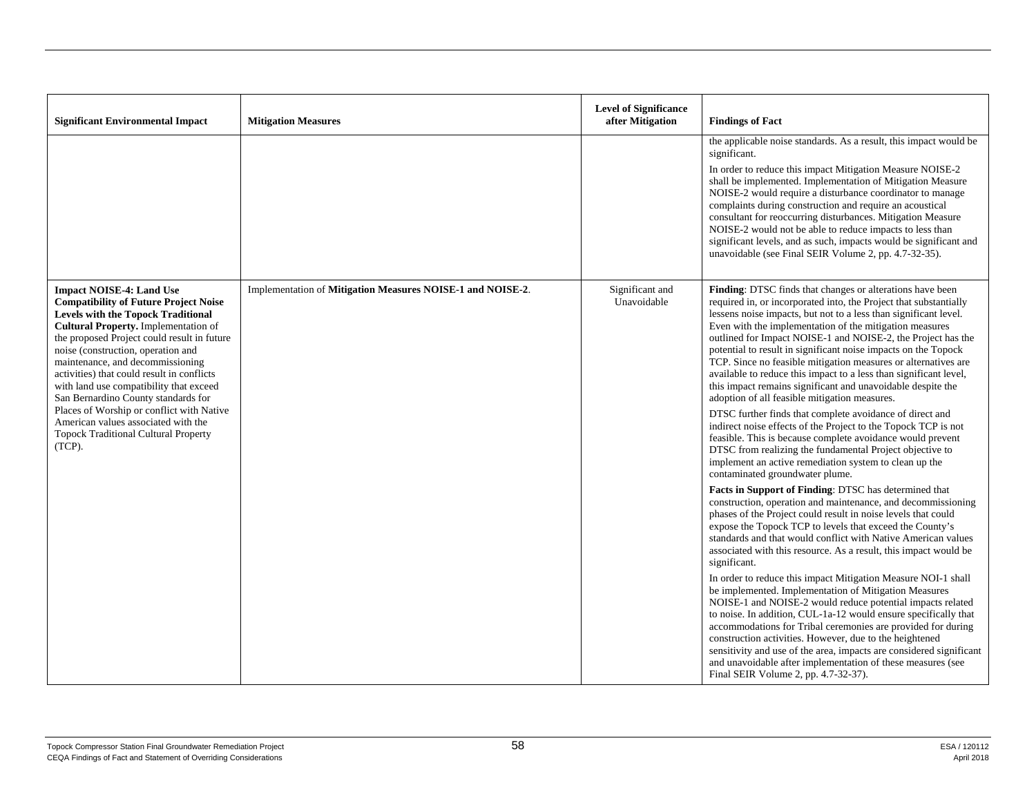| Significant Environmental Impact | Mitigation Measures | Level of Significance after Mitigation | Findings of Fact |
|---|---|---|---|
| | | | the applicable noise standards. As a result, this impact would be significant.<br><br>In order to reduce this impact Mitigation Measure NOISE-2 shall be implemented. Implementation of Mitigation Measure NOISE-2 would require a disturbance coordinator to manage complaints during construction and require an acoustical consultant for reoccurring disturbances. Mitigation Measure NOISE-2 would not be able to reduce impacts to less than significant levels, and as such, impacts would be significant and unavoidable (see Final SEIR Volume 2, pp. 4.7-32-35). |
| **Impact NOISE-4: Land Use Compatibility of Future Project Noise Levels with the Topock Traditional Cultural Property.** Implementation of the proposed Project could result in future noise (construction, operation and maintenance, and decommissioning activities) that could result in conflicts with land use compatibility that exceed San Bernardino County standards for Places of Worship or conflict with Native American values associated with the Topock Traditional Cultural Property (TCP). | Implementation of **Mitigation Measures NOISE-1 and NOISE-2**. | Significant and Unavoidable | **Finding**: DTSC finds that changes or alterations have been required in, or incorporated into, the Project that substantially lessens noise impacts, but not to a less than significant level. Even with the implementation of the mitigation measures outlined for Impact NOISE-1 and NOISE-2, the Project has the potential to result in significant noise impacts on the Topock TCP. Since no feasible mitigation measures or alternatives are available to reduce this impact to a less than significant level, this impact remains significant and unavoidable despite the adoption of all feasible mitigation measures.<br><br>DTSC further finds that complete avoidance of direct and indirect noise effects of the Project to the Topock TCP is not feasible. This is because complete avoidance would prevent DTSC from realizing the fundamental Project objective to implement an active remediation system to clean up the contaminated groundwater plume.<br><br>**Facts in Support of Finding**: DTSC has determined that construction, operation and maintenance, and decommissioning phases of the Project could result in noise levels that could expose the Topock TCP to levels that exceed the County's standards and that would conflict with Native American values associated with this resource. As a result, this impact would be significant.<br><br>In order to reduce this impact Mitigation Measure NOI-1 shall be implemented. Implementation of Mitigation Measures NOISE-1 and NOISE-2 would reduce potential impacts related to noise. In addition, CUL-1a-12 would ensure specifically that accommodations for Tribal ceremonies are provided for during construction activities. However, due to the heightened sensitivity and use of the area, impacts are considered significant and unavoidable after implementation of these measures (see Final SEIR Volume 2, pp. 4.7-32-37). |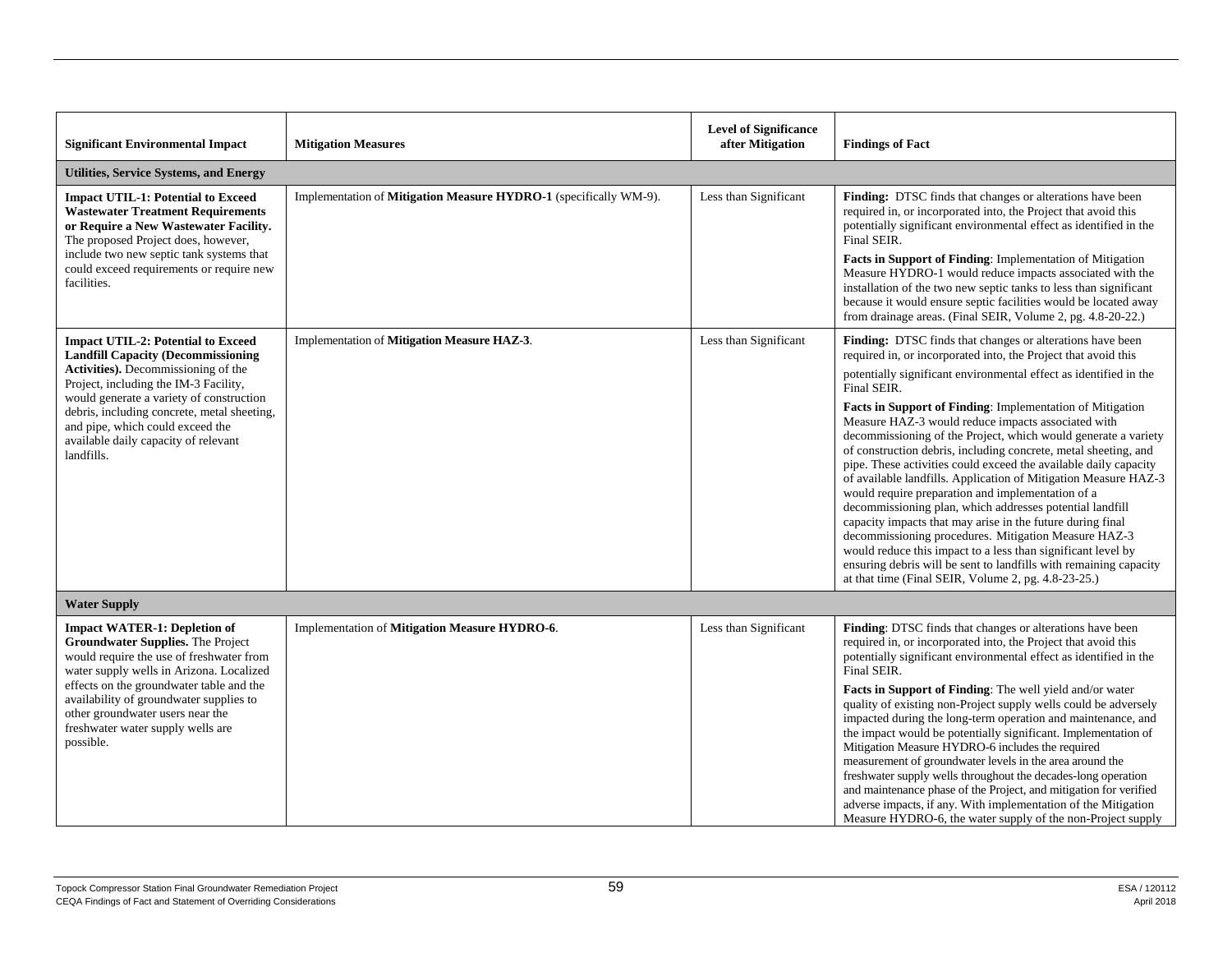| Significant Environmental Impact | Mitigation Measures | Level of Significance after Mitigation | Findings of Fact |
|---|---|---|---|
| **Utilities, Service Systems, and Energy** | | | |
| **Impact UTIL-1: Potential to Exceed Wastewater Treatment Requirements or Require a New Wastewater Facility.** The proposed Project does, however, include two new septic tank systems that could exceed requirements or require new facilities. | Implementation of **Mitigation Measure HYDRO-1** (specifically WM-9). | Less than Significant | **Finding:** DTSC finds that changes or alterations have been required in, or incorporated into, the Project that avoid this potentially significant environmental effect as identified in the Final SEIR.<br><br>**Facts in Support of Finding**: Implementation of Mitigation Measure HYDRO-1 would reduce impacts associated with the installation of the two new septic tanks to less than significant because it would ensure septic facilities would be located away from drainage areas. (Final SEIR, Volume 2, pg. 4.8-20-22.) |
| **Impact UTIL-2: Potential to Exceed Landfill Capacity (Decommissioning Activities).** Decommissioning of the Project, including the IM-3 Facility, would generate a variety of construction debris, including concrete, metal sheeting, and pipe, which could exceed the available daily capacity of relevant landfills. | Implementation of **Mitigation Measure HAZ-3**. | Less than Significant | **Finding:** DTSC finds that changes or alterations have been required in, or incorporated into, the Project that avoid this potentially significant environmental effect as identified in the Final SEIR.<br><br>**Facts in Support of Finding**: Implementation of Mitigation Measure HAZ-3 would reduce impacts associated with decommissioning of the Project, which would generate a variety of construction debris, including concrete, metal sheeting, and pipe. These activities could exceed the available daily capacity of available landfills. Application of Mitigation Measure HAZ-3 would require preparation and implementation of a decommissioning plan, which addresses potential landfill capacity impacts that may arise in the future during final decommissioning procedures. Mitigation Measure HAZ-3 would reduce this impact to a less than significant level by ensuring debris will be sent to landfills with remaining capacity at that time (Final SEIR, Volume 2, pg. 4.8-23-25.) |
| **Water Supply** | | | |
| **Impact WATER-1: Depletion of Groundwater Supplies.** The Project would require the use of freshwater from water supply wells in Arizona. Localized effects on the groundwater table and the availability of groundwater supplies to other groundwater users near the freshwater water supply wells are possible. | Implementation of **Mitigation Measure HYDRO-6**. | Less than Significant | **Finding**: DTSC finds that changes or alterations have been required in, or incorporated into, the Project that avoid this potentially significant environmental effect as identified in the Final SEIR.<br><br>**Facts in Support of Finding**: The well yield and/or water quality of existing non-Project supply wells could be adversely impacted during the long-term operation and maintenance, and the impact would be potentially significant. Implementation of Mitigation Measure HYDRO-6 includes the required measurement of groundwater levels in the area around the freshwater supply wells throughout the decades-long operation and maintenance phase of the Project, and mitigation for verified adverse impacts, if any. With implementation of the Mitigation Measure HYDRO-6, the water supply of the non-Project supply |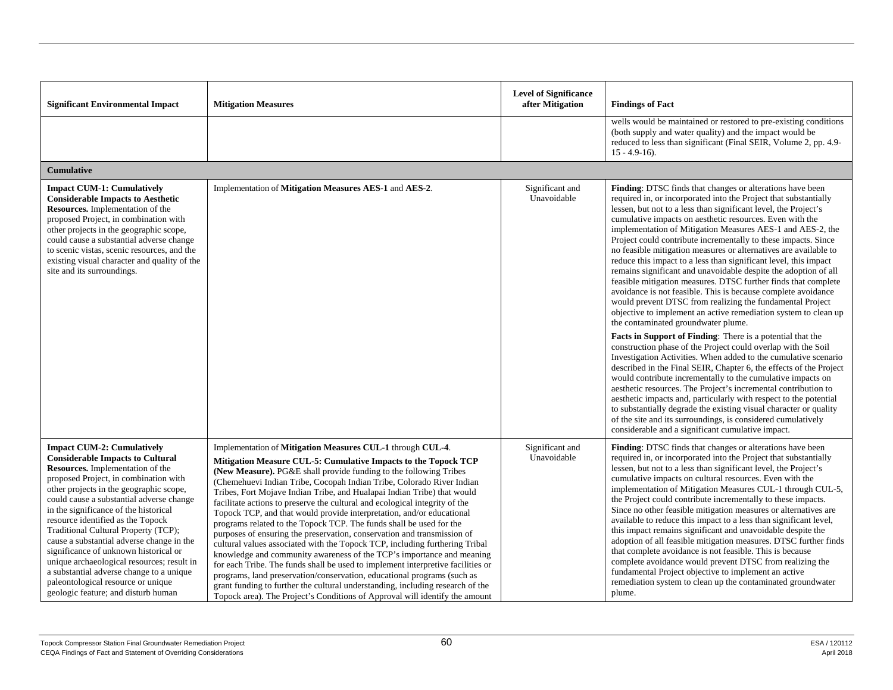| Significant Environmental Impact | Mitigation Measures | Level of Significance after Mitigation | Findings of Fact |
|---|---|---|---|
| | | | wells would be maintained or restored to pre-existing conditions (both supply and water quality) and the impact would be reduced to less than significant (Final SEIR, Volume 2, pp. 4.9-15 - 4.9-16). |
| **Cumulative** | | | |
| **Impact CUM-1: Cumulatively Considerable Impacts to Aesthetic Resources.** Implementation of the proposed Project, in combination with other projects in the geographic scope, could cause a substantial adverse change to scenic vistas, scenic resources, and the existing visual character and quality of the site and its surroundings. | Implementation of **Mitigation Measures AES-1** and **AES-2**. | Significant and Unavoidable | **Finding**: DTSC finds that changes or alterations have been required in, or incorporated into the Project that substantially lessen, but not to a less than significant level, the Project's cumulative impacts on aesthetic resources. Even with the implementation of Mitigation Measures AES-1 and AES-2, the Project could contribute incrementally to these impacts. Since no feasible mitigation measures or alternatives are available to reduce this impact to a less than significant level, this impact remains significant and unavoidable despite the adoption of all feasible mitigation measures. DTSC further finds that complete avoidance is not feasible. This is because complete avoidance would prevent DTSC from realizing the fundamental Project objective to implement an active remediation system to clean up the contaminated groundwater plume.<br><br>**Facts in Support of Finding**: There is a potential that the construction phase of the Project could overlap with the Soil Investigation Activities. When added to the cumulative scenario described in the Final SEIR, Chapter 6, the effects of the Project would contribute incrementally to the cumulative impacts on aesthetic resources. The Project's incremental contribution to aesthetic impacts and, particularly with respect to the potential to substantially degrade the existing visual character or quality of the site and its surroundings, is considered cumulatively considerable and a significant cumulative impact. |
| **Impact CUM-2: Cumulatively Considerable Impacts to Cultural Resources.** Implementation of the proposed Project, in combination with other projects in the geographic scope, could cause a substantial adverse change in the significance of the historical resource identified as the Topock Traditional Cultural Property (TCP); cause a substantial adverse change in the significance of unknown historical or unique archaeological resources; result in a substantial adverse change to a unique paleontological resource or unique geologic feature; and disturb human | Implementation of **Mitigation Measures CUL-1** through **CUL-4**.<br><br>**Mitigation Measure CUL-5: Cumulative Impacts to the Topock TCP (New Measure).** PG&E shall provide funding to the following Tribes (Chemehuevi Indian Tribe, Cocopah Indian Tribe, Colorado River Indian Tribes, Fort Mojave Indian Tribe, and Hualapai Indian Tribe) that would facilitate actions to preserve the cultural and ecological integrity of the Topock TCP, and that would provide interpretation, and/or educational programs related to the Topock TCP. The funds shall be used for the purposes of ensuring the preservation, conservation and transmission of cultural values associated with the Topock TCP, including furthering Tribal knowledge and community awareness of the TCP's importance and meaning for each Tribe. The funds shall be used to implement interpretive facilities or programs, land preservation/conservation, educational programs (such as grant funding to further the cultural understanding, including research of the Topock area). The Project's Conditions of Approval will identify the amount | Significant and Unavoidable | **Finding**: DTSC finds that changes or alterations have been required in, or incorporated into the Project that substantially lessen, but not to a less than significant level, the Project's cumulative impacts on cultural resources. Even with the implementation of Mitigation Measures CUL-1 through CUL-5, the Project could contribute incrementally to these impacts. Since no other feasible mitigation measures or alternatives are available to reduce this impact to a less than significant level, this impact remains significant and unavoidable despite the adoption of all feasible mitigation measures. DTSC further finds that complete avoidance is not feasible. This is because complete avoidance would prevent DTSC from realizing the fundamental Project objective to implement an active remediation system to clean up the contaminated groundwater plume. |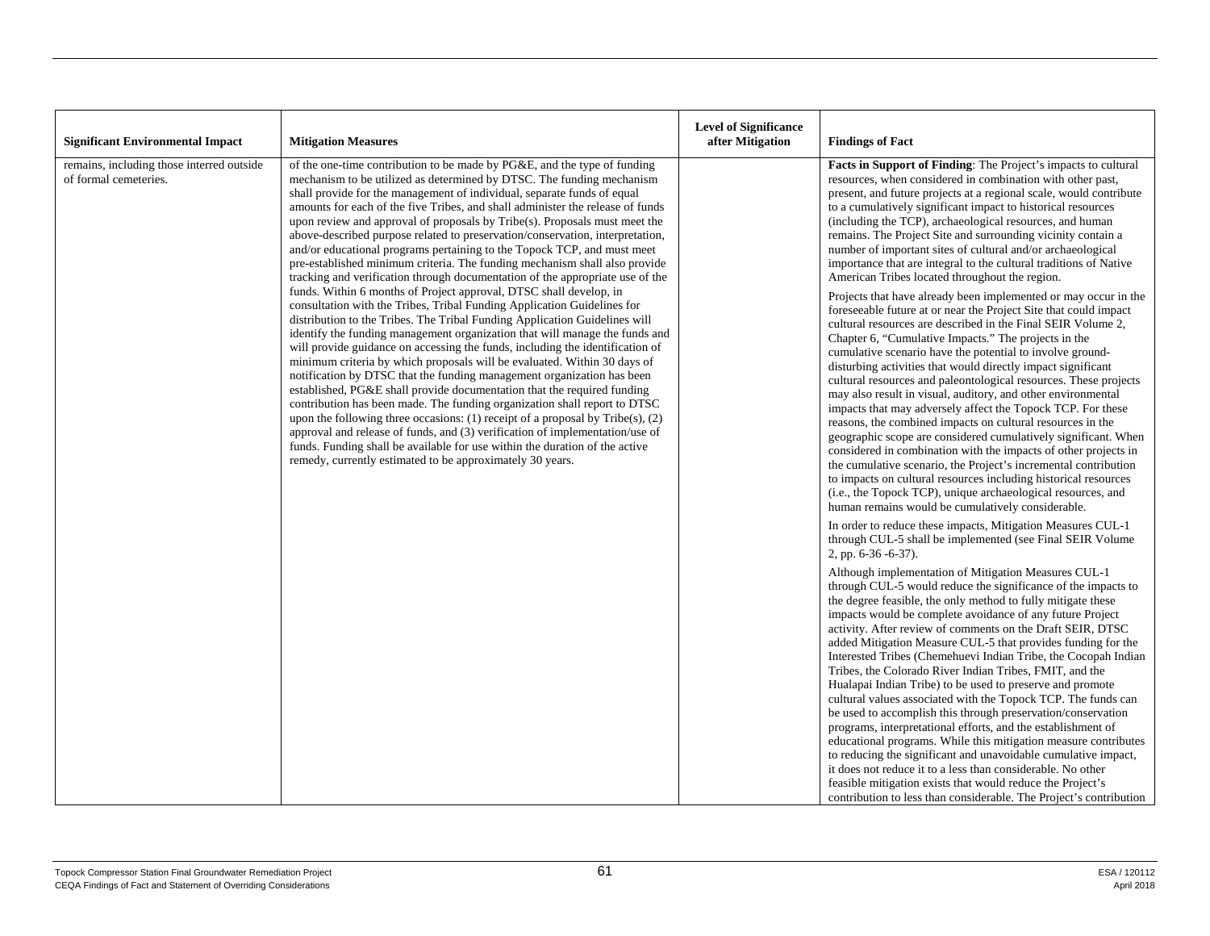| Significant Environmental Impact | Mitigation Measures | Level of Significance after Mitigation | Findings of Fact |
|---|---|---|---|
| remains, including those interred outside of formal cemeteries. | of the one-time contribution to be made by PG&E, and the type of funding mechanism to be utilized as determined by DTSC. The funding mechanism shall provide for the management of individual, separate funds of equal amounts for each of the five Tribes, and shall administer the release of funds upon review and approval of proposals by Tribe(s). Proposals must meet the above-described purpose related to preservation/conservation, interpretation, and/or educational programs pertaining to the Topock TCP, and must meet pre-established minimum criteria. The funding mechanism shall also provide tracking and verification through documentation of the appropriate use of the funds. Within 6 months of Project approval, DTSC shall develop, in consultation with the Tribes, Tribal Funding Application Guidelines for distribution to the Tribes. The Tribal Funding Application Guidelines will identify the funding management organization that will manage the funds and will provide guidance on accessing the funds, including the identification of minimum criteria by which proposals will be evaluated. Within 30 days of notification by DTSC that the funding management organization has been established, PG&E shall provide documentation that the required funding contribution has been made. The funding organization shall report to DTSC upon the following three occasions: (1) receipt of a proposal by Tribe(s), (2) approval and release of funds, and (3) verification of implementation/use of funds. Funding shall be available for use within the duration of the active remedy, currently estimated to be approximately 30 years. | | **Facts in Support of Finding**: The Project's impacts to cultural resources, when considered in combination with other past, present, and future projects at a regional scale, would contribute to a cumulatively significant impact to historical resources (including the TCP), archaeological resources, and human remains. The Project Site and surrounding vicinity contain a number of important sites of cultural and/or archaeological importance that are integral to the cultural traditions of Native American Tribes located throughout the region.<br><br>Projects that have already been implemented or may occur in the foreseeable future at or near the Project Site that could impact cultural resources are described in the Final SEIR Volume 2, Chapter 6, "Cumulative Impacts." The projects in the cumulative scenario have the potential to involve ground-disturbing activities that would directly impact significant cultural resources and paleontological resources. These projects may also result in visual, auditory, and other environmental impacts that may adversely affect the Topock TCP. For these reasons, the combined impacts on cultural resources in the geographic scope are considered cumulatively significant. When considered in combination with the impacts of other projects in the cumulative scenario, the Project's incremental contribution to impacts on cultural resources including historical resources (i.e., the Topock TCP), unique archaeological resources, and human remains would be cumulatively considerable.<br><br>In order to reduce these impacts, Mitigation Measures CUL-1 through CUL-5 shall be implemented (see Final SEIR Volume 2, pp. 6-36 -6-37).<br><br>Although implementation of Mitigation Measures CUL-1 through CUL-5 would reduce the significance of the impacts to the degree feasible, the only method to fully mitigate these impacts would be complete avoidance of any future Project activity. After review of comments on the Draft SEIR, DTSC added Mitigation Measure CUL-5 that provides funding for the Interested Tribes (Chemehuevi Indian Tribe, the Cocopah Indian Tribes, the Colorado River Indian Tribes, FMIT, and the Hualapai Indian Tribe) to be used to preserve and promote cultural values associated with the Topock TCP. The funds can be used to accomplish this through preservation/conservation programs, interpretational efforts, and the establishment of educational programs. While this mitigation measure contributes to reducing the significant and unavoidable cumulative impact, it does not reduce it to a less than considerable. No other feasible mitigation exists that would reduce the Project's contribution to less than considerable. The Project's contribution |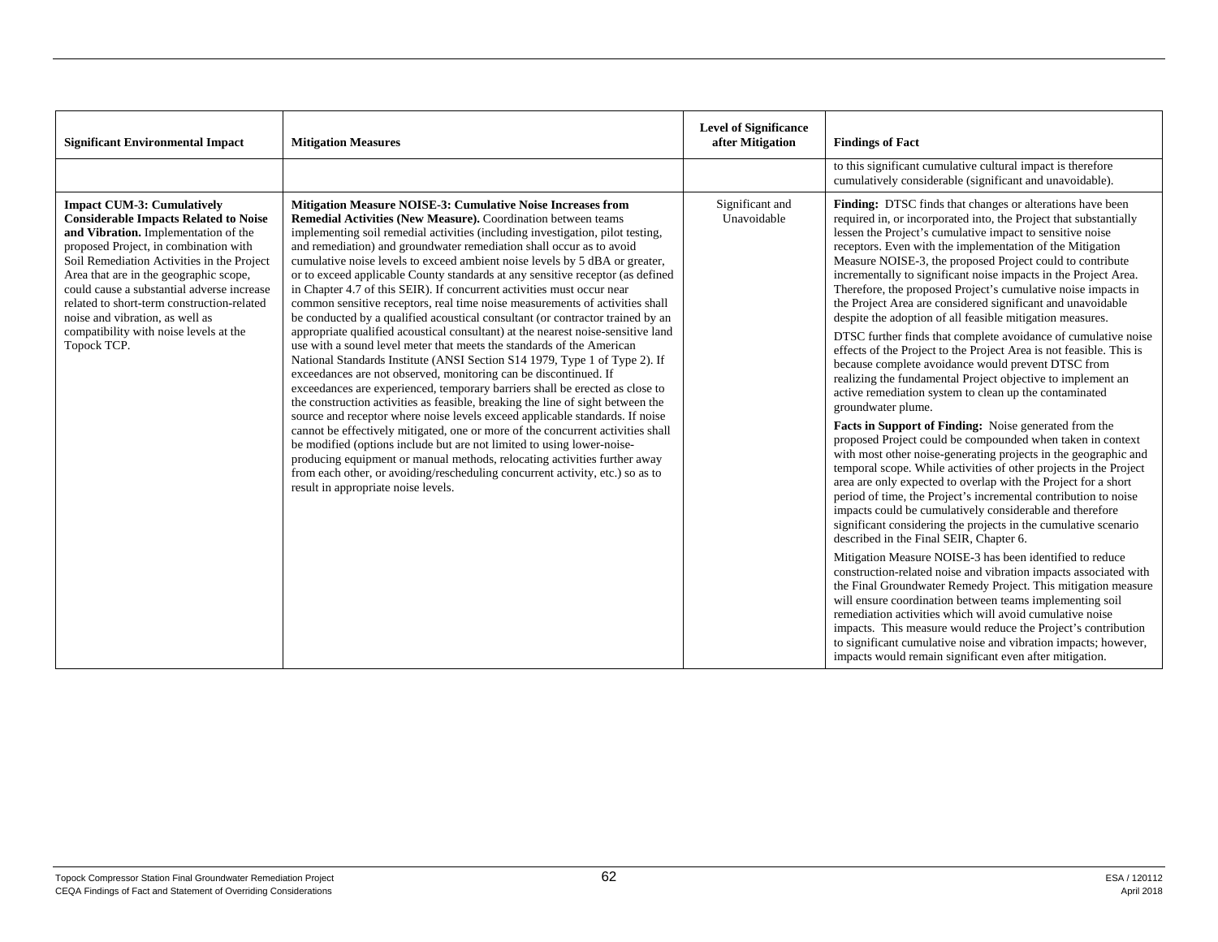| Significant Environmental Impact | Mitigation Measures | Level of Significance after Mitigation | Findings of Fact |
|---|---|---|---|
| | | | to this significant cumulative cultural impact is therefore cumulatively considerable (significant and unavoidable). |
| **Impact CUM-3: Cumulatively Considerable Impacts Related to Noise and Vibration.** Implementation of the proposed Project, in combination with Soil Remediation Activities in the Project Area that are in the geographic scope, could cause a substantial adverse increase related to short-term construction-related noise and vibration, as well as compatibility with noise levels at the Topock TCP. | **Mitigation Measure NOISE-3: Cumulative Noise Increases from Remedial Activities (New Measure).** Coordination between teams implementing soil remedial activities (including investigation, pilot testing, and remediation) and groundwater remediation shall occur as to avoid cumulative noise levels to exceed ambient noise levels by 5 dBA or greater, or to exceed applicable County standards at any sensitive receptor (as defined in Chapter 4.7 of this SEIR). If concurrent activities must occur near common sensitive receptors, real time noise measurements of activities shall be conducted by a qualified acoustical consultant (or contractor trained by an appropriate qualified acoustical consultant) at the nearest noise-sensitive land use with a sound level meter that meets the standards of the American National Standards Institute (ANSI Section S14 1979, Type 1 of Type 2). If exceedances are not observed, monitoring can be discontinued. If exceedances are experienced, temporary barriers shall be erected as close to the construction activities as feasible, breaking the line of sight between the source and receptor where noise levels exceed applicable standards. If noise cannot be effectively mitigated, one or more of the concurrent activities shall be modified (options include but are not limited to using lower-noise-producing equipment or manual methods, relocating activities further away from each other, or avoiding/rescheduling concurrent activity, etc.) so as to result in appropriate noise levels. | Significant and Unavoidable | **Finding:** DTSC finds that changes or alterations have been required in, or incorporated into, the Project that substantially lessen the Project's cumulative impact to sensitive noise receptors. Even with the implementation of the Mitigation Measure NOISE-3, the proposed Project could to contribute incrementally to significant noise impacts in the Project Area. Therefore, the proposed Project's cumulative noise impacts in the Project Area are considered significant and unavoidable despite the adoption of all feasible mitigation measures.<br><br>DTSC further finds that complete avoidance of cumulative noise effects of the Project to the Project Area is not feasible. This is because complete avoidance would prevent DTSC from realizing the fundamental Project objective to implement an active remediation system to clean up the contaminated groundwater plume.<br><br>**Facts in Support of Finding:** Noise generated from the proposed Project could be compounded when taken in context with most other noise-generating projects in the geographic and temporal scope. While activities of other projects in the Project area are only expected to overlap with the Project for a short period of time, the Project's incremental contribution to noise impacts could be cumulatively considerable and therefore significant considering the projects in the cumulative scenario described in the Final SEIR, Chapter 6.<br><br>Mitigation Measure NOISE-3 has been identified to reduce construction-related noise and vibration impacts associated with the Final Groundwater Remedy Project. This mitigation measure will ensure coordination between teams implementing soil remediation activities which will avoid cumulative noise impacts. This measure would reduce the Project's contribution to significant cumulative noise and vibration impacts; however, impacts would remain significant even after mitigation. |